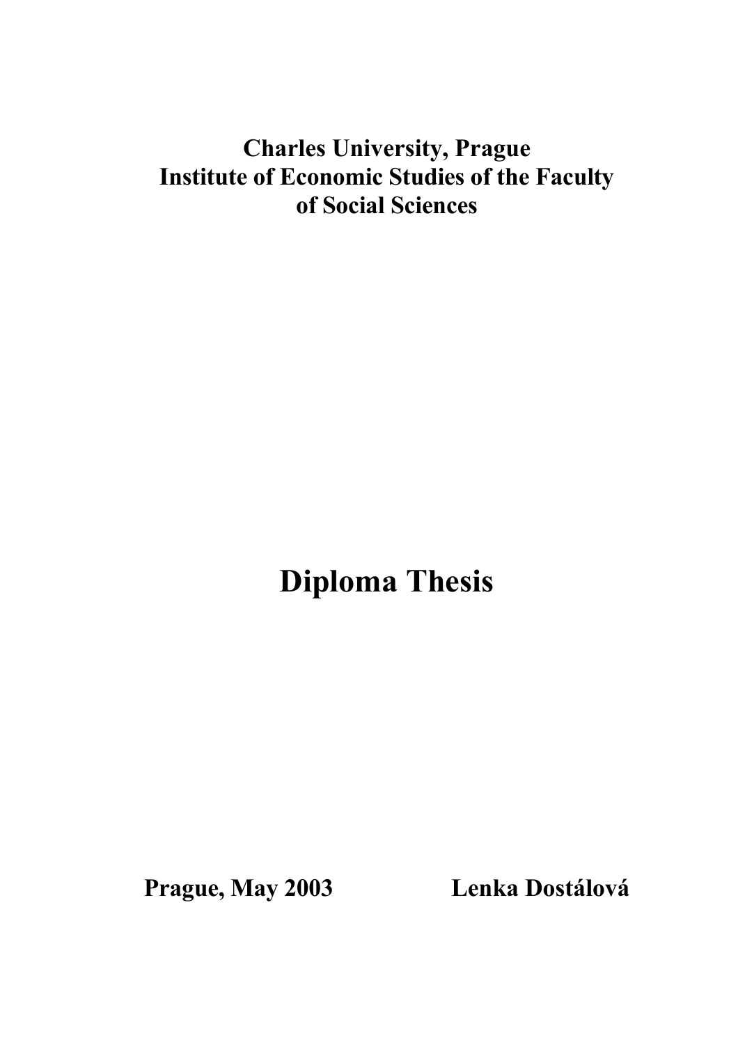**Charles University, Prague**
**Institute of Economic Studies of the Faculty of Social Sciences**

# Diploma Thesis

**Prague, May 2003** **Lenka Dostálová**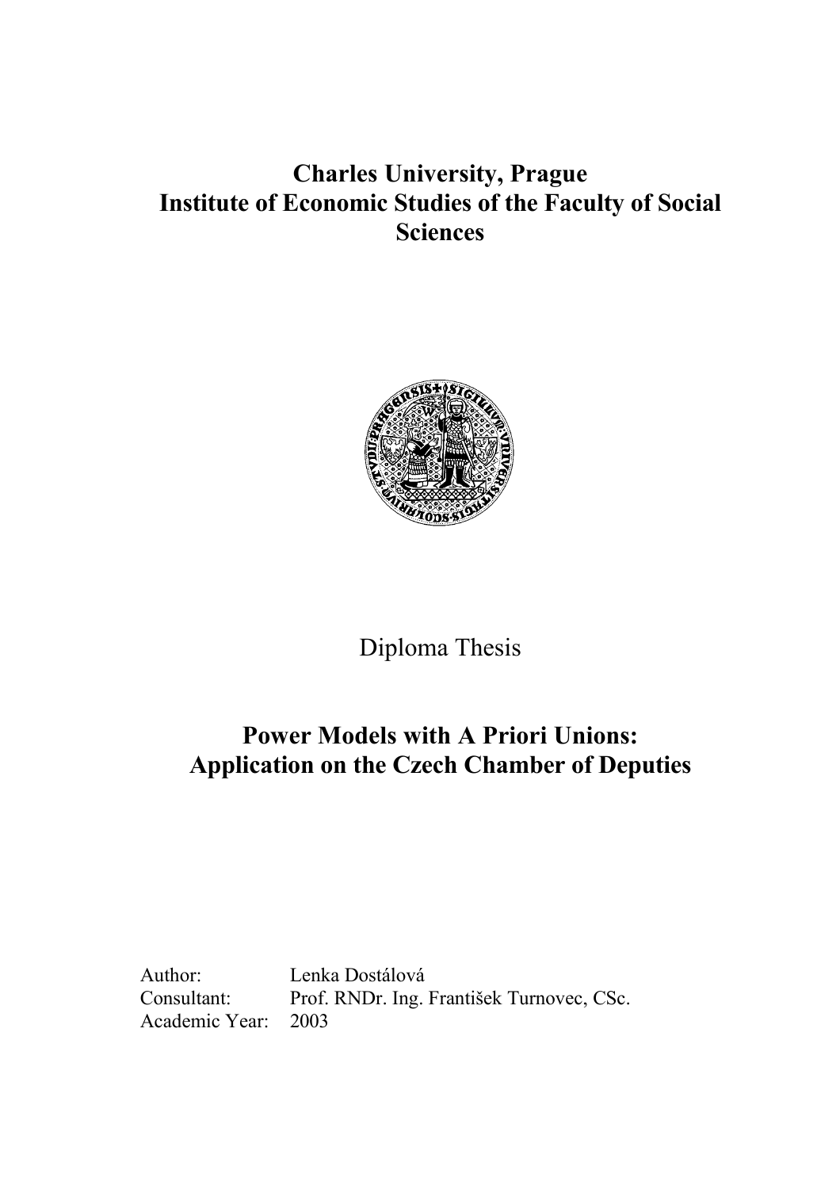# Charles University, Prague
# Institute of Economic Studies of the Faculty of Social Sciences

Diploma Thesis

## Power Models with A Priori Unions: Application on the Czech Chamber of Deputies

Author: Lenka Dostálová
Consultant: Prof. RNDr. Ing. František Turnovec, CSc.
Academic Year: 2003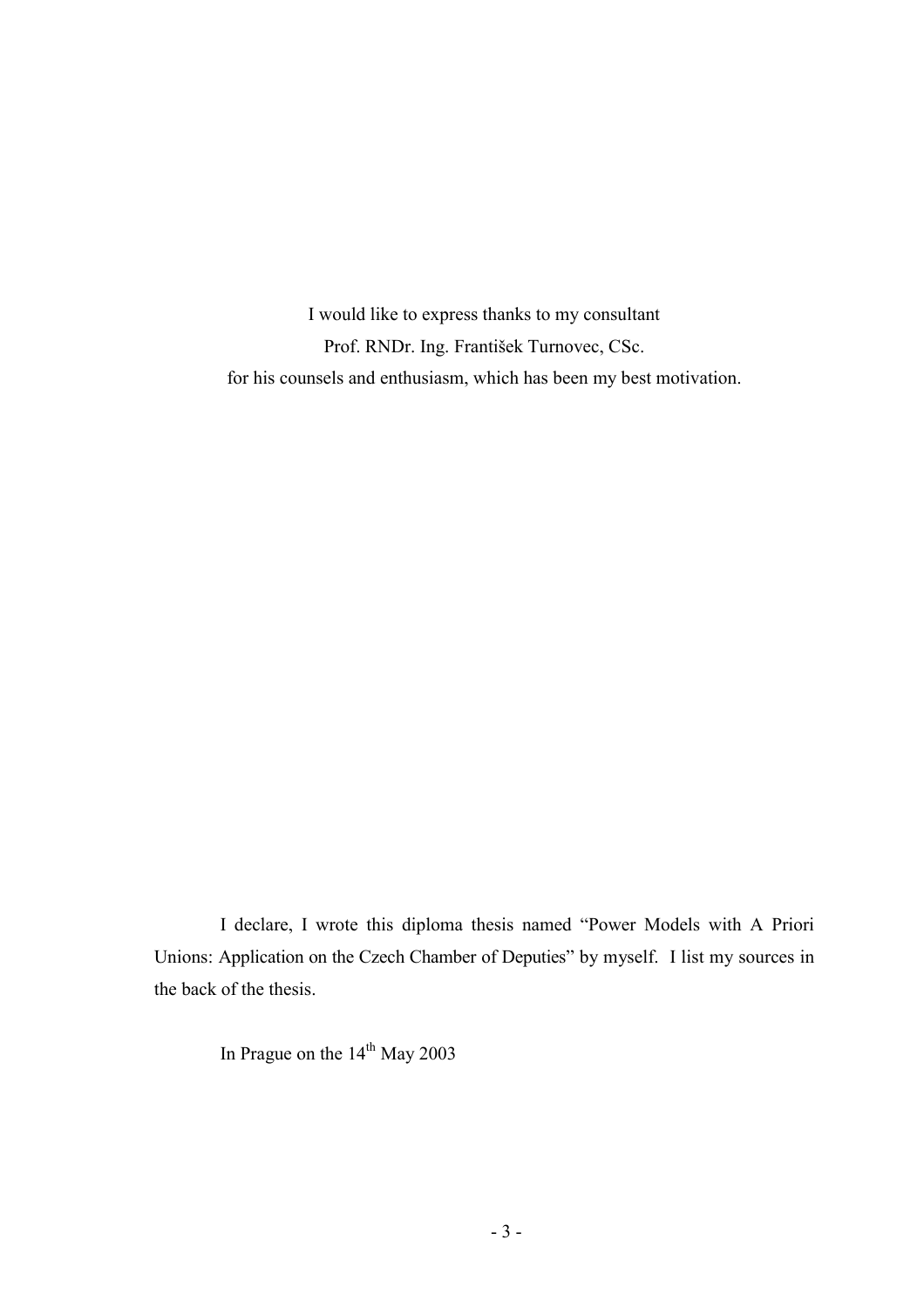I would like to express thanks to my consultant
Prof. RNDr. Ing. František Turnovec, CSc.
for his counsels and enthusiasm, which has been my best motivation.

I declare, I wrote this diploma thesis named "Power Models with A Priori Unions: Application on the Czech Chamber of Deputies" by myself. I list my sources in the back of the thesis.

In Prague on the 14th May 2003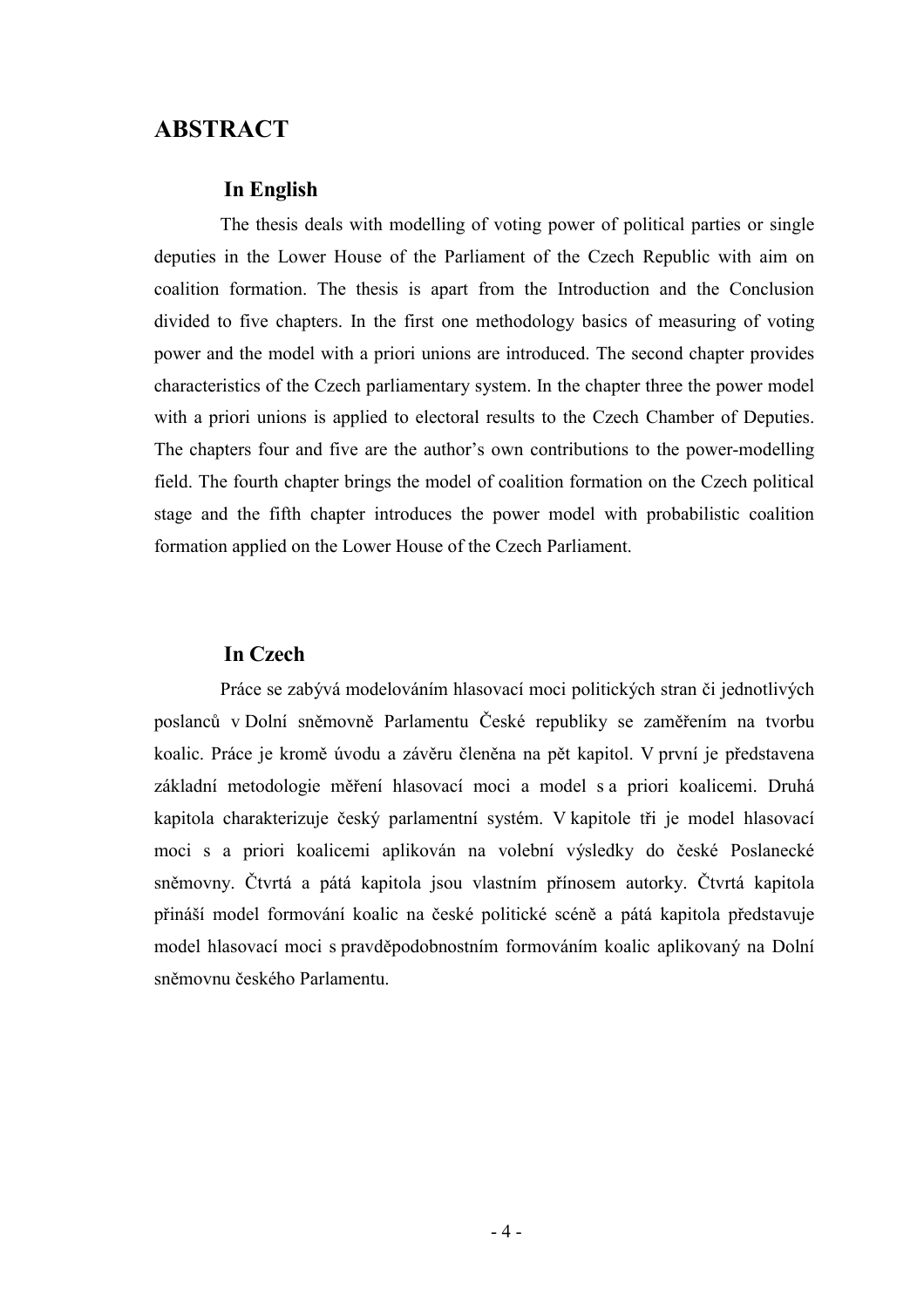# ABSTRACT

## In English

The thesis deals with modelling of voting power of political parties or single deputies in the Lower House of the Parliament of the Czech Republic with aim on coalition formation. The thesis is apart from the Introduction and the Conclusion divided to five chapters. In the first one methodology basics of measuring of voting power and the model with a priori unions are introduced. The second chapter provides characteristics of the Czech parliamentary system. In the chapter three the power model with a priori unions is applied to electoral results to the Czech Chamber of Deputies. The chapters four and five are the author's own contributions to the power-modelling field. The fourth chapter brings the model of coalition formation on the Czech political stage and the fifth chapter introduces the power model with probabilistic coalition formation applied on the Lower House of the Czech Parliament.

## In Czech

Práce se zabývá modelováním hlasovací moci politických stran či jednotlivých poslanců v Dolní sněmovně Parlamentu České republiky se zaměřením na tvorbu koalic. Práce je kromě úvodu a závěru členěna na pět kapitol. V první je představena základní metodologie měření hlasovací moci a model s a priori koalicemi. Druhá kapitola charakterizuje český parlamentní systém. V kapitole tři je model hlasovací moci s a priori koalicemi aplikován na volební výsledky do české Poslanecké sněmovny. Čtvrtá a pátá kapitola jsou vlastním přínosem autorky. Čtvrtá kapitola přináší model formování koalic na české politické scéně a pátá kapitola představuje model hlasovací moci s pravděpodobnostním formováním koalic aplikovaný na Dolní sněmovnu českého Parlamentu.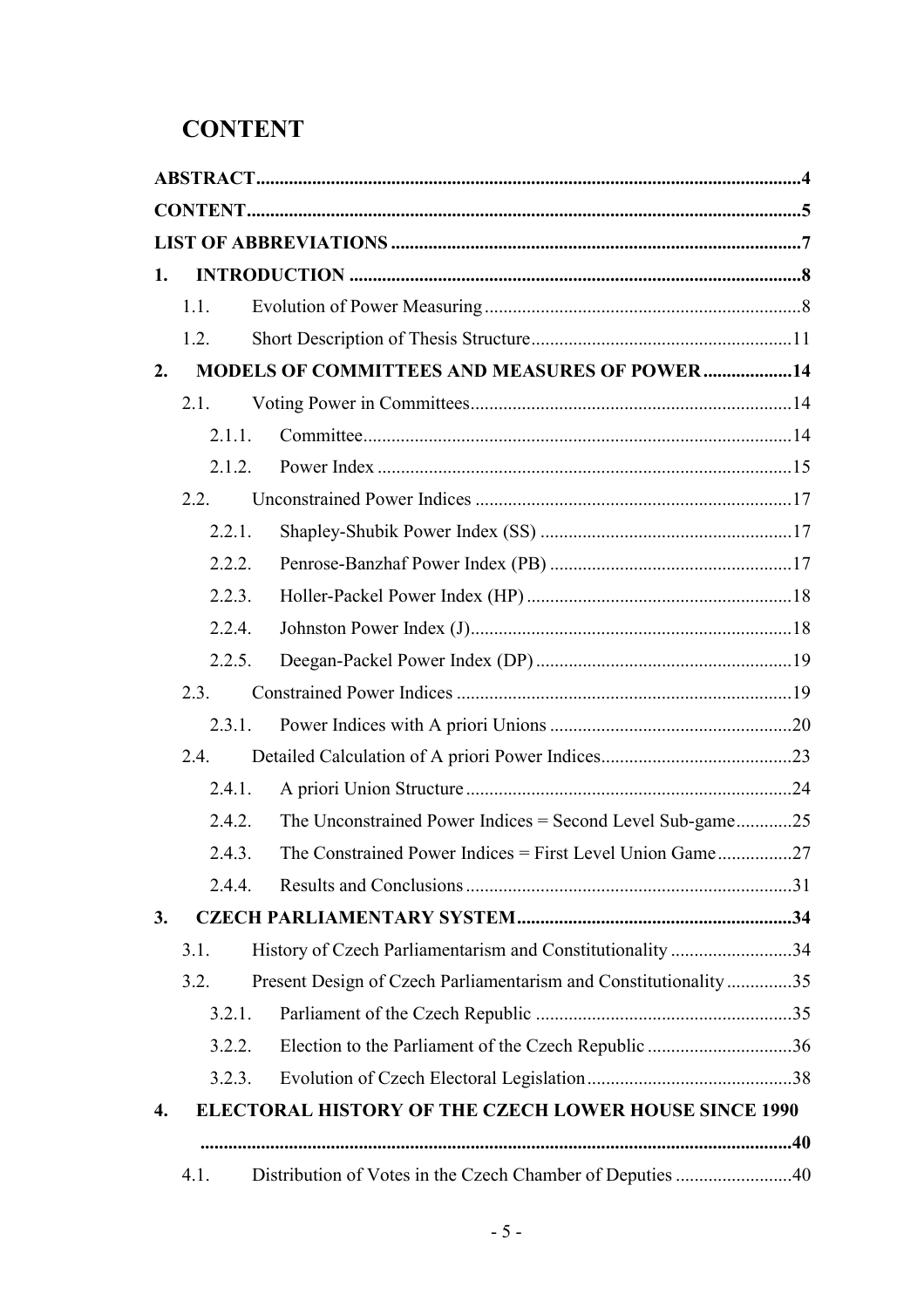# CONTENT

**ABSTRACT** ....................................................................................................................4

**CONTENT** ......................................................................................................................5

**LIST OF ABBREVIATIONS** .......................................................................................7

**1. INTRODUCTION** ................................................................................................8

- 1.1. Evolution of Power Measuring ...................................................................8
- 1.2. Short Description of Thesis Structure .......................................................11

**2. MODELS OF COMMITTEES AND MEASURES OF POWER** ...................14

- 2.1. Voting Power in Committees ....................................................................14
  - 2.1.1. Committee ...........................................................................................14
  - 2.1.2. Power Index ........................................................................................15
- 2.2. Unconstrained Power Indices ...................................................................17
  - 2.2.1. Shapley-Shubik Power Index (SS) .....................................................17
  - 2.2.2. Penrose-Banzhaf Power Index (PB) ...................................................17
  - 2.2.3. Holler-Packel Power Index (HP) ........................................................18
  - 2.2.4. Johnston Power Index (J) ....................................................................18
  - 2.2.5. Deegan-Packel Power Index (DP) ......................................................19
- 2.3. Constrained Power Indices .......................................................................19
  - 2.3.1. Power Indices with A priori Unions ...................................................20
- 2.4. Detailed Calculation of A priori Power Indices .........................................23
  - 2.4.1. A priori Union Structure .....................................................................24
  - 2.4.2. The Unconstrained Power Indices = Second Level Sub-game ............25
  - 2.4.3. The Constrained Power Indices = First Level Union Game ................27
  - 2.4.4. Results and Conclusions .....................................................................31

**3. CZECH PARLIAMENTARY SYSTEM** ..........................................................34

- 3.1. History of Czech Parliamentarism and Constitutionality ..........................34
- 3.2. Present Design of Czech Parliamentarism and Constitutionality ..............35
  - 3.2.1. Parliament of the Czech Republic ......................................................35
  - 3.2.2. Election to the Parliament of the Czech Republic ..............................36
  - 3.2.3. Evolution of Czech Electoral Legislation ...........................................38

**4. ELECTORAL HISTORY OF THE CZECH LOWER HOUSE SINCE 1990** ..............................................................................................................................40

- 4.1. Distribution of Votes in the Czech Chamber of Deputies .........................40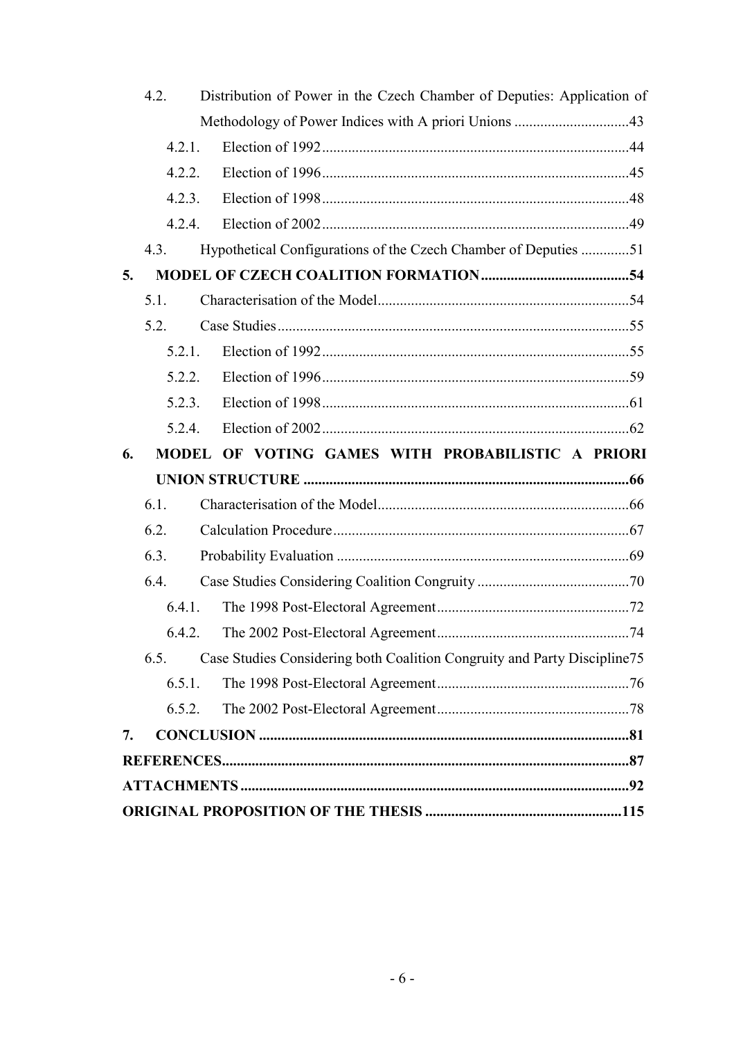- 4.2. Distribution of Power in the Czech Chamber of Deputies: Application of Methodology of Power Indices with A priori Unions ..............................43
  - 4.2.1. Election of 1992..................................................................................44
  - 4.2.2. Election of 1996..................................................................................45
  - 4.2.3. Election of 1998..................................................................................48
  - 4.2.4. Election of 2002..................................................................................49
- 4.3. Hypothetical Configurations of the Czech Chamber of Deputies .............51

**5. MODEL OF CZECH COALITION FORMATION........................................54**

- 5.1. Characterisation of the Model...................................................................54
- 5.2. Case Studies..............................................................................................55
  - 5.2.1. Election of 1992..................................................................................55
  - 5.2.2. Election of 1996..................................................................................59
  - 5.2.3. Election of 1998..................................................................................61
  - 5.2.4. Election of 2002..................................................................................62

**6. MODEL OF VOTING GAMES WITH PROBABILISTIC A PRIORI UNION STRUCTURE ........................................................................................66**

- 6.1. Characterisation of the Model...................................................................66
- 6.2. Calculation Procedure................................................................................67
- 6.3. Probability Evaluation ...............................................................................69
- 6.4. Case Studies Considering Coalition Congruity .........................................70
  - 6.4.1. The 1998 Post-Electoral Agreement....................................................72
  - 6.4.2. The 2002 Post-Electoral Agreement....................................................74
- 6.5. Case Studies Considering both Coalition Congruity and Party Discipline75
  - 6.5.1. The 1998 Post-Electoral Agreement....................................................76
  - 6.5.2. The 2002 Post-Electoral Agreement....................................................78

**7. CONCLUSION ....................................................................................................81**

**REFERENCES..............................................................................................................87**

**ATTACHMENTS ........................................................................................................92**

**ORIGINAL PROPOSITION OF THE THESIS .....................................................115**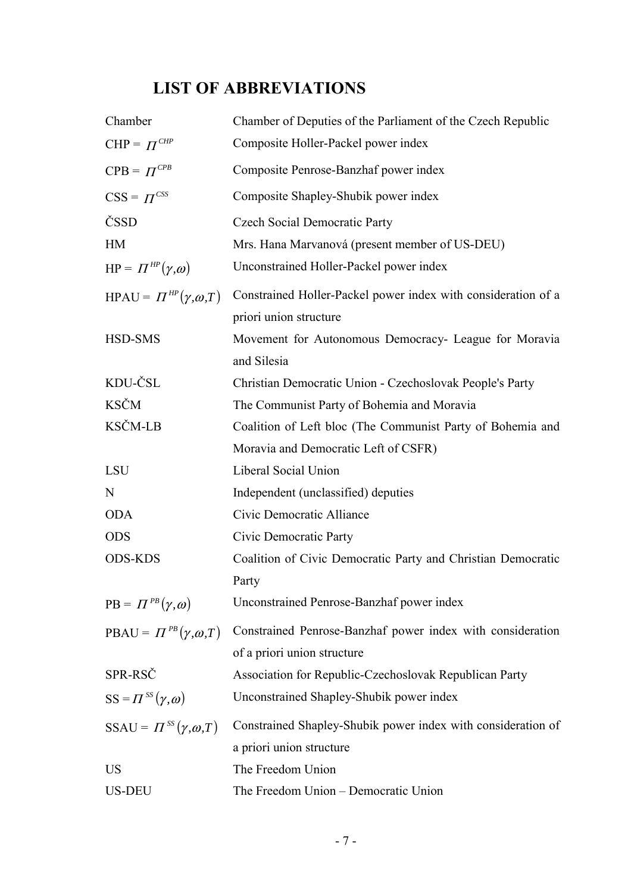# LIST OF ABBREVIATIONS

| | |
|---|---|
| Chamber | Chamber of Deputies of the Parliament of the Czech Republic |
| CHP = $\Pi^{CHP}$ | Composite Holler-Packel power index |
| CPB = $\Pi^{CPB}$ | Composite Penrose-Banzhaf power index |
| CSS = $\Pi^{CSS}$ | Composite Shapley-Shubik power index |
| ČSSD | Czech Social Democratic Party |
| HM | Mrs. Hana Marvanová (present member of US-DEU) |
| HP = $\Pi^{HP}(\gamma,\omega)$ | Unconstrained Holler-Packel power index |
| HPAU = $\Pi^{HP}(\gamma,\omega,T)$ | Constrained Holler-Packel power index with consideration of a priori union structure |
| HSD-SMS | Movement for Autonomous Democracy- League for Moravia and Silesia |
| KDU-ČSL | Christian Democratic Union - Czechoslovak People's Party |
| KSČM | The Communist Party of Bohemia and Moravia |
| KSČM-LB | Coalition of Left bloc (The Communist Party of Bohemia and Moravia and Democratic Left of CSFR) |
| LSU | Liberal Social Union |
| N | Independent (unclassified) deputies |
| ODA | Civic Democratic Alliance |
| ODS | Civic Democratic Party |
| ODS-KDS | Coalition of Civic Democratic Party and Christian Democratic Party |
| PB = $\Pi^{PB}(\gamma,\omega)$ | Unconstrained Penrose-Banzhaf power index |
| PBAU = $\Pi^{PB}(\gamma,\omega,T)$ | Constrained Penrose-Banzhaf power index with consideration of a priori union structure |
| SPR-RSČ | Association for Republic-Czechoslovak Republican Party |
| SS = $\Pi^{SS}(\gamma,\omega)$ | Unconstrained Shapley-Shubik power index |
| SSAU = $\Pi^{SS}(\gamma,\omega,T)$ | Constrained Shapley-Shubik power index with consideration of a priori union structure |
| US | The Freedom Union |
| US-DEU | The Freedom Union – Democratic Union |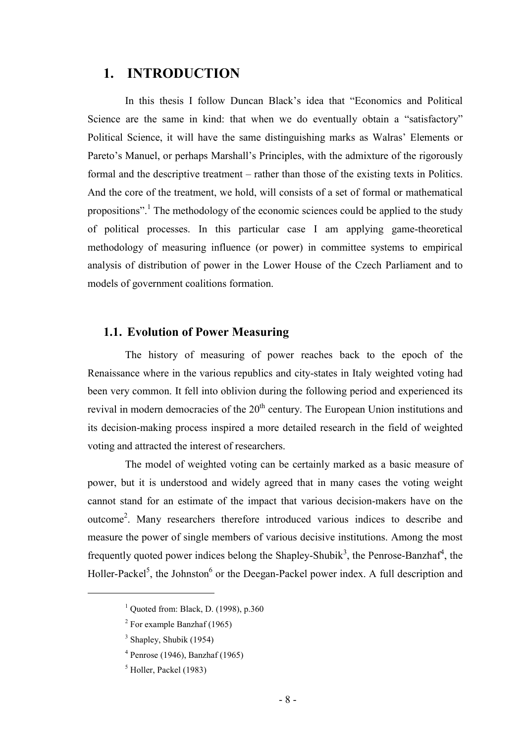# 1. INTRODUCTION

In this thesis I follow Duncan Black's idea that "Economics and Political Science are the same in kind: that when we do eventually obtain a "satisfactory" Political Science, it will have the same distinguishing marks as Walras' Elements or Pareto's Manuel, or perhaps Marshall's Principles, with the admixture of the rigorously formal and the descriptive treatment – rather than those of the existing texts in Politics. And the core of the treatment, we hold, will consists of a set of formal or mathematical propositions".[1] The methodology of the economic sciences could be applied to the study of political processes. In this particular case I am applying game-theoretical methodology of measuring influence (or power) in committee systems to empirical analysis of distribution of power in the Lower House of the Czech Parliament and to models of government coalitions formation.

## 1.1. Evolution of Power Measuring

The history of measuring of power reaches back to the epoch of the Renaissance where in the various republics and city-states in Italy weighted voting had been very common. It fell into oblivion during the following period and experienced its revival in modern democracies of the 20th century. The European Union institutions and its decision-making process inspired a more detailed research in the field of weighted voting and attracted the interest of researchers.

The model of weighted voting can be certainly marked as a basic measure of power, but it is understood and widely agreed that in many cases the voting weight cannot stand for an estimate of the impact that various decision-makers have on the outcome[2]. Many researchers therefore introduced various indices to describe and measure the power of single members of various decisive institutions. Among the most frequently quoted power indices belong the Shapley-Shubik[3], the Penrose-Banzhaf[4], the Holler-Packel[5], the Johnston[6] or the Deegan-Packel power index. A full description and

---

[1] Quoted from: Black, D. (1998), p.360

[2] For example Banzhaf (1965)

[3] Shapley, Shubik (1954)

[4] Penrose (1946), Banzhaf (1965)

[5] Holler, Packel (1983)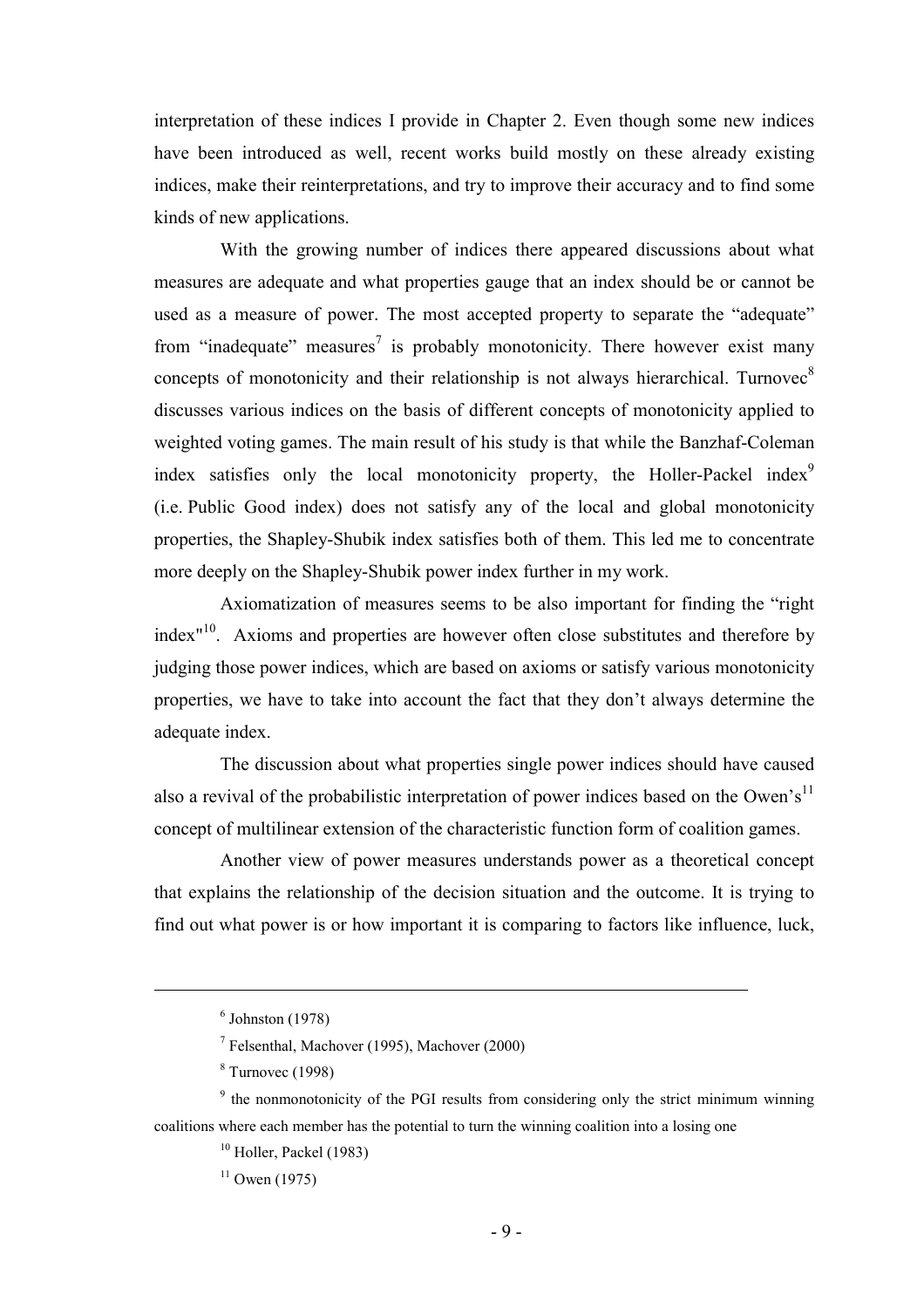interpretation of these indices I provide in Chapter 2. Even though some new indices have been introduced as well, recent works build mostly on these already existing indices, make their reinterpretations, and try to improve their accuracy and to find some kinds of new applications.

With the growing number of indices there appeared discussions about what measures are adequate and what properties gauge that an index should be or cannot be used as a measure of power. The most accepted property to separate the "adequate" from "inadequate" measures[7] is probably monotonicity. There however exist many concepts of monotonicity and their relationship is not always hierarchical. Turnovec[8] discusses various indices on the basis of different concepts of monotonicity applied to weighted voting games. The main result of his study is that while the Banzhaf-Coleman index satisfies only the local monotonicity property, the Holler-Packel index[9] (i.e. Public Good index) does not satisfy any of the local and global monotonicity properties, the Shapley-Shubik index satisfies both of them. This led me to concentrate more deeply on the Shapley-Shubik power index further in my work.

Axiomatization of measures seems to be also important for finding the "right index"[10]. Axioms and properties are however often close substitutes and therefore by judging those power indices, which are based on axioms or satisfy various monotonicity properties, we have to take into account the fact that they don't always determine the adequate index.

The discussion about what properties single power indices should have caused also a revival of the probabilistic interpretation of power indices based on the Owen's[11] concept of multilinear extension of the characteristic function form of coalition games.

Another view of power measures understands power as a theoretical concept that explains the relationship of the decision situation and the outcome. It is trying to find out what power is or how important it is comparing to factors like influence, luck,

---

[6] Johnston (1978)

[7] Felsenthal, Machover (1995), Machover (2000)

[8] Turnovec (1998)

[9] the nonmonotonicity of the PGI results from considering only the strict minimum winning coalitions where each member has the potential to turn the winning coalition into a losing one

[10] Holler, Packel (1983)

[11] Owen (1975)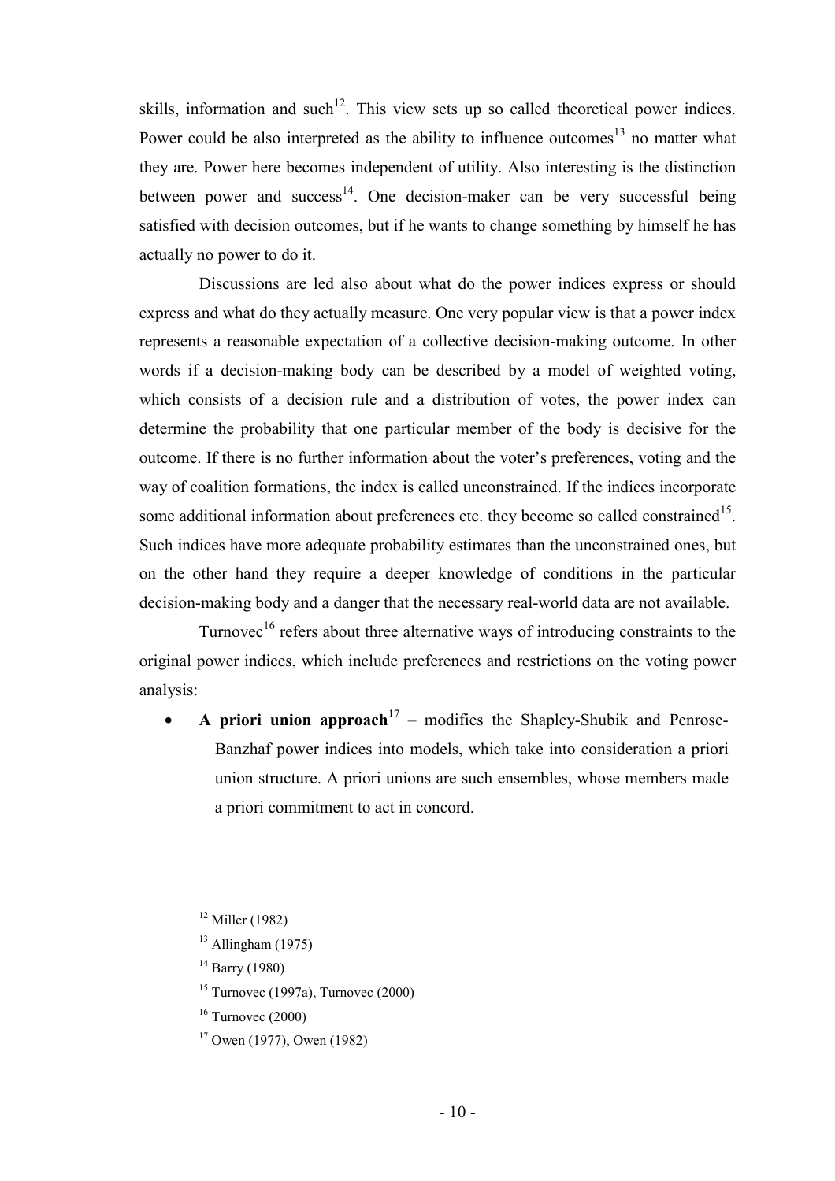skills, information and such[12]. This view sets up so called theoretical power indices. Power could be also interpreted as the ability to influence outcomes[13] no matter what they are. Power here becomes independent of utility. Also interesting is the distinction between power and success[14]. One decision-maker can be very successful being satisfied with decision outcomes, but if he wants to change something by himself he has actually no power to do it.

Discussions are led also about what do the power indices express or should express and what do they actually measure. One very popular view is that a power index represents a reasonable expectation of a collective decision-making outcome. In other words if a decision-making body can be described by a model of weighted voting, which consists of a decision rule and a distribution of votes, the power index can determine the probability that one particular member of the body is decisive for the outcome. If there is no further information about the voter's preferences, voting and the way of coalition formations, the index is called unconstrained. If the indices incorporate some additional information about preferences etc. they become so called constrained[15]. Such indices have more adequate probability estimates than the unconstrained ones, but on the other hand they require a deeper knowledge of conditions in the particular decision-making body and a danger that the necessary real-world data are not available.

Turnovec[16] refers about three alternative ways of introducing constraints to the original power indices, which include preferences and restrictions on the voting power analysis:

- **A priori union approach**[17] – modifies the Shapley-Shubik and Penrose-Banzhaf power indices into models, which take into consideration a priori union structure. A priori unions are such ensembles, whose members made a priori commitment to act in concord.

---

[12] Miller (1982)

[13] Allingham (1975)

[14] Barry (1980)

[15] Turnovec (1997a), Turnovec (2000)

[16] Turnovec (2000)

[17] Owen (1977), Owen (1982)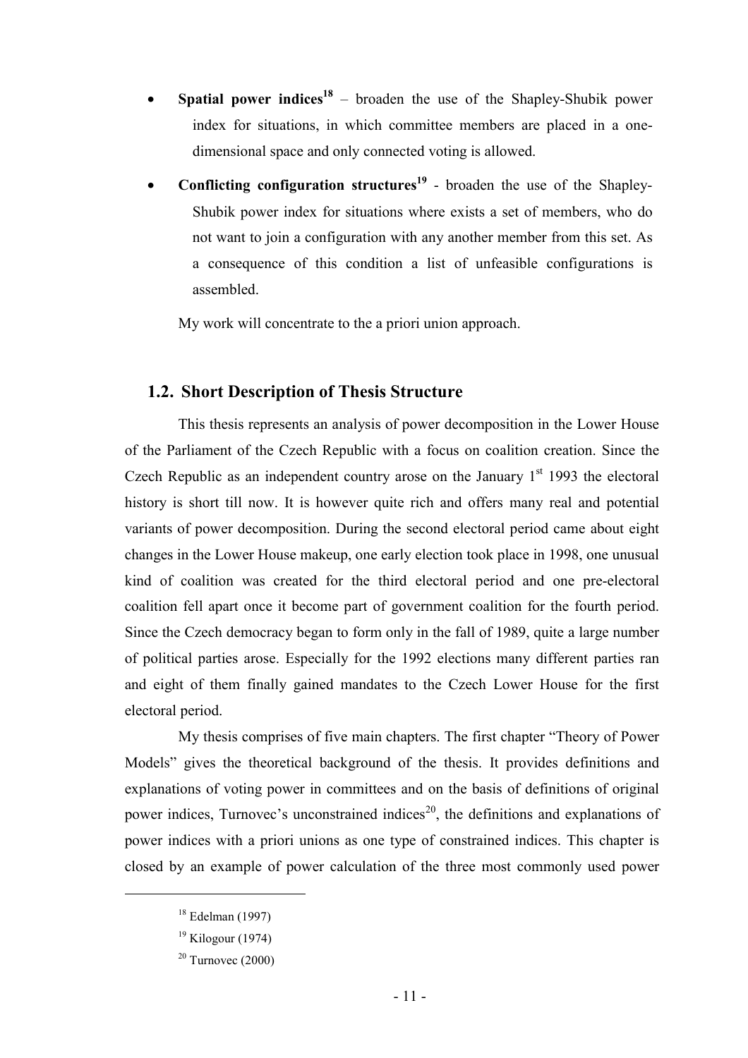- **Spatial power indices**[18] – broaden the use of the Shapley-Shubik power index for situations, in which committee members are placed in a one-dimensional space and only connected voting is allowed.
- **Conflicting configuration structures**[19] - broaden the use of the Shapley-Shubik power index for situations where exists a set of members, who do not want to join a configuration with any another member from this set. As a consequence of this condition a list of unfeasible configurations is assembled.

My work will concentrate to the a priori union approach.

## 1.2. Short Description of Thesis Structure

This thesis represents an analysis of power decomposition in the Lower House of the Parliament of the Czech Republic with a focus on coalition creation. Since the Czech Republic as an independent country arose on the January 1st 1993 the electoral history is short till now. It is however quite rich and offers many real and potential variants of power decomposition. During the second electoral period came about eight changes in the Lower House makeup, one early election took place in 1998, one unusual kind of coalition was created for the third electoral period and one pre-electoral coalition fell apart once it become part of government coalition for the fourth period. Since the Czech democracy began to form only in the fall of 1989, quite a large number of political parties arose. Especially for the 1992 elections many different parties ran and eight of them finally gained mandates to the Czech Lower House for the first electoral period.

My thesis comprises of five main chapters. The first chapter "Theory of Power Models" gives the theoretical background of the thesis. It provides definitions and explanations of voting power in committees and on the basis of definitions of original power indices, Turnovec's unconstrained indices[20], the definitions and explanations of power indices with a priori unions as one type of constrained indices. This chapter is closed by an example of power calculation of the three most commonly used power

[18] Edelman (1997)

[19] Kilogour (1974)

[20] Turnovec (2000)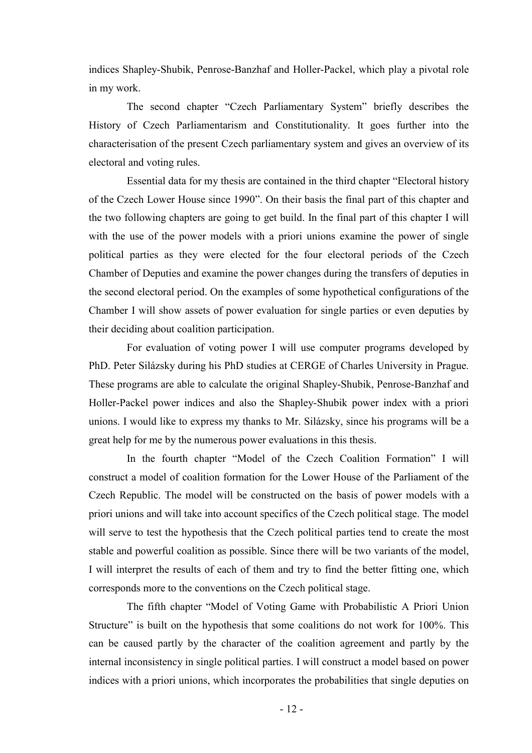indices Shapley-Shubik, Penrose-Banzhaf and Holler-Packel, which play a pivotal role in my work.

The second chapter "Czech Parliamentary System" briefly describes the History of Czech Parliamentarism and Constitutionality. It goes further into the characterisation of the present Czech parliamentary system and gives an overview of its electoral and voting rules.

Essential data for my thesis are contained in the third chapter "Electoral history of the Czech Lower House since 1990". On their basis the final part of this chapter and the two following chapters are going to get build. In the final part of this chapter I will with the use of the power models with a priori unions examine the power of single political parties as they were elected for the four electoral periods of the Czech Chamber of Deputies and examine the power changes during the transfers of deputies in the second electoral period. On the examples of some hypothetical configurations of the Chamber I will show assets of power evaluation for single parties or even deputies by their deciding about coalition participation.

For evaluation of voting power I will use computer programs developed by PhD. Peter Silázsky during his PhD studies at CERGE of Charles University in Prague. These programs are able to calculate the original Shapley-Shubik, Penrose-Banzhaf and Holler-Packel power indices and also the Shapley-Shubik power index with a priori unions. I would like to express my thanks to Mr. Silázsky, since his programs will be a great help for me by the numerous power evaluations in this thesis.

In the fourth chapter "Model of the Czech Coalition Formation" I will construct a model of coalition formation for the Lower House of the Parliament of the Czech Republic. The model will be constructed on the basis of power models with a priori unions and will take into account specifics of the Czech political stage. The model will serve to test the hypothesis that the Czech political parties tend to create the most stable and powerful coalition as possible. Since there will be two variants of the model, I will interpret the results of each of them and try to find the better fitting one, which corresponds more to the conventions on the Czech political stage.

The fifth chapter "Model of Voting Game with Probabilistic A Priori Union Structure" is built on the hypothesis that some coalitions do not work for 100%. This can be caused partly by the character of the coalition agreement and partly by the internal inconsistency in single political parties. I will construct a model based on power indices with a priori unions, which incorporates the probabilities that single deputies on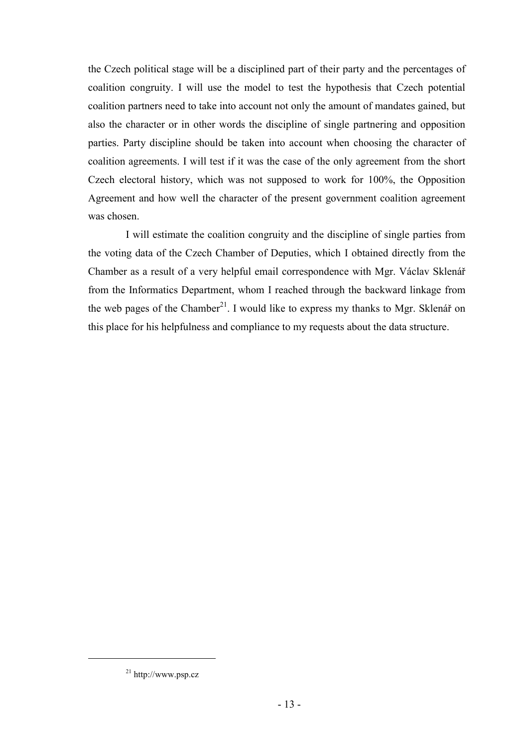the Czech political stage will be a disciplined part of their party and the percentages of coalition congruity. I will use the model to test the hypothesis that Czech potential coalition partners need to take into account not only the amount of mandates gained, but also the character or in other words the discipline of single partnering and opposition parties. Party discipline should be taken into account when choosing the character of coalition agreements. I will test if it was the case of the only agreement from the short Czech electoral history, which was not supposed to work for 100%, the Opposition Agreement and how well the character of the present government coalition agreement was chosen.

I will estimate the coalition congruity and the discipline of single parties from the voting data of the Czech Chamber of Deputies, which I obtained directly from the Chamber as a result of a very helpful email correspondence with Mgr. Václav Sklenář from the Informatics Department, whom I reached through the backward linkage from the web pages of the Chamber[21]. I would like to express my thanks to Mgr. Sklenář on this place for his helpfulness and compliance to my requests about the data structure.

[21] http://www.psp.cz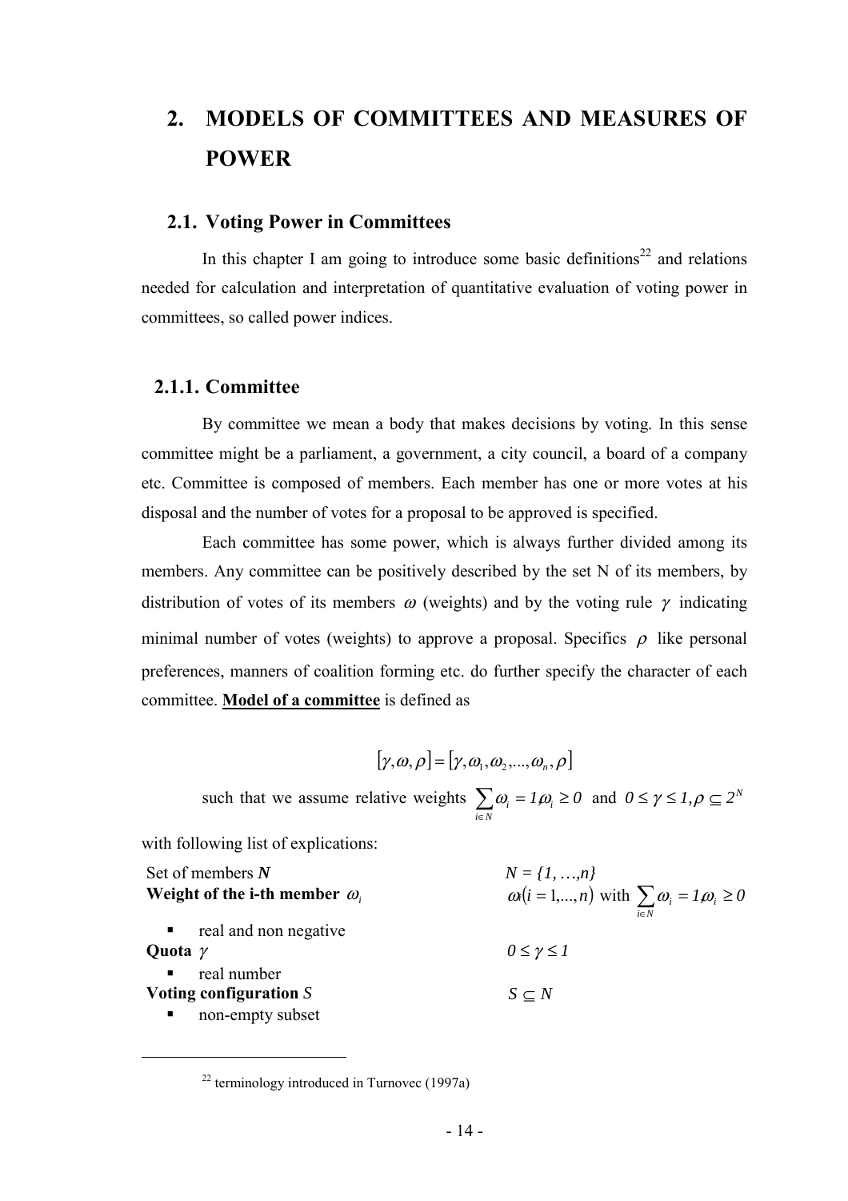′# 2. MODELS OF COMMITTEES AND MEASURES OF POWER

## 2.1. Voting Power in Committees

In this chapter I am going to introduce some basic definitions[22] and relations needed for calculation and interpretation of quantitative evaluation of voting power in committees, so called power indices.

### 2.1.1. Committee

By committee we mean a body that makes decisions by voting. In this sense committee might be a parliament, a government, a city council, a board of a company etc. Committee is composed of members. Each member has one or more votes at his disposal and the number of votes for a proposal to be approved is specified.

Each committee has some power, which is always further divided among its members. Any committee can be positively described by the set N of its members, by distribution of votes of its members $\omega$ (weights) and by the voting rule $\gamma$ indicating minimal number of votes (weights) to approve a proposal. Specifics $\rho$ like personal preferences, manners of coalition forming etc. do further specify the character of each committee. **Model of a committee** is defined as

$$[\gamma, \omega, \rho] = [\gamma, \omega_1, \omega_2, ..., \omega_n, \rho]$$

such that we assume relative weights $\sum_{i \in N} \omega_i = 1, \omega_i \geq 0$ and $0 \leq \gamma \leq 1, \rho \subseteq 2^N$

with following list of explications:

| | |
|---|---|
| Set of members ***N*** | $N = \{1, \ldots, n\}$ |
| **Weight of the i-th member** $\omega_i$ | $\omega(i = 1,...,n)$ with $\sum_{i \in N} \omega_i = 1, \omega_i \geq 0$ |
| ▪ real and non negative | |
| **Quota** $\gamma$ | $0 \leq \gamma \leq 1$ |
| ▪ real number | |
| **Voting configuration** $S$ | $S \subseteq N$ |
| ▪ non-empty subset | |

[22] terminology introduced in Turnovec (1997a)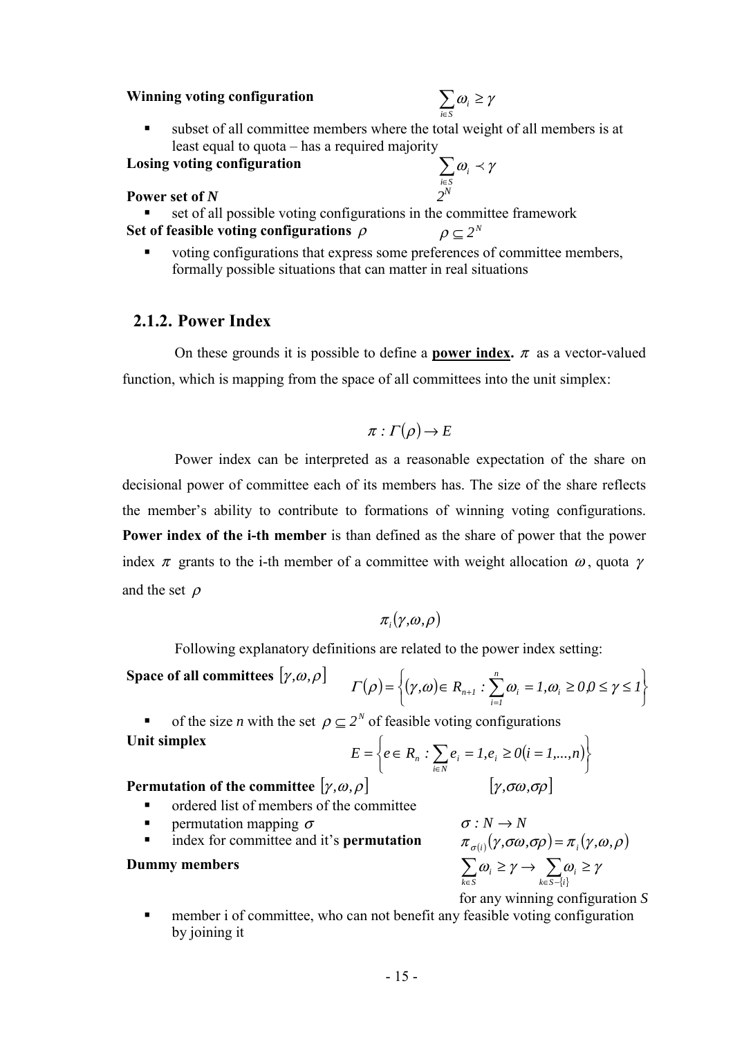**Winning voting configuration** $\sum_{i \in S} \omega_i \geq \gamma$

- subset of all committee members where the total weight of all members is at least equal to quota – has a required majority

**Losing voting configuration** $\sum_{i \in S} \omega_i \prec \gamma$

**Power set of *N*** $2^N$

- set of all possible voting configurations in the committee framework

**Set of feasible voting configurations** $\rho$ $\rho \subseteq 2^N$

- voting configurations that express some preferences of committee members, formally possible situations that can matter in real situations

### 2.1.2. Power Index

On these grounds it is possible to define a **power index.** $\pi$ as a vector-valued function, which is mapping from the space of all committees into the unit simplex:

$$\pi : \Gamma(\rho) \rightarrow E$$

Power index can be interpreted as a reasonable expectation of the share on decisional power of committee each of its members has. The size of the share reflects the member's ability to contribute to formations of winning voting configurations. **Power index of the i-th member** is than defined as the share of power that the power index $\pi$ grants to the i-th member of a committee with weight allocation $\omega$, quota $\gamma$ and the set $\rho$

$$\pi_i(\gamma, \omega, \rho)$$

Following explanatory definitions are related to the power index setting:

**Space of all committees** $[\gamma, \omega, \rho]$ $\Gamma(\rho) = \left\{ (\gamma, \omega) \in R_{n+1} : \sum_{i=1}^{n} \omega_i = 1, \omega_i \geq 0, 0 \leq \gamma \leq 1 \right\}$

- of the size *n* with the set $\rho \subseteq 2^N$ of feasible voting configurations

**Unit simplex**

$$E = \left\{ e \in R_n : \sum_{i \in N} e_i = 1, e_i \geq 0 (i = 1, \ldots, n) \right\}$$

**Permutation of the committee** $[\gamma, \omega, \rho]$ $[\gamma, \sigma\omega, \sigma\rho]$

- ordered list of members of the committee
- permutation mapping $\sigma$ $\sigma : N \rightarrow N$
- index for committee and it's **permutation** $\pi_{\sigma(i)}(\gamma, \sigma\omega, \sigma\rho) = \pi_i(\gamma, \omega, \rho)$

**Dummy members** $\sum_{k \in S} \omega_i \geq \gamma \rightarrow \sum_{k \in S - \{i\}} \omega_i \geq \gamma$

for any winning configuration *S*

- member i of committee, who can not benefit any feasible voting configuration by joining it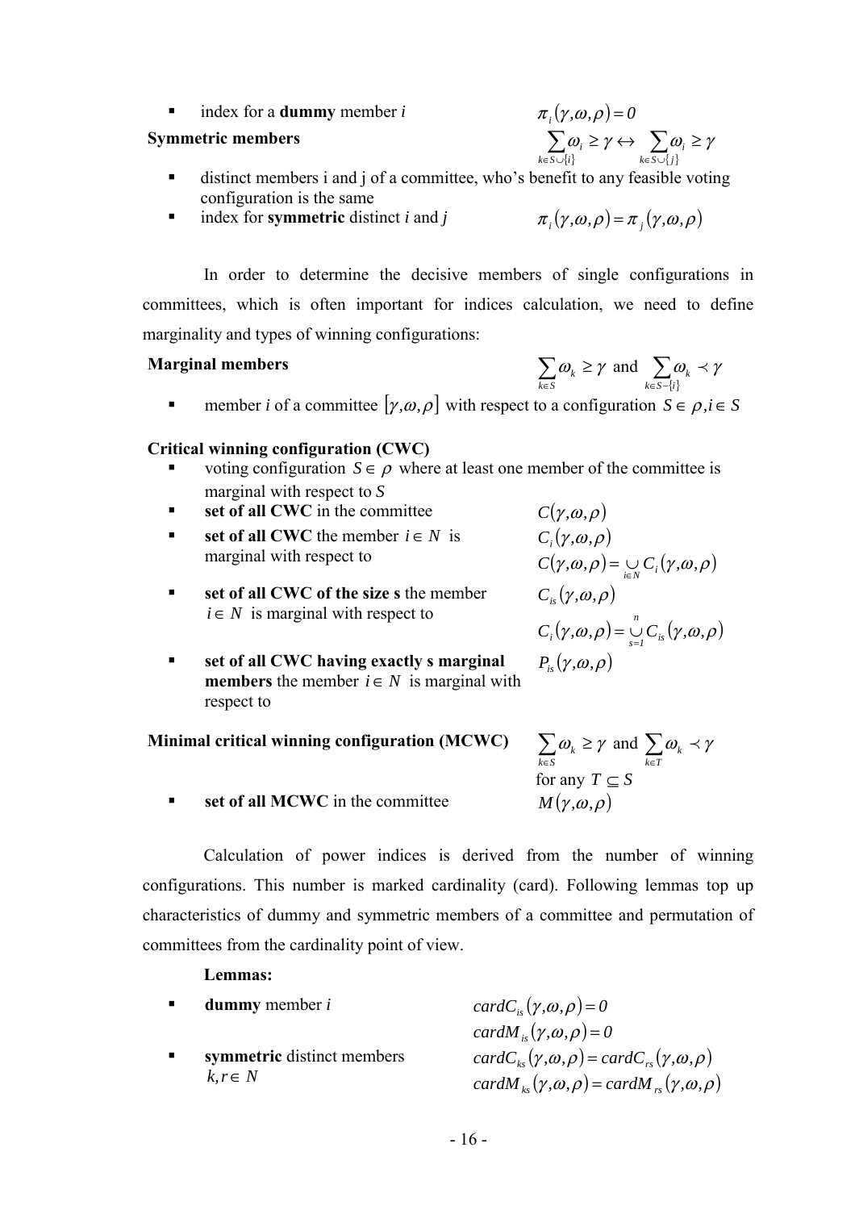- index for a **dummy** member $i$ $\quad \pi_i(\gamma,\omega,\rho)=0$

**Symmetric members** $\quad \sum_{k\in S\cup\{i\}}\omega_i \geq \gamma \leftrightarrow \sum_{k\in S\cup\{j\}}\omega_i \geq \gamma$

- distinct members i and j of a committee, who's benefit to any feasible voting configuration is the same
- index for **symmetric** distinct $i$ and $j$ $\quad \pi_i(\gamma,\omega,\rho)=\pi_j(\gamma,\omega,\rho)$

In order to determine the decisive members of single configurations in committees, which is often important for indices calculation, we need to define marginality and types of winning configurations:

**Marginal members** $\quad \sum_{k\in S}\omega_k \geq \gamma$ and $\sum_{k\in S-\{i\}}\omega_k \prec \gamma$

- member $i$ of a committee $[\gamma,\omega,\rho]$ with respect to a configuration $S\in\rho, i\in S$

**Critical winning configuration (CWC)**

- voting configuration $S\in\rho$ where at least one member of the committee is marginal with respect to $S$
- **set of all CWC** in the committee $\quad C(\gamma,\omega,\rho)$
- **set of all CWC** the member $i\in N$ is marginal with respect to $\quad C_i(\gamma,\omega,\rho)$
  $$C(\gamma,\omega,\rho)=\bigcup_{i\in N}C_i(\gamma,\omega,\rho)$$
- **set of all CWC of the size s** the member $i\in N$ is marginal with respect to $\quad C_{is}(\gamma,\omega,\rho)$
  $$C_i(\gamma,\omega,\rho)=\bigcup_{s=1}^{n}C_{is}(\gamma,\omega,\rho)$$
- **set of all CWC having exactly s marginal members** the member $i\in N$ is marginal with respect to $\quad P_{is}(\gamma,\omega,\rho)$

**Minimal critical winning configuration (MCWC)** $\quad \sum_{k\in S}\omega_k \geq \gamma$ and $\sum_{k\in T}\omega_k \prec \gamma$ for any $T\subseteq S$

- **set of all MCWC** in the committee $\quad M(\gamma,\omega,\rho)$

Calculation of power indices is derived from the number of winning configurations. This number is marked cardinality (card). Following lemmas top up characteristics of dummy and symmetric members of a committee and permutation of committees from the cardinality point of view.

**Lemmas:**

- **dummy** member $i$
  $$cardC_{is}(\gamma,\omega,\rho)=0$$
  $$cardM_{is}(\gamma,\omega,\rho)=0$$
- **symmetric** distinct members $k,r\in N$
  $$cardC_{ks}(\gamma,\omega,\rho)=cardC_{rs}(\gamma,\omega,\rho)$$
  $$cardM_{ks}(\gamma,\omega,\rho)=cardM_{rs}(\gamma,\omega,\rho)$$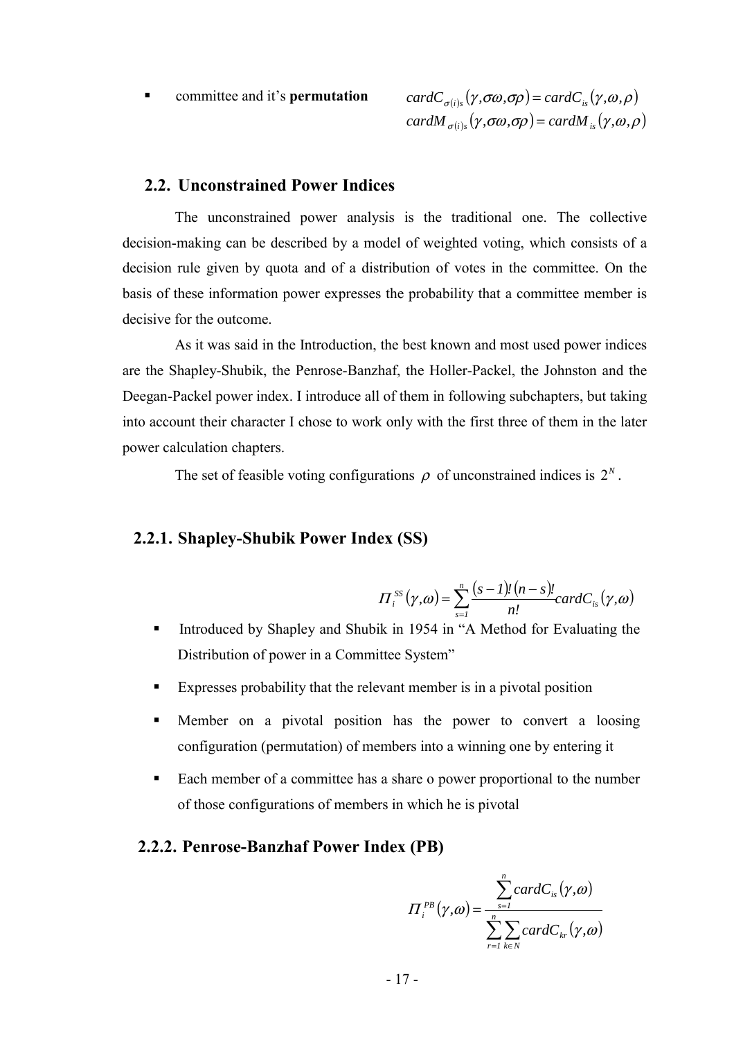- committee and it's **permutation**

$$cardC_{\sigma(i)s}(\gamma,\sigma\omega,\sigma\rho) = cardC_{is}(\gamma,\omega,\rho)$$
$$cardM_{\sigma(i)s}(\gamma,\sigma\omega,\sigma\rho) = cardM_{is}(\gamma,\omega,\rho)$$

## 2.2. Unconstrained Power Indices

The unconstrained power analysis is the traditional one. The collective decision-making can be described by a model of weighted voting, which consists of a decision rule given by quota and of a distribution of votes in the committee. On the basis of these information power expresses the probability that a committee member is decisive for the outcome.

As it was said in the Introduction, the best known and most used power indices are the Shapley-Shubik, the Penrose-Banzhaf, the Holler-Packel, the Johnston and the Deegan-Packel power index. I introduce all of them in following subchapters, but taking into account their character I chose to work only with the first three of them in the later power calculation chapters.

The set of feasible voting configurations $\rho$ of unconstrained indices is $2^N$.

### 2.2.1. Shapley-Shubik Power Index (SS)

$$\Pi_i^{SS}(\gamma,\omega) = \sum_{s=1}^{n} \frac{(s-1)!(n-s)!}{n!} cardC_{is}(\gamma,\omega)$$

- Introduced by Shapley and Shubik in 1954 in "A Method for Evaluating the Distribution of power in a Committee System"
- Expresses probability that the relevant member is in a pivotal position
- Member on a pivotal position has the power to convert a loosing configuration (permutation) of members into a winning one by entering it
- Each member of a committee has a share o power proportional to the number of those configurations of members in which he is pivotal

### 2.2.2. Penrose-Banzhaf Power Index (PB)

$$\Pi_i^{PB}(\gamma,\omega) = \frac{\sum_{s=1}^{n} cardC_{is}(\gamma,\omega)}{\sum_{r=1}^{n} \sum_{k \in N} cardC_{kr}(\gamma,\omega)}$$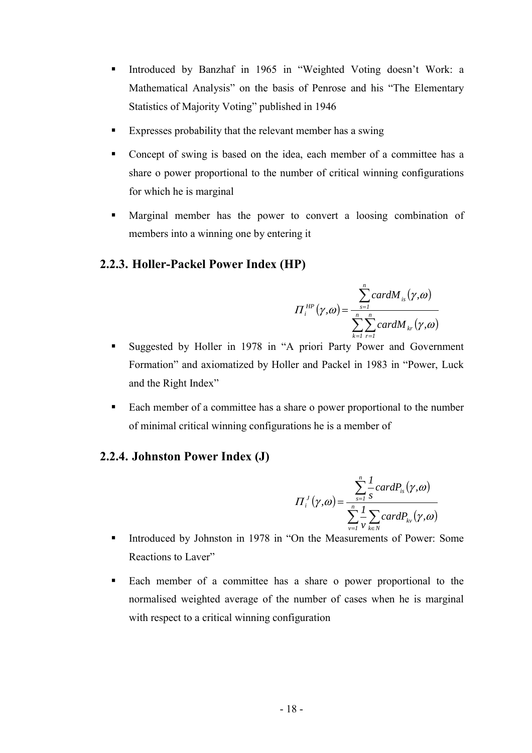- Introduced by Banzhaf in 1965 in "Weighted Voting doesn't Work: a Mathematical Analysis" on the basis of Penrose and his "The Elementary Statistics of Majority Voting" published in 1946
- Expresses probability that the relevant member has a swing
- Concept of swing is based on the idea, each member of a committee has a share o power proportional to the number of critical winning configurations for which he is marginal
- Marginal member has the power to convert a loosing combination of members into a winning one by entering it

### 2.2.3. Holler-Packel Power Index (HP)

$$\Pi_i^{HP}(\gamma,\omega) = \frac{\sum_{s=1}^{n} cardM_{is}(\gamma,\omega)}{\sum_{k=1}^{n}\sum_{r=1}^{n} cardM_{kr}(\gamma,\omega)}$$

- Suggested by Holler in 1978 in "A priori Party Power and Government Formation" and axiomatized by Holler and Packel in 1983 in "Power, Luck and the Right Index"
- Each member of a committee has a share o power proportional to the number of minimal critical winning configurations he is a member of

### 2.2.4. Johnston Power Index (J)

$$\Pi_i^{J}(\gamma,\omega) = \frac{\sum_{s=1}^{n} \frac{1}{s} cardP_{is}(\gamma,\omega)}{\sum_{v=1}^{n} \frac{1}{v} \sum_{k\in N} cardP_{kv}(\gamma,\omega)}$$

- Introduced by Johnston in 1978 in "On the Measurements of Power: Some Reactions to Laver"
- Each member of a committee has a share o power proportional to the normalised weighted average of the number of cases when he is marginal with respect to a critical winning configuration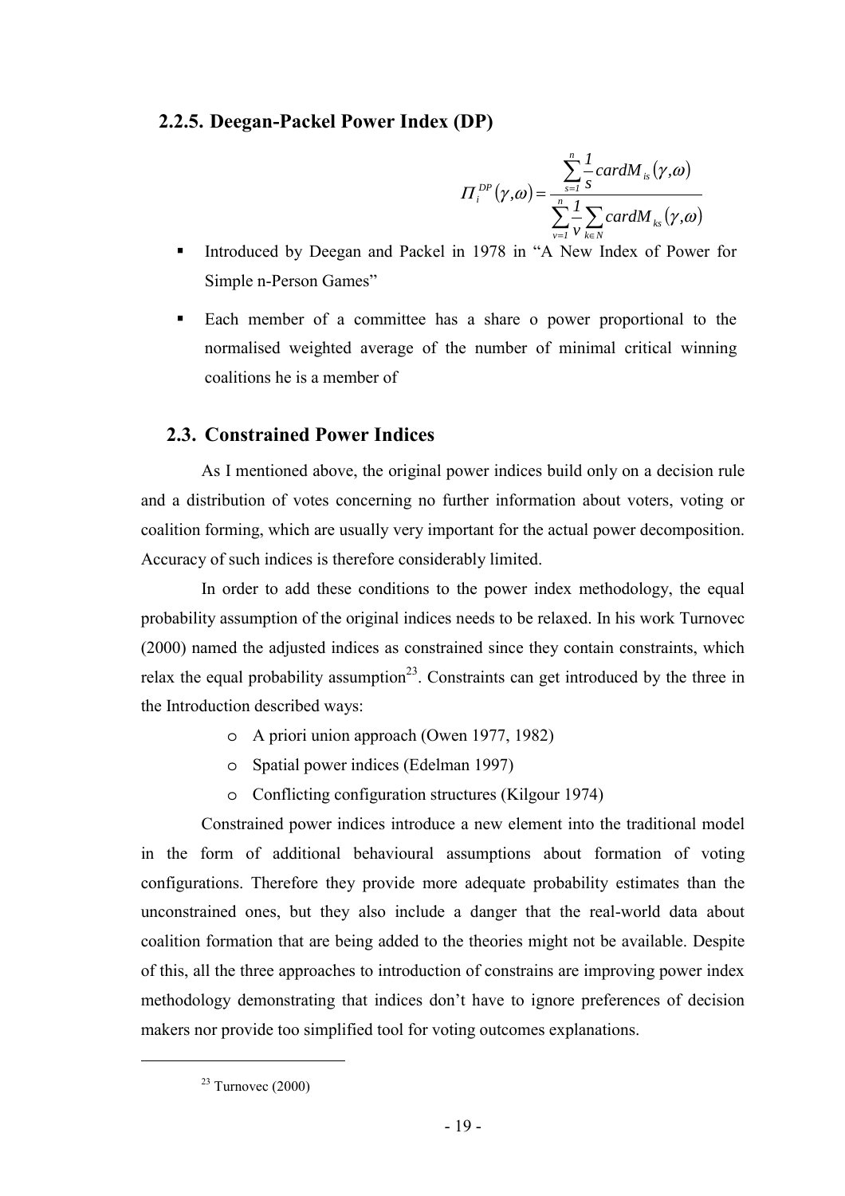### 2.2.5. Deegan-Packel Power Index (DP)

$$\Pi_i^{DP}(\gamma,\omega) = \frac{\sum_{s=1}^{n} \frac{1}{s} cardM_{is}(\gamma,\omega)}{\sum_{v=1}^{n} \frac{1}{v} \sum_{k \in N} cardM_{ks}(\gamma,\omega)}$$

- Introduced by Deegan and Packel in 1978 in "A New Index of Power for Simple n-Person Games"
- Each member of a committee has a share o power proportional to the normalised weighted average of the number of minimal critical winning coalitions he is a member of

## 2.3. Constrained Power Indices

As I mentioned above, the original power indices build only on a decision rule and a distribution of votes concerning no further information about voters, voting or coalition forming, which are usually very important for the actual power decomposition. Accuracy of such indices is therefore considerably limited.

In order to add these conditions to the power index methodology, the equal probability assumption of the original indices needs to be relaxed. In his work Turnovec (2000) named the adjusted indices as constrained since they contain constraints, which relax the equal probability assumption[23]. Constraints can get introduced by the three in the Introduction described ways:

- A priori union approach (Owen 1977, 1982)
- Spatial power indices (Edelman 1997)
- Conflicting configuration structures (Kilgour 1974)

Constrained power indices introduce a new element into the traditional model in the form of additional behavioural assumptions about formation of voting configurations. Therefore they provide more adequate probability estimates than the unconstrained ones, but they also include a danger that the real-world data about coalition formation that are being added to the theories might not be available. Despite of this, all the three approaches to introduction of constrains are improving power index methodology demonstrating that indices don't have to ignore preferences of decision makers nor provide too simplified tool for voting outcomes explanations.

[23] Turnovec (2000)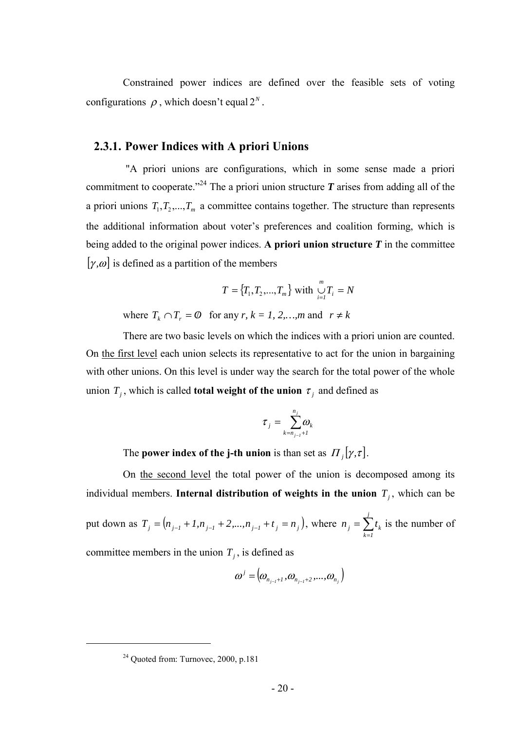Constrained power indices are defined over the feasible sets of voting configurations $\rho$, which doesn't equal $2^N$.

### 2.3.1. Power Indices with A priori Unions

"A priori unions are configurations, which in some sense made a priori commitment to cooperate."[24] The a priori union structure ***T*** arises from adding all of the a priori unions $T_1, T_2, ..., T_m$ a committee contains together. The structure than represents the additional information about voter's preferences and coalition forming, which is being added to the original power indices. **A priori union structure *T*** in the committee $[\gamma, \omega]$ is defined as a partition of the members

$$T = \{T_1, T_2, ..., T_m\} \text{ with } \bigcup_{i=1}^{m} T_i = N$$

where $T_k \cap T_r = \emptyset$ for any *r, k = 1, 2,…,m* and $r \neq k$

There are two basic levels on which the indices with a priori union are counted. On the first level each union selects its representative to act for the union in bargaining with other unions. On this level is under way the search for the total power of the whole union $T_j$, which is called **total weight of the union** $\tau_j$ and defined as

$$\tau_j = \sum_{k=n_{j-1}+1}^{n_j} \omega_k$$

The **power index of the j-th union** is than set as $\Pi_j[\gamma, \tau]$.

On the second level the total power of the union is decomposed among its individual members. **Internal distribution of weights in the union** $T_j$, which can be put down as $T_j = (n_{j-1}+1, n_{j-1}+2, ..., n_{j-1}+t_j = n_j)$, where $n_j = \sum_{k=1}^{j} t_k$ is the number of committee members in the union $T_j$, is defined as

$$\omega^j = (\omega_{n_{j-1}+1}, \omega_{n_{j-1}+2}, ..., \omega_{n_j})$$

[24] Quoted from: Turnovec, 2000, p.181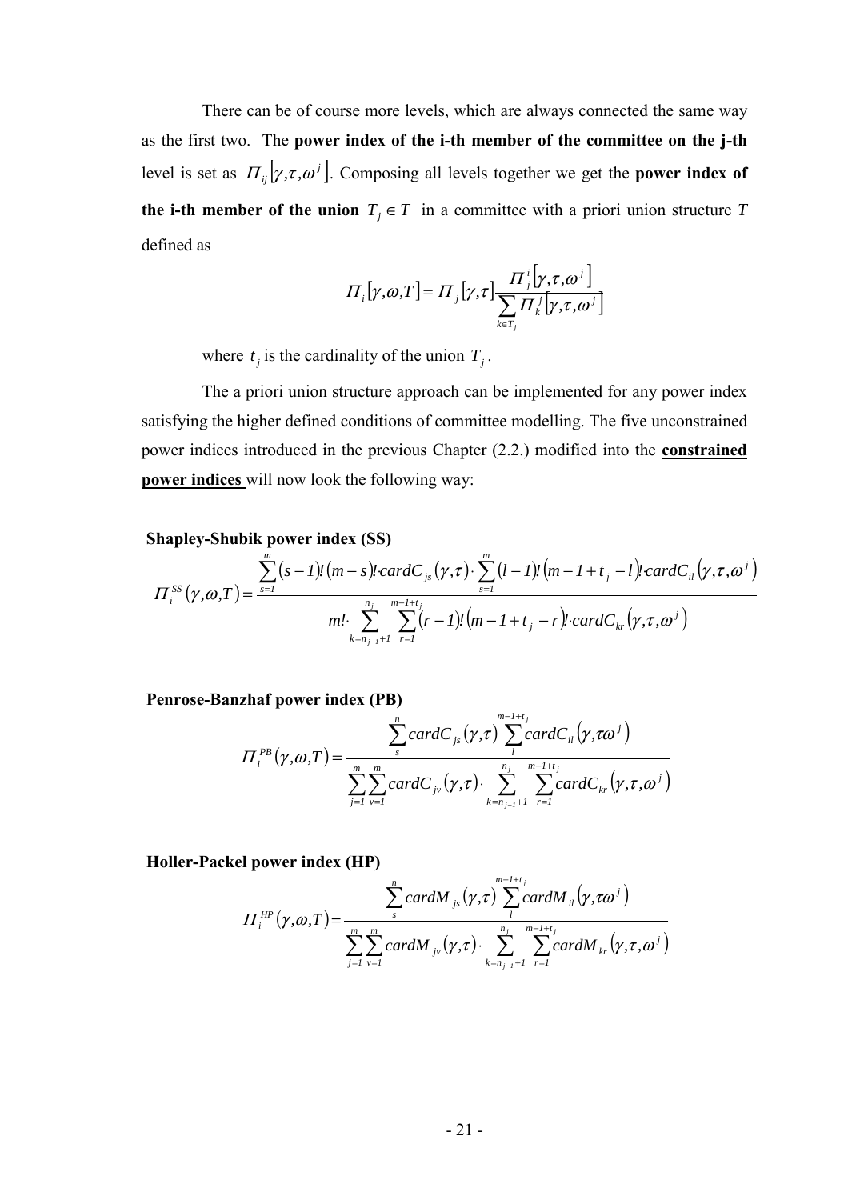There can be of course more levels, which are always connected the same way as the first two. The **power index of the i-th member of the committee on the j-th** level is set as $\Pi_{ij}\left[\gamma,\tau,\omega^{j}\right]$. Composing all levels together we get the **power index of the i-th member of the union** $T_j \in T$ in a committee with a priori union structure $T$ defined as

$$\Pi_i\left[\gamma,\omega,T\right] = \Pi_j\left[\gamma,\tau\right]\frac{\Pi_j^i\left[\gamma,\tau,\omega^j\right]}{\sum_{k\in T_j}\Pi_k^j\left[\gamma,\tau,\omega^j\right]}$$

where $t_j$ is the cardinality of the union $T_j$.

The a priori union structure approach can be implemented for any power index satisfying the higher defined conditions of committee modelling. The five unconstrained power indices introduced in the previous Chapter (2.2.) modified into the **constrained power indices** will now look the following way:

**Shapley-Shubik power index (SS)**

$$\Pi_i^{SS}\left(\gamma,\omega,T\right) = \frac{\sum_{s=1}^{m}(s-1)!\,(m-s)!\,cardC_{js}(\gamma,\tau)\cdot\sum_{s=1}^{m}(l-1)!\,(m-1+t_j-l)!\,cardC_{il}\left(\gamma,\tau,\omega^j\right)}{m!\cdot\sum_{k=n_{j-1}+1}^{n_j}\sum_{r=1}^{m-1+t_j}(r-1)!\,(m-1+t_j-r)!\,cardC_{kr}\left(\gamma,\tau,\omega^j\right)}$$

**Penrose-Banzhaf power index (PB)**

$$\Pi_i^{PB}\left(\gamma,\omega,T\right) = \frac{\sum_{s}^{n}cardC_{js}(\gamma,\tau)\sum_{l}^{m-1+t_j}cardC_{il}\left(\gamma,\tau\omega^j\right)}{\sum_{j=1}^{m}\sum_{v=1}^{m}cardC_{jv}(\gamma,\tau)\cdot\sum_{k=n_{j-1}+1}^{n_j}\sum_{r=1}^{m-1+t_j}cardC_{kr}\left(\gamma,\tau,\omega^j\right)}$$

**Holler-Packel power index (HP)**

$$\Pi_i^{HP}\left(\gamma,\omega,T\right) = \frac{\sum_{s}^{n}cardM_{js}(\gamma,\tau)\sum_{l}^{m-1+t_j}cardM_{il}\left(\gamma,\tau\omega^j\right)}{\sum_{j=1}^{m}\sum_{v=1}^{m}cardM_{jv}(\gamma,\tau)\cdot\sum_{k=n_{j-1}+1}^{n_j}\sum_{r=1}^{m-1+t_j}cardM_{kr}\left(\gamma,\tau,\omega^j\right)}$$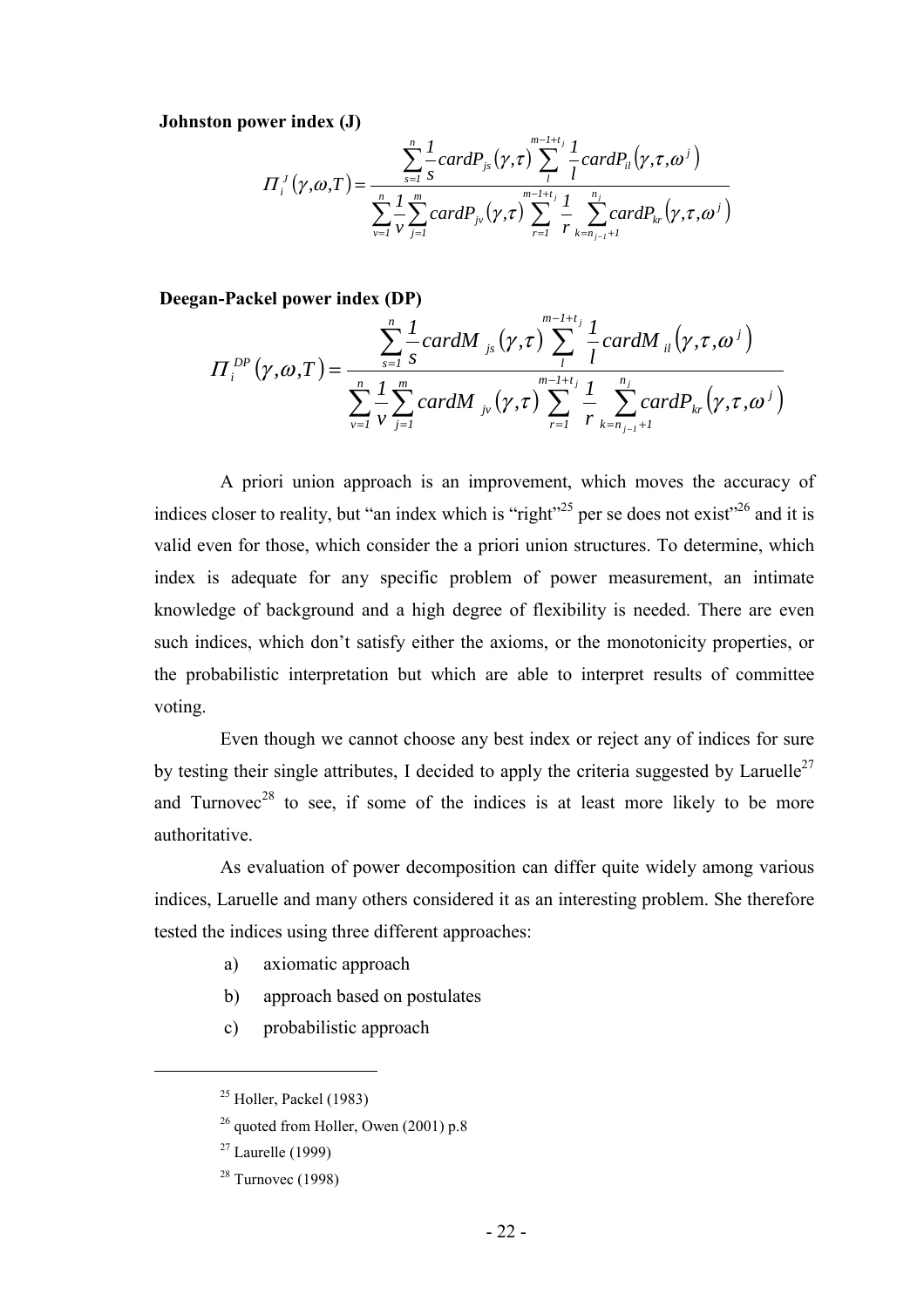**Johnston power index (J)**

$$\Pi_i^J(\gamma,\omega,T) = \frac{\sum_{s=1}^{n} \frac{1}{s} cardP_{js}(\gamma,\tau) \sum_{l}^{m-1+t_j} \frac{1}{l} cardP_{il}(\gamma,\tau,\omega^j)}{\sum_{v=1}^{n} \frac{1}{v} \sum_{j=1}^{m} cardP_{jv}(\gamma,\tau) \sum_{r=1}^{m-1+t_j} \frac{1}{r} \sum_{k=n_{j-1}+1}^{n_j} cardP_{kr}(\gamma,\tau,\omega^j)}$$

**Deegan-Packel power index (DP)**

$$\Pi_i^{DP}(\gamma,\omega,T) = \frac{\sum_{s=1}^{n} \frac{1}{s} cardM_{js}(\gamma,\tau) \sum_{l}^{m-1+t_j} \frac{1}{l} cardM_{il}(\gamma,\tau,\omega^j)}{\sum_{v=1}^{n} \frac{1}{v} \sum_{j=1}^{m} cardM_{jv}(\gamma,\tau) \sum_{r=1}^{m-1+t_j} \frac{1}{r} \sum_{k=n_{j-1}+1}^{n_j} cardP_{kr}(\gamma,\tau,\omega^j)}$$

A priori union approach is an improvement, which moves the accuracy of indices closer to reality, but "an index which is "right"[25] per se does not exist"[26] and it is valid even for those, which consider the a priori union structures. To determine, which index is adequate for any specific problem of power measurement, an intimate knowledge of background and a high degree of flexibility is needed. There are even such indices, which don't satisfy either the axioms, or the monotonicity properties, or the probabilistic interpretation but which are able to interpret results of committee voting.

Even though we cannot choose any best index or reject any of indices for sure by testing their single attributes, I decided to apply the criteria suggested by Laruelle[27] and Turnovec[28] to see, if some of the indices is at least more likely to be more authoritative.

As evaluation of power decomposition can differ quite widely among various indices, Laruelle and many others considered it as an interesting problem. She therefore tested the indices using three different approaches:

a) axiomatic approach
b) approach based on postulates
c) probabilistic approach

---

[25] Holler, Packel (1983)

[26] quoted from Holler, Owen (2001) p.8

[27] Laurelle (1999)

[28] Turnovec (1998)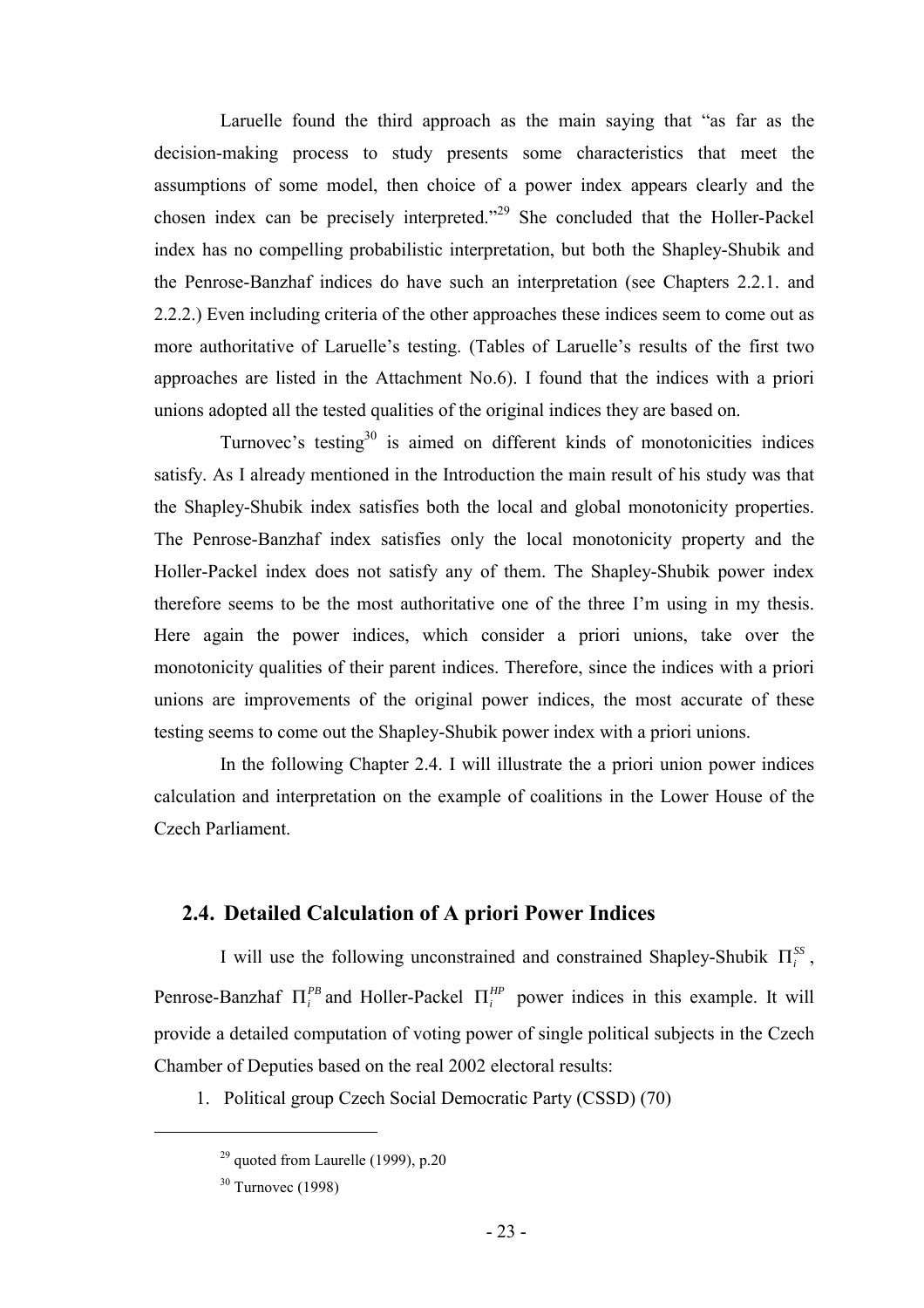Laruelle found the third approach as the main saying that "as far as the decision-making process to study presents some characteristics that meet the assumptions of some model, then choice of a power index appears clearly and the chosen index can be precisely interpreted."[29] She concluded that the Holler-Packel index has no compelling probabilistic interpretation, but both the Shapley-Shubik and the Penrose-Banzhaf indices do have such an interpretation (see Chapters 2.2.1. and 2.2.2.) Even including criteria of the other approaches these indices seem to come out as more authoritative of Laruelle's testing. (Tables of Laruelle's results of the first two approaches are listed in the Attachment No.6). I found that the indices with a priori unions adopted all the tested qualities of the original indices they are based on.

Turnovec's testing[30] is aimed on different kinds of monotonicities indices satisfy. As I already mentioned in the Introduction the main result of his study was that the Shapley-Shubik index satisfies both the local and global monotonicity properties. The Penrose-Banzhaf index satisfies only the local monotonicity property and the Holler-Packel index does not satisfy any of them. The Shapley-Shubik power index therefore seems to be the most authoritative one of the three I'm using in my thesis. Here again the power indices, which consider a priori unions, take over the monotonicity qualities of their parent indices. Therefore, since the indices with a priori unions are improvements of the original power indices, the most accurate of these testing seems to come out the Shapley-Shubik power index with a priori unions.

In the following Chapter 2.4. I will illustrate the a priori union power indices calculation and interpretation on the example of coalitions in the Lower House of the Czech Parliament.

## 2.4. Detailed Calculation of A priori Power Indices

I will use the following unconstrained and constrained Shapley-Shubik $\Pi_i^{SS}$, Penrose-Banzhaf $\Pi_i^{PB}$ and Holler-Packel $\Pi_i^{HP}$ power indices in this example. It will provide a detailed computation of voting power of single political subjects in the Czech Chamber of Deputies based on the real 2002 electoral results:

1. Political group Czech Social Democratic Party (CSSD) (70)

[29] quoted from Laurelle (1999), p.20

[30] Turnovec (1998)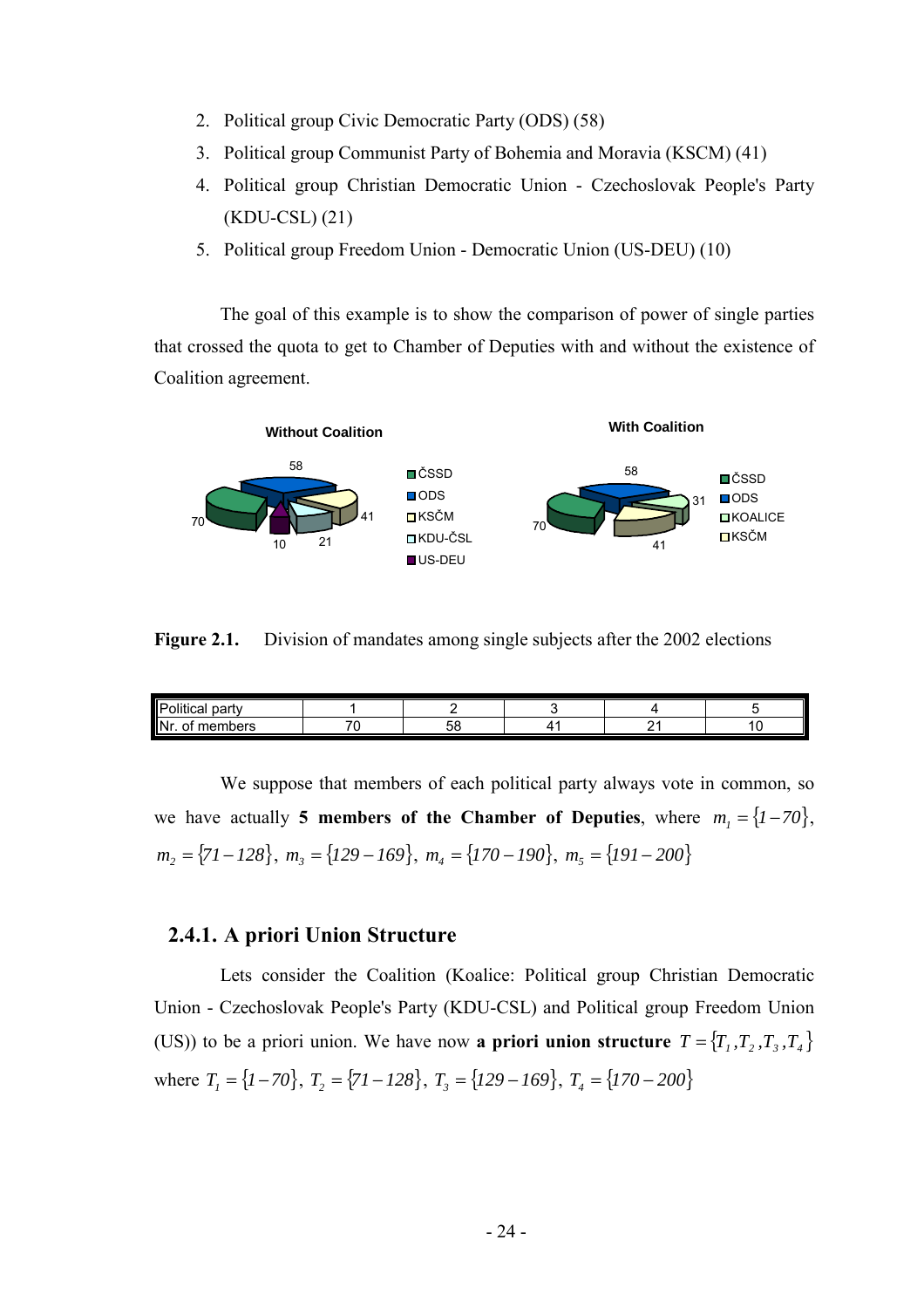2. Political group Civic Democratic Party (ODS) (58)
3. Political group Communist Party of Bohemia and Moravia (KSCM) (41)
4. Political group Christian Democratic Union - Czechoslovak People's Party (KDU-CSL) (21)
5. Political group Freedom Union - Democratic Union (US-DEU) (10)

The goal of this example is to show the comparison of power of single parties that crossed the quota to get to Chamber of Deputies with and without the existence of Coalition agreement.

**Figure 2.1.** Division of mandates among single subjects after the 2002 elections

| Political party | 1 | 2 | 3 | 4 | 5 |
|---|---|---|---|---|---|
| Nr. of members | 70 | 58 | 41 | 21 | 10 |

We suppose that members of each political party always vote in common, so we have actually **5 members of the Chamber of Deputies**, where $m_1 = \{1-70\}$, $m_2 = \{71-128\}$, $m_3 = \{129-169\}$, $m_4 = \{170-190\}$, $m_5 = \{191-200\}$

### 2.4.1. A priori Union Structure

Lets consider the Coalition (Koalice: Political group Christian Democratic Union - Czechoslovak People's Party (KDU-CSL) and Political group Freedom Union (US)) to be a priori union. We have now **a priori union structure** $T = \{T_1, T_2, T_3, T_4\}$ where $T_1 = \{1-70\}$, $T_2 = \{71-128\}$, $T_3 = \{129-169\}$, $T_4 = \{170-200\}$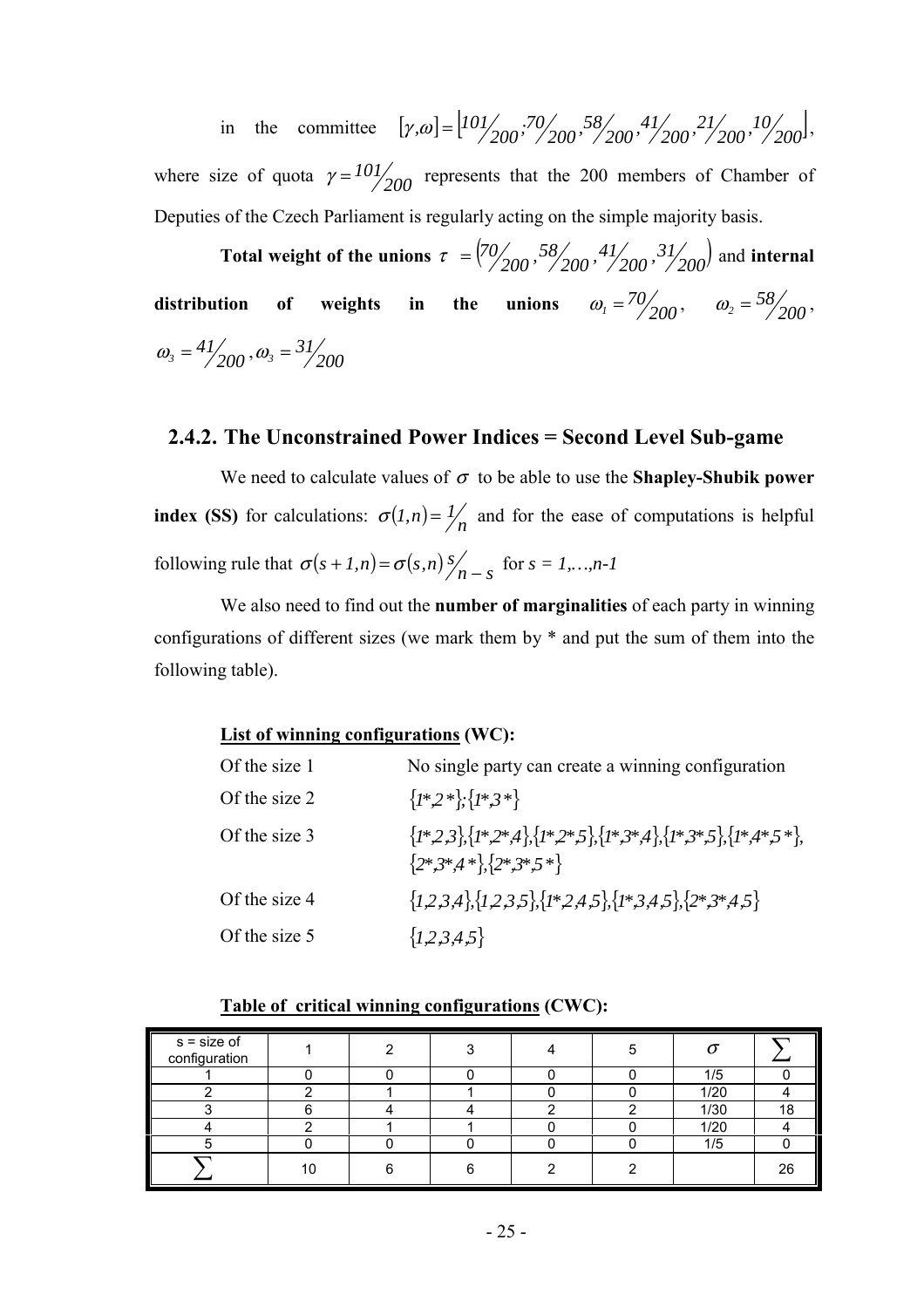in the committee $[\gamma,\omega] = \left[{}^{101}\!/_{200}; {}^{70}\!/_{200}, {}^{58}\!/_{200}, {}^{41}\!/_{200}, {}^{21}\!/_{200}, {}^{10}\!/_{200}\right]$,

where size of quota $\gamma = {}^{101}\!/_{200}$ represents that the 200 members of Chamber of Deputies of the Czech Parliament is regularly acting on the simple majority basis.

**Total weight of the unions** $\tau = \left({}^{70}\!/_{200}, {}^{58}\!/_{200}, {}^{41}\!/_{200}, {}^{31}\!/_{200}\right)$ and **internal distribution of weights in the unions** $\omega_1 = {}^{70}\!/_{200}$, $\omega_2 = {}^{58}\!/_{200}$, $\omega_3 = {}^{41}\!/_{200}$, $\omega_3 = {}^{31}\!/_{200}$

### 2.4.2. The Unconstrained Power Indices = Second Level Sub-game

We need to calculate values of $\sigma$ to be able to use the **Shapley-Shubik power index (SS)** for calculations: $\sigma(1,n) = {}^{1}\!/_{n}$ and for the ease of computations is helpful following rule that $\sigma(s+1,n) = \sigma(s,n)\, {}^{s}\!/_{n-s}$ for $s = 1,\ldots,n-1$

We also need to find out the **number of marginalities** of each party in winning configurations of different sizes (we mark them by * and put the sum of them into the following table).

**<u>List of winning configurations</u> (WC):**

| | |
|---|---|
| Of the size 1 | No single party can create a winning configuration |
| Of the size 2 | $\{1^*,2^*\};\{1^*,3^*\}$ |
| Of the size 3 | $\{1^*,2,3\},\{1^*,2^*,4\},\{1^*,2^*,5\},\{1^*,3^*,4\},\{1^*,3^*,5\},\{1^*,4^*,5^*\},$ $\{2^*,3^*,4^*\},\{2^*,3^*,5^*\}$ |
| Of the size 4 | $\{1,2,3,4\},\{1,2,3,5\},\{1^*,2,4,5\},\{1^*,3,4,5\},\{2^*,3^*,4,5\}$ |
| Of the size 5 | $\{1,2,3,4,5\}$ |

**<u>Table of critical winning configurations</u> (CWC):**

| s = size of configuration | 1 | 2 | 3 | 4 | 5 | $\sigma$ | $\sum$ |
|---|---|---|---|---|---|---|---|
| 1 | 0 | 0 | 0 | 0 | 0 | 1/5 | 0 |
| 2 | 2 | 1 | 1 | 0 | 0 | 1/20 | 4 |
| 3 | 6 | 4 | 4 | 2 | 2 | 1/30 | 18 |
| 4 | 2 | 1 | 1 | 0 | 0 | 1/20 | 4 |
| 5 | 0 | 0 | 0 | 0 | 0 | 1/5 | 0 |
| $\sum$ | 10 | 6 | 6 | 2 | 2 | | 26 |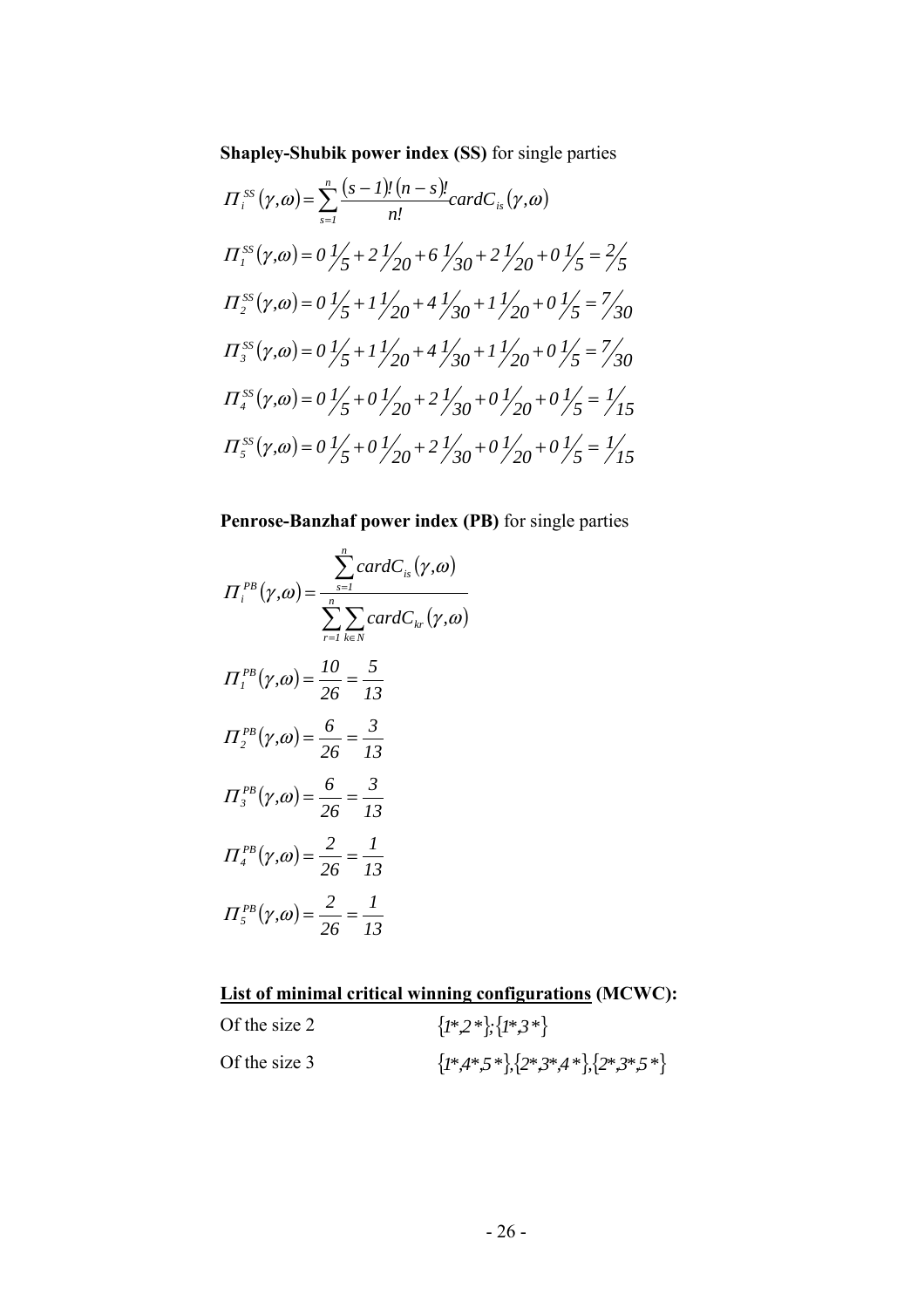**Shapley-Shubik power index (SS)** for single parties

$$\Pi_i^{SS}(\gamma,\omega) = \sum_{s=1}^{n} \frac{(s-1)!\,(n-s)!}{n!} cardC_{is}(\gamma,\omega)$$

$$\Pi_1^{SS}(\gamma,\omega) = 0\,{}^{1}\!/_{5} + 2\,{}^{1}\!/_{20} + 6\,{}^{1}\!/_{30} + 2\,{}^{1}\!/_{20} + 0\,{}^{1}\!/_{5} = {}^{2}\!/_{5}$$

$$\Pi_2^{SS}(\gamma,\omega) = 0\,{}^{1}\!/_{5} + 1\,{}^{1}\!/_{20} + 4\,{}^{1}\!/_{30} + 1\,{}^{1}\!/_{20} + 0\,{}^{1}\!/_{5} = {}^{7}\!/_{30}$$

$$\Pi_3^{SS}(\gamma,\omega) = 0\,{}^{1}\!/_{5} + 1\,{}^{1}\!/_{20} + 4\,{}^{1}\!/_{30} + 1\,{}^{1}\!/_{20} + 0\,{}^{1}\!/_{5} = {}^{7}\!/_{30}$$

$$\Pi_4^{SS}(\gamma,\omega) = 0\,{}^{1}\!/_{5} + 0\,{}^{1}\!/_{20} + 2\,{}^{1}\!/_{30} + 0\,{}^{1}\!/_{20} + 0\,{}^{1}\!/_{5} = {}^{1}\!/_{15}$$

$$\Pi_5^{SS}(\gamma,\omega) = 0\,{}^{1}\!/_{5} + 0\,{}^{1}\!/_{20} + 2\,{}^{1}\!/_{30} + 0\,{}^{1}\!/_{20} + 0\,{}^{1}\!/_{5} = {}^{1}\!/_{15}$$

**Penrose-Banzhaf power index (PB)** for single parties

$$\Pi_i^{PB}(\gamma,\omega) = \frac{\sum_{s=1}^{n} cardC_{is}(\gamma,\omega)}{\sum_{r=1}^{n} \sum_{k \in N} cardC_{kr}(\gamma,\omega)}$$

$$\Pi_1^{PB}(\gamma,\omega) = \frac{10}{26} = \frac{5}{13}$$

$$\Pi_2^{PB}(\gamma,\omega) = \frac{6}{26} = \frac{3}{13}$$

$$\Pi_3^{PB}(\gamma,\omega) = \frac{6}{26} = \frac{3}{13}$$

$$\Pi_4^{PB}(\gamma,\omega) = \frac{2}{26} = \frac{1}{13}$$

$$\Pi_5^{PB}(\gamma,\omega) = \frac{2}{26} = \frac{1}{13}$$

**List of minimal critical winning configurations (MCWC):**

Of the size 2 $\{1^*,2^*\};\{1^*,3^*\}$

Of the size 3 $\{1^*,4^*,5^*\},\{2^*,3^*,4^*\},\{2^*,3^*,5^*\}$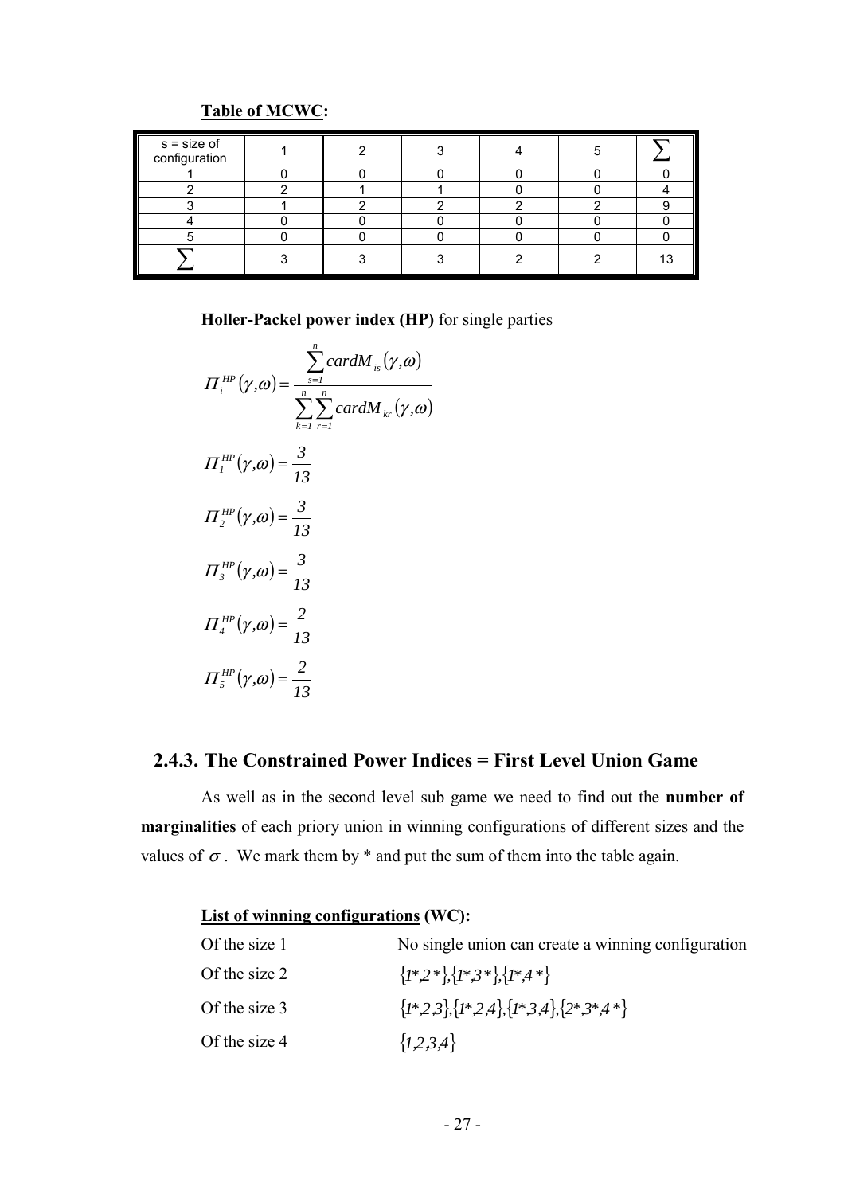**Table of MCWC:**

| s = size of configuration | 1 | 2 | 3 | 4 | 5 | $\sum$ |
|---|---|---|---|---|---|---|
| 1 | 0 | 0 | 0 | 0 | 0 | 0 |
| 2 | 2 | 1 | 1 | 0 | 0 | 4 |
| 3 | 1 | 2 | 2 | 2 | 2 | 9 |
| 4 | 0 | 0 | 0 | 0 | 0 | 0 |
| 5 | 0 | 0 | 0 | 0 | 0 | 0 |
| $\sum$ | 3 | 3 | 3 | 2 | 2 | 13 |

**Holler-Packel power index (HP)** for single parties

$$\Pi_i^{HP}(\gamma,\omega) = \frac{\sum_{s=1}^{n} cardM_{is}(\gamma,\omega)}{\sum_{k=1}^{n}\sum_{r=1}^{n} cardM_{kr}(\gamma,\omega)}$$

$$\Pi_1^{HP}(\gamma,\omega) = \frac{3}{13}$$

$$\Pi_2^{HP}(\gamma,\omega) = \frac{3}{13}$$

$$\Pi_3^{HP}(\gamma,\omega) = \frac{3}{13}$$

$$\Pi_4^{HP}(\gamma,\omega) = \frac{2}{13}$$

$$\Pi_5^{HP}(\gamma,\omega) = \frac{2}{13}$$

## 2.4.3. The Constrained Power Indices = First Level Union Game

As well as in the second level sub game we need to find out the **number of marginalities** of each priory union in winning configurations of different sizes and the values of $\sigma$. We mark them by * and put the sum of them into the table again.

**List of winning configurations (WC):**

Of the size 1 — No single union can create a winning configuration

Of the size 2 — $\{1^*,2^*\},\{1^*,3^*\},\{1^*,4^*\}$

Of the size 3 — $\{1^*,2,3\},\{1^*,2,4\},\{1^*,3,4\},\{2^*,3^*,4^*\}$

Of the size 4 — $\{1,2,3,4\}$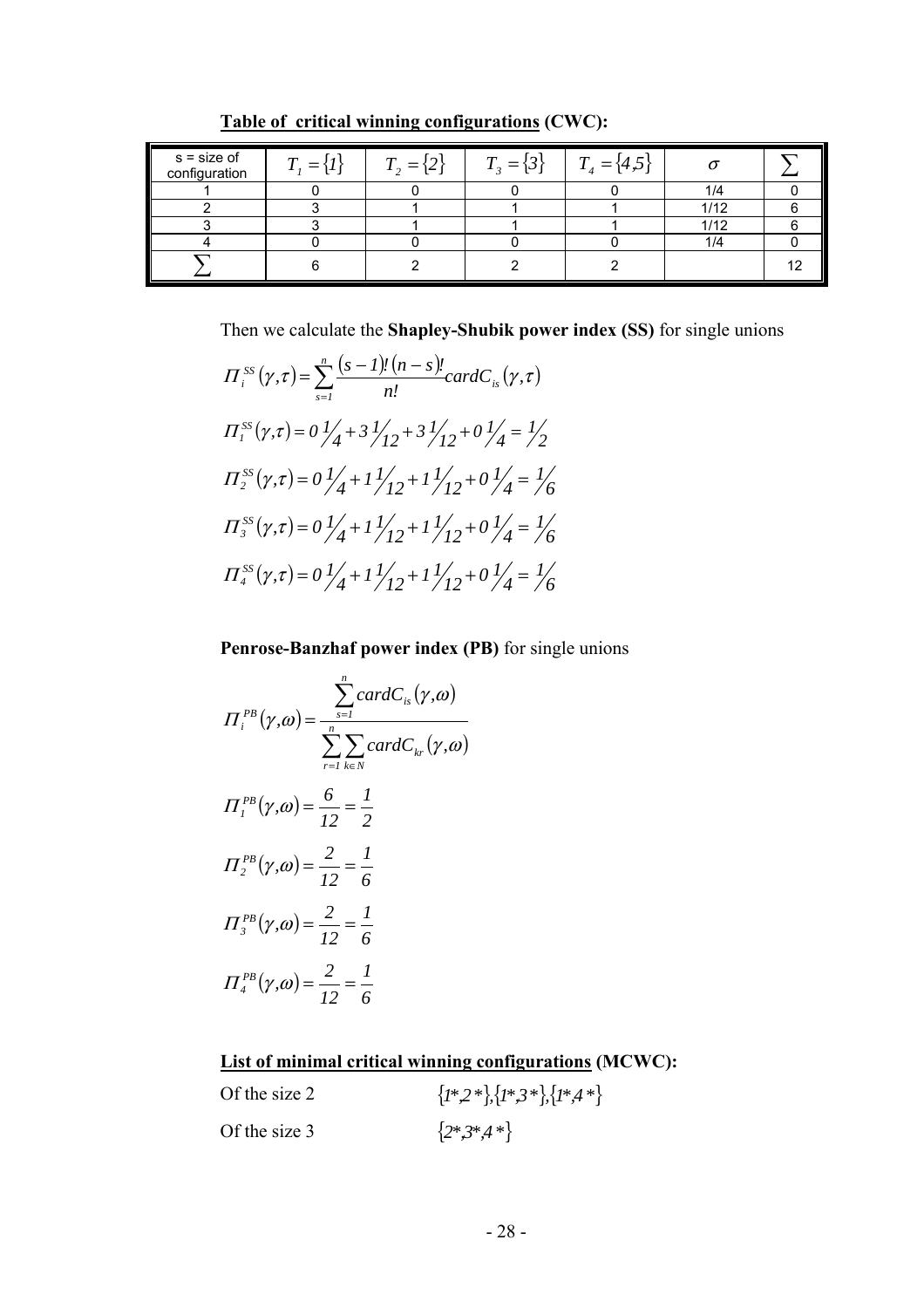**Table of critical winning configurations (CWC):**

| s = size of configuration | $T_1 = \{1\}$ | $T_2 = \{2\}$ | $T_3 = \{3\}$ | $T_4 = \{4,5\}$ | $\sigma$ | $\sum$ |
|---|---|---|---|---|---|---|
| 1 | 0 | 0 | 0 | 0 | 1/4 | 0 |
| 2 | 3 | 1 | 1 | 1 | 1/12 | 6 |
| 3 | 3 | 1 | 1 | 1 | 1/12 | 6 |
| 4 | 0 | 0 | 0 | 0 | 1/4 | 0 |
| $\sum$ | 6 | 2 | 2 | 2 | | 12 |

Then we calculate the **Shapley-Shubik power index (SS)** for single unions

$$\Pi_i^{SS}(\gamma,\tau) = \sum_{s=1}^{n} \frac{(s-1)!\,(n-s)!}{n!} cardC_{is}(\gamma,\tau)$$

$$\Pi_1^{SS}(\gamma,\tau) = 0\,{}^1\!/_4 + 3\,{}^1\!/_{12} + 3\,{}^1\!/_{12} + 0\,{}^1\!/_4 = {}^1\!/_2$$

$$\Pi_2^{SS}(\gamma,\tau) = 0\,{}^1\!/_4 + 1\,{}^1\!/_{12} + 1\,{}^1\!/_{12} + 0\,{}^1\!/_4 = {}^1\!/_6$$

$$\Pi_3^{SS}(\gamma,\tau) = 0\,{}^1\!/_4 + 1\,{}^1\!/_{12} + 1\,{}^1\!/_{12} + 0\,{}^1\!/_4 = {}^1\!/_6$$

$$\Pi_4^{SS}(\gamma,\tau) = 0\,{}^1\!/_4 + 1\,{}^1\!/_{12} + 1\,{}^1\!/_{12} + 0\,{}^1\!/_4 = {}^1\!/_6$$

**Penrose-Banzhaf power index (PB)** for single unions

$$\Pi_i^{PB}(\gamma,\omega) = \frac{\sum_{s=1}^{n} cardC_{is}(\gamma,\omega)}{\sum_{r=1}^{n}\sum_{k\in N} cardC_{kr}(\gamma,\omega)}$$

$$\Pi_1^{PB}(\gamma,\omega) = \frac{6}{12} = \frac{1}{2}$$

$$\Pi_2^{PB}(\gamma,\omega) = \frac{2}{12} = \frac{1}{6}$$

$$\Pi_3^{PB}(\gamma,\omega) = \frac{2}{12} = \frac{1}{6}$$

$$\Pi_4^{PB}(\gamma,\omega) = \frac{2}{12} = \frac{1}{6}$$

**List of minimal critical winning configurations (MCWC):**

Of the size 2 $\quad \{1^*,2^*\},\{1^*,3^*\},\{1^*,4^*\}$

Of the size 3 $\quad \{2^*,3^*,4^*\}$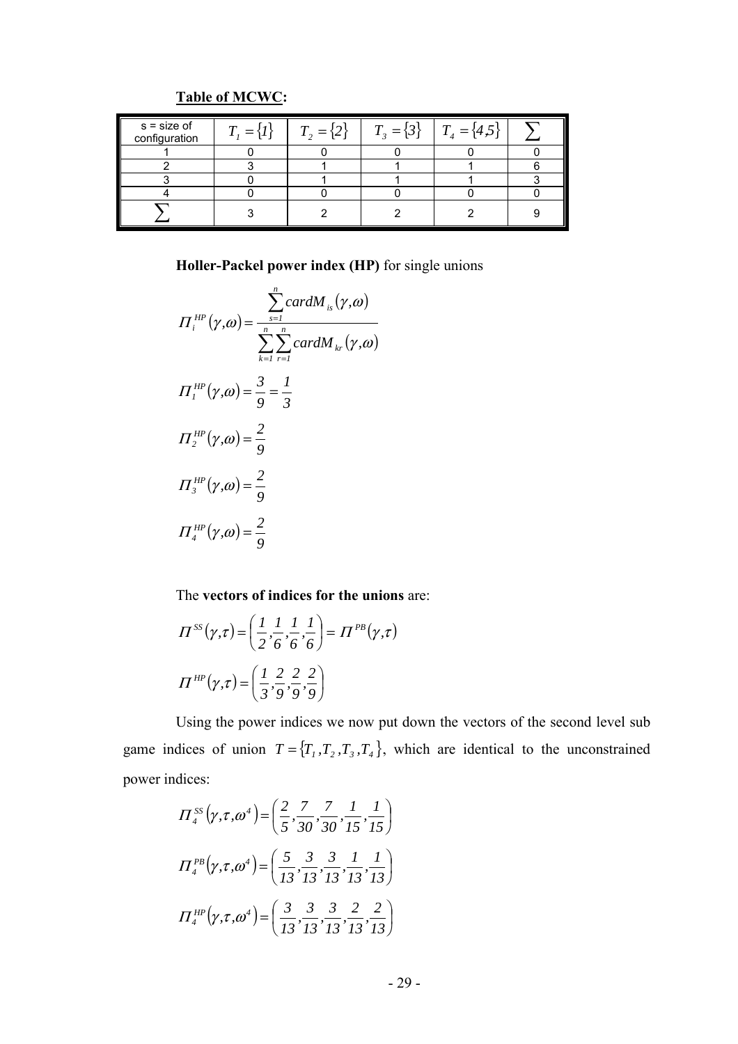**Table of MCWC:**

| s = size of configuration | $T_1 = \{1\}$ | $T_2 = \{2\}$ | $T_3 = \{3\}$ | $T_4 = \{4,5\}$ | $\sum$ |
|---|---|---|---|---|---|
| 1 | 0 | 0 | 0 | 0 | 0 |
| 2 | 3 | 1 | 1 | 1 | 6 |
| 3 | 0 | 1 | 1 | 1 | 3 |
| 4 | 0 | 0 | 0 | 0 | 0 |
| $\sum$ | 3 | 2 | 2 | 2 | 9 |

**Holler-Packel power index (HP)** for single unions

$$\Pi_i^{HP}(\gamma,\omega) = \frac{\sum_{s=1}^{n} cardM_{is}(\gamma,\omega)}{\sum_{k=1}^{n}\sum_{r=1}^{n} cardM_{kr}(\gamma,\omega)}$$

$$\Pi_1^{HP}(\gamma,\omega) = \frac{3}{9} = \frac{1}{3}$$

$$\Pi_2^{HP}(\gamma,\omega) = \frac{2}{9}$$

$$\Pi_3^{HP}(\gamma,\omega) = \frac{2}{9}$$

$$\Pi_4^{HP}(\gamma,\omega) = \frac{2}{9}$$

The **vectors of indices for the unions** are:

$$\Pi^{SS}(\gamma,\tau) = \left(\frac{1}{2},\frac{1}{6},\frac{1}{6},\frac{1}{6}\right) = \Pi^{PB}(\gamma,\tau)$$

$$\Pi^{HP}(\gamma,\tau) = \left(\frac{1}{3},\frac{2}{9},\frac{2}{9},\frac{2}{9}\right)$$

Using the power indices we now put down the vectors of the second level sub game indices of union $T = \{T_1, T_2, T_3, T_4\}$, which are identical to the unconstrained power indices:

$$\Pi_4^{SS}(\gamma,\tau,\omega^4) = \left(\frac{2}{5},\frac{7}{30},\frac{7}{30},\frac{1}{15},\frac{1}{15}\right)$$

$$\Pi_4^{PB}(\gamma,\tau,\omega^4) = \left(\frac{5}{13},\frac{3}{13},\frac{3}{13},\frac{1}{13},\frac{1}{13}\right)$$

$$\Pi_4^{HP}(\gamma,\tau,\omega^4) = \left(\frac{3}{13},\frac{3}{13},\frac{3}{13},\frac{2}{13},\frac{2}{13}\right)$$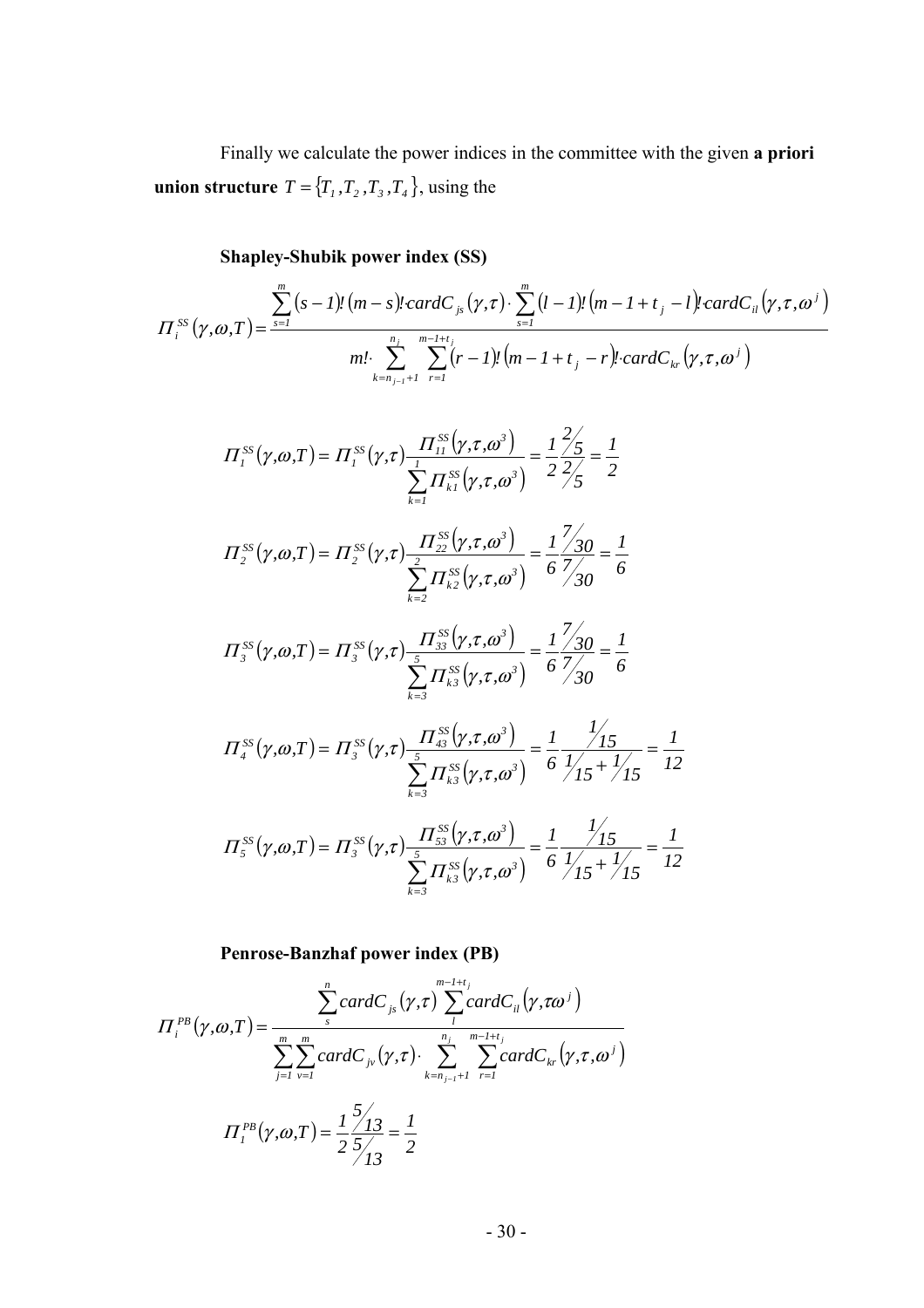Finally we calculate the power indices in the committee with the given **a priori union structure** $T = \{T_1, T_2, T_3, T_4\}$, using the

**Shapley-Shubik power index (SS)**

$$\Pi_i^{SS}(\gamma,\omega,T) = \frac{\sum_{s=1}^{m}(s-1)!\,(m-s)!\, cardC_{js}(\gamma,\tau)\cdot \sum_{s=1}^{m}(l-1)!\,(m-1+t_j-l)!\, cardC_{il}(\gamma,\tau,\omega^j)}{m!\cdot \sum_{k=n_{j-1}+1}^{n_j}\sum_{r=1}^{m-1+t_j}(r-1)!\,(m-1+t_j-r)!\, cardC_{kr}(\gamma,\tau,\omega^j)}$$

$$\Pi_1^{SS}(\gamma,\omega,T) = \Pi_1^{SS}(\gamma,\tau)\frac{\Pi_{11}^{SS}(\gamma,\tau,\omega^3)}{\sum_{k=1}^{1}\Pi_{k1}^{SS}(\gamma,\tau,\omega^3)} = \frac{1}{2}\frac{2/5}{2/5} = \frac{1}{2}$$

$$\Pi_2^{SS}(\gamma,\omega,T) = \Pi_2^{SS}(\gamma,\tau)\frac{\Pi_{22}^{SS}(\gamma,\tau,\omega^3)}{\sum_{k=2}^{2}\Pi_{k2}^{SS}(\gamma,\tau,\omega^3)} = \frac{1}{6}\frac{7/30}{7/30} = \frac{1}{6}$$

$$\Pi_3^{SS}(\gamma,\omega,T) = \Pi_3^{SS}(\gamma,\tau)\frac{\Pi_{33}^{SS}(\gamma,\tau,\omega^3)}{\sum_{k=3}^{5}\Pi_{k3}^{SS}(\gamma,\tau,\omega^3)} = \frac{1}{6}\frac{7/30}{7/30} = \frac{1}{6}$$

$$\Pi_4^{SS}(\gamma,\omega,T) = \Pi_3^{SS}(\gamma,\tau)\frac{\Pi_{43}^{SS}(\gamma,\tau,\omega^3)}{\sum_{k=3}^{5}\Pi_{k3}^{SS}(\gamma,\tau,\omega^3)} = \frac{1}{6}\frac{1/15}{1/15+1/15} = \frac{1}{12}$$

$$\Pi_5^{SS}(\gamma,\omega,T) = \Pi_3^{SS}(\gamma,\tau)\frac{\Pi_{53}^{SS}(\gamma,\tau,\omega^3)}{\sum_{k=3}^{5}\Pi_{k3}^{SS}(\gamma,\tau,\omega^3)} = \frac{1}{6}\frac{1/15}{1/15+1/15} = \frac{1}{12}$$

**Penrose-Banzhaf power index (PB)**

$$\Pi_i^{PB}(\gamma,\omega,T) = \frac{\sum_{s}^{n} cardC_{js}(\gamma,\tau)\sum_{l}^{m-1+t_j} cardC_{il}(\gamma,\tau\omega^j)}{\sum_{j=1}^{m}\sum_{v=1}^{m} cardC_{jv}(\gamma,\tau)\cdot \sum_{k=n_{j-1}+1}^{n_j}\sum_{r=1}^{m-1+t_j} cardC_{kr}(\gamma,\tau,\omega^j)}$$

$$\Pi_1^{PB}(\gamma,\omega,T) = \frac{1}{2}\frac{5/13}{5/13} = \frac{1}{2}$$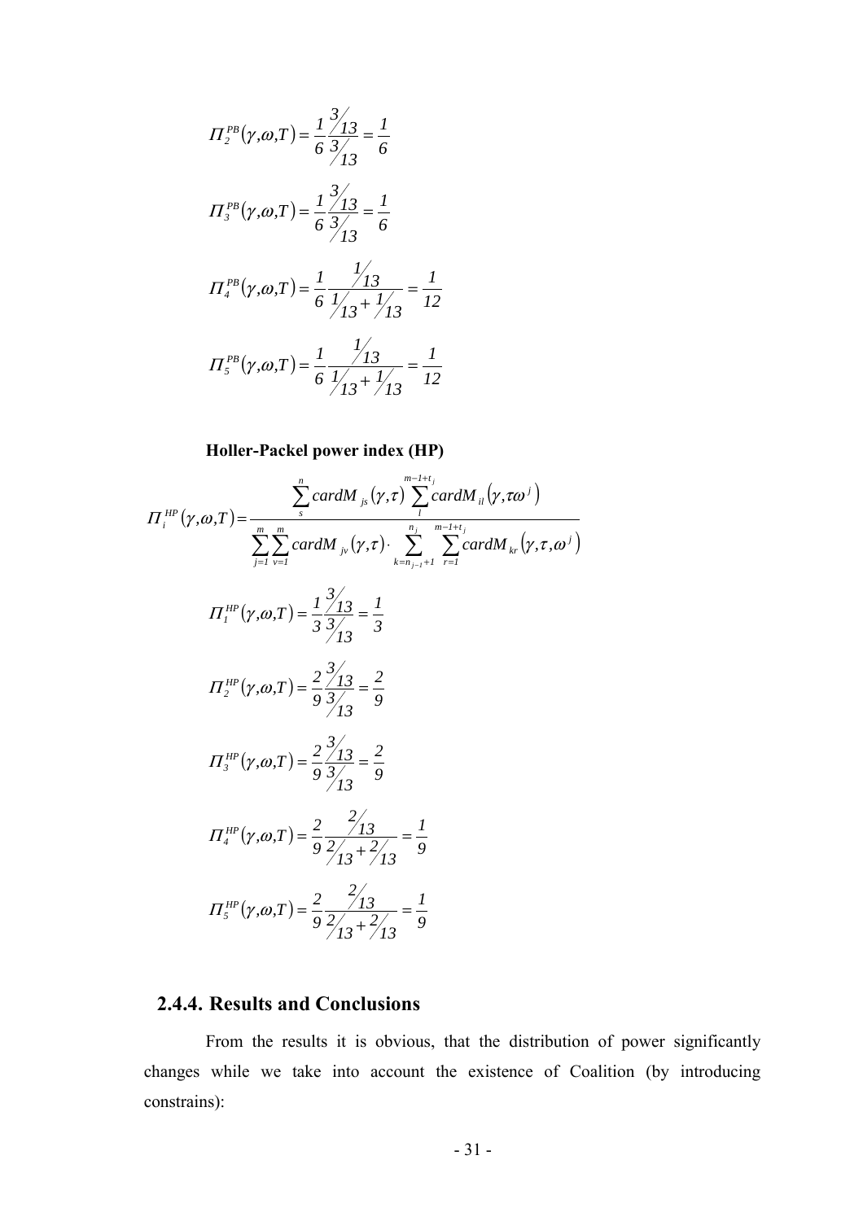$$\Pi_2^{PB}(\gamma,\omega,T) = \frac{1}{6}\frac{3/13}{3/13} = \frac{1}{6}$$

$$\Pi_3^{PB}(\gamma,\omega,T) = \frac{1}{6}\frac{3/13}{3/13} = \frac{1}{6}$$

$$\Pi_4^{PB}(\gamma,\omega,T) = \frac{1}{6}\frac{1/13}{1/13 + 1/13} = \frac{1}{12}$$

$$\Pi_5^{PB}(\gamma,\omega,T) = \frac{1}{6}\frac{1/13}{1/13 + 1/13} = \frac{1}{12}$$

**Holler-Packel power index (HP)**

$$\Pi_i^{HP}(\gamma,\omega,T) = \frac{\sum_{s}^{n} cardM_{js}(\gamma,\tau) \sum_{l}^{m-1+t_j} cardM_{il}(\gamma,\tau\omega^j)}{\sum_{j=1}^{m}\sum_{v=1}^{m} cardM_{jv}(\gamma,\tau) \cdot \sum_{k=n_{j-1}+1}^{n_j} \sum_{r=1}^{m-1+t_j} cardM_{kr}(\gamma,\tau,\omega^j)}$$

$$\Pi_1^{HP}(\gamma,\omega,T) = \frac{1}{3}\frac{3/13}{3/13} = \frac{1}{3}$$

$$\Pi_2^{HP}(\gamma,\omega,T) = \frac{2}{9}\frac{3/13}{3/13} = \frac{2}{9}$$

$$\Pi_3^{HP}(\gamma,\omega,T) = \frac{2}{9}\frac{3/13}{3/13} = \frac{2}{9}$$

$$\Pi_4^{HP}(\gamma,\omega,T) = \frac{2}{9}\frac{2/13}{2/13 + 2/13} = \frac{1}{9}$$

$$\Pi_5^{HP}(\gamma,\omega,T) = \frac{2}{9}\frac{2/13}{2/13 + 2/13} = \frac{1}{9}$$

### 2.4.4. Results and Conclusions

From the results it is obvious, that the distribution of power significantly changes while we take into account the existence of Coalition (by introducing constrains):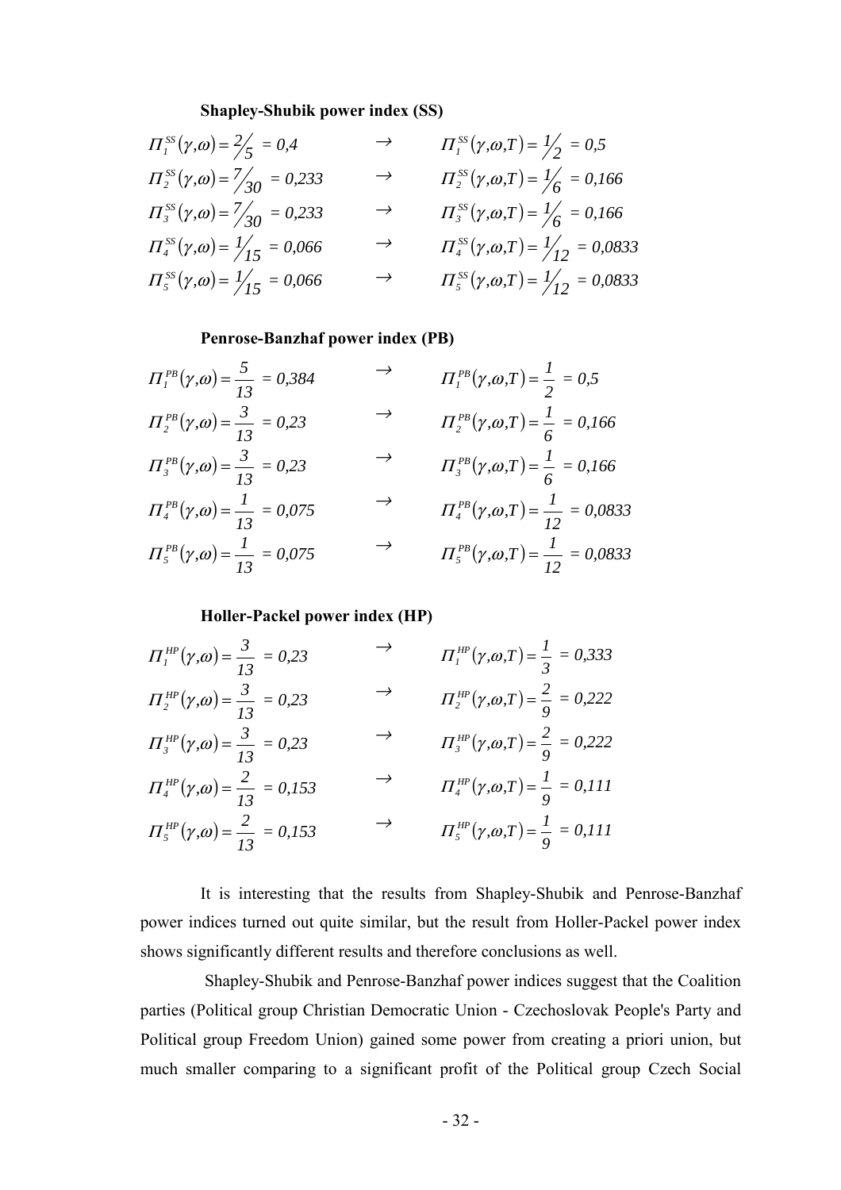**Shapley-Shubik power index (SS)**

$$\Pi_1^{SS}(\gamma,\omega) = 2/5 = 0,4 \quad \rightarrow \quad \Pi_1^{SS}(\gamma,\omega,T) = 1/2 = 0,5$$

$$\Pi_2^{SS}(\gamma,\omega) = 7/30 = 0,233 \quad \rightarrow \quad \Pi_2^{SS}(\gamma,\omega,T) = 1/6 = 0,166$$

$$\Pi_3^{SS}(\gamma,\omega) = 7/30 = 0,233 \quad \rightarrow \quad \Pi_3^{SS}(\gamma,\omega,T) = 1/6 = 0,166$$

$$\Pi_4^{SS}(\gamma,\omega) = 1/15 = 0,066 \quad \rightarrow \quad \Pi_4^{SS}(\gamma,\omega,T) = 1/12 = 0,0833$$

$$\Pi_5^{SS}(\gamma,\omega) = 1/15 = 0,066 \quad \rightarrow \quad \Pi_5^{SS}(\gamma,\omega,T) = 1/12 = 0,0833$$

**Penrose-Banzhaf power index (PB)**

$$\Pi_1^{PB}(\gamma,\omega) = \frac{5}{13} = 0,384 \quad \rightarrow \quad \Pi_1^{PB}(\gamma,\omega,T) = \frac{1}{2} = 0,5$$

$$\Pi_2^{PB}(\gamma,\omega) = \frac{3}{13} = 0,23 \quad \rightarrow \quad \Pi_2^{PB}(\gamma,\omega,T) = \frac{1}{6} = 0,166$$

$$\Pi_3^{PB}(\gamma,\omega) = \frac{3}{13} = 0,23 \quad \rightarrow \quad \Pi_3^{PB}(\gamma,\omega,T) = \frac{1}{6} = 0,166$$

$$\Pi_4^{PB}(\gamma,\omega) = \frac{1}{13} = 0,075 \quad \rightarrow \quad \Pi_4^{PB}(\gamma,\omega,T) = \frac{1}{12} = 0,0833$$

$$\Pi_5^{PB}(\gamma,\omega) = \frac{1}{13} = 0,075 \quad \rightarrow \quad \Pi_5^{PB}(\gamma,\omega,T) = \frac{1}{12} = 0,0833$$

**Holler-Packel power index (HP)**

$$\Pi_1^{HP}(\gamma,\omega) = \frac{3}{13} = 0,23 \quad \rightarrow \quad \Pi_1^{HP}(\gamma,\omega,T) = \frac{1}{3} = 0,333$$

$$\Pi_2^{HP}(\gamma,\omega) = \frac{3}{13} = 0,23 \quad \rightarrow \quad \Pi_2^{HP}(\gamma,\omega,T) = \frac{2}{9} = 0,222$$

$$\Pi_3^{HP}(\gamma,\omega) = \frac{3}{13} = 0,23 \quad \rightarrow \quad \Pi_3^{HP}(\gamma,\omega,T) = \frac{2}{9} = 0,222$$

$$\Pi_4^{HP}(\gamma,\omega) = \frac{2}{13} = 0,153 \quad \rightarrow \quad \Pi_4^{HP}(\gamma,\omega,T) = \frac{1}{9} = 0,111$$

$$\Pi_5^{HP}(\gamma,\omega) = \frac{2}{13} = 0,153 \quad \rightarrow \quad \Pi_5^{HP}(\gamma,\omega,T) = \frac{1}{9} = 0,111$$

It is interesting that the results from Shapley-Shubik and Penrose-Banzhaf power indices turned out quite similar, but the result from Holler-Packel power index shows significantly different results and therefore conclusions as well.

Shapley-Shubik and Penrose-Banzhaf power indices suggest that the Coalition parties (Political group Christian Democratic Union - Czechoslovak People's Party and Political group Freedom Union) gained some power from creating a priori union, but much smaller comparing to a significant profit of the Political group Czech Social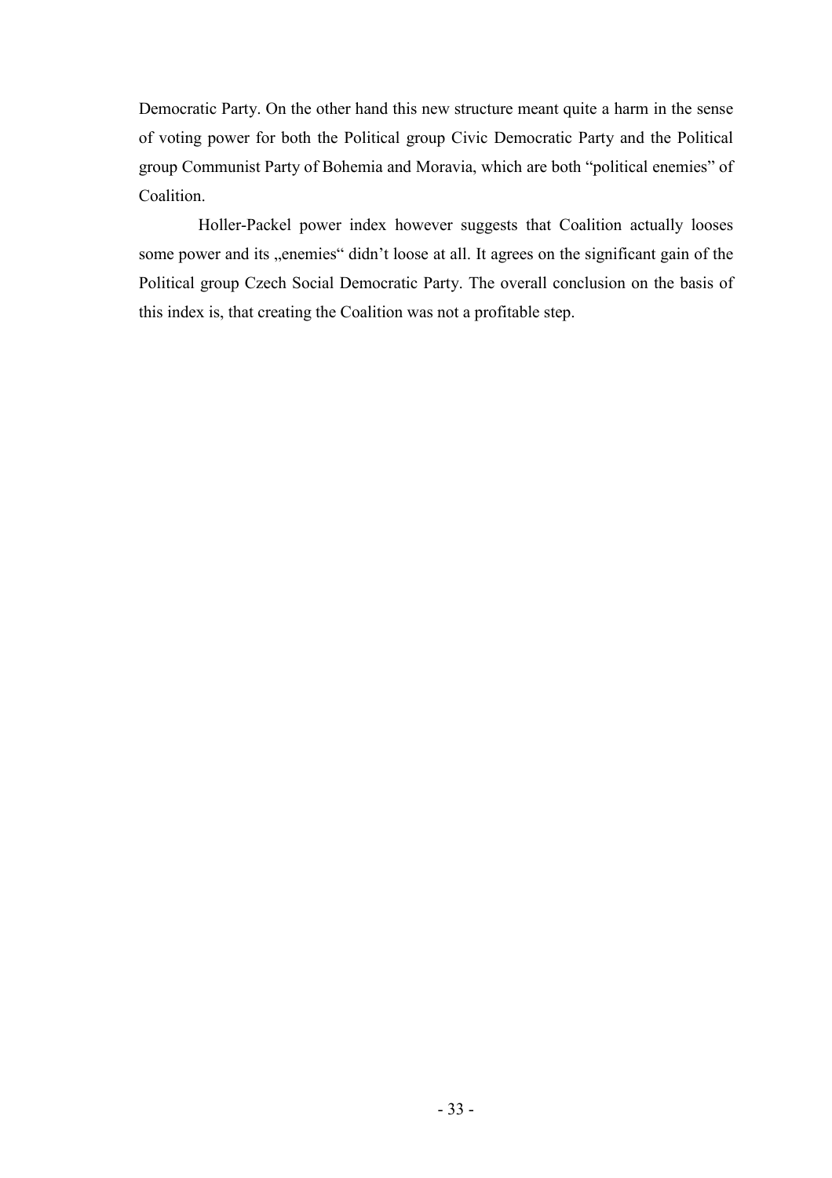Democratic Party. On the other hand this new structure meant quite a harm in the sense of voting power for both the Political group Civic Democratic Party and the Political group Communist Party of Bohemia and Moravia, which are both "political enemies" of Coalition.

Holler-Packel power index however suggests that Coalition actually looses some power and its „enemies" didn't loose at all. It agrees on the significant gain of the Political group Czech Social Democratic Party. The overall conclusion on the basis of this index is, that creating the Coalition was not a profitable step.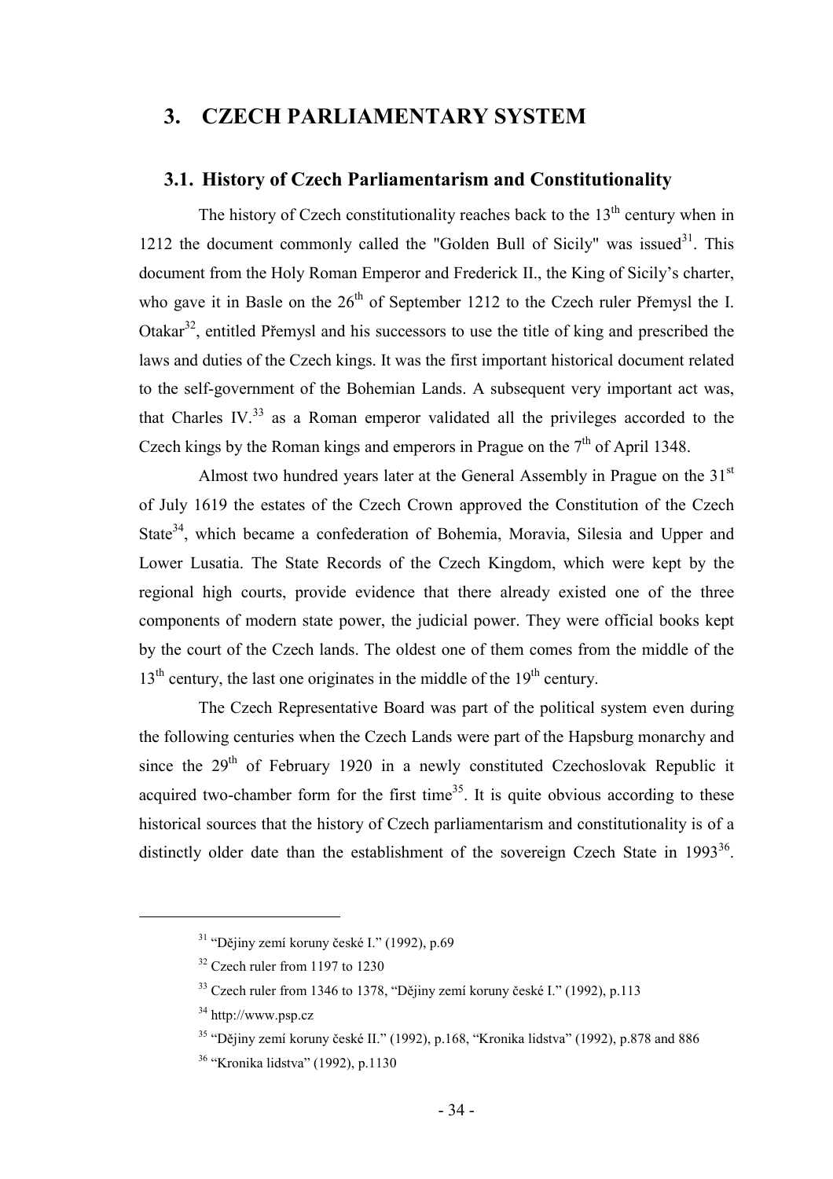# 3. CZECH PARLIAMENTARY SYSTEM

## 3.1. History of Czech Parliamentarism and Constitutionality

The history of Czech constitutionality reaches back to the 13th century when in 1212 the document commonly called the "Golden Bull of Sicily" was issued[31]. This document from the Holy Roman Emperor and Frederick II., the King of Sicily's charter, who gave it in Basle on the 26th of September 1212 to the Czech ruler Přemysl the I. Otakar[32], entitled Přemysl and his successors to use the title of king and prescribed the laws and duties of the Czech kings. It was the first important historical document related to the self-government of the Bohemian Lands. A subsequent very important act was, that Charles IV.[33] as a Roman emperor validated all the privileges accorded to the Czech kings by the Roman kings and emperors in Prague on the 7th of April 1348.

Almost two hundred years later at the General Assembly in Prague on the 31st of July 1619 the estates of the Czech Crown approved the Constitution of the Czech State[34], which became a confederation of Bohemia, Moravia, Silesia and Upper and Lower Lusatia. The State Records of the Czech Kingdom, which were kept by the regional high courts, provide evidence that there already existed one of the three components of modern state power, the judicial power. They were official books kept by the court of the Czech lands. The oldest one of them comes from the middle of the 13th century, the last one originates in the middle of the 19th century.

The Czech Representative Board was part of the political system even during the following centuries when the Czech Lands were part of the Hapsburg monarchy and since the 29th of February 1920 in a newly constituted Czechoslovak Republic it acquired two-chamber form for the first time[35]. It is quite obvious according to these historical sources that the history of Czech parliamentarism and constitutionality is of a distinctly older date than the establishment of the sovereign Czech State in 1993[36].

---

[31] "Dějiny zemí koruny české I." (1992), p.69

[32] Czech ruler from 1197 to 1230

[33] Czech ruler from 1346 to 1378, "Dějiny zemí koruny české I." (1992), p.113

[34] http://www.psp.cz

[35] "Dějiny zemí koruny české II." (1992), p.168, "Kronika lidstva" (1992), p.878 and 886

[36] "Kronika lidstva" (1992), p.1130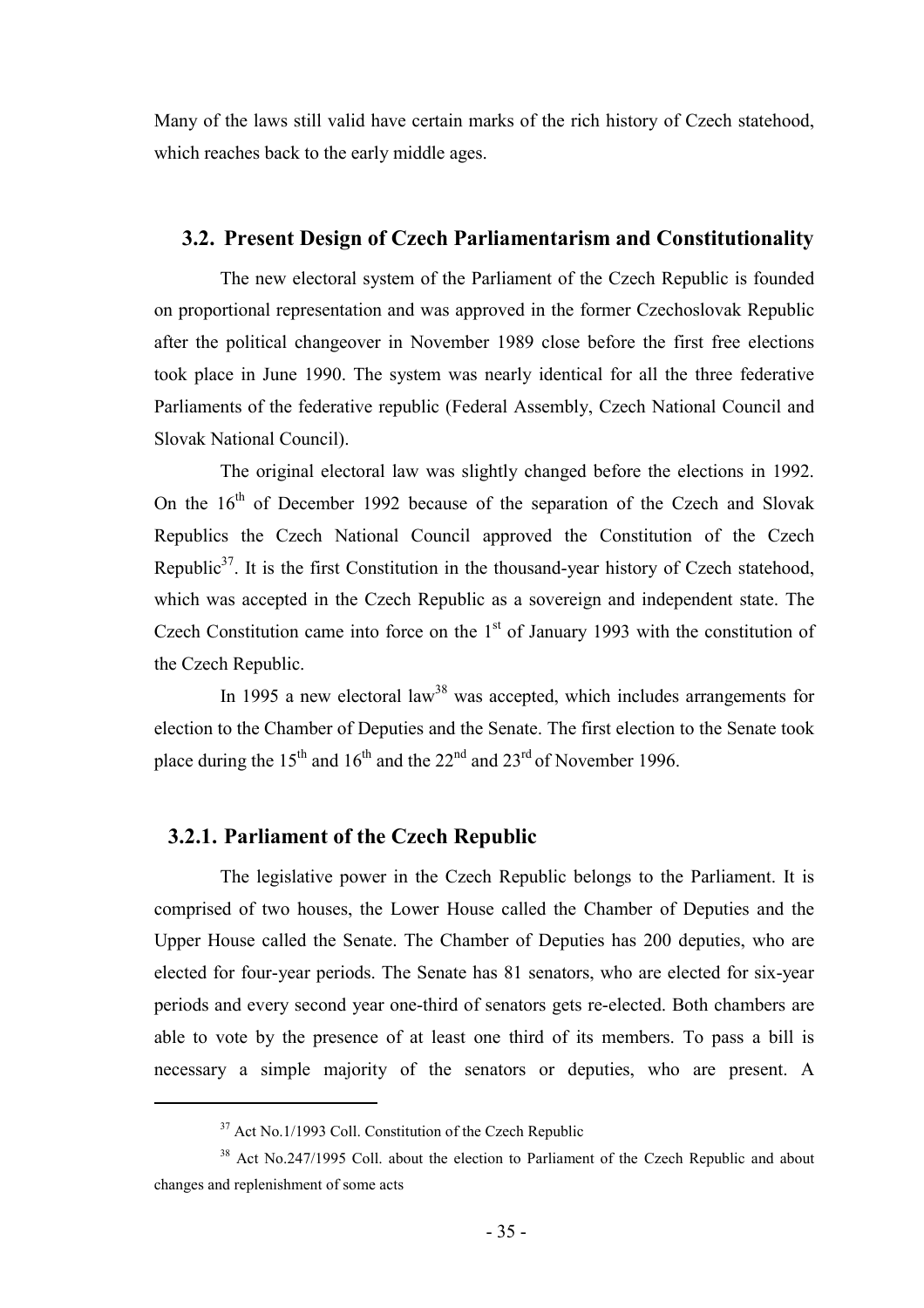Many of the laws still valid have certain marks of the rich history of Czech statehood, which reaches back to the early middle ages.

## 3.2. Present Design of Czech Parliamentarism and Constitutionality

The new electoral system of the Parliament of the Czech Republic is founded on proportional representation and was approved in the former Czechoslovak Republic after the political changeover in November 1989 close before the first free elections took place in June 1990. The system was nearly identical for all the three federative Parliaments of the federative republic (Federal Assembly, Czech National Council and Slovak National Council).

The original electoral law was slightly changed before the elections in 1992. On the 16th of December 1992 because of the separation of the Czech and Slovak Republics the Czech National Council approved the Constitution of the Czech Republic[37]. It is the first Constitution in the thousand-year history of Czech statehood, which was accepted in the Czech Republic as a sovereign and independent state. The Czech Constitution came into force on the 1st of January 1993 with the constitution of the Czech Republic.

In 1995 a new electoral law[38] was accepted, which includes arrangements for election to the Chamber of Deputies and the Senate. The first election to the Senate took place during the 15th and 16th and the 22nd and 23rd of November 1996.

### 3.2.1. Parliament of the Czech Republic

The legislative power in the Czech Republic belongs to the Parliament. It is comprised of two houses, the Lower House called the Chamber of Deputies and the Upper House called the Senate. The Chamber of Deputies has 200 deputies, who are elected for four-year periods. The Senate has 81 senators, who are elected for six-year periods and every second year one-third of senators gets re-elected. Both chambers are able to vote by the presence of at least one third of its members. To pass a bill is necessary a simple majority of the senators or deputies, who are present. A

---

[37] Act No.1/1993 Coll. Constitution of the Czech Republic

[38] Act No.247/1995 Coll. about the election to Parliament of the Czech Republic and about changes and replenishment of some acts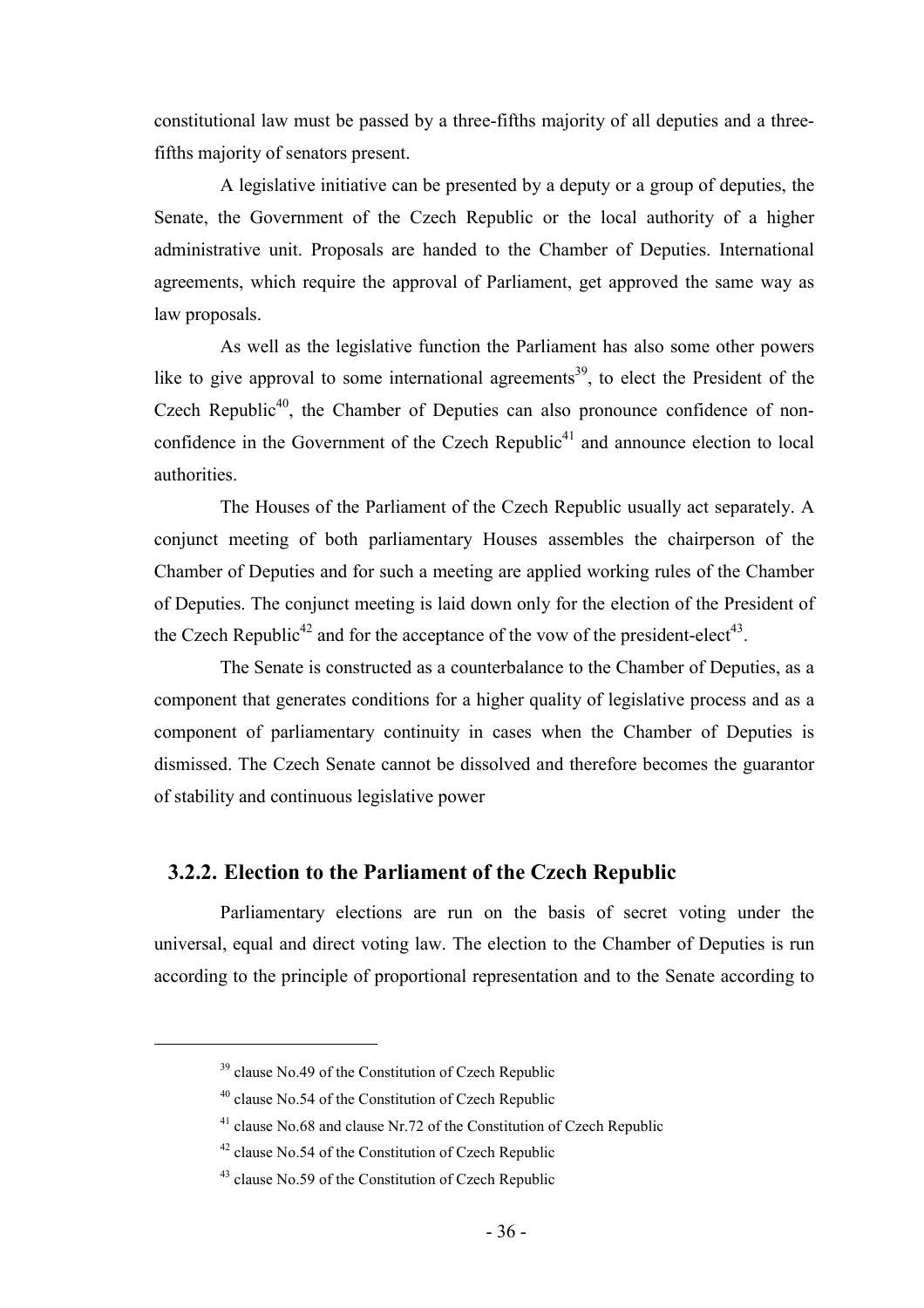constitutional law must be passed by a three-fifths majority of all deputies and a three-fifths majority of senators present.

A legislative initiative can be presented by a deputy or a group of deputies, the Senate, the Government of the Czech Republic or the local authority of a higher administrative unit. Proposals are handed to the Chamber of Deputies. International agreements, which require the approval of Parliament, get approved the same way as law proposals.

As well as the legislative function the Parliament has also some other powers like to give approval to some international agreements[39], to elect the President of the Czech Republic[40], the Chamber of Deputies can also pronounce confidence of non-confidence in the Government of the Czech Republic[41] and announce election to local authorities.

The Houses of the Parliament of the Czech Republic usually act separately. A conjunct meeting of both parliamentary Houses assembles the chairperson of the Chamber of Deputies and for such a meeting are applied working rules of the Chamber of Deputies. The conjunct meeting is laid down only for the election of the President of the Czech Republic[42] and for the acceptance of the vow of the president-elect[43].

The Senate is constructed as a counterbalance to the Chamber of Deputies, as a component that generates conditions for a higher quality of legislative process and as a component of parliamentary continuity in cases when the Chamber of Deputies is dismissed. The Czech Senate cannot be dissolved and therefore becomes the guarantor of stability and continuous legislative power

### 3.2.2. Election to the Parliament of the Czech Republic

Parliamentary elections are run on the basis of secret voting under the universal, equal and direct voting law. The election to the Chamber of Deputies is run according to the principle of proportional representation and to the Senate according to

---

[39] clause No.49 of the Constitution of Czech Republic

[40] clause No.54 of the Constitution of Czech Republic

[41] clause No.68 and clause Nr.72 of the Constitution of Czech Republic

[42] clause No.54 of the Constitution of Czech Republic

[43] clause No.59 of the Constitution of Czech Republic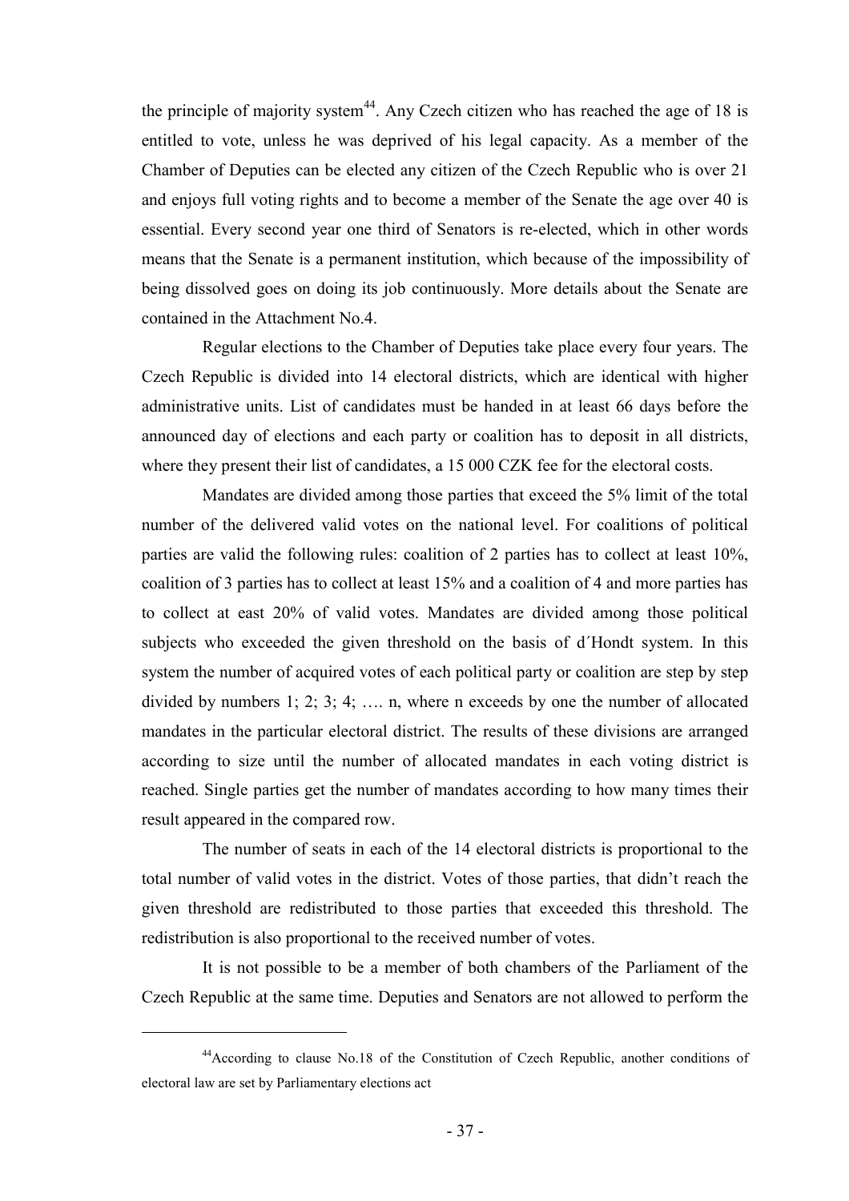the principle of majority system[44]. Any Czech citizen who has reached the age of 18 is entitled to vote, unless he was deprived of his legal capacity. As a member of the Chamber of Deputies can be elected any citizen of the Czech Republic who is over 21 and enjoys full voting rights and to become a member of the Senate the age over 40 is essential. Every second year one third of Senators is re-elected, which in other words means that the Senate is a permanent institution, which because of the impossibility of being dissolved goes on doing its job continuously. More details about the Senate are contained in the Attachment No.4.

Regular elections to the Chamber of Deputies take place every four years. The Czech Republic is divided into 14 electoral districts, which are identical with higher administrative units. List of candidates must be handed in at least 66 days before the announced day of elections and each party or coalition has to deposit in all districts, where they present their list of candidates, a 15 000 CZK fee for the electoral costs.

Mandates are divided among those parties that exceed the 5% limit of the total number of the delivered valid votes on the national level. For coalitions of political parties are valid the following rules: coalition of 2 parties has to collect at least 10%, coalition of 3 parties has to collect at least 15% and a coalition of 4 and more parties has to collect at east 20% of valid votes. Mandates are divided among those political subjects who exceeded the given threshold on the basis of d´Hondt system. In this system the number of acquired votes of each political party or coalition are step by step divided by numbers 1; 2; 3; 4; …. n, where n exceeds by one the number of allocated mandates in the particular electoral district. The results of these divisions are arranged according to size until the number of allocated mandates in each voting district is reached. Single parties get the number of mandates according to how many times their result appeared in the compared row.

The number of seats in each of the 14 electoral districts is proportional to the total number of valid votes in the district. Votes of those parties, that didn't reach the given threshold are redistributed to those parties that exceeded this threshold. The redistribution is also proportional to the received number of votes.

It is not possible to be a member of both chambers of the Parliament of the Czech Republic at the same time. Deputies and Senators are not allowed to perform the

---

[44] According to clause No.18 of the Constitution of Czech Republic, another conditions of electoral law are set by Parliamentary elections act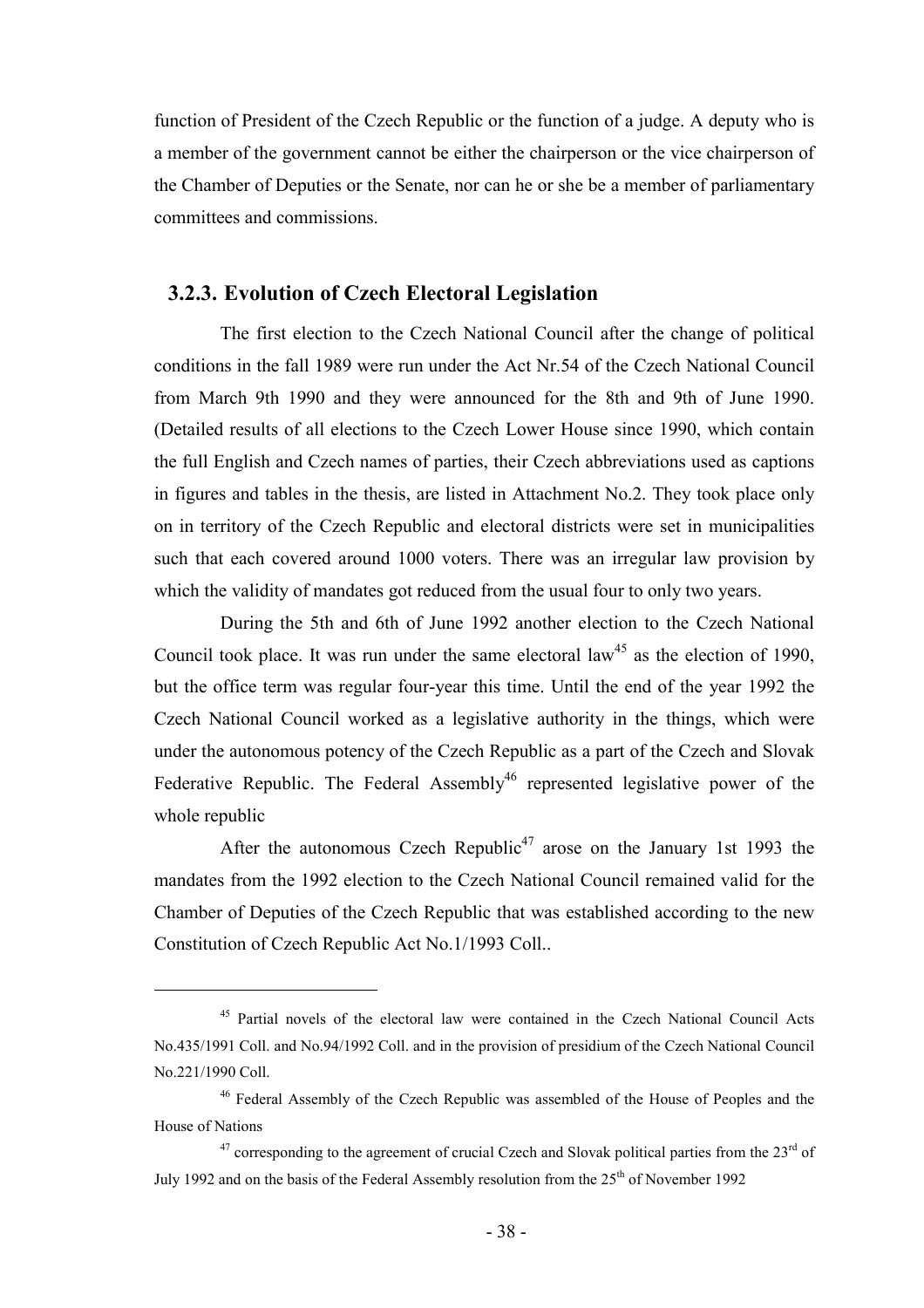function of President of the Czech Republic or the function of a judge. A deputy who is a member of the government cannot be either the chairperson or the vice chairperson of the Chamber of Deputies or the Senate, nor can he or she be a member of parliamentary committees and commissions.

### 3.2.3. Evolution of Czech Electoral Legislation

The first election to the Czech National Council after the change of political conditions in the fall 1989 were run under the Act Nr.54 of the Czech National Council from March 9th 1990 and they were announced for the 8th and 9th of June 1990. (Detailed results of all elections to the Czech Lower House since 1990, which contain the full English and Czech names of parties, their Czech abbreviations used as captions in figures and tables in the thesis, are listed in Attachment No.2. They took place only on in territory of the Czech Republic and electoral districts were set in municipalities such that each covered around 1000 voters. There was an irregular law provision by which the validity of mandates got reduced from the usual four to only two years.

During the 5th and 6th of June 1992 another election to the Czech National Council took place. It was run under the same electoral law[45] as the election of 1990, but the office term was regular four-year this time. Until the end of the year 1992 the Czech National Council worked as a legislative authority in the things, which were under the autonomous potency of the Czech Republic as a part of the Czech and Slovak Federative Republic. The Federal Assembly[46] represented legislative power of the whole republic

After the autonomous Czech Republic[47] arose on the January 1st 1993 the mandates from the 1992 election to the Czech National Council remained valid for the Chamber of Deputies of the Czech Republic that was established according to the new Constitution of Czech Republic Act No.1/1993 Coll..

---

[45] Partial novels of the electoral law were contained in the Czech National Council Acts No.435/1991 Coll. and No.94/1992 Coll. and in the provision of presidium of the Czech National Council No.221/1990 Coll.

[46] Federal Assembly of the Czech Republic was assembled of the House of Peoples and the House of Nations

[47] corresponding to the agreement of crucial Czech and Slovak political parties from the 23rd of July 1992 and on the basis of the Federal Assembly resolution from the 25th of November 1992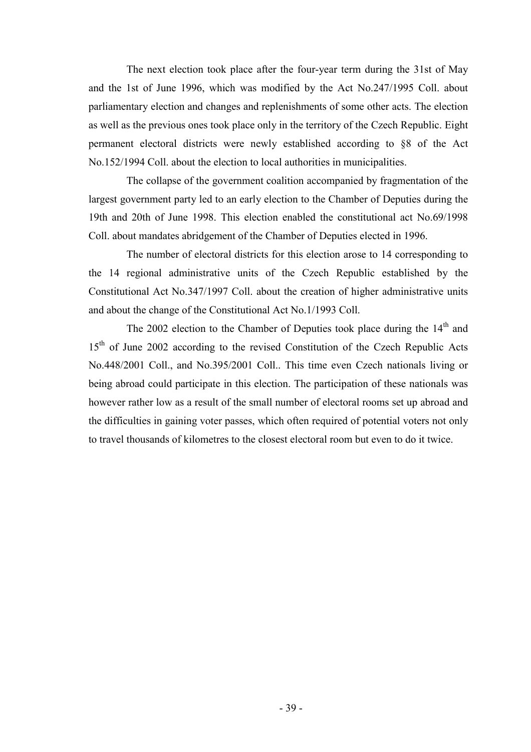The next election took place after the four-year term during the 31st of May and the 1st of June 1996, which was modified by the Act No.247/1995 Coll. about parliamentary election and changes and replenishments of some other acts. The election as well as the previous ones took place only in the territory of the Czech Republic. Eight permanent electoral districts were newly established according to §8 of the Act No.152/1994 Coll. about the election to local authorities in municipalities.

The collapse of the government coalition accompanied by fragmentation of the largest government party led to an early election to the Chamber of Deputies during the 19th and 20th of June 1998. This election enabled the constitutional act No.69/1998 Coll. about mandates abridgement of the Chamber of Deputies elected in 1996.

The number of electoral districts for this election arose to 14 corresponding to the 14 regional administrative units of the Czech Republic established by the Constitutional Act No.347/1997 Coll. about the creation of higher administrative units and about the change of the Constitutional Act No.1/1993 Coll.

The 2002 election to the Chamber of Deputies took place during the 14th and 15th of June 2002 according to the revised Constitution of the Czech Republic Acts No.448/2001 Coll., and No.395/2001 Coll.. This time even Czech nationals living or being abroad could participate in this election. The participation of these nationals was however rather low as a result of the small number of electoral rooms set up abroad and the difficulties in gaining voter passes, which often required of potential voters not only to travel thousands of kilometres to the closest electoral room but even to do it twice.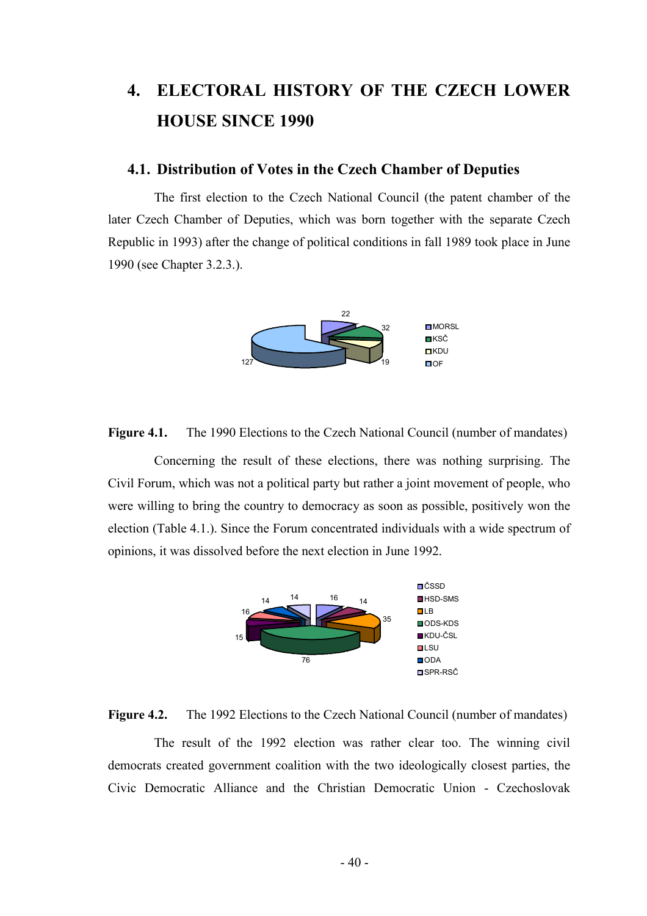# 4. ELECTORAL HISTORY OF THE CZECH LOWER HOUSE SINCE 1990

## 4.1. Distribution of Votes in the Czech Chamber of Deputies

The first election to the Czech National Council (the patent chamber of the later Czech Chamber of Deputies, which was born together with the separate Czech Republic in 1993) after the change of political conditions in fall 1989 took place in June 1990 (see Chapter 3.2.3.).

**Figure 4.1.** The 1990 Elections to the Czech National Council (number of mandates)

Concerning the result of these elections, there was nothing surprising. The Civil Forum, which was not a political party but rather a joint movement of people, who were willing to bring the country to democracy as soon as possible, positively won the election (Table 4.1.). Since the Forum concentrated individuals with a wide spectrum of opinions, it was dissolved before the next election in June 1992.

**Figure 4.2.** The 1992 Elections to the Czech National Council (number of mandates)

The result of the 1992 election was rather clear too. The winning civil democrats created government coalition with the two ideologically closest parties, the Civic Democratic Alliance and the Christian Democratic Union - Czechoslovak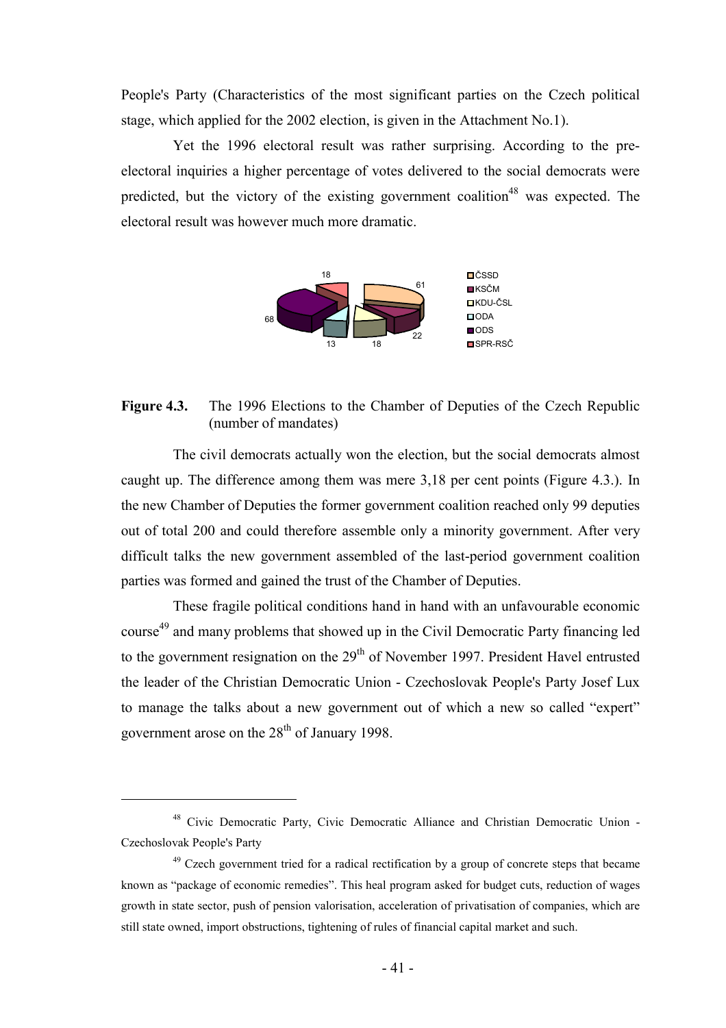People's Party (Characteristics of the most significant parties on the Czech political stage, which applied for the 2002 election, is given in the Attachment No.1).

Yet the 1996 electoral result was rather surprising. According to the pre-electoral inquiries a higher percentage of votes delivered to the social democrats were predicted, but the victory of the existing government coalition[48] was expected. The electoral result was however much more dramatic.

**Figure 4.3.** The 1996 Elections to the Chamber of Deputies of the Czech Republic (number of mandates)

The civil democrats actually won the election, but the social democrats almost caught up. The difference among them was mere 3,18 per cent points (Figure 4.3.). In the new Chamber of Deputies the former government coalition reached only 99 deputies out of total 200 and could therefore assemble only a minority government. After very difficult talks the new government assembled of the last-period government coalition parties was formed and gained the trust of the Chamber of Deputies.

These fragile political conditions hand in hand with an unfavourable economic course[49] and many problems that showed up in the Civil Democratic Party financing led to the government resignation on the 29th of November 1997. President Havel entrusted the leader of the Christian Democratic Union - Czechoslovak People's Party Josef Lux to manage the talks about a new government out of which a new so called "expert" government arose on the 28th of January 1998.

---

[48] Civic Democratic Party, Civic Democratic Alliance and Christian Democratic Union - Czechoslovak People's Party

[49] Czech government tried for a radical rectification by a group of concrete steps that became known as "package of economic remedies". This heal program asked for budget cuts, reduction of wages growth in state sector, push of pension valorisation, acceleration of privatisation of companies, which are still state owned, import obstructions, tightening of rules of financial capital market and such.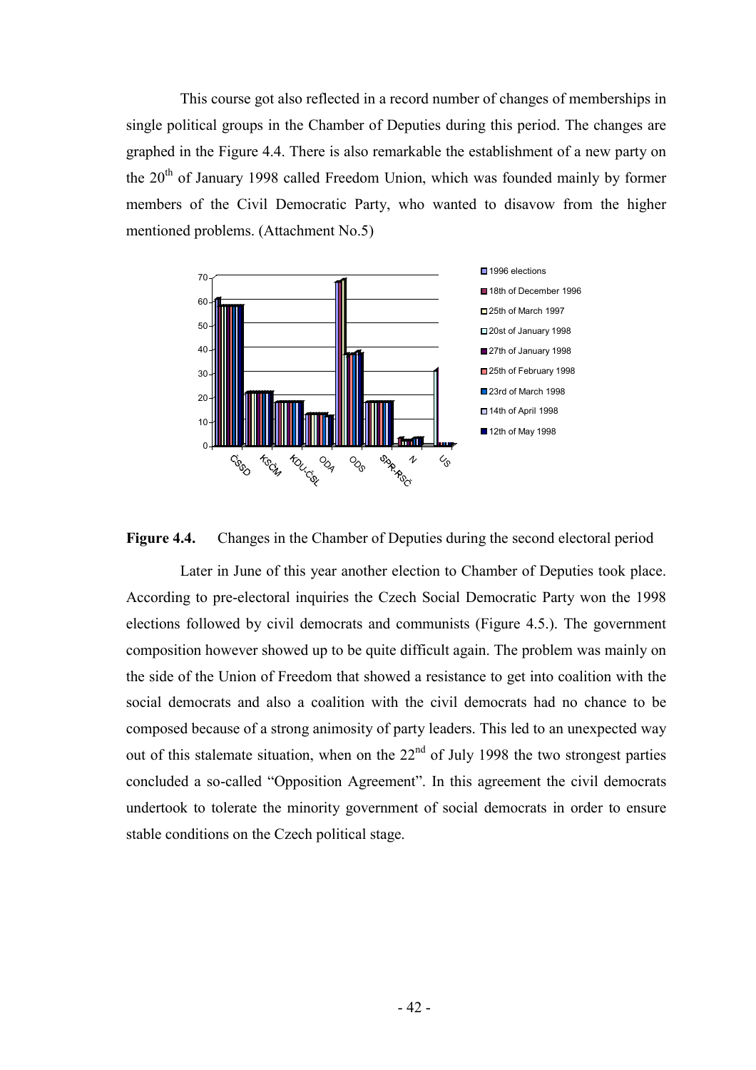This course got also reflected in a record number of changes of memberships in single political groups in the Chamber of Deputies during this period. The changes are graphed in the Figure 4.4. There is also remarkable the establishment of a new party on the 20[th] of January 1998 called Freedom Union, which was founded mainly by former members of the Civil Democratic Party, who wanted to disavow from the higher mentioned problems. (Attachment No.5)

**Figure 4.4.** Changes in the Chamber of Deputies during the second electoral period

Later in June of this year another election to Chamber of Deputies took place. According to pre-electoral inquiries the Czech Social Democratic Party won the 1998 elections followed by civil democrats and communists (Figure 4.5.). The government composition however showed up to be quite difficult again. The problem was mainly on the side of the Union of Freedom that showed a resistance to get into coalition with the social democrats and also a coalition with the civil democrats had no chance to be composed because of a strong animosity of party leaders. This led to an unexpected way out of this stalemate situation, when on the 22[nd] of July 1998 the two strongest parties concluded a so-called "Opposition Agreement". In this agreement the civil democrats undertook to tolerate the minority government of social democrats in order to ensure stable conditions on the Czech political stage.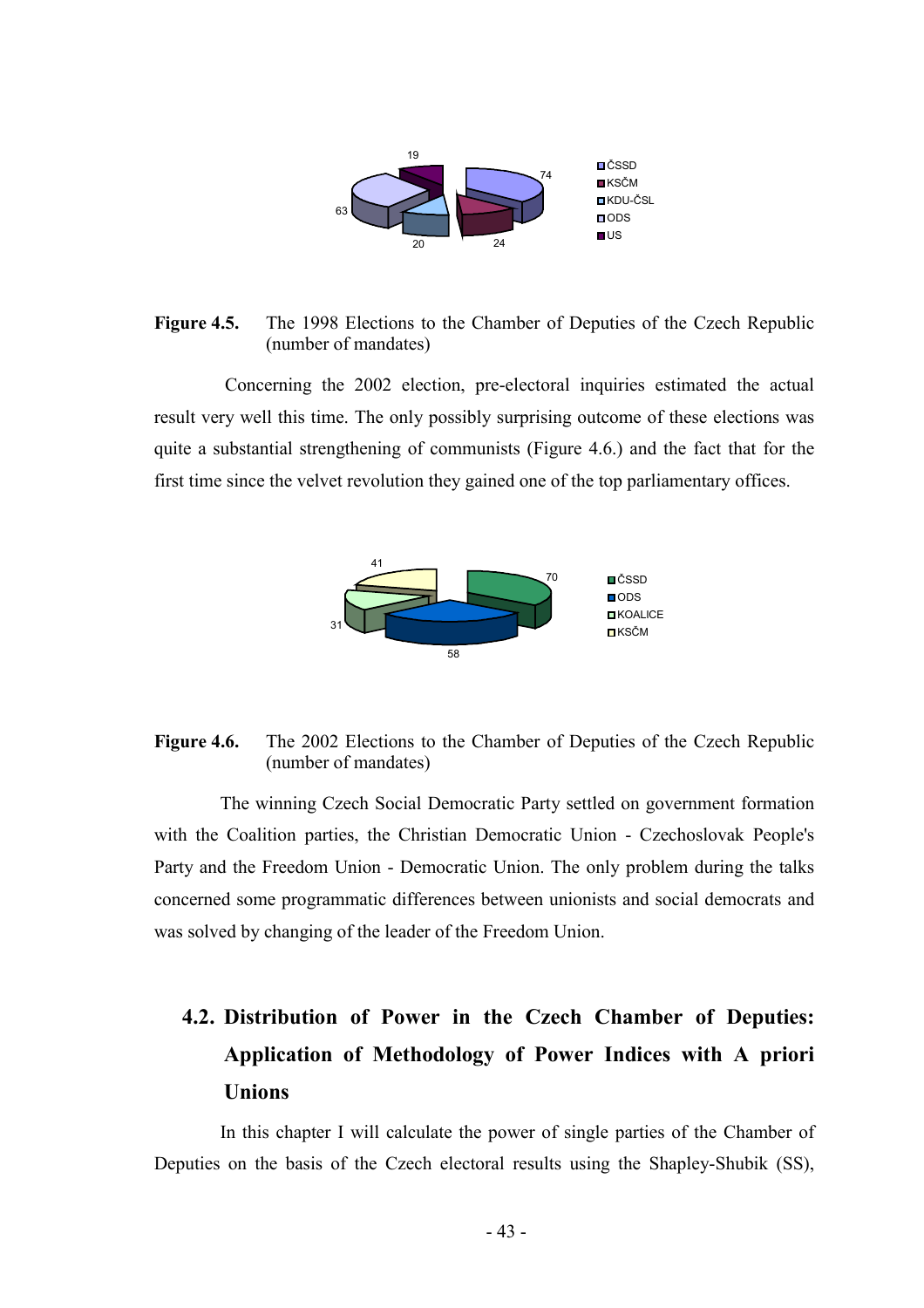**Figure 4.5.** The 1998 Elections to the Chamber of Deputies of the Czech Republic (number of mandates)

Concerning the 2002 election, pre-electoral inquiries estimated the actual result very well this time. The only possibly surprising outcome of these elections was quite a substantial strengthening of communists (Figure 4.6.) and the fact that for the first time since the velvet revolution they gained one of the top parliamentary offices.

**Figure 4.6.** The 2002 Elections to the Chamber of Deputies of the Czech Republic (number of mandates)

The winning Czech Social Democratic Party settled on government formation with the Coalition parties, the Christian Democratic Union - Czechoslovak People's Party and the Freedom Union - Democratic Union. The only problem during the talks concerned some programmatic differences between unionists and social democrats and was solved by changing of the leader of the Freedom Union.

## 4.2. Distribution of Power in the Czech Chamber of Deputies: Application of Methodology of Power Indices with A priori Unions

In this chapter I will calculate the power of single parties of the Chamber of Deputies on the basis of the Czech electoral results using the Shapley-Shubik (SS),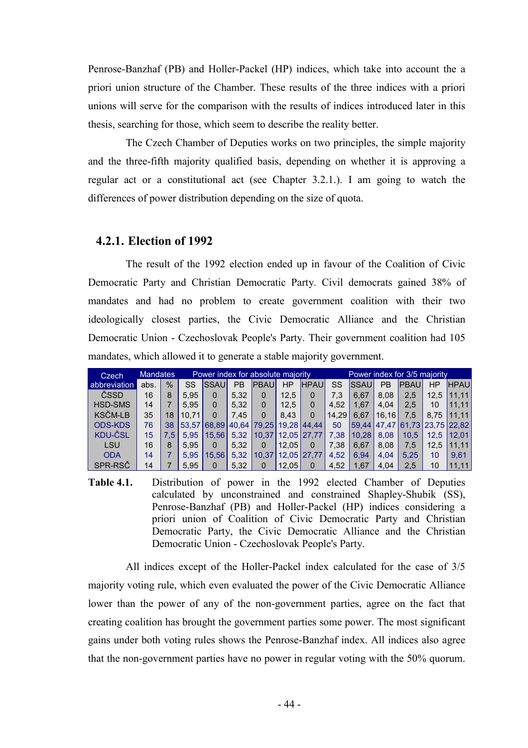Penrose-Banzhaf (PB) and Holler-Packel (HP) indices, which take into account the a priori union structure of the Chamber. These results of the three indices with a priori unions will serve for the comparison with the results of indices introduced later in this thesis, searching for those, which seem to describe the reality better.

The Czech Chamber of Deputies works on two principles, the simple majority and the three-fifth majority qualified basis, depending on whether it is approving a regular act or a constitutional act (see Chapter 3.2.1.). I am going to watch the differences of power distribution depending on the size of quota.

### 4.2.1. Election of 1992

The result of the 1992 election ended up in favour of the Coalition of Civic Democratic Party and Christian Democratic Party. Civil democrats gained 38% of mandates and had no problem to create government coalition with their two ideologically closest parties, the Civic Democratic Alliance and the Christian Democratic Union - Czechoslovak People's Party. Their government coalition had 105 mandates, which allowed it to generate a stable majority government.

| Czech abbreviation | Mandates | | Power index for absolute majority | | | | | | Power index for 3/5 majority | | | | | |
|---|---|---|---|---|---|---|---|---|---|---|---|---|---|---|
| | abs. | % | SS | SSAU | PB | PBAU | HP | HPAU | SS | SSAU | PB | PBAU | HP | HPAU |
| ČSSD | 16 | 8 | 5,95 | 0 | 5,32 | 0 | 12,5 | 0 | 7,3 | 6,67 | 8,08 | 2,5 | 12,5 | 11,11 |
| HSD-SMS | 14 | 7 | 5,95 | 0 | 5,32 | 0 | 12,5 | 0 | 4,52 | 1,67 | 4,04 | 2,5 | 10 | 11,11 |
| KSČM-LB | 35 | 18 | 10,71 | 0 | 7,45 | 0 | 8,43 | 0 | 14,29 | 6,67 | 16,16 | 7,5 | 8,75 | 11,11 |
| ODS-KDS | 76 | 38 | 53,57 | 68,89 | 40,64 | 79,25 | 19,28 | 44,44 | 50 | 59,44 | 47,47 | 61,73 | 23,75 | 22,82 |
| KDU-ČSL | 15 | 7,5 | 5,95 | 15,56 | 5,32 | 10,37 | 12,05 | 27,77 | 7,38 | 10,28 | 8,08 | 10,5 | 12,5 | 12,01 |
| LSU | 16 | 8 | 5,95 | 0 | 5,32 | 0 | 12,05 | 0 | 7,38 | 6,67 | 8,08 | 7,5 | 12,5 | 11,11 |
| ODA | 14 | 7 | 5,95 | 15,56 | 5,32 | 10,37 | 12,05 | 27,77 | 4,52 | 6,94 | 4,04 | 5,25 | 10 | 9,61 |
| SPR-RSČ | 14 | 7 | 5,95 | 0 | 5,32 | 0 | 12,05 | 0 | 4,52 | 1,67 | 4,04 | 2,5 | 10 | 11,11 |

**Table 4.1.** Distribution of power in the 1992 elected Chamber of Deputies calculated by unconstrained and constrained Shapley-Shubik (SS), Penrose-Banzhaf (PB) and Holler-Packel (HP) indices considering a priori union of Coalition of Civic Democratic Party and Christian Democratic Party, the Civic Democratic Alliance and the Christian Democratic Union - Czechoslovak People's Party.

All indices except of the Holler-Packel index calculated for the case of 3/5 majority voting rule, which even evaluated the power of the Civic Democratic Alliance lower than the power of any of the non-government parties, agree on the fact that creating coalition has brought the government parties some power. The most significant gains under both voting rules shows the Penrose-Banzhaf index. All indices also agree that the non-government parties have no power in regular voting with the 50% quorum.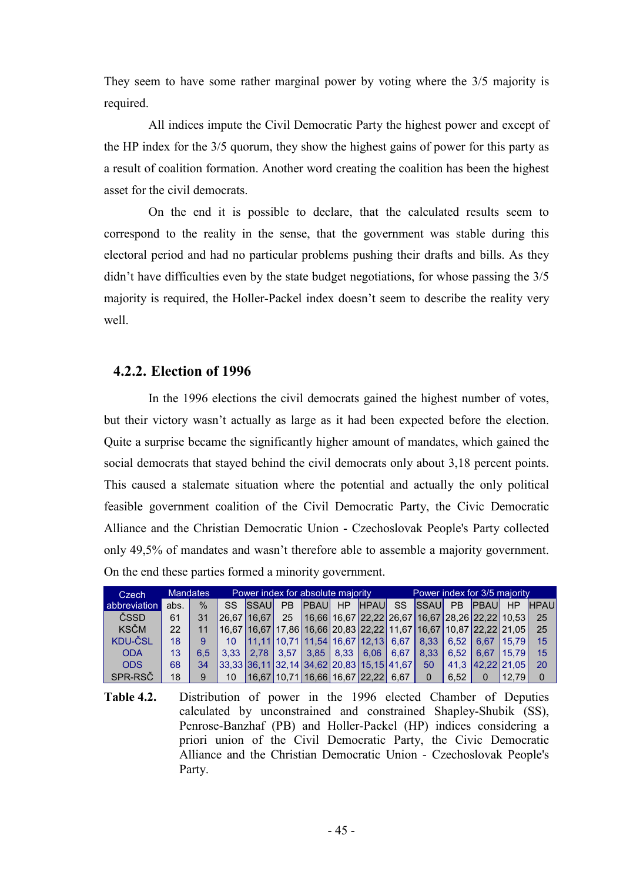They seem to have some rather marginal power by voting where the 3/5 majority is required.

All indices impute the Civil Democratic Party the highest power and except of the HP index for the 3/5 quorum, they show the highest gains of power for this party as a result of coalition formation. Another word creating the coalition has been the highest asset for the civil democrats.

On the end it is possible to declare, that the calculated results seem to correspond to the reality in the sense, that the government was stable during this electoral period and had no particular problems pushing their drafts and bills. As they didn't have difficulties even by the state budget negotiations, for whose passing the 3/5 majority is required, the Holler-Packel index doesn't seem to describe the reality very well.

### 4.2.2. Election of 1996

In the 1996 elections the civil democrats gained the highest number of votes, but their victory wasn't actually as large as it had been expected before the election. Quite a surprise became the significantly higher amount of mandates, which gained the social democrats that stayed behind the civil democrats only about 3,18 percent points. This caused a stalemate situation where the potential and actually the only political feasible government coalition of the Civil Democratic Party, the Civic Democratic Alliance and the Christian Democratic Union - Czechoslovak People's Party collected only 49,5% of mandates and wasn't therefore able to assemble a majority government. On the end these parties formed a minority government.

| Czech abbreviation | Mandates | | Power index for absolute majority | | | | | | Power index for 3/5 majority | | | | | |
|---|---|---|---|---|---|---|---|---|---|---|---|---|---|---|
| | abs. | % | SS | SSAU | PB | PBAU | HP | HPAU | SS | SSAU | PB | PBAU | HP | HPAU |
| ČSSD | 61 | 31 | 26,67 | 16,67 | 25 | 16,66 | 16,67 | 22,22 | 26,67 | 16,67 | 28,26 | 22,22 | 10,53 | 25 |
| KSČM | 22 | 11 | 16,67 | 16,67 | 17,86 | 16,66 | 20,83 | 22,22 | 11,67 | 16,67 | 10,87 | 22,22 | 21,05 | 25 |
| KDU-ČSL | 18 | 9 | 10 | 11,11 | 10,71 | 11,54 | 16,67 | 12,13 | 6,67 | 8,33 | 6,52 | 6,67 | 15,79 | 15 |
| ODA | 13 | 6,5 | 3,33 | 2,78 | 3,57 | 3,85 | 8,33 | 6,06 | 6,67 | 8,33 | 6,52 | 6,67 | 15,79 | 15 |
| ODS | 68 | 34 | 33,33 | 36,11 | 32,14 | 34,62 | 20,83 | 15,15 | 41,67 | 50 | 41,3 | 42,22 | 21,05 | 20 |
| SPR-RSČ | 18 | 9 | 10 | 16,67 | 10,71 | 16,66 | 16,67 | 22,22 | 6,67 | 0 | 6,52 | 0 | 12,79 | 0 |

**Table 4.2.** Distribution of power in the 1996 elected Chamber of Deputies calculated by unconstrained and constrained Shapley-Shubik (SS), Penrose-Banzhaf (PB) and Holler-Packel (HP) indices considering a priori union of the Civil Democratic Party, the Civic Democratic Alliance and the Christian Democratic Union - Czechoslovak People's Party.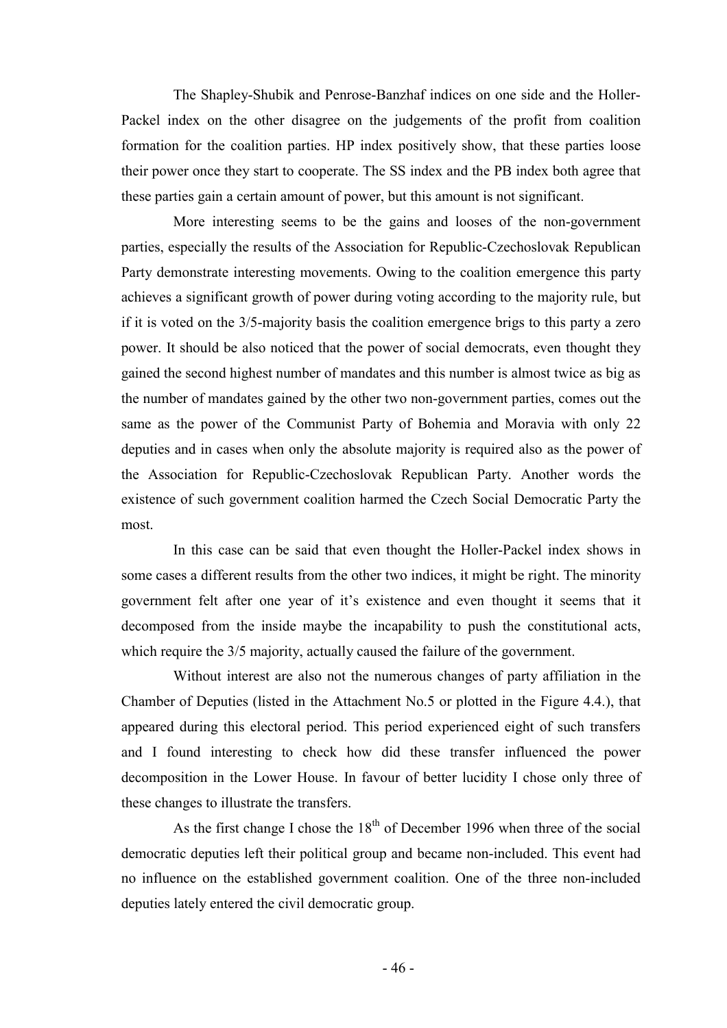The Shapley-Shubik and Penrose-Banzhaf indices on one side and the Holler-Packel index on the other disagree on the judgements of the profit from coalition formation for the coalition parties. HP index positively show, that these parties loose their power once they start to cooperate. The SS index and the PB index both agree that these parties gain a certain amount of power, but this amount is not significant.

More interesting seems to be the gains and looses of the non-government parties, especially the results of the Association for Republic-Czechoslovak Republican Party demonstrate interesting movements. Owing to the coalition emergence this party achieves a significant growth of power during voting according to the majority rule, but if it is voted on the 3/5-majority basis the coalition emergence brigs to this party a zero power. It should be also noticed that the power of social democrats, even thought they gained the second highest number of mandates and this number is almost twice as big as the number of mandates gained by the other two non-government parties, comes out the same as the power of the Communist Party of Bohemia and Moravia with only 22 deputies and in cases when only the absolute majority is required also as the power of the Association for Republic-Czechoslovak Republican Party. Another words the existence of such government coalition harmed the Czech Social Democratic Party the most.

In this case can be said that even thought the Holler-Packel index shows in some cases a different results from the other two indices, it might be right. The minority government felt after one year of it's existence and even thought it seems that it decomposed from the inside maybe the incapability to push the constitutional acts, which require the 3/5 majority, actually caused the failure of the government.

Without interest are also not the numerous changes of party affiliation in the Chamber of Deputies (listed in the Attachment No.5 or plotted in the Figure 4.4.), that appeared during this electoral period. This period experienced eight of such transfers and I found interesting to check how did these transfer influenced the power decomposition in the Lower House. In favour of better lucidity I chose only three of these changes to illustrate the transfers.

As the first change I chose the 18th of December 1996 when three of the social democratic deputies left their political group and became non-included. This event had no influence on the established government coalition. One of the three non-included deputies lately entered the civil democratic group.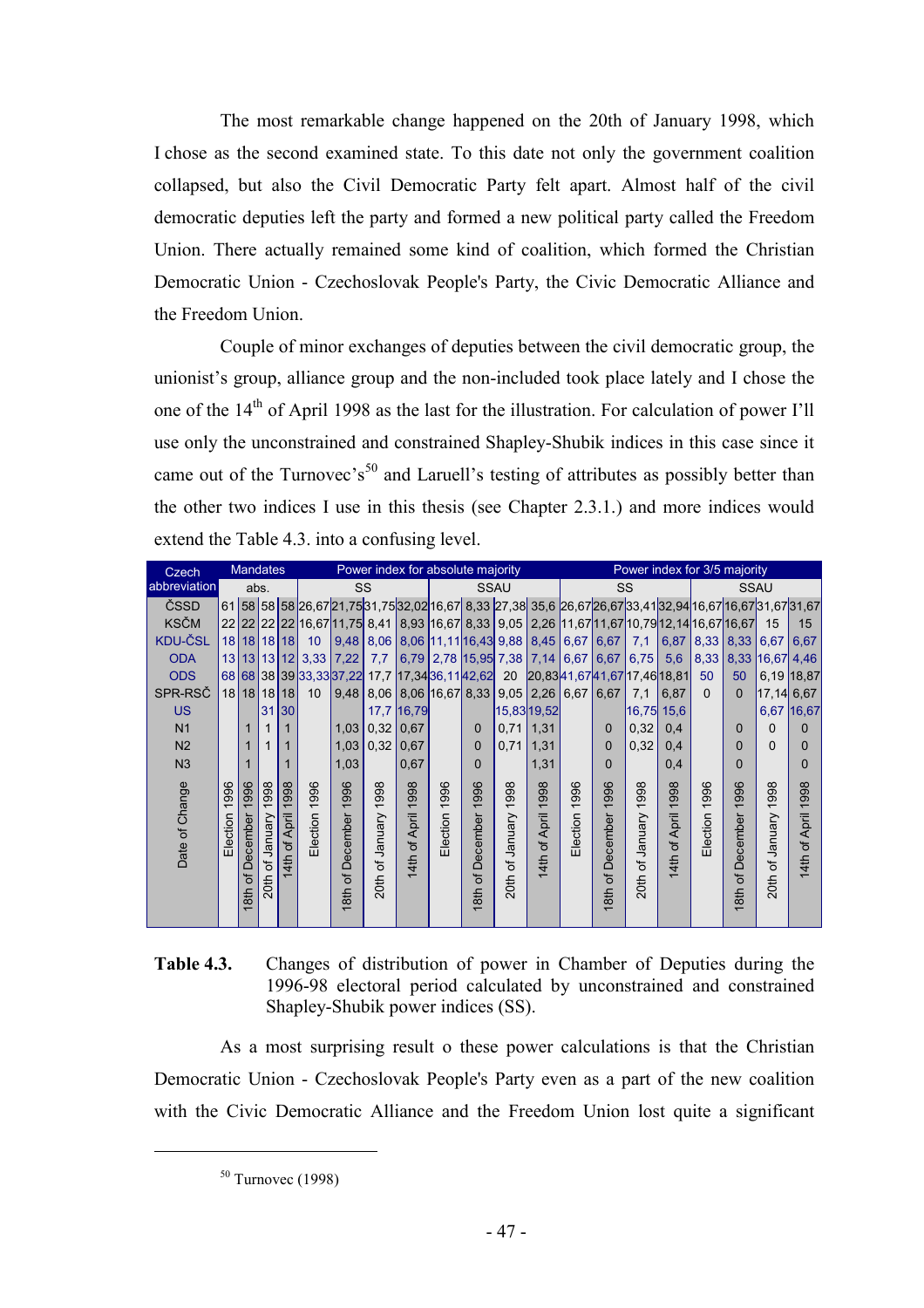The most remarkable change happened on the 20th of January 1998, which I chose as the second examined state. To this date not only the government coalition collapsed, but also the Civil Democratic Party felt apart. Almost half of the civil democratic deputies left the party and formed a new political party called the Freedom Union. There actually remained some kind of coalition, which formed the Christian Democratic Union - Czechoslovak People's Party, the Civic Democratic Alliance and the Freedom Union.

Couple of minor exchanges of deputies between the civil democratic group, the unionist's group, alliance group and the non-included took place lately and I chose the one of the 14th of April 1998 as the last for the illustration. For calculation of power I'll use only the unconstrained and constrained Shapley-Shubik indices in this case since it came out of the Turnovec's[50] and Laruell's testing of attributes as possibly better than the other two indices I use in this thesis (see Chapter 2.3.1.) and more indices would extend the Table 4.3. into a confusing level.

| Czech abbreviation | Mandates | | | | Power index for absolute majority | | | | | | | | Power index for 3/5 majority | | | | | | | |
|---|---|---|---|---|---|---|---|---|---|---|---|---|---|---|---|---|---|---|---|---|
| | abs. | | | | SS | | | | SSAU | | | | SS | | | | SSAU | | | |
| Date of Change | Election 1996 | 18th of December 1996 | 20th of January 1998 | 14th of April 1998 | Election 1996 | 18th of December 1996 | 20th of January 1998 | 14th of April 1998 | Election 1996 | 18th of December 1996 | 20th of January 1998 | 14th of April 1998 | Election 1996 | 18th of December 1996 | 20th of January 1998 | 14th of April 1998 | Election 1996 | 18th of December 1996 | 20th of January 1998 | 14th of April 1998 |
| ČSSD | 61 | 58 | 58 | 58 | 26,67 | 21,75 | 31,75 | 32,02 | 16,67 | 8,33 | 27,38 | 35,6 | 26,67 | 26,67 | 33,41 | 32,94 | 16,67 | 16,67 | 31,67 | 31,67 |
| KSČM | 22 | 22 | 22 | 22 | 16,67 | 11,75 | 8,41 | 8,93 | 16,67 | 8,33 | 9,05 | 2,26 | 11,67 | 11,67 | 10,79 | 12,14 | 16,67 | 16,67 | 15 | 15 |
| KDU-ČSL | 18 | 18 | 18 | 18 | 10 | 9,48 | 8,06 | 8,06 | 11,11 | 16,43 | 9,88 | 8,45 | 6,67 | 6,67 | 7,1 | 6,87 | 8,33 | 8,33 | 6,67 | 6,67 |
| ODA | 13 | 13 | 13 | 12 | 3,33 | 7,22 | 7,7 | 6,79 | 2,78 | 15,95 | 7,38 | 7,14 | 6,67 | 6,67 | 6,75 | 5,6 | 8,33 | 8,33 | 16,67 | 4,46 |
| ODS | 68 | 68 | 38 | 39 | 33,33 | 37,22 | 17,7 | 17,34 | 36,11 | 42,62 | 20 | 20,83 | 41,67 | 41,67 | 17,46 | 18,81 | 50 | 50 | 6,19 | 18,87 |
| SPR-RSČ | 18 | 18 | 18 | 18 | 10 | 9,48 | 8,06 | 8,06 | 16,67 | 8,33 | 9,05 | 2,26 | 6,67 | 6,67 | 7,1 | 6,87 | 0 | 0 | 17,14 | 6,67 |
| US | | | 31 | 30 | | | 17,7 | 16,79 | | | 15,83 | 19,52 | | | 16,75 | 15,6 | | | 6,67 | 16,67 |
| N1 | | 1 | 1 | 1 | | 1,03 | 0,32 | 0,67 | | 0 | 0,71 | 1,31 | | 0 | 0,32 | 0,4 | | 0 | 0 | 0 |
| N2 | | 1 | 1 | 1 | | 1,03 | 0,32 | 0,67 | | 0 | 0,71 | 1,31 | | 0 | 0,32 | 0,4 | | 0 | 0 | 0 |
| N3 | | 1 | | 1 | | 1,03 | | 0,67 | | 0 | | 1,31 | | 0 | | 0,4 | | 0 | | 0 |

**Table 4.3.** Changes of distribution of power in Chamber of Deputies during the 1996-98 electoral period calculated by unconstrained and constrained Shapley-Shubik power indices (SS).

As a most surprising result o these power calculations is that the Christian Democratic Union - Czechoslovak People's Party even as a part of the new coalition with the Civic Democratic Alliance and the Freedom Union lost quite a significant

[50] Turnovec (1998)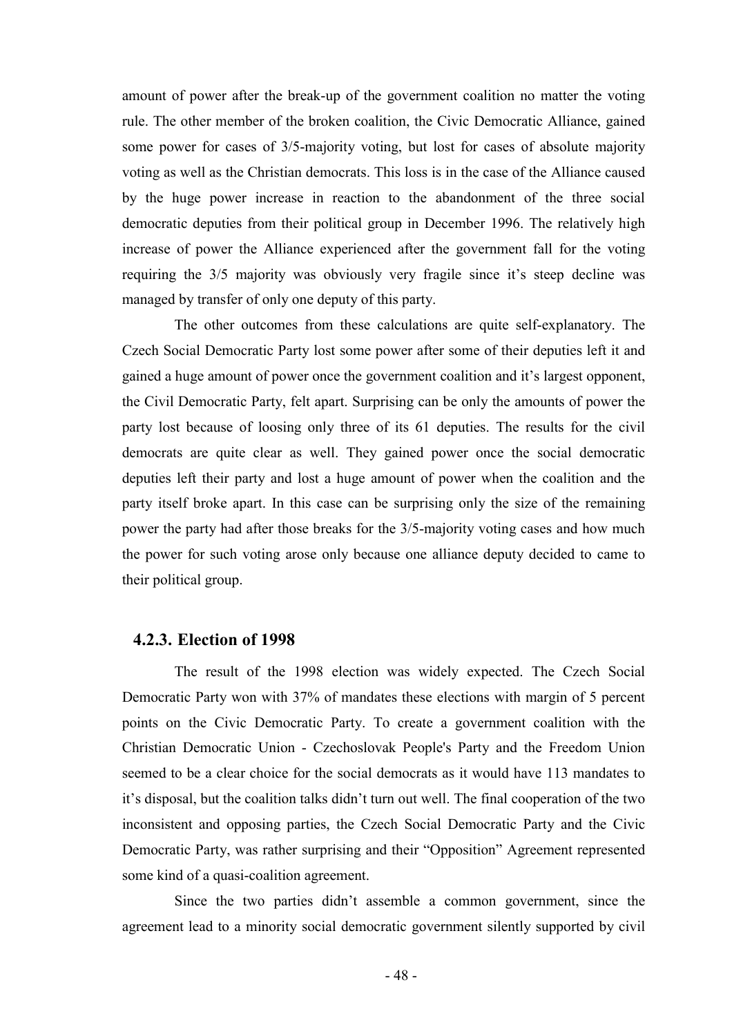amount of power after the break-up of the government coalition no matter the voting rule. The other member of the broken coalition, the Civic Democratic Alliance, gained some power for cases of 3/5-majority voting, but lost for cases of absolute majority voting as well as the Christian democrats. This loss is in the case of the Alliance caused by the huge power increase in reaction to the abandonment of the three social democratic deputies from their political group in December 1996. The relatively high increase of power the Alliance experienced after the government fall for the voting requiring the 3/5 majority was obviously very fragile since it's steep decline was managed by transfer of only one deputy of this party.

The other outcomes from these calculations are quite self-explanatory. The Czech Social Democratic Party lost some power after some of their deputies left it and gained a huge amount of power once the government coalition and it's largest opponent, the Civil Democratic Party, felt apart. Surprising can be only the amounts of power the party lost because of loosing only three of its 61 deputies. The results for the civil democrats are quite clear as well. They gained power once the social democratic deputies left their party and lost a huge amount of power when the coalition and the party itself broke apart. In this case can be surprising only the size of the remaining power the party had after those breaks for the 3/5-majority voting cases and how much the power for such voting arose only because one alliance deputy decided to came to their political group.

### 4.2.3. Election of 1998

The result of the 1998 election was widely expected. The Czech Social Democratic Party won with 37% of mandates these elections with margin of 5 percent points on the Civic Democratic Party. To create a government coalition with the Christian Democratic Union - Czechoslovak People's Party and the Freedom Union seemed to be a clear choice for the social democrats as it would have 113 mandates to it's disposal, but the coalition talks didn't turn out well. The final cooperation of the two inconsistent and opposing parties, the Czech Social Democratic Party and the Civic Democratic Party, was rather surprising and their "Opposition" Agreement represented some kind of a quasi-coalition agreement.

Since the two parties didn't assemble a common government, since the agreement lead to a minority social democratic government silently supported by civil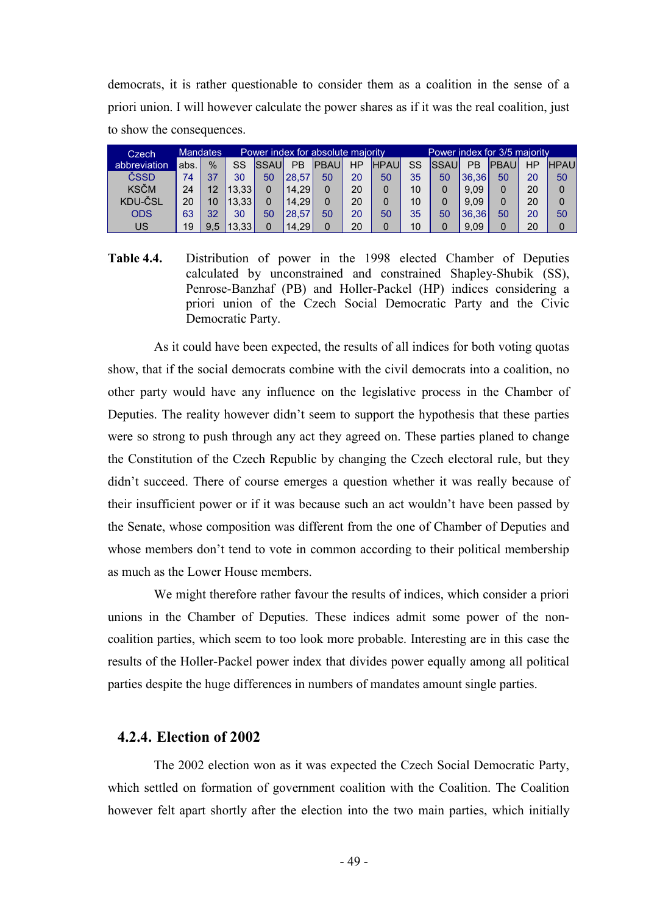democrats, it is rather questionable to consider them as a coalition in the sense of a priori union. I will however calculate the power shares as if it was the real coalition, just to show the consequences.

| Czech abbreviation | Mandates | | Power index for absolute majority | | | | | | Power index for 3/5 majority | | | | | |
|---|---|---|---|---|---|---|---|---|---|---|---|---|---|---|
| | abs. | % | SS | SSAU | PB | PBAU | HP | HPAU | SS | SSAU | PB | PBAU | HP | HPAU |
| ČSSD | 74 | 37 | 30 | 50 | 28,57 | 50 | 20 | 50 | 35 | 50 | 36,36 | 50 | 20 | 50 |
| KSČM | 24 | 12 | 13,33 | 0 | 14,29 | 0 | 20 | 0 | 10 | 0 | 9,09 | 0 | 20 | 0 |
| KDU-ČSL | 20 | 10 | 13,33 | 0 | 14,29 | 0 | 20 | 0 | 10 | 0 | 9,09 | 0 | 20 | 0 |
| ODS | 63 | 32 | 30 | 50 | 28,57 | 50 | 20 | 50 | 35 | 50 | 36,36 | 50 | 20 | 50 |
| US | 19 | 9,5 | 13,33 | 0 | 14,29 | 0 | 20 | 0 | 10 | 0 | 9,09 | 0 | 20 | 0 |

**Table 4.4.** Distribution of power in the 1998 elected Chamber of Deputies calculated by unconstrained and constrained Shapley-Shubik (SS), Penrose-Banzhaf (PB) and Holler-Packel (HP) indices considering a priori union of the Czech Social Democratic Party and the Civic Democratic Party.

As it could have been expected, the results of all indices for both voting quotas show, that if the social democrats combine with the civil democrats into a coalition, no other party would have any influence on the legislative process in the Chamber of Deputies. The reality however didn't seem to support the hypothesis that these parties were so strong to push through any act they agreed on. These parties planed to change the Constitution of the Czech Republic by changing the Czech electoral rule, but they didn't succeed. There of course emerges a question whether it was really because of their insufficient power or if it was because such an act wouldn't have been passed by the Senate, whose composition was different from the one of Chamber of Deputies and whose members don't tend to vote in common according to their political membership as much as the Lower House members.

We might therefore rather favour the results of indices, which consider a priori unions in the Chamber of Deputies. These indices admit some power of the non-coalition parties, which seem to too look more probable. Interesting are in this case the results of the Holler-Packel power index that divides power equally among all political parties despite the huge differences in numbers of mandates amount single parties.

### 4.2.4. Election of 2002

The 2002 election won as it was expected the Czech Social Democratic Party, which settled on formation of government coalition with the Coalition. The Coalition however felt apart shortly after the election into the two main parties, which initially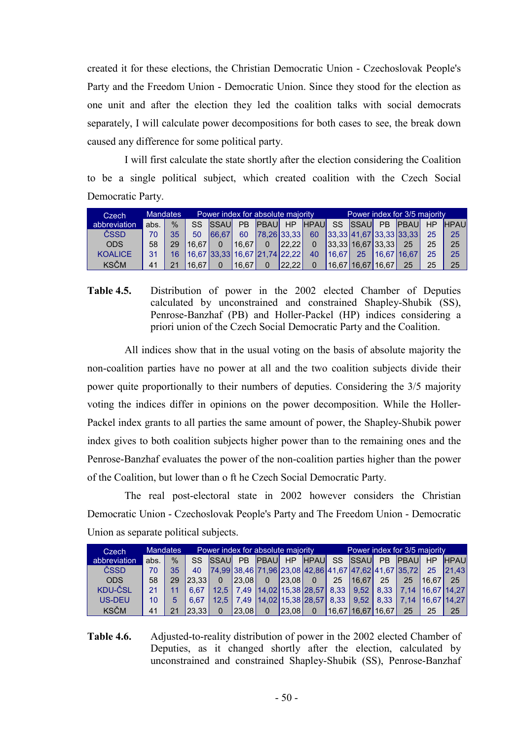created it for these elections, the Christian Democratic Union - Czechoslovak People's Party and the Freedom Union - Democratic Union. Since they stood for the election as one unit and after the election they led the coalition talks with social democrats separately, I will calculate power decompositions for both cases to see, the break down caused any difference for some political party.

I will first calculate the state shortly after the election considering the Coalition to be a single political subject, which created coalition with the Czech Social Democratic Party.

| Czech abbreviation | Mandates | | Power index for absolute majority | | | | | | Power index for 3/5 majority | | | | | |
|---|---|---|---|---|---|---|---|---|---|---|---|---|---|---|
| | abs. | % | SS | SSAU | PB | PBAU | HP | HPAU | SS | SSAU | PB | PBAU | HP | HPAU |
| ČSSD | 70 | 35 | 50 | 66,67 | 60 | 78,26 | 33,33 | 60 | 33,33 | 41,67 | 33,33 | 33,33 | 25 | 25 |
| ODS | 58 | 29 | 16,67 | 0 | 16,67 | 0 | 22,22 | 0 | 33,33 | 16,67 | 33,33 | 25 | 25 | 25 |
| KOALICE | 31 | 16 | 16,67 | 33,33 | 16,67 | 21,74 | 22,22 | 40 | 16,67 | 25 | 16,67 | 16,67 | 25 | 25 |
| KSČM | 41 | 21 | 16,67 | 0 | 16,67 | 0 | 22,22 | 0 | 16,67 | 16,67 | 16,67 | 25 | 25 | 25 |

**Table 4.5.** Distribution of power in the 2002 elected Chamber of Deputies calculated by unconstrained and constrained Shapley-Shubik (SS), Penrose-Banzhaf (PB) and Holler-Packel (HP) indices considering a priori union of the Czech Social Democratic Party and the Coalition.

All indices show that in the usual voting on the basis of absolute majority the non-coalition parties have no power at all and the two coalition subjects divide their power quite proportionally to their numbers of deputies. Considering the 3/5 majority voting the indices differ in opinions on the power decomposition. While the Holler-Packel index grants to all parties the same amount of power, the Shapley-Shubik power index gives to both coalition subjects higher power than to the remaining ones and the Penrose-Banzhaf evaluates the power of the non-coalition parties higher than the power of the Coalition, but lower than o ft he Czech Social Democratic Party.

The real post-electoral state in 2002 however considers the Christian Democratic Union - Czechoslovak People's Party and The Freedom Union - Democratic Union as separate political subjects.

| Czech abbreviation | Mandates | | Power index for absolute majority | | | | | | Power index for 3/5 majority | | | | | |
|---|---|---|---|---|---|---|---|---|---|---|---|---|---|---|
| | abs. | % | SS | SSAU | PB | PBAU | HP | HPAU | SS | SSAU | PB | PBAU | HP | HPAU |
| ČSSD | 70 | 35 | 40 | 74,99 | 38,46 | 71,96 | 23,08 | 42,86 | 41,67 | 47,62 | 41,67 | 35,72 | 25 | 21,43 |
| ODS | 58 | 29 | 23,33 | 0 | 23,08 | 0 | 23,08 | 0 | 25 | 16,67 | 25 | 25 | 16,67 | 25 |
| KDU-ČSL | 21 | 11 | 6,67 | 12,5 | 7,49 | 14,02 | 15,38 | 28,57 | 8,33 | 9,52 | 8,33 | 7,14 | 16,67 | 14,27 |
| US-DEU | 10 | 5 | 6,67 | 12,5 | 7,49 | 14,02 | 15,38 | 28,57 | 8,33 | 9,52 | 8,33 | 7,14 | 16,67 | 14,27 |
| KSČM | 41 | 21 | 23,33 | 0 | 23,08 | 0 | 23,08 | 0 | 16,67 | 16,67 | 16,67 | 25 | 25 | 25 |

**Table 4.6.** Adjusted-to-reality distribution of power in the 2002 elected Chamber of Deputies, as it changed shortly after the election, calculated by unconstrained and constrained Shapley-Shubik (SS), Penrose-Banzhaf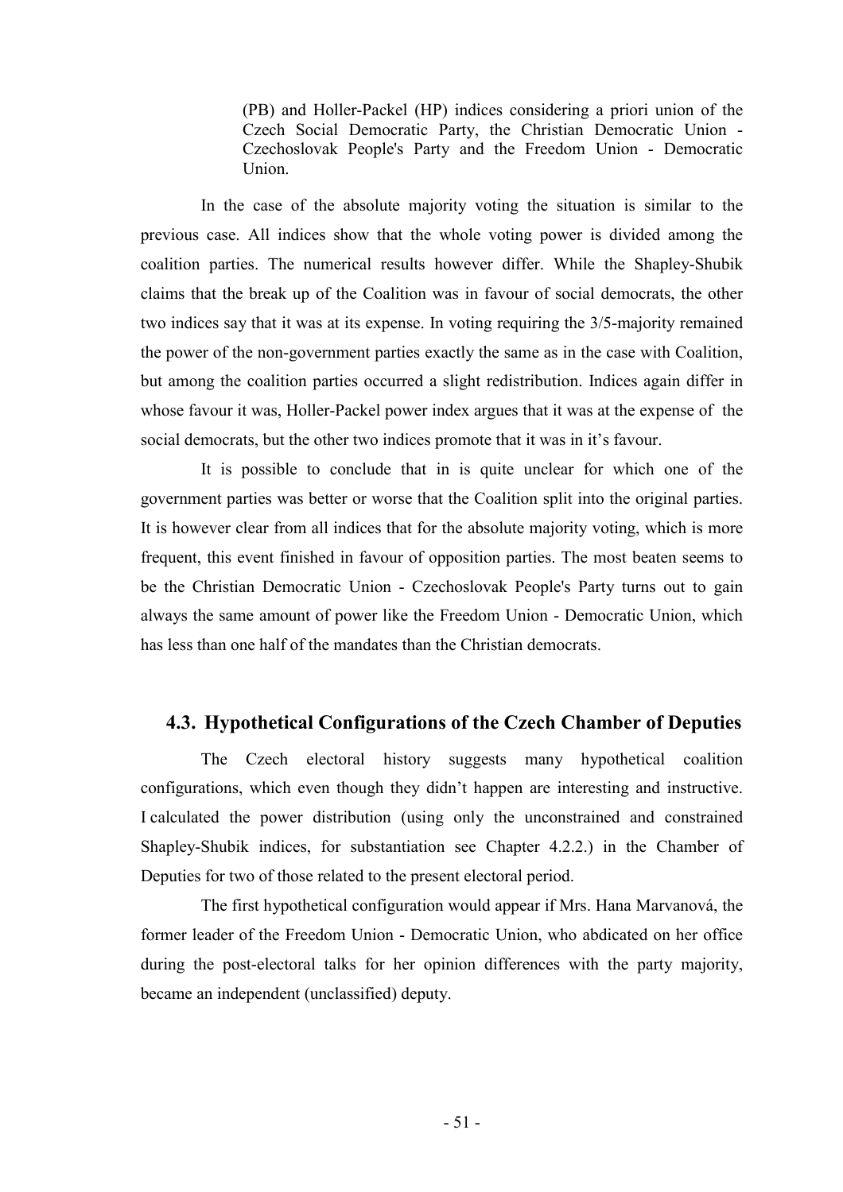(PB) and Holler-Packel (HP) indices considering a priori union of the Czech Social Democratic Party, the Christian Democratic Union - Czechoslovak People's Party and the Freedom Union - Democratic Union.

In the case of the absolute majority voting the situation is similar to the previous case. All indices show that the whole voting power is divided among the coalition parties. The numerical results however differ. While the Shapley-Shubik claims that the break up of the Coalition was in favour of social democrats, the other two indices say that it was at its expense. In voting requiring the 3/5-majority remained the power of the non-government parties exactly the same as in the case with Coalition, but among the coalition parties occurred a slight redistribution. Indices again differ in whose favour it was, Holler-Packel power index argues that it was at the expense of the social democrats, but the other two indices promote that it was in it's favour.

It is possible to conclude that in is quite unclear for which one of the government parties was better or worse that the Coalition split into the original parties. It is however clear from all indices that for the absolute majority voting, which is more frequent, this event finished in favour of opposition parties. The most beaten seems to be the Christian Democratic Union - Czechoslovak People's Party turns out to gain always the same amount of power like the Freedom Union - Democratic Union, which has less than one half of the mandates than the Christian democrats.

## 4.3. Hypothetical Configurations of the Czech Chamber of Deputies

The Czech electoral history suggests many hypothetical coalition configurations, which even though they didn't happen are interesting and instructive. I calculated the power distribution (using only the unconstrained and constrained Shapley-Shubik indices, for substantiation see Chapter 4.2.2.) in the Chamber of Deputies for two of those related to the present electoral period.

The first hypothetical configuration would appear if Mrs. Hana Marvanová, the former leader of the Freedom Union - Democratic Union, who abdicated on her office during the post-electoral talks for her opinion differences with the party majority, became an independent (unclassified) deputy.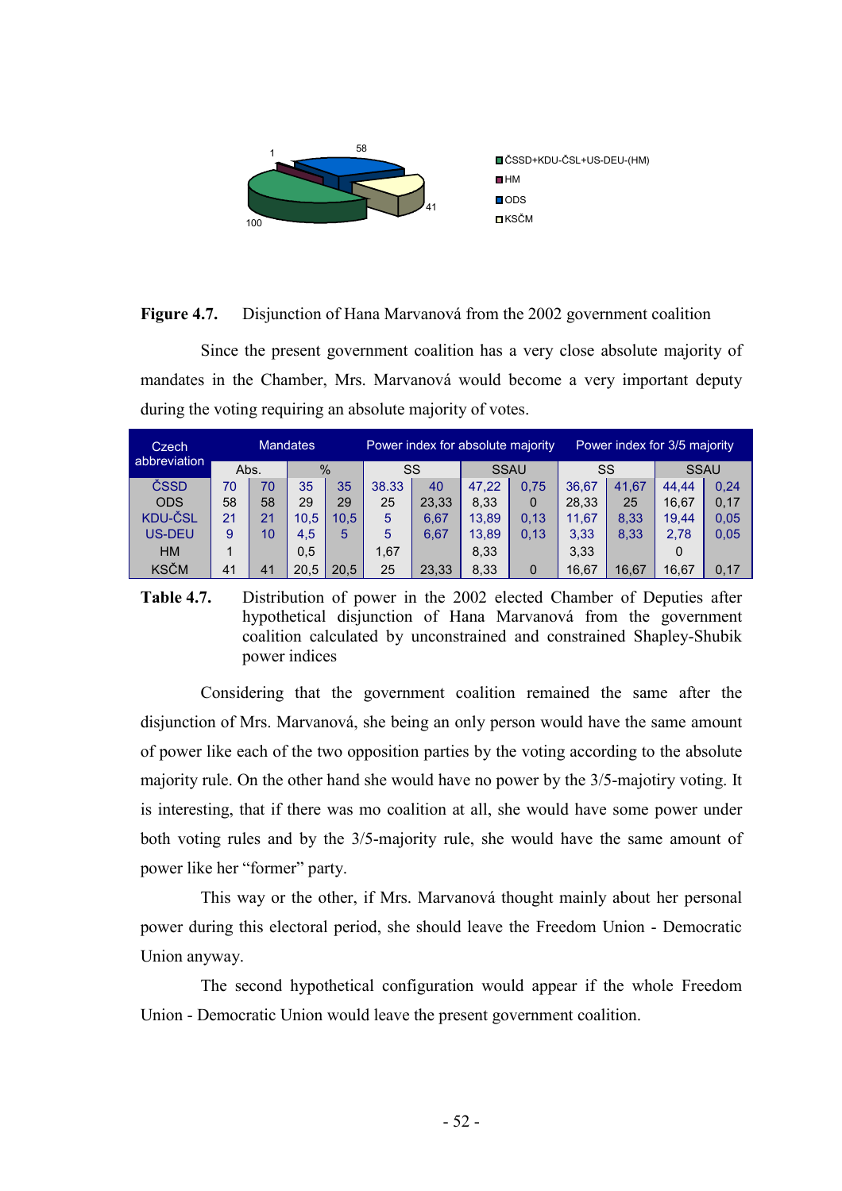**Figure 4.7.** Disjunction of Hana Marvanová from the 2002 government coalition

Since the present government coalition has a very close absolute majority of mandates in the Chamber, Mrs. Marvanová would become a very important deputy during the voting requiring an absolute majority of votes.

| Czech abbreviation | Mandates | | | | Power index for absolute majority | | | | Power index for 3/5 majority | | | |
|---|---|---|---|---|---|---|---|---|---|---|---|---|
| | Abs. | | % | | SS | | SSAU | | SS | | SSAU | |
| ČSSD | 70 | 70 | 35 | 35 | 38.33 | 40 | 47,22 | 0,75 | 36,67 | 41,67 | 44,44 | 0,24 |
| ODS | 58 | 58 | 29 | 29 | 25 | 23,33 | 8,33 | 0 | 28,33 | 25 | 16,67 | 0,17 |
| KDU-ČSL | 21 | 21 | 10,5 | 10,5 | 5 | 6,67 | 13,89 | 0,13 | 11,67 | 8,33 | 19,44 | 0,05 |
| US-DEU | 9 | 10 | 4,5 | 5 | 5 | 6,67 | 13,89 | 0,13 | 3,33 | 8,33 | 2,78 | 0,05 |
| HM | 1 | | 0,5 | | 1,67 | | 8,33 | | 3,33 | | 0 | |
| KSČM | 41 | 41 | 20,5 | 20,5 | 25 | 23,33 | 8,33 | 0 | 16,67 | 16,67 | 16,67 | 0,17 |

**Table 4.7.** Distribution of power in the 2002 elected Chamber of Deputies after hypothetical disjunction of Hana Marvanová from the government coalition calculated by unconstrained and constrained Shapley-Shubik power indices

Considering that the government coalition remained the same after the disjunction of Mrs. Marvanová, she being an only person would have the same amount of power like each of the two opposition parties by the voting according to the absolute majority rule. On the other hand she would have no power by the 3/5-majotiry voting. It is interesting, that if there was mo coalition at all, she would have some power under both voting rules and by the 3/5-majority rule, she would have the same amount of power like her "former" party.

This way or the other, if Mrs. Marvanová thought mainly about her personal power during this electoral period, she should leave the Freedom Union - Democratic Union anyway.

The second hypothetical configuration would appear if the whole Freedom Union - Democratic Union would leave the present government coalition.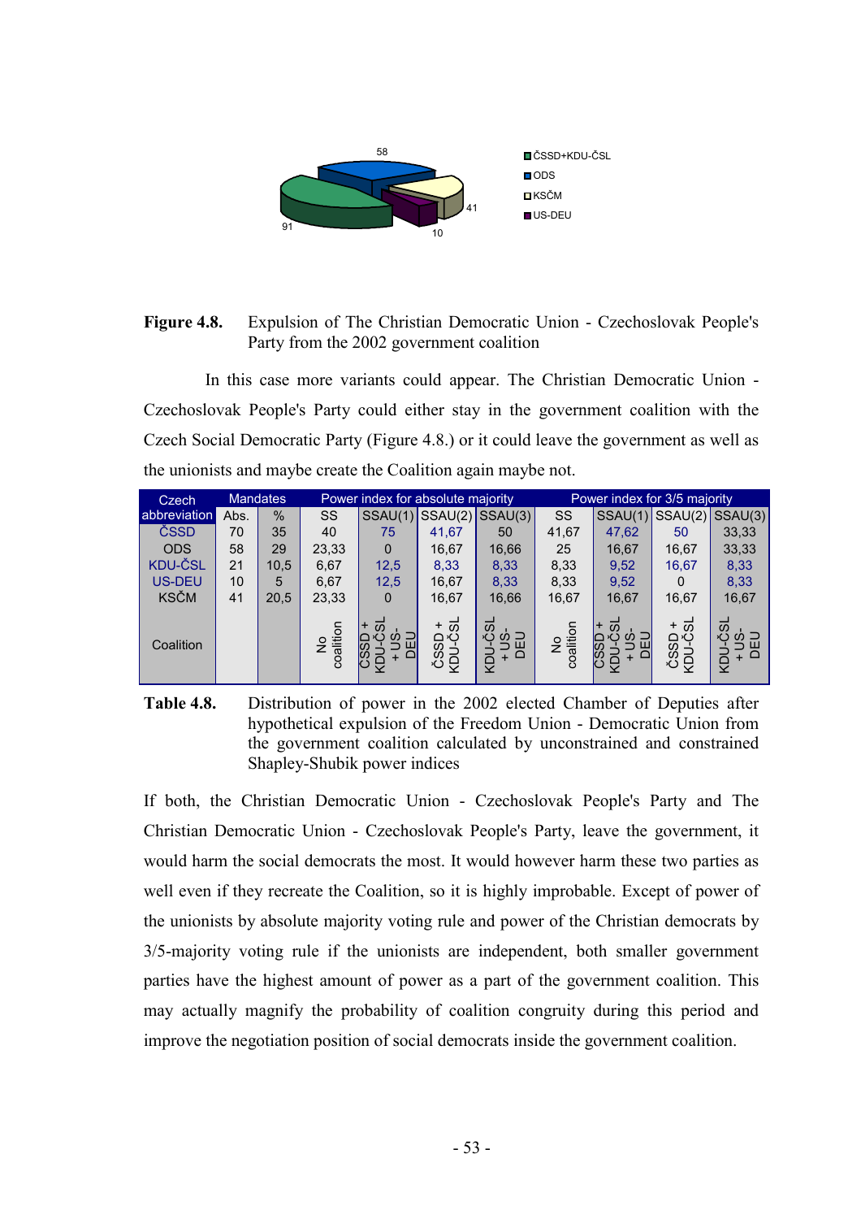Figure 4.8. Expulsion of The Christian Democratic Union - Czechoslovak People's Party from the 2002 government coalition

In this case more variants could appear. The Christian Democratic Union - Czechoslovak People's Party could either stay in the government coalition with the Czech Social Democratic Party (Figure 4.8.) or it could leave the government as well as the unionists and maybe create the Coalition again maybe not.

| Czech abbreviation | Mandates | | Power index for absolute majority | | | | Power index for 3/5 majority | | | |
|---|---|---|---|---|---|---|---|---|---|---|
| | Abs. | % | SS | SSAU(1) | SSAU(2) | SSAU(3) | SS | SSAU(1) | SSAU(2) | SSAU(3) |
| ČSSD | 70 | 35 | 40 | 75 | 41,67 | 50 | 41,67 | 47,62 | 50 | 33,33 |
| ODS | 58 | 29 | 23,33 | 0 | 16,67 | 16,66 | 25 | 16,67 | 16,67 | 33,33 |
| KDU-ČSL | 21 | 10,5 | 6,67 | 12,5 | 8,33 | 8,33 | 8,33 | 9,52 | 16,67 | 8,33 |
| US-DEU | 10 | 5 | 6,67 | 12,5 | 16,67 | 8,33 | 8,33 | 9,52 | 0 | 8,33 |
| KSČM | 41 | 20,5 | 23,33 | 0 | 16,67 | 16,66 | 16,67 | 16,67 | 16,67 | 16,67 |
| Coalition | | | No coalition | ČSSD + KDU-ČSL + US-DEU | ČSSD + KDU-ČSL | KDU-ČSL + US-DEU | No coalition | ČSSD + KDU-ČSL + US-DEU | ČSSD + KDU-ČSL | KDU-ČSL + US-DEU |

Table 4.8. Distribution of power in the 2002 elected Chamber of Deputies after hypothetical expulsion of the Freedom Union - Democratic Union from the government coalition calculated by unconstrained and constrained Shapley-Shubik power indices

If both, the Christian Democratic Union - Czechoslovak People's Party and The Christian Democratic Union - Czechoslovak People's Party, leave the government, it would harm the social democrats the most. It would however harm these two parties as well even if they recreate the Coalition, so it is highly improbable. Except of power of the unionists by absolute majority voting rule and power of the Christian democrats by 3/5-majority voting rule if the unionists are independent, both smaller government parties have the highest amount of power as a part of the government coalition. This may actually magnify the probability of coalition congruity during this period and improve the negotiation position of social democrats inside the government coalition.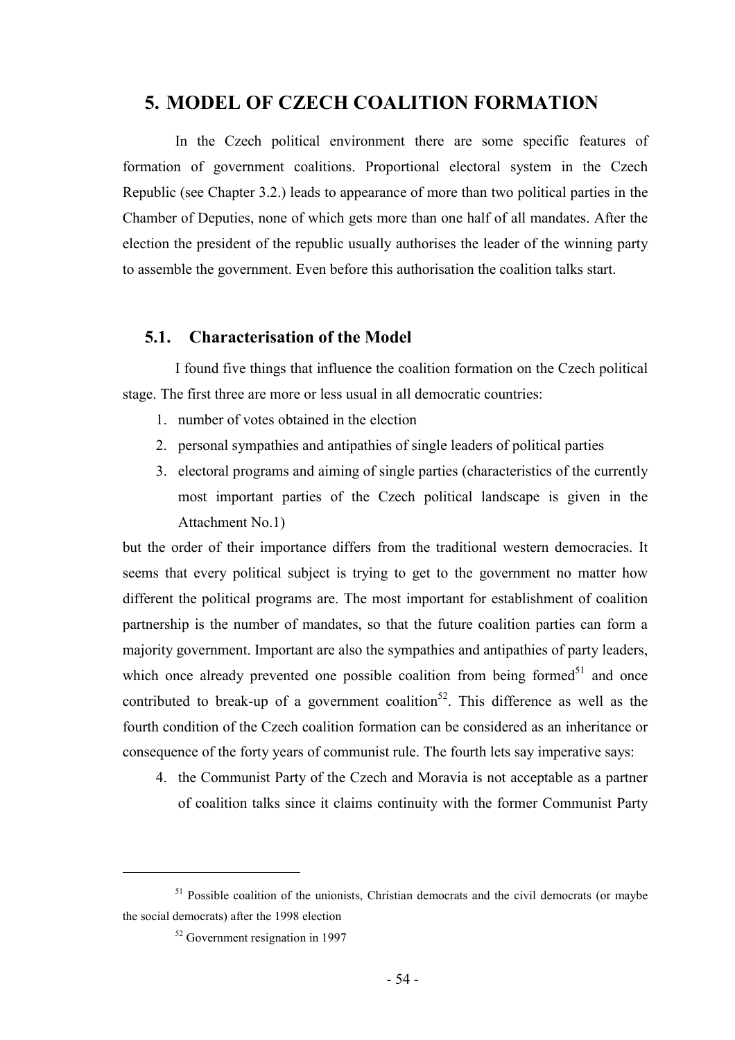# 5. MODEL OF CZECH COALITION FORMATION

In the Czech political environment there are some specific features of formation of government coalitions. Proportional electoral system in the Czech Republic (see Chapter 3.2.) leads to appearance of more than two political parties in the Chamber of Deputies, none of which gets more than one half of all mandates. After the election the president of the republic usually authorises the leader of the winning party to assemble the government. Even before this authorisation the coalition talks start.

## 5.1. Characterisation of the Model

I found five things that influence the coalition formation on the Czech political stage. The first three are more or less usual in all democratic countries:

1. number of votes obtained in the election
2. personal sympathies and antipathies of single leaders of political parties
3. electoral programs and aiming of single parties (characteristics of the currently most important parties of the Czech political landscape is given in the Attachment No.1)

but the order of their importance differs from the traditional western democracies. It seems that every political subject is trying to get to the government no matter how different the political programs are. The most important for establishment of coalition partnership is the number of mandates, so that the future coalition parties can form a majority government. Important are also the sympathies and antipathies of party leaders, which once already prevented one possible coalition from being formed[51] and once contributed to break-up of a government coalition[52]. This difference as well as the fourth condition of the Czech coalition formation can be considered as an inheritance or consequence of the forty years of communist rule. The fourth lets say imperative says:

4. the Communist Party of the Czech and Moravia is not acceptable as a partner of coalition talks since it claims continuity with the former Communist Party

[51] Possible coalition of the unionists, Christian democrats and the civil democrats (or maybe the social democrats) after the 1998 election

[52] Government resignation in 1997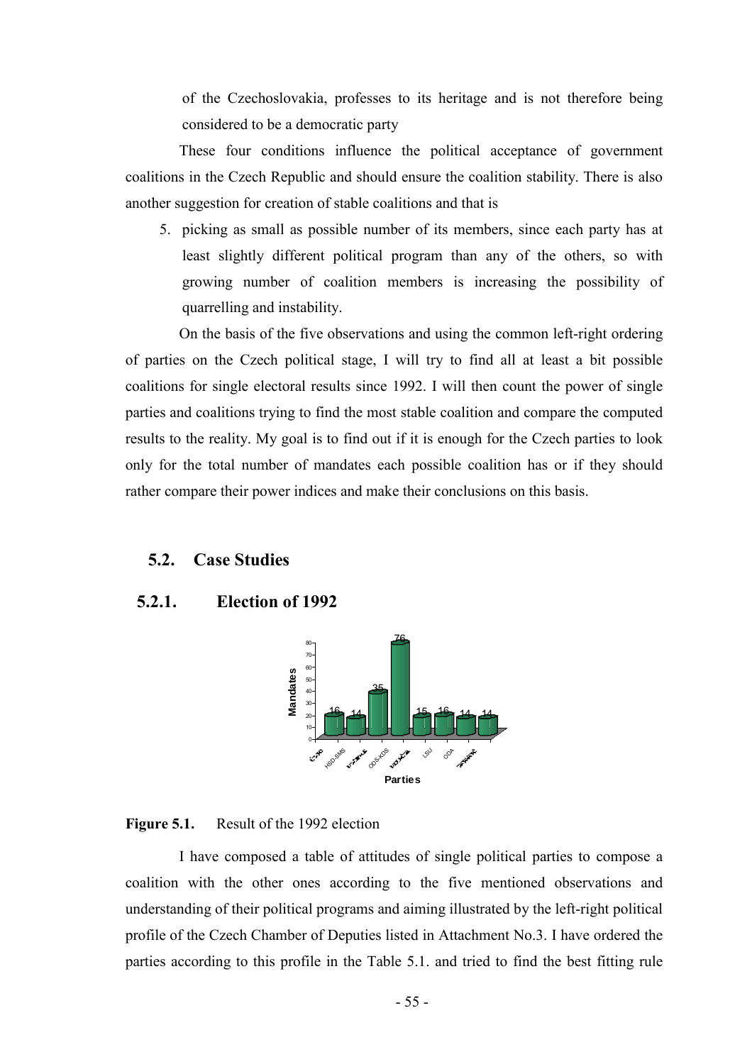of the Czechoslovakia, professes to its heritage and is not therefore being considered to be a democratic party

These four conditions influence the political acceptance of government coalitions in the Czech Republic and should ensure the coalition stability. There is also another suggestion for creation of stable coalitions and that is

5. picking as small as possible number of its members, since each party has at least slightly different political program than any of the others, so with growing number of coalition members is increasing the possibility of quarrelling and instability.

On the basis of the five observations and using the common left-right ordering of parties on the Czech political stage, I will try to find all at least a bit possible coalitions for single electoral results since 1992. I will then count the power of single parties and coalitions trying to find the most stable coalition and compare the computed results to the reality. My goal is to find out if it is enough for the Czech parties to look only for the total number of mandates each possible coalition has or if they should rather compare their power indices and make their conclusions on this basis.

## 5.2. Case Studies

### 5.2.1. Election of 1992

**Figure 5.1.** Result of the 1992 election

I have composed a table of attitudes of single political parties to compose a coalition with the other ones according to the five mentioned observations and understanding of their political programs and aiming illustrated by the left-right political profile of the Czech Chamber of Deputies listed in Attachment No.3. I have ordered the parties according to this profile in the Table 5.1. and tried to find the best fitting rule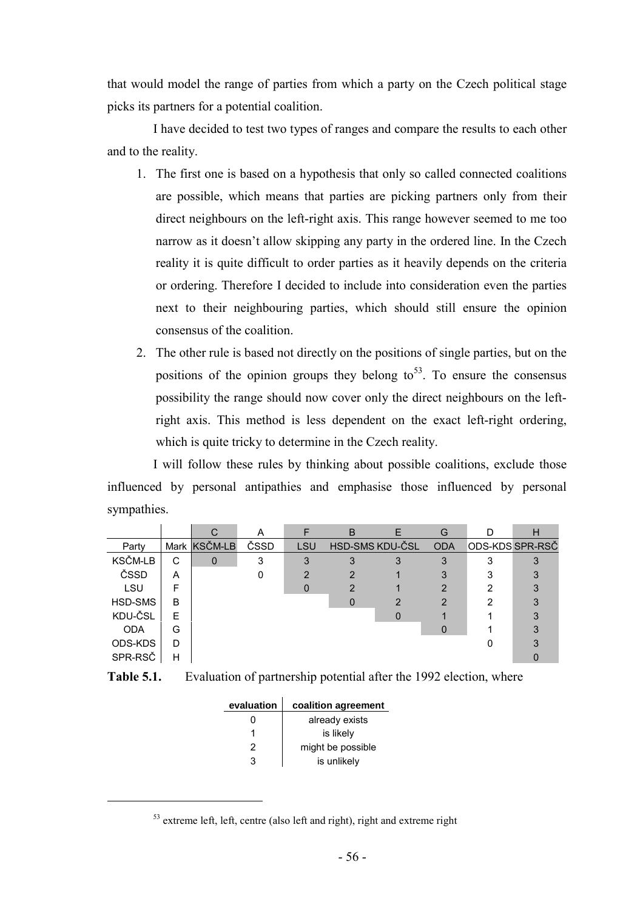that would model the range of parties from which a party on the Czech political stage picks its partners for a potential coalition.

I have decided to test two types of ranges and compare the results to each other and to the reality.

1. The first one is based on a hypothesis that only so called connected coalitions are possible, which means that parties are picking partners only from their direct neighbours on the left-right axis. This range however seemed to me too narrow as it doesn't allow skipping any party in the ordered line. In the Czech reality it is quite difficult to order parties as it heavily depends on the criteria or ordering. Therefore I decided to include into consideration even the parties next to their neighbouring parties, which should still ensure the opinion consensus of the coalition.
2. The other rule is based not directly on the positions of single parties, but on the positions of the opinion groups they belong to[53]. To ensure the consensus possibility the range should now cover only the direct neighbours on the left-right axis. This method is less dependent on the exact left-right ordering, which is quite tricky to determine in the Czech reality.

I will follow these rules by thinking about possible coalitions, exclude those influenced by personal antipathies and emphasise those influenced by personal sympathies.

| | | C | A | F | B | E | G | D | H |
|---|---|---|---|---|---|---|---|---|---|
| Party | Mark | KSČM-LB | ČSSD | LSU | HSD-SMS | KDU-ČSL | ODA | ODS-KDS | SPR-RSČ |
| KSČM-LB | C | 0 | 3 | 3 | 3 | 3 | 3 | 3 | 3 |
| ČSSD | A | | 0 | 2 | 2 | 1 | 3 | 3 | 3 |
| LSU | F | | | 0 | 2 | 1 | 2 | 2 | 3 |
| HSD-SMS | B | | | | 0 | 2 | 2 | 2 | 3 |
| KDU-ČSL | E | | | | | 0 | 1 | 1 | 3 |
| ODA | G | | | | | | 0 | 1 | 3 |
| ODS-KDS | D | | | | | | | 0 | 3 |
| SPR-RSČ | H | | | | | | | | 0 |

**Table 5.1.** Evaluation of partnership potential after the 1992 election, where

| evaluation | coalition agreement |
|---|---|
| 0 | already exists |
| 1 | is likely |
| 2 | might be possible |
| 3 | is unlikely |

[53] extreme left, left, centre (also left and right), right and extreme right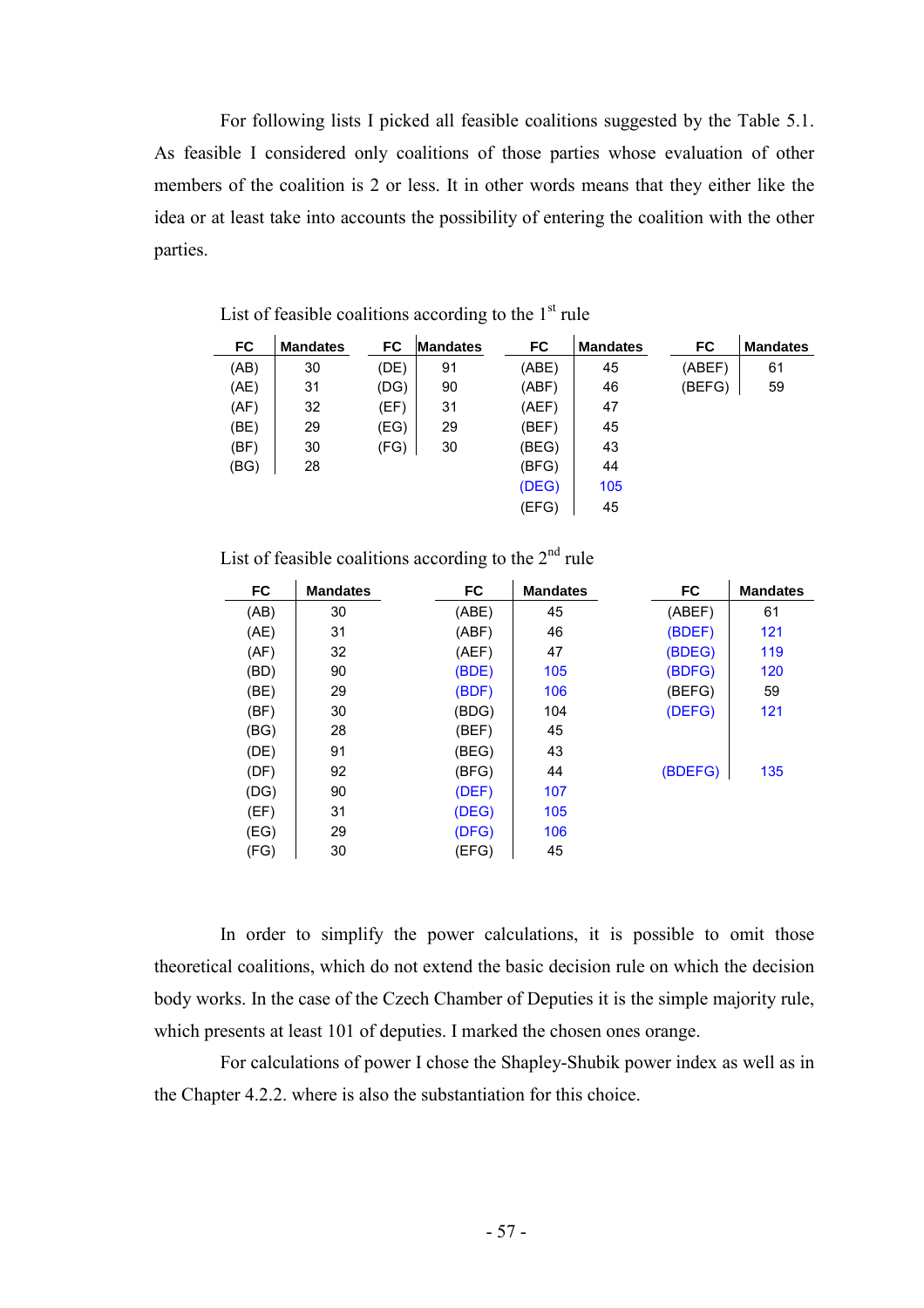For following lists I picked all feasible coalitions suggested by the Table 5.1. As feasible I considered only coalitions of those parties whose evaluation of other members of the coalition is 2 or less. It in other words means that they either like the idea or at least take into accounts the possibility of entering the coalition with the other parties.

List of feasible coalitions according to the 1st rule

| FC | Mandates | FC | Mandates | FC | Mandates | FC | Mandates |
|---|---|---|---|---|---|---|---|
| (AB) | 30 | (DE) | 91 | (ABE) | 45 | (ABEF) | 61 |
| (AE) | 31 | (DG) | 90 | (ABF) | 46 | (BEFG) | 59 |
| (AF) | 32 | (EF) | 31 | (AEF) | 47 | | |
| (BE) | 29 | (EG) | 29 | (BEF) | 45 | | |
| (BF) | 30 | (FG) | 30 | (BEG) | 43 | | |
| (BG) | 28 | | | (BFG) | 44 | | |
| | | | | (DEG) | 105 | | |
| | | | | (EFG) | 45 | | |

List of feasible coalitions according to the 2nd rule

| FC | Mandates | FC | Mandates | FC | Mandates |
|---|---|---|---|---|---|
| (AB) | 30 | (ABE) | 45 | (ABEF) | 61 |
| (AE) | 31 | (ABF) | 46 | (BDEF) | 121 |
| (AF) | 32 | (AEF) | 47 | (BDEG) | 119 |
| (BD) | 90 | (BDE) | 105 | (BDFG) | 120 |
| (BE) | 29 | (BDF) | 106 | (BEFG) | 59 |
| (BF) | 30 | (BDG) | 104 | (DEFG) | 121 |
| (BG) | 28 | (BEF) | 45 | | |
| (DE) | 91 | (BEG) | 43 | | |
| (DF) | 92 | (BFG) | 44 | (BDEFG) | 135 |
| (DG) | 90 | (DEF) | 107 | | |
| (EF) | 31 | (DEG) | 105 | | |
| (EG) | 29 | (DFG) | 106 | | |
| (FG) | 30 | (EFG) | 45 | | |

In order to simplify the power calculations, it is possible to omit those theoretical coalitions, which do not extend the basic decision rule on which the decision body works. In the case of the Czech Chamber of Deputies it is the simple majority rule, which presents at least 101 of deputies. I marked the chosen ones orange.

For calculations of power I chose the Shapley-Shubik power index as well as in the Chapter 4.2.2. where is also the substantiation for this choice.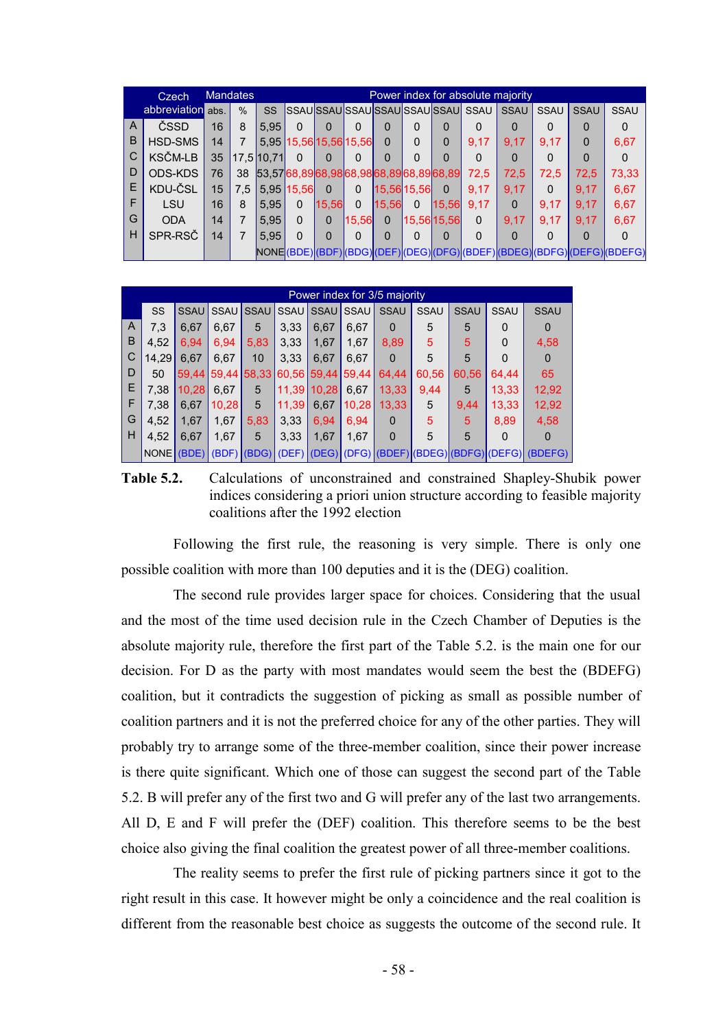| | Czech abbreviation | Mandates | | Power index for absolute majority | | | | | | | | | | | |
|---|---|---|---|---|---|---|---|---|---|---|---|---|---|---|---|
| | | abs. | % | SS | SSAU | SSAU | SSAU | SSAU | SSAU | SSAU | SSAU | SSAU | SSAU | SSAU | SSAU |
| A | ČSSD | 16 | 8 | 5,95 | 0 | 0 | 0 | 0 | 0 | 0 | 0 | 0 | 0 | 0 | 0 |
| B | HSD-SMS | 14 | 7 | 5,95 | 15,56 | 15,56 | 15,56 | 0 | 0 | 0 | 9,17 | 9,17 | 9,17 | 0 | 6,67 |
| C | KSČM-LB | 35 | 17,5 | 10,71 | 0 | 0 | 0 | 0 | 0 | 0 | 0 | 0 | 0 | 0 | 0 |
| D | ODS-KDS | 76 | 38 | 53,57 | 68,89 | 68,98 | 68,98 | 68,89 | 68,89 | 68,89 | 72,5 | 72,5 | 72,5 | 72,5 | 73,33 |
| E | KDU-ČSL | 15 | 7,5 | 5,95 | 15,56 | 0 | 0 | 15,56 | 15,56 | 0 | 9,17 | 9,17 | 0 | 9,17 | 6,67 |
| F | LSU | 16 | 8 | 5,95 | 0 | 15,56 | 0 | 15,56 | 0 | 15,56 | 9,17 | 0 | 9,17 | 9,17 | 6,67 |
| G | ODA | 14 | 7 | 5,95 | 0 | 0 | 15,56 | 0 | 15,56 | 15,56 | 0 | 9,17 | 9,17 | 9,17 | 6,67 |
| H | SPR-RSČ | 14 | 7 | 5,95 | 0 | 0 | 0 | 0 | 0 | 0 | 0 | 0 | 0 | 0 | 0 |
| | | | | NONE | (BDE) | (BDF) | (BDG) | (DEF) | (DEG) | (DFG) | (BDEF) | (BDEG) | (BDFG) | (DEFG) | (BDEFG) |

| | Power index for 3/5 majority | | | | | | | | | | | |
|---|---|---|---|---|---|---|---|---|---|---|---|---|
| | SS | SSAU | SSAU | SSAU | SSAU | SSAU | SSAU | SSAU | SSAU | SSAU | SSAU | SSAU |
| A | 7,3 | 6,67 | 6,67 | 5 | 3,33 | 6,67 | 6,67 | 0 | 5 | 5 | 0 | 0 |
| B | 4,52 | 6,94 | 6,94 | 5,83 | 3,33 | 1,67 | 1,67 | 8,89 | 5 | 5 | 0 | 4,58 |
| C | 14,29 | 6,67 | 6,67 | 10 | 3,33 | 6,67 | 6,67 | 0 | 5 | 5 | 0 | 0 |
| D | 50 | 59,44 | 59,44 | 58,33 | 60,56 | 59,44 | 59,44 | 64,44 | 60,56 | 60,56 | 64,44 | 65 |
| E | 7,38 | 10,28 | 6,67 | 5 | 11,39 | 10,28 | 6,67 | 13,33 | 9,44 | 5 | 13,33 | 12,92 |
| F | 7,38 | 6,67 | 10,28 | 5 | 11,39 | 6,67 | 10,28 | 13,33 | 5 | 9,44 | 13,33 | 12,92 |
| G | 4,52 | 1,67 | 1,67 | 5,83 | 3,33 | 6,94 | 6,94 | 0 | 5 | 5 | 8,89 | 4,58 |
| H | 4,52 | 6,67 | 1,67 | 5 | 3,33 | 1,67 | 1,67 | 0 | 5 | 5 | 0 | 0 |
| | NONE | (BDE) | (BDF) | (BDG) | (DEF) | (DEG) | (DFG) | (BDEF) | (BDEG) | (BDFG) | (DEFG) | (BDEFG) |

**Table 5.2.** Calculations of unconstrained and constrained Shapley-Shubik power indices considering a priori union structure according to feasible majority coalitions after the 1992 election

Following the first rule, the reasoning is very simple. There is only one possible coalition with more than 100 deputies and it is the (DEG) coalition.

The second rule provides larger space for choices. Considering that the usual and the most of the time used decision rule in the Czech Chamber of Deputies is the absolute majority rule, therefore the first part of the Table 5.2. is the main one for our decision. For D as the party with most mandates would seem the best the (BDEFG) coalition, but it contradicts the suggestion of picking as small as possible number of coalition partners and it is not the preferred choice for any of the other parties. They will probably try to arrange some of the three-member coalition, since their power increase is there quite significant. Which one of those can suggest the second part of the Table 5.2. B will prefer any of the first two and G will prefer any of the last two arrangements. All D, E and F will prefer the (DEF) coalition. This therefore seems to be the best choice also giving the final coalition the greatest power of all three-member coalitions.

The reality seems to prefer the first rule of picking partners since it got to the right result in this case. It however might be only a coincidence and the real coalition is different from the reasonable best choice as suggests the outcome of the second rule. It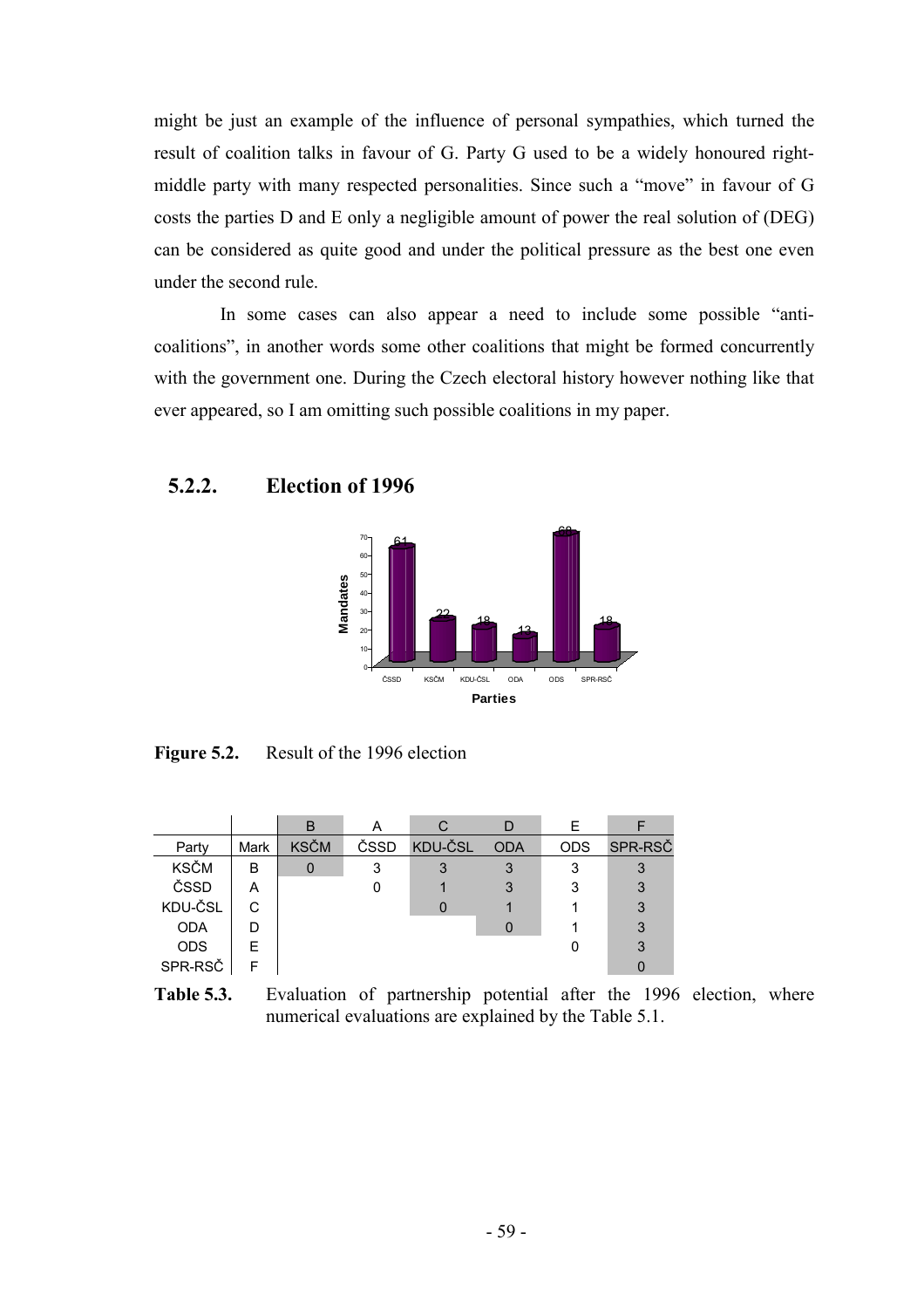might be just an example of the influence of personal sympathies, which turned the result of coalition talks in favour of G. Party G used to be a widely honoured right-middle party with many respected personalities. Since such a "move" in favour of G costs the parties D and E only a negligible amount of power the real solution of (DEG) can be considered as quite good and under the political pressure as the best one even under the second rule.

In some cases can also appear a need to include some possible "anti-coalitions", in another words some other coalitions that might be formed concurrently with the government one. During the Czech electoral history however nothing like that ever appeared, so I am omitting such possible coalitions in my paper.

### 5.2.2. Election of 1996

**Figure 5.2.** Result of the 1996 election

| | | B | A | C | D | E | F |
|---|---|---|---|---|---|---|---|
| Party | Mark | KSČM | ČSSD | KDU-ČSL | ODA | ODS | SPR-RSČ |
| KSČM | B | 0 | 3 | 3 | 3 | 3 | 3 |
| ČSSD | A | | 0 | 1 | 3 | 3 | 3 |
| KDU-ČSL | C | | | 0 | 1 | 1 | 3 |
| ODA | D | | | | 0 | 1 | 3 |
| ODS | E | | | | | 0 | 3 |
| SPR-RSČ | F | | | | | | 0 |

**Table 5.3.** Evaluation of partnership potential after the 1996 election, where numerical evaluations are explained by the Table 5.1.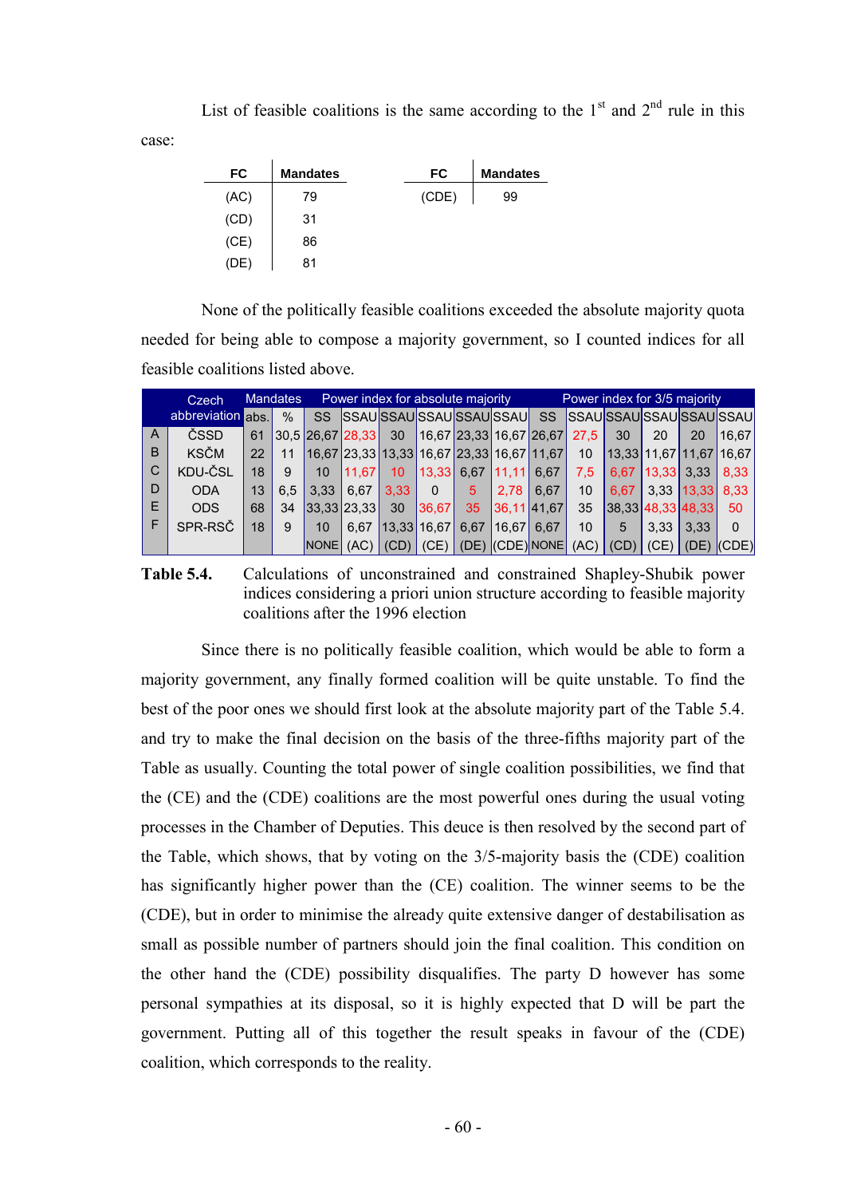List of feasible coalitions is the same according to the 1st and 2nd rule in this case:

| FC | Mandates |
|---|---|
| (AC) | 79 |
| (CD) | 31 |
| (CE) | 86 |
| (DE) | 81 |

| FC | Mandates |
|---|---|
| (CDE) | 99 |

None of the politically feasible coalitions exceeded the absolute majority quota needed for being able to compose a majority government, so I counted indices for all feasible coalitions listed above.

| | Czech abbreviation | Mandates | | Power index for absolute majority | | | | | | Power index for 3/5 majority | | | | | |
|---|---|---|---|---|---|---|---|---|---|---|---|---|---|---|---|
| | | abs. | % | SS | SSAU | SSAU | SSAU | SSAU | SSAU | SS | SSAU | SSAU | SSAU | SSAU | SSAU |
| A | ČSSD | 61 | 30,5 | 26,67 | 28,33 | 30 | 16,67 | 23,33 | 16,67 | 26,67 | 27,5 | 30 | 20 | 20 | 16,67 |
| B | KSČM | 22 | 11 | 16,67 | 23,33 | 13,33 | 16,67 | 23,33 | 16,67 | 11,67 | 10 | 13,33 | 11,67 | 11,67 | 16,67 |
| C | KDU-ČSL | 18 | 9 | 10 | 11,67 | 10 | 13,33 | 6,67 | 11,11 | 6,67 | 7,5 | 6,67 | 13,33 | 3,33 | 8,33 |
| D | ODA | 13 | 6,5 | 3,33 | 6,67 | 3,33 | 0 | 5 | 2,78 | 6,67 | 10 | 6,67 | 3,33 | 13,33 | 8,33 |
| E | ODS | 68 | 34 | 33,33 | 23,33 | 30 | 36,67 | 35 | 36,11 | 41,67 | 35 | 38,33 | 48,33 | 48,33 | 50 |
| F | SPR-RSČ | 18 | 9 | 10 | 6,67 | 13,33 | 16,67 | 6,67 | 16,67 | 6,67 | 10 | 5 | 3,33 | 3,33 | 0 |
| | | | | NONE | (AC) | (CD) | (CE) | (DE) | (CDE) | NONE | (AC) | (CD) | (CE) | (DE) | (CDE) |

**Table 5.4.** Calculations of unconstrained and constrained Shapley-Shubik power indices considering a priori union structure according to feasible majority coalitions after the 1996 election

Since there is no politically feasible coalition, which would be able to form a majority government, any finally formed coalition will be quite unstable. To find the best of the poor ones we should first look at the absolute majority part of the Table 5.4. and try to make the final decision on the basis of the three-fifths majority part of the Table as usually. Counting the total power of single coalition possibilities, we find that the (CE) and the (CDE) coalitions are the most powerful ones during the usual voting processes in the Chamber of Deputies. This deuce is then resolved by the second part of the Table, which shows, that by voting on the 3/5-majority basis the (CDE) coalition has significantly higher power than the (CE) coalition. The winner seems to be the (CDE), but in order to minimise the already quite extensive danger of destabilisation as small as possible number of partners should join the final coalition. This condition on the other hand the (CDE) possibility disqualifies. The party D however has some personal sympathies at its disposal, so it is highly expected that D will be part the government. Putting all of this together the result speaks in favour of the (CDE) coalition, which corresponds to the reality.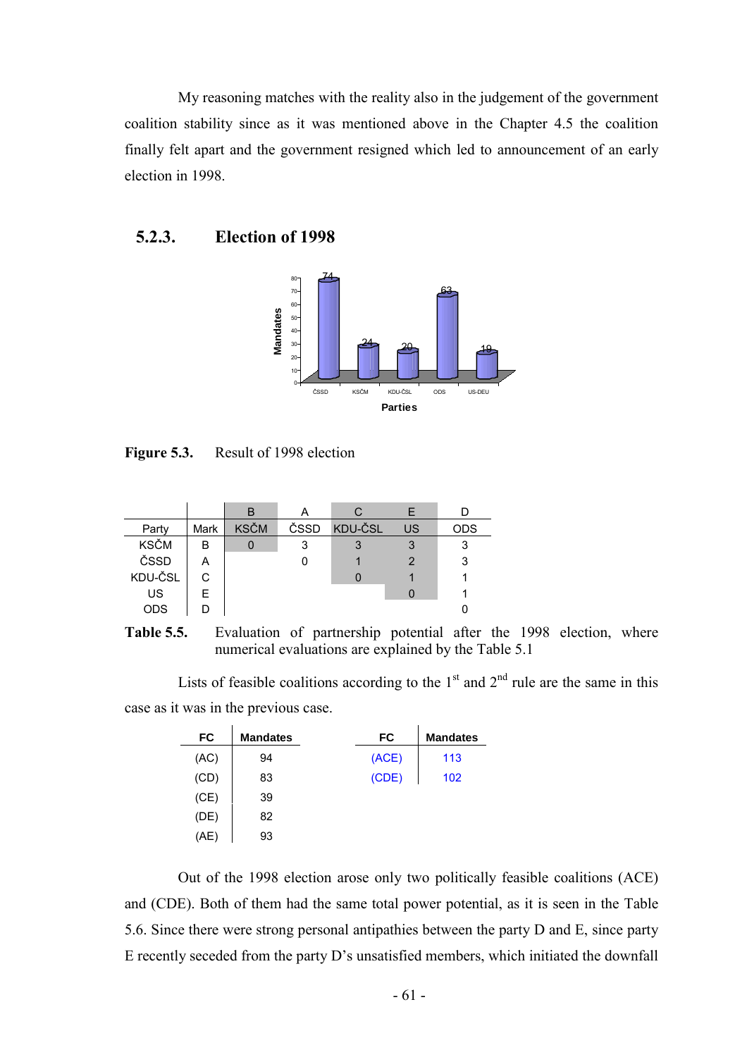My reasoning matches with the reality also in the judgement of the government coalition stability since as it was mentioned above in the Chapter 4.5 the coalition finally felt apart and the government resigned which led to announcement of an early election in 1998.

### 5.2.3. Election of 1998

**Figure 5.3.** Result of 1998 election

| | | B | A | C | E | D |
|---|---|---|---|---|---|---|
| Party | Mark | KSČM | ČSSD | KDU-ČSL | US | ODS |
| KSČM | B | 0 | 3 | 3 | 3 | 3 |
| ČSSD | A | | 0 | 1 | 2 | 3 |
| KDU-ČSL | C | | | 0 | 1 | 1 |
| US | E | | | | 0 | 1 |
| ODS | D | | | | | 0 |

**Table 5.5.** Evaluation of partnership potential after the 1998 election, where numerical evaluations are explained by the Table 5.1

Lists of feasible coalitions according to the 1st and 2nd rule are the same in this case as it was in the previous case.

| FC | Mandates |
|---|---|
| (AC) | 94 |
| (CD) | 83 |
| (CE) | 39 |
| (DE) | 82 |
| (AE) | 93 |

| FC | Mandates |
|---|---|
| (ACE) | 113 |
| (CDE) | 102 |

Out of the 1998 election arose only two politically feasible coalitions (ACE) and (CDE). Both of them had the same total power potential, as it is seen in the Table 5.6. Since there were strong personal antipathies between the party D and E, since party E recently seceded from the party D's unsatisfied members, which initiated the downfall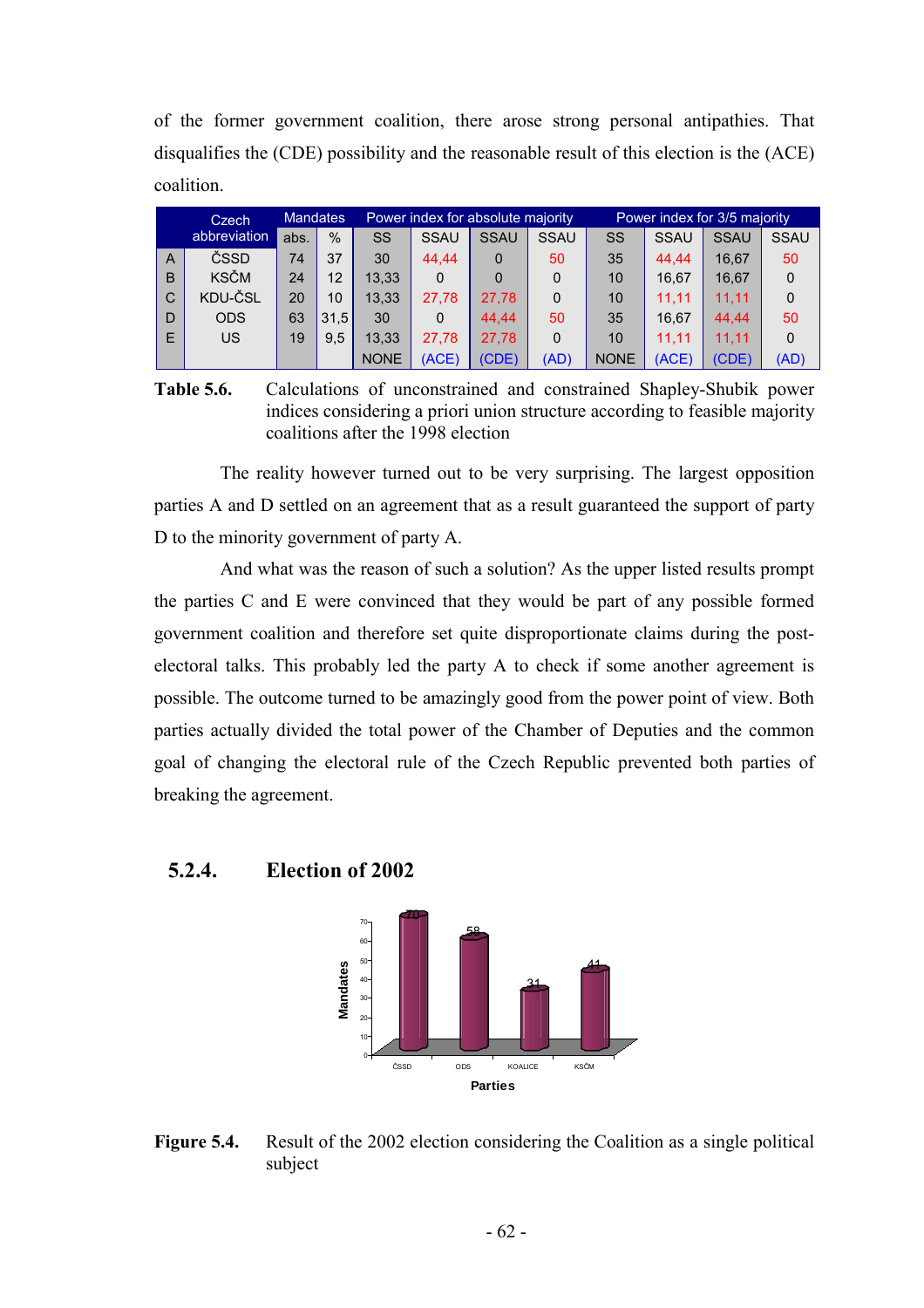of the former government coalition, there arose strong personal antipathies. That disqualifies the (CDE) possibility and the reasonable result of this election is the (ACE) coalition.

| | Czech abbreviation | Mandates | | Power index for absolute majority | | | | Power index for 3/5 majority | | | |
|---|---|---|---|---|---|---|---|---|---|---|---|
| | | abs. | % | SS | SSAU | SSAU | SSAU | SS | SSAU | SSAU | SSAU |
| A | ČSSD | 74 | 37 | 30 | 44,44 | 0 | 50 | 35 | 44,44 | 16,67 | 50 |
| B | KSČM | 24 | 12 | 13,33 | 0 | 0 | 0 | 10 | 16,67 | 16,67 | 0 |
| C | KDU-ČSL | 20 | 10 | 13,33 | 27,78 | 27,78 | 0 | 10 | 11,11 | 11,11 | 0 |
| D | ODS | 63 | 31,5 | 30 | 0 | 44,44 | 50 | 35 | 16,67 | 44,44 | 50 |
| E | US | 19 | 9,5 | 13,33 | 27,78 | 27,78 | 0 | 10 | 11,11 | 11,11 | 0 |
| | | | | NONE | (ACE) | (CDE) | (AD) | NONE | (ACE) | (CDE) | (AD) |

**Table 5.6.** Calculations of unconstrained and constrained Shapley-Shubik power indices considering a priori union structure according to feasible majority coalitions after the 1998 election

The reality however turned out to be very surprising. The largest opposition parties A and D settled on an agreement that as a result guaranteed the support of party D to the minority government of party A.

And what was the reason of such a solution? As the upper listed results prompt the parties C and E were convinced that they would be part of any possible formed government coalition and therefore set quite disproportionate claims during the post-electoral talks. This probably led the party A to check if some another agreement is possible. The outcome turned to be amazingly good from the power point of view. Both parties actually divided the total power of the Chamber of Deputies and the common goal of changing the electoral rule of the Czech Republic prevented both parties of breaking the agreement.

### 5.2.4. Election of 2002

**Figure 5.4.** Result of the 2002 election considering the Coalition as a single political subject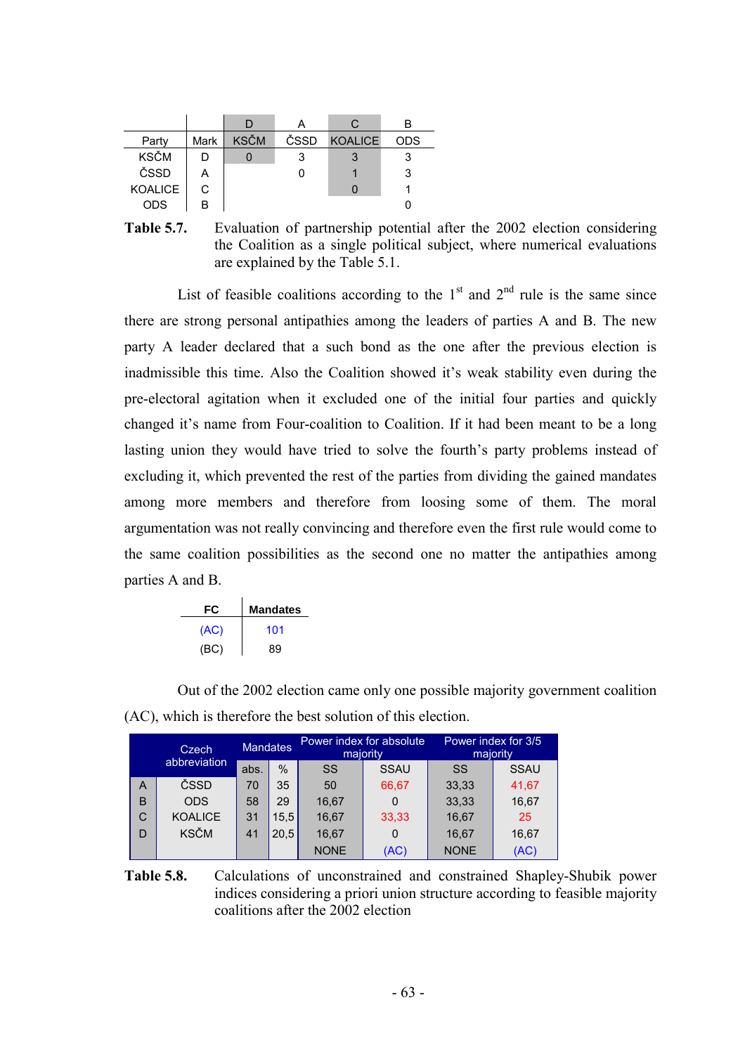| | | D | A | C | B |
|---|---|---|---|---|---|
| Party | Mark | KSČM | ČSSD | KOALICE | ODS |
| KSČM | D | 0 | 3 | 3 | 3 |
| ČSSD | A | | 0 | 1 | 3 |
| KOALICE | C | | | 0 | 1 |
| ODS | B | | | | 0 |

**Table 5.7.** Evaluation of partnership potential after the 2002 election considering the Coalition as a single political subject, where numerical evaluations are explained by the Table 5.1.

List of feasible coalitions according to the 1st and 2nd rule is the same since there are strong personal antipathies among the leaders of parties A and B. The new party A leader declared that a such bond as the one after the previous election is inadmissible this time. Also the Coalition showed it's weak stability even during the pre-electoral agitation when it excluded one of the initial four parties and quickly changed it's name from Four-coalition to Coalition. If it had been meant to be a long lasting union they would have tried to solve the fourth's party problems instead of excluding it, which prevented the rest of the parties from dividing the gained mandates among more members and therefore from loosing some of them. The moral argumentation was not really convincing and therefore even the first rule would come to the same coalition possibilities as the second one no matter the antipathies among parties A and B.

| FC | Mandates |
|---|---|
| (AC) | 101 |
| (BC) | 89 |

Out of the 2002 election came only one possible majority government coalition (AC), which is therefore the best solution of this election.

| | Czech abbreviation | Mandates | | Power index for absolute majority | | Power index for 3/5 majority | |
|---|---|---|---|---|---|---|---|
| | | abs. | % | SS | SSAU | SS | SSAU |
| A | ČSSD | 70 | 35 | 50 | 66,67 | 33,33 | 41,67 |
| B | ODS | 58 | 29 | 16,67 | 0 | 33,33 | 16,67 |
| C | KOALICE | 31 | 15,5 | 16,67 | 33,33 | 16,67 | 25 |
| D | KSČM | 41 | 20,5 | 16,67 | 0 | 16,67 | 16,67 |
| | | | | NONE | (AC) | NONE | (AC) |

**Table 5.8.** Calculations of unconstrained and constrained Shapley-Shubik power indices considering a priori union structure according to feasible majority coalitions after the 2002 election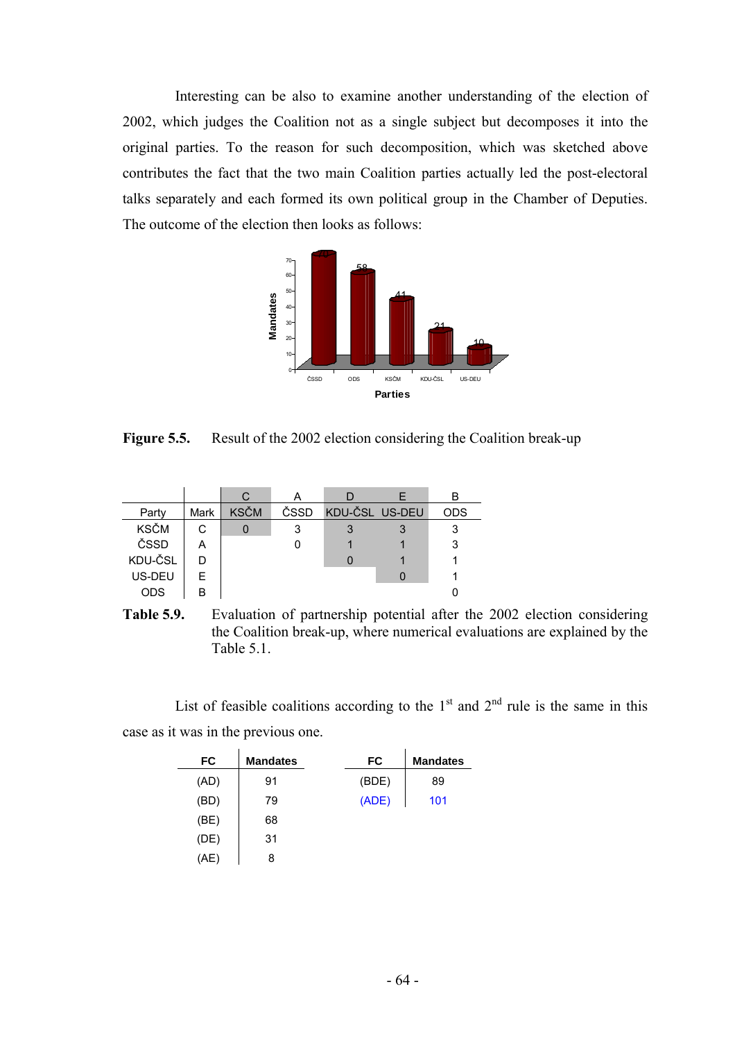Interesting can be also to examine another understanding of the election of 2002, which judges the Coalition not as a single subject but decomposes it into the original parties. To the reason for such decomposition, which was sketched above contributes the fact that the two main Coalition parties actually led the post-electoral talks separately and each formed its own political group in the Chamber of Deputies. The outcome of the election then looks as follows:

**Figure 5.5.** Result of the 2002 election considering the Coalition break-up

| | | C | A | D | E | B |
|---|---|---|---|---|---|---|
| Party | Mark | KSČM | ČSSD | KDU-ČSL | US-DEU | ODS |
| KSČM | C | 0 | 3 | 3 | 3 | 3 |
| ČSSD | A | | 0 | 1 | 1 | 3 |
| KDU-ČSL | D | | | 0 | 1 | 1 |
| US-DEU | E | | | | 0 | 1 |
| ODS | B | | | | | 0 |

**Table 5.9.** Evaluation of partnership potential after the 2002 election considering the Coalition break-up, where numerical evaluations are explained by the Table 5.1.

List of feasible coalitions according to the 1st and 2nd rule is the same in this case as it was in the previous one.

| FC | Mandates |
|---|---|
| (AD) | 91 |
| (BD) | 79 |
| (BE) | 68 |
| (DE) | 31 |
| (AE) | 8 |

| FC | Mandates |
|---|---|
| (BDE) | 89 |
| (ADE) | 101 |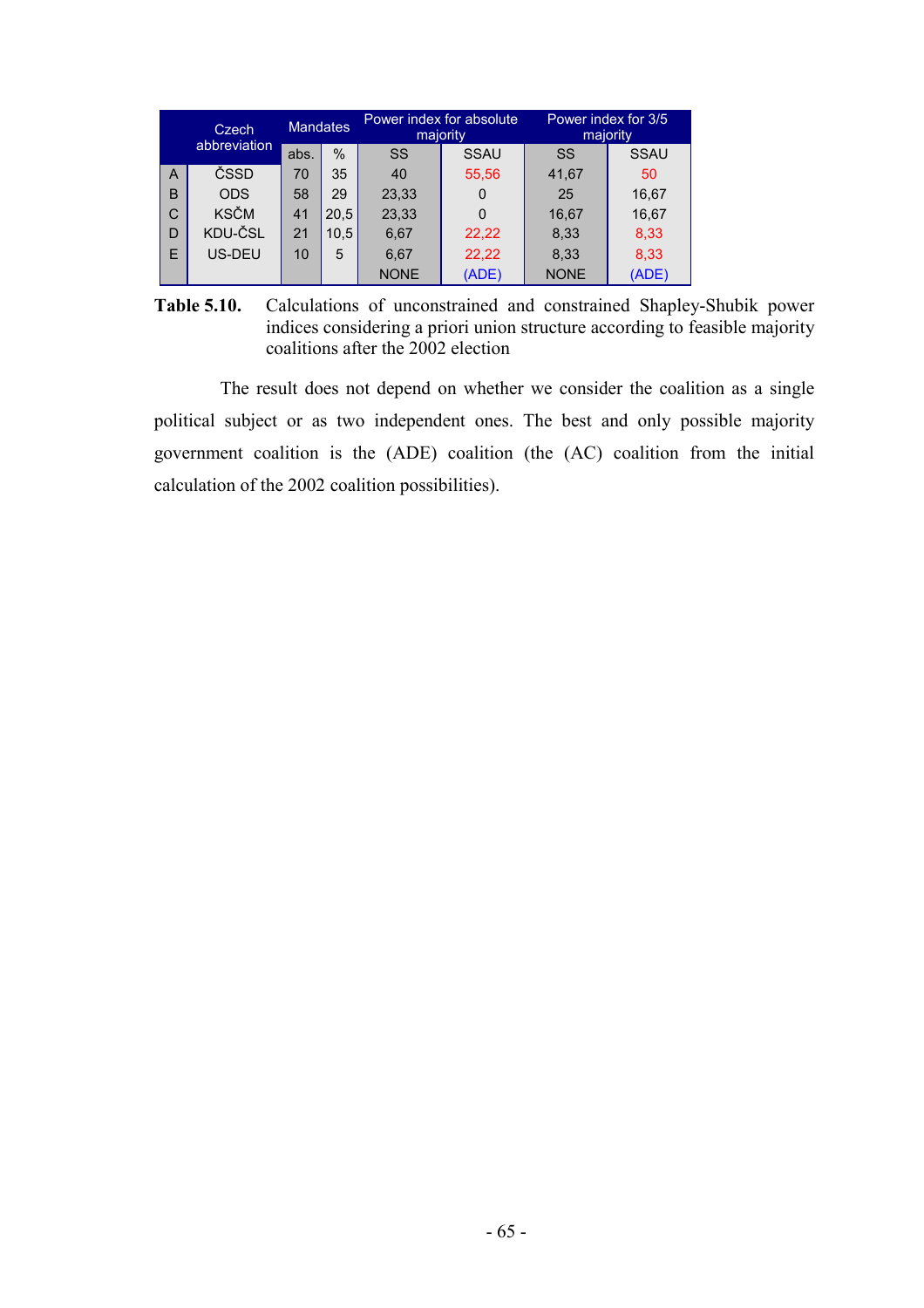| | Czech abbreviation | Mandates | | Power index for absolute majority | | Power index for 3/5 majority | |
|---|---|---|---|---|---|---|---|
| | | abs. | % | SS | SSAU | SS | SSAU |
| A | ČSSD | 70 | 35 | 40 | 55,56 | 41,67 | 50 |
| B | ODS | 58 | 29 | 23,33 | 0 | 25 | 16,67 |
| C | KSČM | 41 | 20,5 | 23,33 | 0 | 16,67 | 16,67 |
| D | KDU-ČSL | 21 | 10,5 | 6,67 | 22,22 | 8,33 | 8,33 |
| E | US-DEU | 10 | 5 | 6,67 | 22,22 | 8,33 | 8,33 |
| | | | | NONE | (ADE) | NONE | (ADE) |

**Table 5.10.** Calculations of unconstrained and constrained Shapley-Shubik power indices considering a priori union structure according to feasible majority coalitions after the 2002 election

The result does not depend on whether we consider the coalition as a single political subject or as two independent ones. The best and only possible majority government coalition is the (ADE) coalition (the (AC) coalition from the initial calculation of the 2002 coalition possibilities).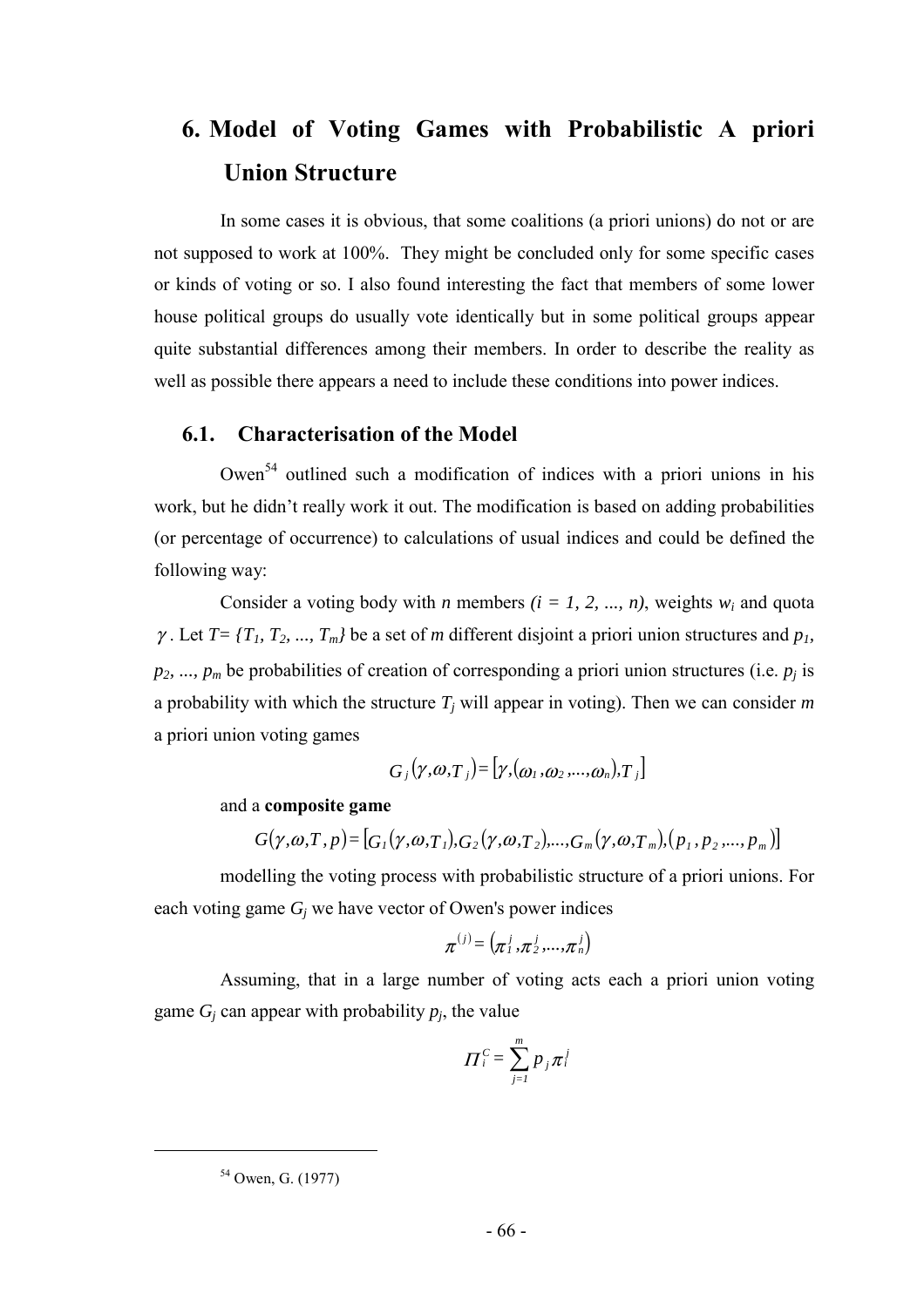# 6. Model of Voting Games with Probabilistic A priori Union Structure

In some cases it is obvious, that some coalitions (a priori unions) do not or are not supposed to work at 100%. They might be concluded only for some specific cases or kinds of voting or so. I also found interesting the fact that members of some lower house political groups do usually vote identically but in some political groups appear quite substantial differences among their members. In order to describe the reality as well as possible there appears a need to include these conditions into power indices.

## 6.1. Characterisation of the Model

Owen[54] outlined such a modification of indices with a priori unions in his work, but he didn't really work it out. The modification is based on adding probabilities (or percentage of occurrence) to calculations of usual indices and could be defined the following way:

Consider a voting body with $n$ members $(i = 1, 2, ..., n)$, weights $w_i$ and quota $\gamma$. Let $T = \{T_1, T_2, ..., T_m\}$ be a set of $m$ different disjoint a priori union structures and $p_1, p_2, ..., p_m$ be probabilities of creation of corresponding a priori union structures (i.e. $p_j$ is a probability with which the structure $T_j$ will appear in voting). Then we can consider $m$ a priori union voting games

$$G_j(\gamma,\omega,T_j) = [\gamma,(\omega_1,\omega_2,...,\omega_n),T_j]$$

and a **composite game**

$$G(\gamma,\omega,T,p) = [G_1(\gamma,\omega,T_1),G_2(\gamma,\omega,T_2),...,G_m(\gamma,\omega,T_m),(p_1,p_2,...,p_m)]$$

modelling the voting process with probabilistic structure of a priori unions. For each voting game $G_j$ we have vector of Owen's power indices

$$\pi^{(j)} = (\pi_1^j,\pi_2^j,...,\pi_n^j)$$

Assuming, that in a large number of voting acts each a priori union voting game $G_j$ can appear with probability $p_j$, the value

$$\Pi_i^C = \sum_{j=1}^{m} p_j \pi_i^j$$

[54] Owen, G. (1977)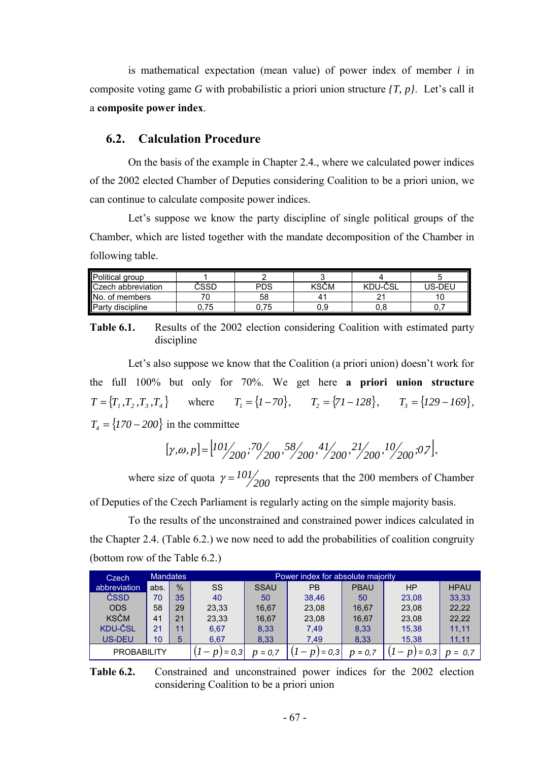is mathematical expectation (mean value) of power index of member $i$ in composite voting game $G$ with probabilistic a priori union structure $\{T, p\}$. Let's call it a **composite power index**.

## 6.2. Calculation Procedure

On the basis of the example in Chapter 2.4., where we calculated power indices of the 2002 elected Chamber of Deputies considering Coalition to be a priori union, we can continue to calculate composite power indices.

Let's suppose we know the party discipline of single political groups of the Chamber, which are listed together with the mandate decomposition of the Chamber in following table.

| Political group | 1 | 2 | 3 | 4 | 5 |
|---|---|---|---|---|---|
| Czech abbreviation | ČSSD | PDS | KSČM | KDU-ČSL | US-DEU |
| No. of members | 70 | 58 | 41 | 21 | 10 |
| Party discipline | 0,75 | 0,75 | 0,9 | 0,8 | 0,7 |

**Table 6.1.** Results of the 2002 election considering Coalition with estimated party discipline

Let's also suppose we know that the Coalition (a priori union) doesn't work for the full 100% but only for 70%. We get here **a priori union structure** $T = \{T_1, T_2, T_3, T_4\}$ where $T_1 = \{1 - 70\}$, $T_2 = \{71 - 128\}$, $T_3 = \{129 - 169\}$, $T_4 = \{170 - 200\}$ in the committee

$$[\gamma, \omega, p] = \left[ 101/_{200}; 70/_{200}, 58/_{200}, 41/_{200}, 21/_{200}, 10/_{200}; 0{,}7 \right],$$

where size of quota $\gamma = 101/_{200}$ represents that the 200 members of Chamber of Deputies of the Czech Parliament is regularly acting on the simple majority basis.

To the results of the unconstrained and constrained power indices calculated in the Chapter 2.4. (Table 6.2.) we now need to add the probabilities of coalition congruity (bottom row of the Table 6.2.)

| Czech abbreviation | Mandates | | Power index for absolute majority | | | | | |
|---|---|---|---|---|---|---|---|---|
| | abs. | % | SS | SSAU | PB | PBAU | HP | HPAU |
| ČSSD | 70 | 35 | 40 | 50 | 38,46 | 50 | 23,08 | 33,33 |
| ODS | 58 | 29 | 23,33 | 16,67 | 23,08 | 16,67 | 23,08 | 22,22 |
| KSČM | 41 | 21 | 23,33 | 16,67 | 23,08 | 16,67 | 23,08 | 22,22 |
| KDU-ČSL | 21 | 11 | 6,67 | 8,33 | 7,49 | 8,33 | 15,38 | 11,11 |
| US-DEU | 10 | 5 | 6,67 | 8,33 | 7,49 | 8,33 | 15,38 | 11,11 |
| PROBABILITY | | | $(1-p) = 0{,}3$ | $p = 0{,}7$ | $(1-p) = 0{,}3$ | $p = 0{,}7$ | $(1-p) = 0{,}3$ | $p = 0{,}7$ |

**Table 6.2.** Constrained and unconstrained power indices for the 2002 election considering Coalition to be a priori union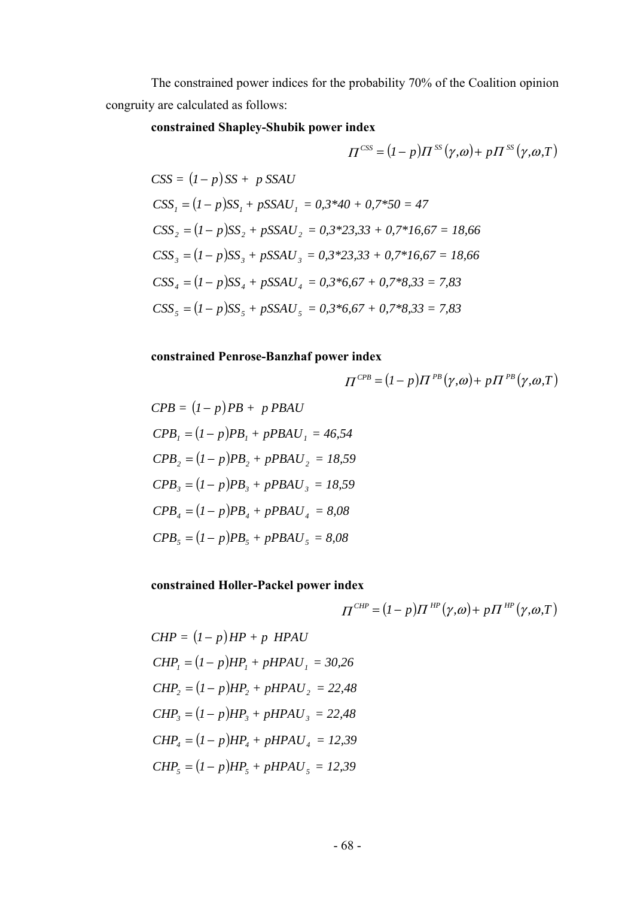The constrained power indices for the probability 70% of the Coalition opinion congruity are calculated as follows:

**constrained Shapley-Shubik power index**

$$\Pi^{CSS} = (1-p)\Pi^{SS}(\gamma,\omega) + p\Pi^{SS}(\gamma,\omega,T)$$

$$CSS = (1-p)SS + p\,SSAU$$

$$CSS_1 = (1-p)SS_1 + pSSAU_1 = 0{,}3*40 + 0{,}7*50 = 47$$

$$CSS_2 = (1-p)SS_2 + pSSAU_2 = 0{,}3*23{,}33 + 0{,}7*16{,}67 = 18{,}66$$

$$CSS_3 = (1-p)SS_3 + pSSAU_3 = 0{,}3*23{,}33 + 0{,}7*16{,}67 = 18{,}66$$

$$CSS_4 = (1-p)SS_4 + pSSAU_4 = 0{,}3*6{,}67 + 0{,}7*8{,}33 = 7{,}83$$

$$CSS_5 = (1-p)SS_5 + pSSAU_5 = 0{,}3*6{,}67 + 0{,}7*8{,}33 = 7{,}83$$

**constrained Penrose-Banzhaf power index**

$$\Pi^{CPB} = (1-p)\Pi^{PB}(\gamma,\omega) + p\Pi^{PB}(\gamma,\omega,T)$$

$$CPB = (1-p)PB + p\,PBAU$$

$$CPB_1 = (1-p)PB_1 + pPBAU_1 = 46{,}54$$

$$CPB_2 = (1-p)PB_2 + pPBAU_2 = 18{,}59$$

$$CPB_3 = (1-p)PB_3 + pPBAU_3 = 18{,}59$$

$$CPB_4 = (1-p)PB_4 + pPBAU_4 = 8{,}08$$

$$CPB_5 = (1-p)PB_5 + pPBAU_5 = 8{,}08$$

**constrained Holler-Packel power index**

$$\Pi^{CHP} = (1-p)\Pi^{HP}(\gamma,\omega) + p\Pi^{HP}(\gamma,\omega,T)$$

$$CHP = (1-p)HP + p\,HPAU$$

$$CHP_1 = (1-p)HP_1 + pHPAU_1 = 30{,}26$$

$$CHP_2 = (1-p)HP_2 + pHPAU_2 = 22{,}48$$

$$CHP_3 = (1-p)HP_3 + pHPAU_3 = 22{,}48$$

$$CHP_4 = (1-p)HP_4 + pHPAU_4 = 12{,}39$$

$$CHP_5 = (1-p)HP_5 + pHPAU_5 = 12{,}39$$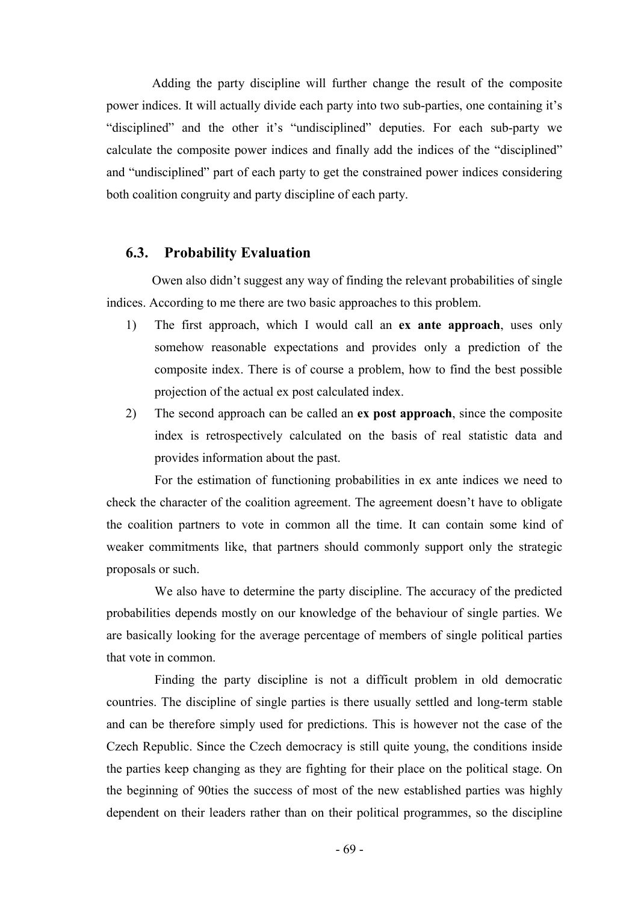Adding the party discipline will further change the result of the composite power indices. It will actually divide each party into two sub-parties, one containing it's "disciplined" and the other it's "undisciplined" deputies. For each sub-party we calculate the composite power indices and finally add the indices of the "disciplined" and "undisciplined" part of each party to get the constrained power indices considering both coalition congruity and party discipline of each party.

## 6.3. Probability Evaluation

Owen also didn't suggest any way of finding the relevant probabilities of single indices. According to me there are two basic approaches to this problem.

1) The first approach, which I would call an **ex ante approach**, uses only somehow reasonable expectations and provides only a prediction of the composite index. There is of course a problem, how to find the best possible projection of the actual ex post calculated index.
2) The second approach can be called an **ex post approach**, since the composite index is retrospectively calculated on the basis of real statistic data and provides information about the past.

For the estimation of functioning probabilities in ex ante indices we need to check the character of the coalition agreement. The agreement doesn't have to obligate the coalition partners to vote in common all the time. It can contain some kind of weaker commitments like, that partners should commonly support only the strategic proposals or such.

We also have to determine the party discipline. The accuracy of the predicted probabilities depends mostly on our knowledge of the behaviour of single parties. We are basically looking for the average percentage of members of single political parties that vote in common.

Finding the party discipline is not a difficult problem in old democratic countries. The discipline of single parties is there usually settled and long-term stable and can be therefore simply used for predictions. This is however not the case of the Czech Republic. Since the Czech democracy is still quite young, the conditions inside the parties keep changing as they are fighting for their place on the political stage. On the beginning of 90ties the success of most of the new established parties was highly dependent on their leaders rather than on their political programmes, so the discipline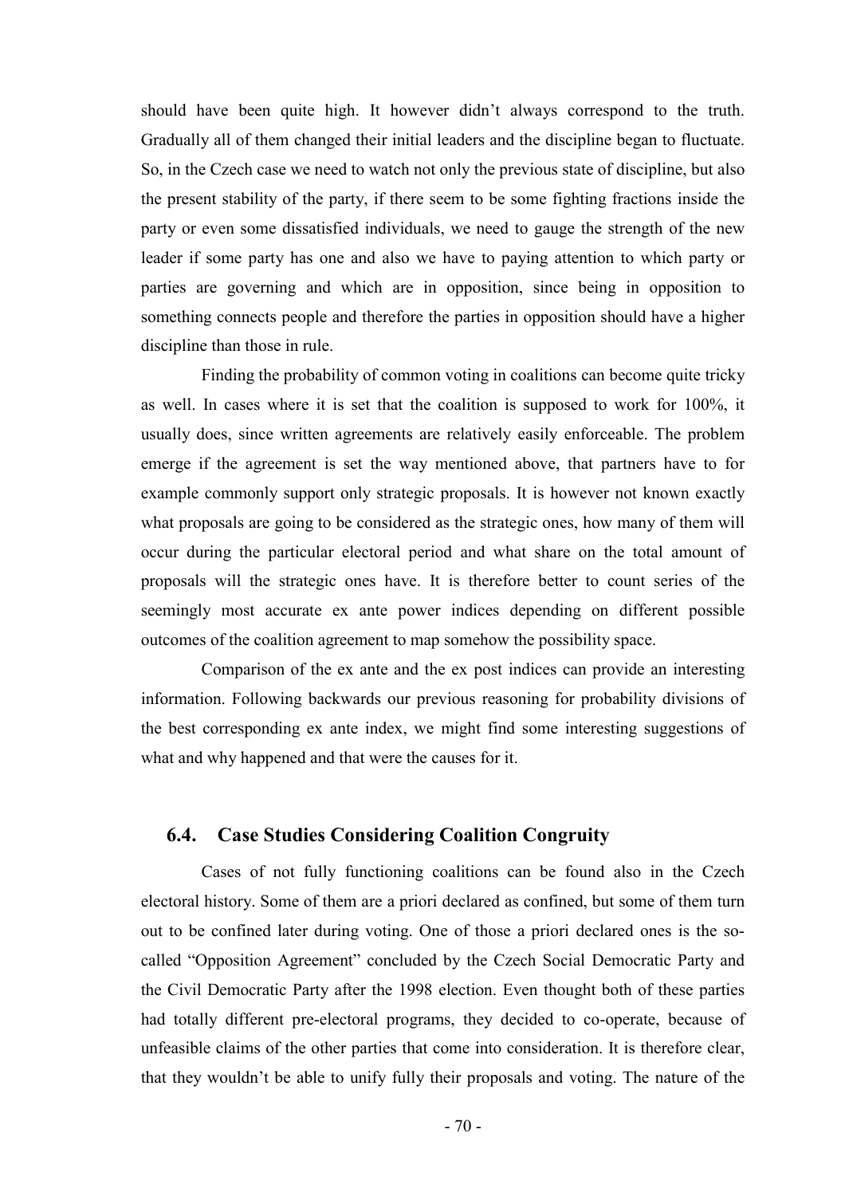should have been quite high. It however didn't always correspond to the truth. Gradually all of them changed their initial leaders and the discipline began to fluctuate. So, in the Czech case we need to watch not only the previous state of discipline, but also the present stability of the party, if there seem to be some fighting fractions inside the party or even some dissatisfied individuals, we need to gauge the strength of the new leader if some party has one and also we have to paying attention to which party or parties are governing and which are in opposition, since being in opposition to something connects people and therefore the parties in opposition should have a higher discipline than those in rule.

Finding the probability of common voting in coalitions can become quite tricky as well. In cases where it is set that the coalition is supposed to work for 100%, it usually does, since written agreements are relatively easily enforceable. The problem emerge if the agreement is set the way mentioned above, that partners have to for example commonly support only strategic proposals. It is however not known exactly what proposals are going to be considered as the strategic ones, how many of them will occur during the particular electoral period and what share on the total amount of proposals will the strategic ones have. It is therefore better to count series of the seemingly most accurate ex ante power indices depending on different possible outcomes of the coalition agreement to map somehow the possibility space.

Comparison of the ex ante and the ex post indices can provide an interesting information. Following backwards our previous reasoning for probability divisions of the best corresponding ex ante index, we might find some interesting suggestions of what and why happened and that were the causes for it.

## 6.4. Case Studies Considering Coalition Congruity

Cases of not fully functioning coalitions can be found also in the Czech electoral history. Some of them are a priori declared as confined, but some of them turn out to be confined later during voting. One of those a priori declared ones is the so-called "Opposition Agreement" concluded by the Czech Social Democratic Party and the Civil Democratic Party after the 1998 election. Even thought both of these parties had totally different pre-electoral programs, they decided to co-operate, because of unfeasible claims of the other parties that come into consideration. It is therefore clear, that they wouldn't be able to unify fully their proposals and voting. The nature of the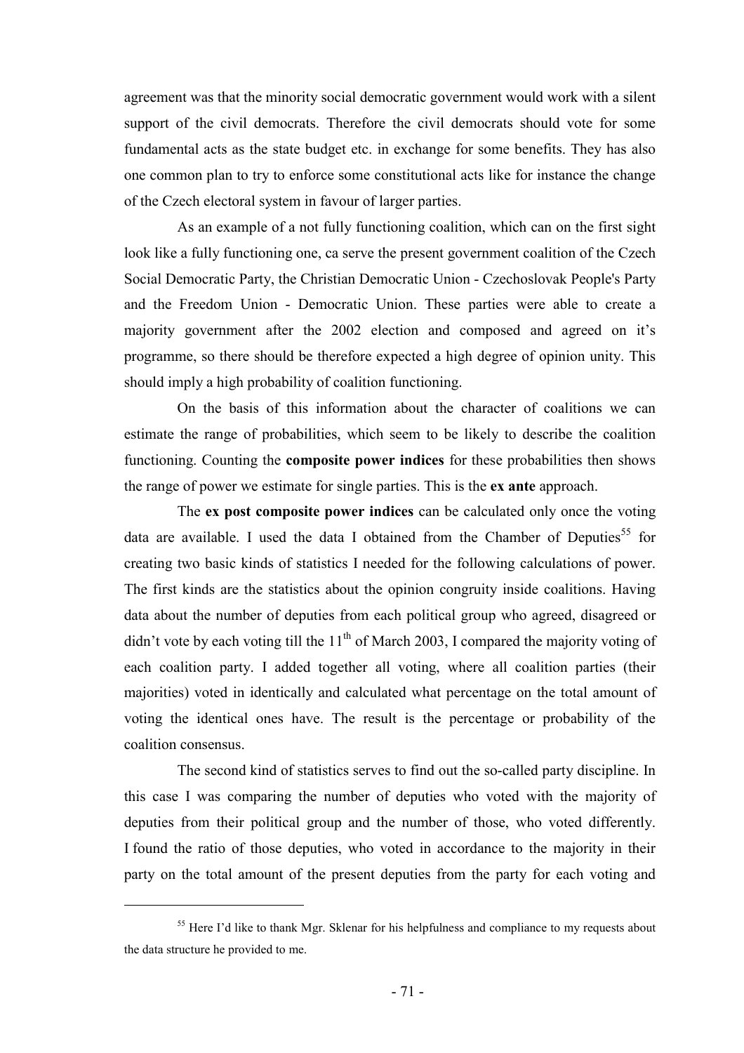agreement was that the minority social democratic government would work with a silent support of the civil democrats. Therefore the civil democrats should vote for some fundamental acts as the state budget etc. in exchange for some benefits. They has also one common plan to try to enforce some constitutional acts like for instance the change of the Czech electoral system in favour of larger parties.

As an example of a not fully functioning coalition, which can on the first sight look like a fully functioning one, ca serve the present government coalition of the Czech Social Democratic Party, the Christian Democratic Union - Czechoslovak People's Party and the Freedom Union - Democratic Union. These parties were able to create a majority government after the 2002 election and composed and agreed on it's programme, so there should be therefore expected a high degree of opinion unity. This should imply a high probability of coalition functioning.

On the basis of this information about the character of coalitions we can estimate the range of probabilities, which seem to be likely to describe the coalition functioning. Counting the **composite power indices** for these probabilities then shows the range of power we estimate for single parties. This is the **ex ante** approach.

The **ex post composite power indices** can be calculated only once the voting data are available. I used the data I obtained from the Chamber of Deputies[55] for creating two basic kinds of statistics I needed for the following calculations of power. The first kinds are the statistics about the opinion congruity inside coalitions. Having data about the number of deputies from each political group who agreed, disagreed or didn't vote by each voting till the 11th of March 2003, I compared the majority voting of each coalition party. I added together all voting, where all coalition parties (their majorities) voted in identically and calculated what percentage on the total amount of voting the identical ones have. The result is the percentage or probability of the coalition consensus.

The second kind of statistics serves to find out the so-called party discipline. In this case I was comparing the number of deputies who voted with the majority of deputies from their political group and the number of those, who voted differently. I found the ratio of those deputies, who voted in accordance to the majority in their party on the total amount of the present deputies from the party for each voting and

---

[55] Here I'd like to thank Mgr. Sklenar for his helpfulness and compliance to my requests about the data structure he provided to me.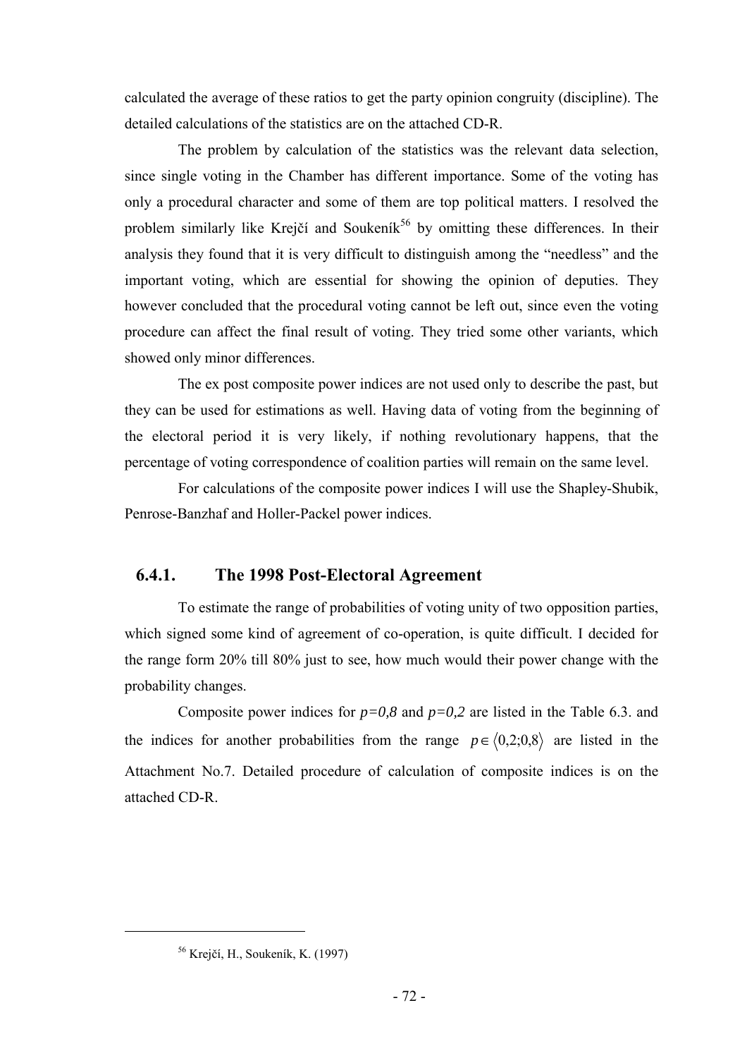calculated the average of these ratios to get the party opinion congruity (discipline). The detailed calculations of the statistics are on the attached CD-R.

The problem by calculation of the statistics was the relevant data selection, since single voting in the Chamber has different importance. Some of the voting has only a procedural character and some of them are top political matters. I resolved the problem similarly like Krejčí and Soukeník[56] by omitting these differences. In their analysis they found that it is very difficult to distinguish among the "needless" and the important voting, which are essential for showing the opinion of deputies. They however concluded that the procedural voting cannot be left out, since even the voting procedure can affect the final result of voting. They tried some other variants, which showed only minor differences.

The ex post composite power indices are not used only to describe the past, but they can be used for estimations as well. Having data of voting from the beginning of the electoral period it is very likely, if nothing revolutionary happens, that the percentage of voting correspondence of coalition parties will remain on the same level.

For calculations of the composite power indices I will use the Shapley-Shubik, Penrose-Banzhaf and Holler-Packel power indices.

### 6.4.1. The 1998 Post-Electoral Agreement

To estimate the range of probabilities of voting unity of two opposition parties, which signed some kind of agreement of co-operation, is quite difficult. I decided for the range form 20% till 80% just to see, how much would their power change with the probability changes.

Composite power indices for $p=0,8$ and $p=0,2$ are listed in the Table 6.3. and the indices for another probabilities from the range $p \in \langle 0,2;0,8 \rangle$ are listed in the Attachment No.7. Detailed procedure of calculation of composite indices is on the attached CD-R.

[56] Krejčí, H., Soukeník, K. (1997)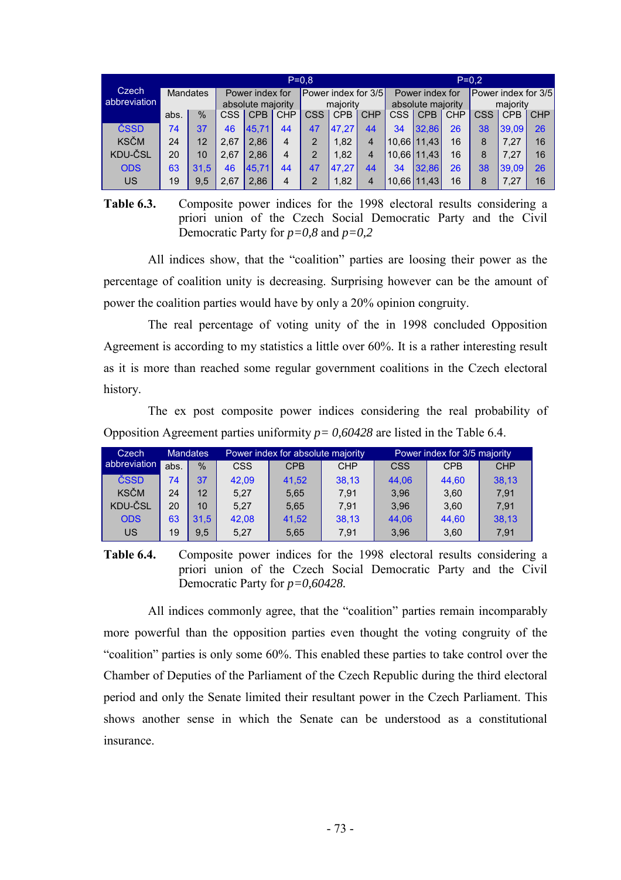| Czech abbreviation | Mandates | | P=0,8 | | | | | | P=0,2 | | | | | |
|---|---|---|---|---|---|---|---|---|---|---|---|---|---|---|
| | | | Power index for absolute majority | | | Power index for 3/5 majority | | | Power index for absolute majority | | | Power index for 3/5 majority | | |
| | abs. | % | CSS | CPB | CHP | CSS | CPB | CHP | CSS | CPB | CHP | CSS | CPB | CHP |
| ČSSD | 74 | 37 | 46 | 45,71 | 44 | 47 | 47,27 | 44 | 34 | 32,86 | 26 | 38 | 39,09 | 26 |
| KSČM | 24 | 12 | 2,67 | 2,86 | 4 | 2 | 1,82 | 4 | 10,66 | 11,43 | 16 | 8 | 7,27 | 16 |
| KDU-ČSL | 20 | 10 | 2,67 | 2,86 | 4 | 2 | 1,82 | 4 | 10,66 | 11,43 | 16 | 8 | 7,27 | 16 |
| ODS | 63 | 31,5 | 46 | 45,71 | 44 | 47 | 47,27 | 44 | 34 | 32,86 | 26 | 38 | 39,09 | 26 |
| US | 19 | 9,5 | 2,67 | 2,86 | 4 | 2 | 1,82 | 4 | 10,66 | 11,43 | 16 | 8 | 7,27 | 16 |

**Table 6.3.** Composite power indices for the 1998 electoral results considering a priori union of the Czech Social Democratic Party and the Civil Democratic Party for *p=0,8* and *p=0,2*

All indices show, that the "coalition" parties are loosing their power as the percentage of coalition unity is decreasing. Surprising however can be the amount of power the coalition parties would have by only a 20% opinion congruity.

The real percentage of voting unity of the in 1998 concluded Opposition Agreement is according to my statistics a little over 60%. It is a rather interesting result as it is more than reached some regular government coalitions in the Czech electoral history.

The ex post composite power indices considering the real probability of Opposition Agreement parties uniformity *p= 0,60428* are listed in the Table 6.4.

| Czech abbreviation | Mandates | | Power index for absolute majority | | | Power index for 3/5 majority | | |
|---|---|---|---|---|---|---|---|---|
| | abs. | % | CSS | CPB | CHP | CSS | CPB | CHP |
| ČSSD | 74 | 37 | 42,09 | 41,52 | 38,13 | 44,06 | 44,60 | 38,13 |
| KSČM | 24 | 12 | 5,27 | 5,65 | 7,91 | 3,96 | 3,60 | 7,91 |
| KDU-ČSL | 20 | 10 | 5,27 | 5,65 | 7,91 | 3,96 | 3,60 | 7,91 |
| ODS | 63 | 31,5 | 42,08 | 41,52 | 38,13 | 44,06 | 44,60 | 38,13 |
| US | 19 | 9,5 | 5,27 | 5,65 | 7,91 | 3,96 | 3,60 | 7,91 |

**Table 6.4.** Composite power indices for the 1998 electoral results considering a priori union of the Czech Social Democratic Party and the Civil Democratic Party for *p=0,60428.*

All indices commonly agree, that the "coalition" parties remain incomparably more powerful than the opposition parties even thought the voting congruity of the "coalition" parties is only some 60%. This enabled these parties to take control over the Chamber of Deputies of the Parliament of the Czech Republic during the third electoral period and only the Senate limited their resultant power in the Czech Parliament. This shows another sense in which the Senate can be understood as a constitutional insurance.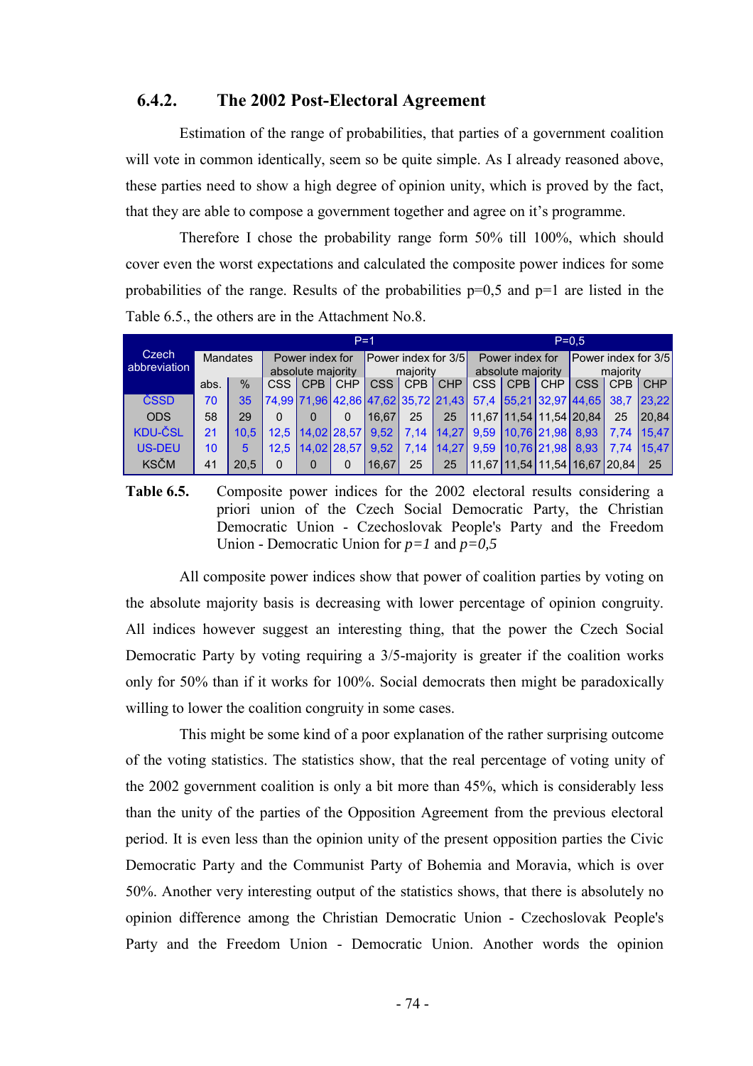### 6.4.2. The 2002 Post-Electoral Agreement

Estimation of the range of probabilities, that parties of a government coalition will vote in common identically, seem so be quite simple. As I already reasoned above, these parties need to show a high degree of opinion unity, which is proved by the fact, that they are able to compose a government together and agree on it's programme.

Therefore I chose the probability range form 50% till 100%, which should cover even the worst expectations and calculated the composite power indices for some probabilities of the range. Results of the probabilities p=0,5 and p=1 are listed in the Table 6.5., the others are in the Attachment No.8.

| Czech abbreviation | Mandates | | P=1 | | | | | | P=0,5 | | | | | |
|---|---|---|---|---|---|---|---|---|---|---|---|---|---|---|
| | | | Power index for absolute majority | | | Power index for 3/5 majority | | | Power index for absolute majority | | | Power index for 3/5 majority | | |
| | abs. | % | CSS | CPB | CHP | CSS | CPB | CHP | CSS | CPB | CHP | CSS | CPB | CHP |
| ČSSD | 70 | 35 | 74,99 | 71,96 | 42,86 | 47,62 | 35,72 | 21,43 | 57,4 | 55,21 | 32,97 | 44,65 | 38,7 | 23,22 |
| ODS | 58 | 29 | 0 | 0 | 0 | 16,67 | 25 | 25 | 11,67 | 11,54 | 11,54 | 20,84 | 25 | 20,84 |
| KDU-ČSL | 21 | 10,5 | 12,5 | 14,02 | 28,57 | 9,52 | 7,14 | 14,27 | 9,59 | 10,76 | 21,98 | 8,93 | 7,74 | 15,47 |
| US-DEU | 10 | 5 | 12,5 | 14,02 | 28,57 | 9,52 | 7,14 | 14,27 | 9,59 | 10,76 | 21,98 | 8,93 | 7,74 | 15,47 |
| KSČM | 41 | 20,5 | 0 | 0 | 0 | 16,67 | 25 | 25 | 11,67 | 11,54 | 11,54 | 16,67 | 20,84 | 25 |

**Table 6.5.** Composite power indices for the 2002 electoral results considering a priori union of the Czech Social Democratic Party, the Christian Democratic Union - Czechoslovak People's Party and the Freedom Union - Democratic Union for *p=1* and *p=0,5*

All composite power indices show that power of coalition parties by voting on the absolute majority basis is decreasing with lower percentage of opinion congruity. All indices however suggest an interesting thing, that the power the Czech Social Democratic Party by voting requiring a 3/5-majority is greater if the coalition works only for 50% than if it works for 100%. Social democrats then might be paradoxically willing to lower the coalition congruity in some cases.

This might be some kind of a poor explanation of the rather surprising outcome of the voting statistics. The statistics show, that the real percentage of voting unity of the 2002 government coalition is only a bit more than 45%, which is considerably less than the unity of the parties of the Opposition Agreement from the previous electoral period. It is even less than the opinion unity of the present opposition parties the Civic Democratic Party and the Communist Party of Bohemia and Moravia, which is over 50%. Another very interesting output of the statistics shows, that there is absolutely no opinion difference among the Christian Democratic Union - Czechoslovak People's Party and the Freedom Union - Democratic Union. Another words the opinion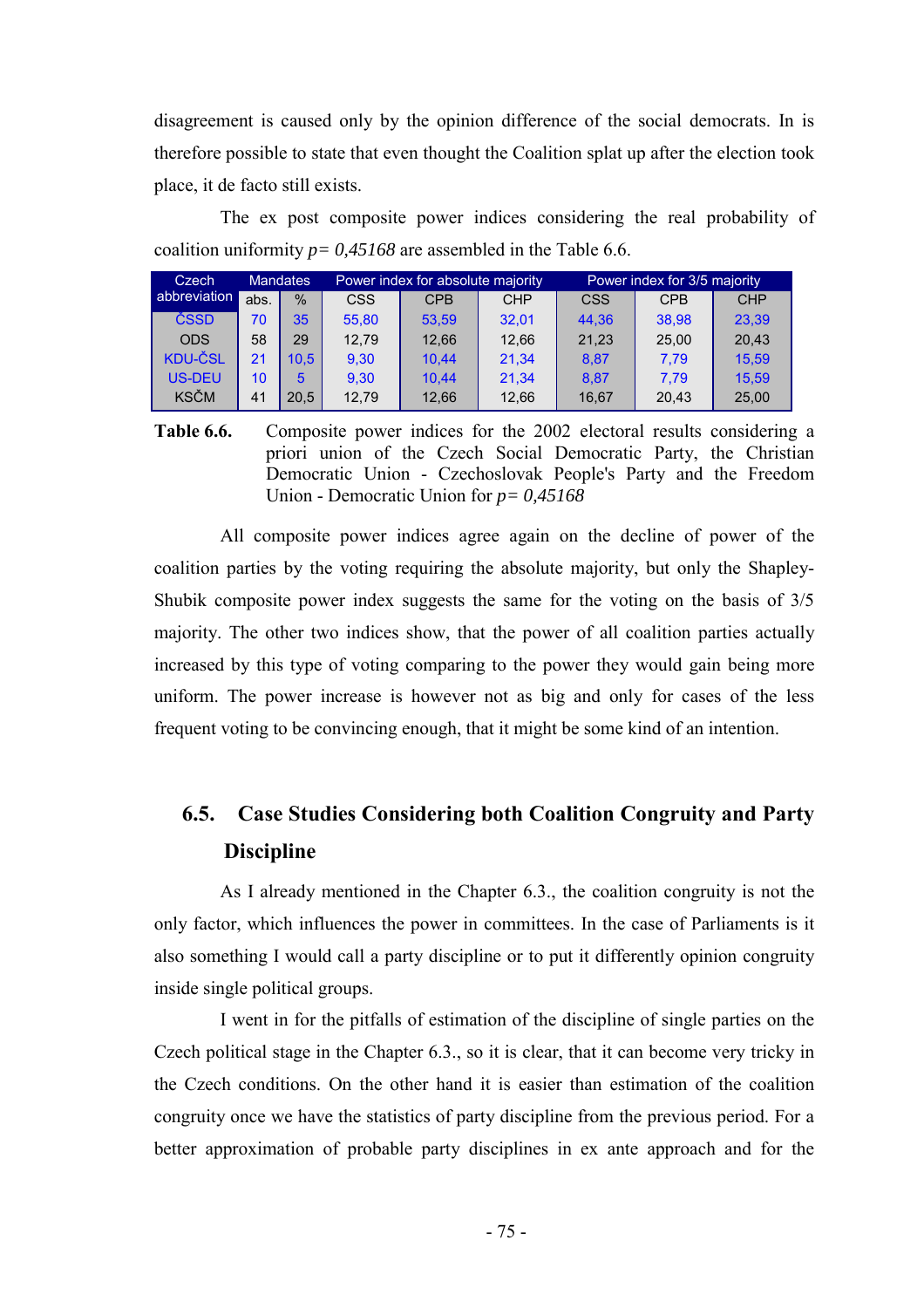disagreement is caused only by the opinion difference of the social democrats. In is therefore possible to state that even thought the Coalition splat up after the election took place, it de facto still exists.

The ex post composite power indices considering the real probability of coalition uniformity $p = 0{,}45168$ are assembled in the Table 6.6.

| Czech abbreviation | Mandates | | Power index for absolute majority | | | Power index for 3/5 majority | | |
|---|---|---|---|---|---|---|---|---|
| | abs. | % | CSS | CPB | CHP | CSS | CPB | CHP |
| ČSSD | 70 | 35 | 55,80 | 53,59 | 32,01 | 44,36 | 38,98 | 23,39 |
| ODS | 58 | 29 | 12,79 | 12,66 | 12,66 | 21,23 | 25,00 | 20,43 |
| KDU-ČSL | 21 | 10,5 | 9,30 | 10,44 | 21,34 | 8,87 | 7,79 | 15,59 |
| US-DEU | 10 | 5 | 9,30 | 10,44 | 21,34 | 8,87 | 7,79 | 15,59 |
| KSČM | 41 | 20,5 | 12,79 | 12,66 | 12,66 | 16,67 | 20,43 | 25,00 |

**Table 6.6.** Composite power indices for the 2002 electoral results considering a priori union of the Czech Social Democratic Party, the Christian Democratic Union - Czechoslovak People's Party and the Freedom Union - Democratic Union for $p = 0{,}45168$

All composite power indices agree again on the decline of power of the coalition parties by the voting requiring the absolute majority, but only the Shapley-Shubik composite power index suggests the same for the voting on the basis of 3/5 majority. The other two indices show, that the power of all coalition parties actually increased by this type of voting comparing to the power they would gain being more uniform. The power increase is however not as big and only for cases of the less frequent voting to be convincing enough, that it might be some kind of an intention.

## 6.5. Case Studies Considering both Coalition Congruity and Party Discipline

As I already mentioned in the Chapter 6.3., the coalition congruity is not the only factor, which influences the power in committees. In the case of Parliaments is it also something I would call a party discipline or to put it differently opinion congruity inside single political groups.

I went in for the pitfalls of estimation of the discipline of single parties on the Czech political stage in the Chapter 6.3., so it is clear, that it can become very tricky in the Czech conditions. On the other hand it is easier than estimation of the coalition congruity once we have the statistics of party discipline from the previous period. For a better approximation of probable party disciplines in ex ante approach and for the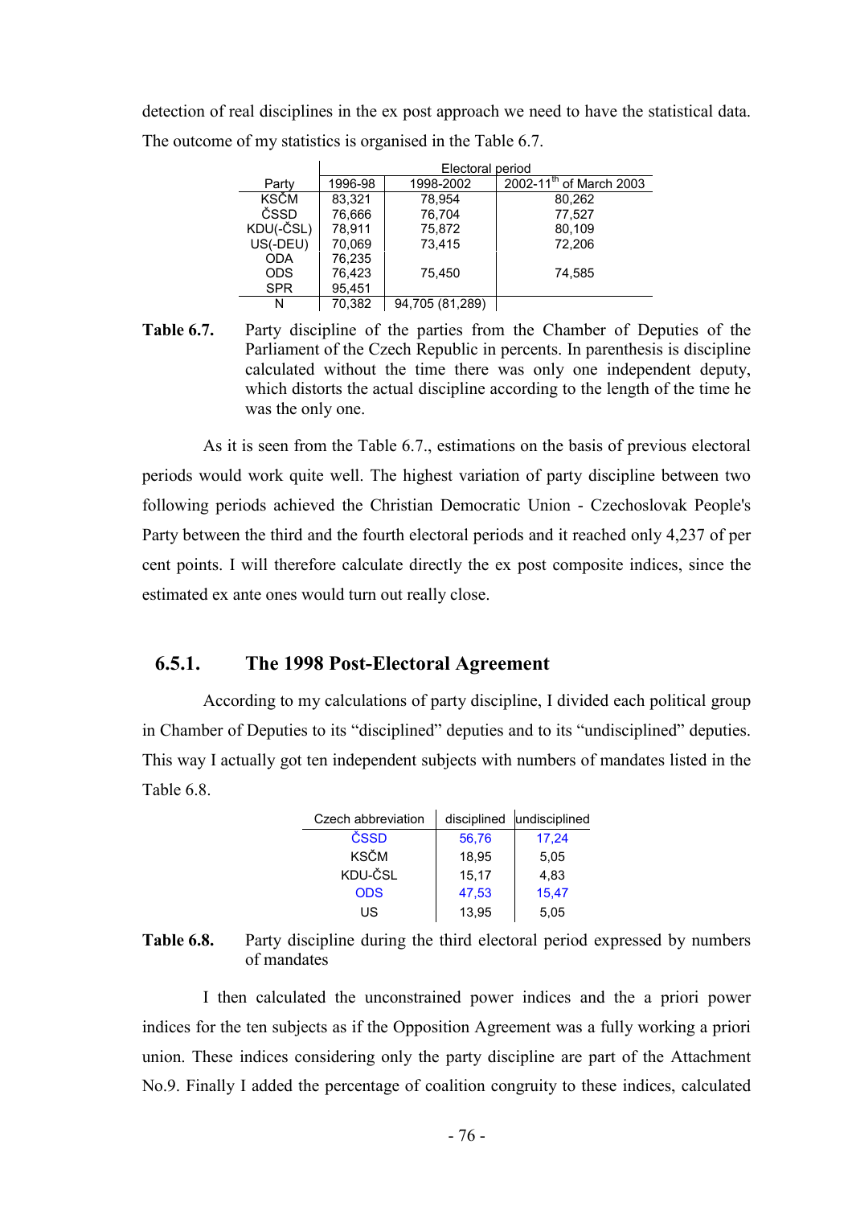detection of real disciplines in the ex post approach we need to have the statistical data. The outcome of my statistics is organised in the Table 6.7.

| Party | Electoral period | | |
|---|---|---|---|
| | 1996-98 | 1998-2002 | 2002-11th of March 2003 |
| KSČM | 83,321 | 78,954 | 80,262 |
| ČSSD | 76,666 | 76,704 | 77,527 |
| KDU(-ČSL) | 78,911 | 75,872 | 80,109 |
| US(-DEU) | 70,069 | 73,415 | 72,206 |
| ODA | 76,235 | | |
| ODS | 76,423 | 75,450 | 74,585 |
| SPR | 95,451 | | |
| N | 70,382 | 94,705 (81,289) | |

**Table 6.7.** Party discipline of the parties from the Chamber of Deputies of the Parliament of the Czech Republic in percents. In parenthesis is discipline calculated without the time there was only one independent deputy, which distorts the actual discipline according to the length of the time he was the only one.

As it is seen from the Table 6.7., estimations on the basis of previous electoral periods would work quite well. The highest variation of party discipline between two following periods achieved the Christian Democratic Union - Czechoslovak People's Party between the third and the fourth electoral periods and it reached only 4,237 of per cent points. I will therefore calculate directly the ex post composite indices, since the estimated ex ante ones would turn out really close.

### 6.5.1. The 1998 Post-Electoral Agreement

According to my calculations of party discipline, I divided each political group in Chamber of Deputies to its "disciplined" deputies and to its "undisciplined" deputies. This way I actually got ten independent subjects with numbers of mandates listed in the Table 6.8.

| Czech abbreviation | disciplined | undisciplined |
|---|---|---|
| ČSSD | 56,76 | 17,24 |
| KSČM | 18,95 | 5,05 |
| KDU-ČSL | 15,17 | 4,83 |
| ODS | 47,53 | 15,47 |
| US | 13,95 | 5,05 |

**Table 6.8.** Party discipline during the third electoral period expressed by numbers of mandates

I then calculated the unconstrained power indices and the a priori power indices for the ten subjects as if the Opposition Agreement was a fully working a priori union. These indices considering only the party discipline are part of the Attachment No.9. Finally I added the percentage of coalition congruity to these indices, calculated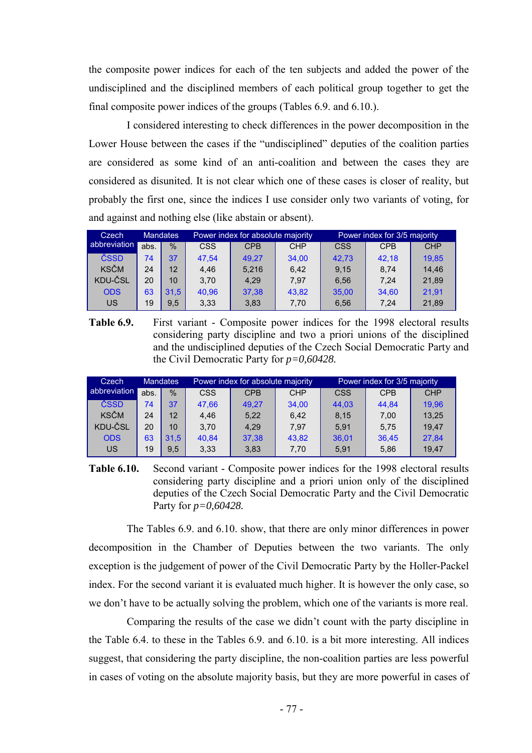the composite power indices for each of the ten subjects and added the power of the undisciplined and the disciplined members of each political group together to get the final composite power indices of the groups (Tables 6.9. and 6.10.).

I considered interesting to check differences in the power decomposition in the Lower House between the cases if the "undisciplined" deputies of the coalition parties are considered as some kind of an anti-coalition and between the cases they are considered as disunited. It is not clear which one of these cases is closer of reality, but probably the first one, since the indices I use consider only two variants of voting, for and against and nothing else (like abstain or absent).

| Czech abbreviation | Mandates | | Power index for absolute majority | | | Power index for 3/5 majority | | |
|---|---|---|---|---|---|---|---|---|
| | abs. | % | CSS | CPB | CHP | CSS | CPB | CHP |
| ČSSD | 74 | 37 | 47,54 | 49,27 | 34,00 | 42,73 | 42,18 | 19,85 |
| KSČM | 24 | 12 | 4,46 | 5,216 | 6,42 | 9,15 | 8,74 | 14,46 |
| KDU-ČSL | 20 | 10 | 3,70 | 4,29 | 7,97 | 6,56 | 7,24 | 21,89 |
| ODS | 63 | 31,5 | 40,96 | 37,38 | 43,82 | 35,00 | 34,60 | 21,91 |
| US | 19 | 9,5 | 3,33 | 3,83 | 7,70 | 6,56 | 7,24 | 21,89 |

**Table 6.9.** First variant - Composite power indices for the 1998 electoral results considering party discipline and two a priori unions of the disciplined and the undisciplined deputies of the Czech Social Democratic Party and the Civil Democratic Party for $p=0,60428$.

| Czech abbreviation | Mandates | | Power index for absolute majority | | | Power index for 3/5 majority | | |
|---|---|---|---|---|---|---|---|---|
| | abs. | % | CSS | CPB | CHP | CSS | CPB | CHP |
| ČSSD | 74 | 37 | 47,66 | 49,27 | 34,00 | 44,03 | 44,84 | 19,96 |
| KSČM | 24 | 12 | 4,46 | 5,22 | 6,42 | 8,15 | 7,00 | 13,25 |
| KDU-ČSL | 20 | 10 | 3,70 | 4,29 | 7,97 | 5,91 | 5,75 | 19,47 |
| ODS | 63 | 31,5 | 40,84 | 37,38 | 43,82 | 36,01 | 36,45 | 27,84 |
| US | 19 | 9,5 | 3,33 | 3,83 | 7,70 | 5,91 | 5,86 | 19,47 |

**Table 6.10.** Second variant - Composite power indices for the 1998 electoral results considering party discipline and a priori union only of the disciplined deputies of the Czech Social Democratic Party and the Civil Democratic Party for $p=0,60428$.

The Tables 6.9. and 6.10. show, that there are only minor differences in power decomposition in the Chamber of Deputies between the two variants. The only exception is the judgement of power of the Civil Democratic Party by the Holler-Packel index. For the second variant it is evaluated much higher. It is however the only case, so we don't have to be actually solving the problem, which one of the variants is more real.

Comparing the results of the case we didn't count with the party discipline in the Table 6.4. to these in the Tables 6.9. and 6.10. is a bit more interesting. All indices suggest, that considering the party discipline, the non-coalition parties are less powerful in cases of voting on the absolute majority basis, but they are more powerful in cases of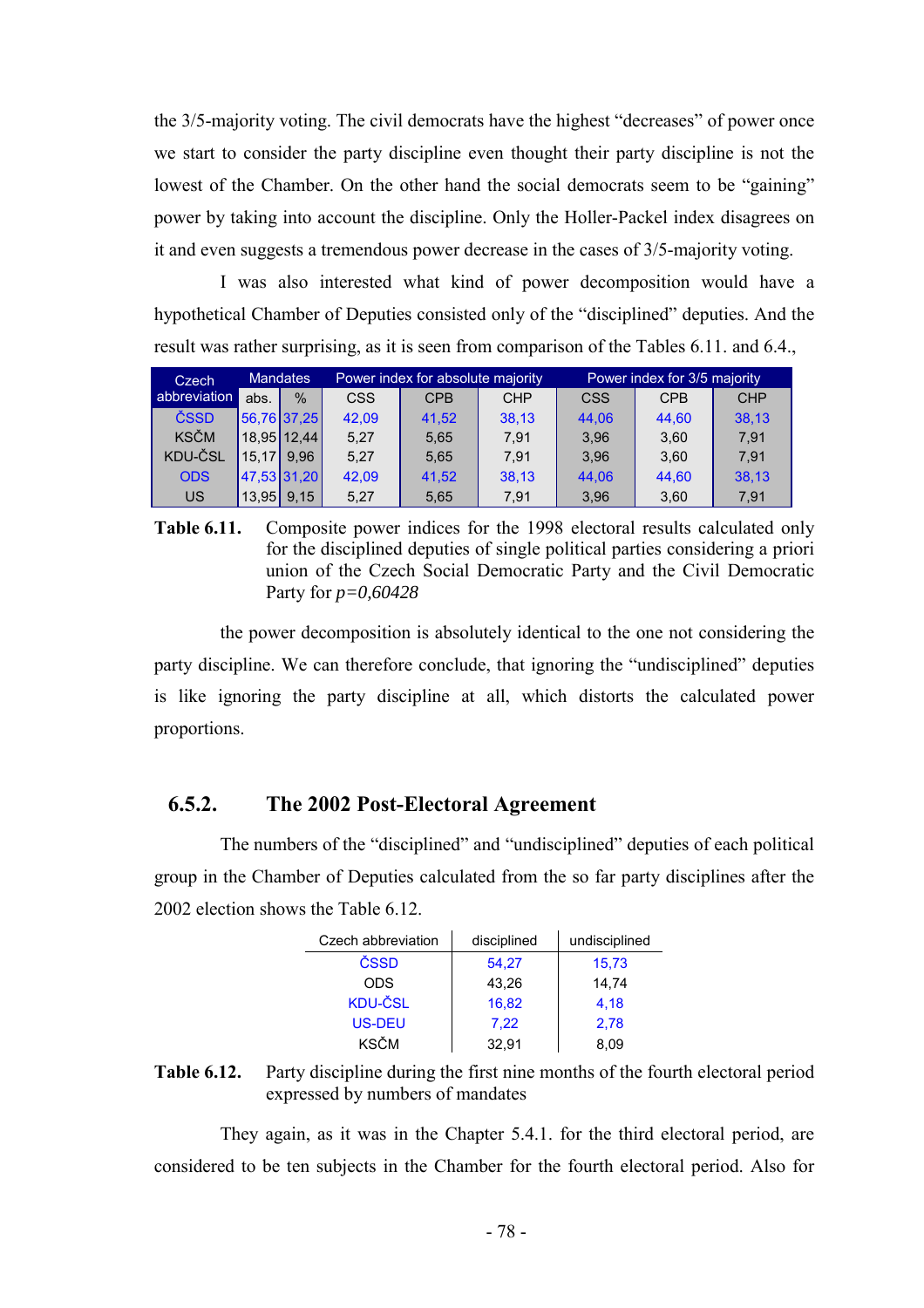the 3/5-majority voting. The civil democrats have the highest "decreases" of power once we start to consider the party discipline even thought their party discipline is not the lowest of the Chamber. On the other hand the social democrats seem to be "gaining" power by taking into account the discipline. Only the Holler-Packel index disagrees on it and even suggests a tremendous power decrease in the cases of 3/5-majority voting.

I was also interested what kind of power decomposition would have a hypothetical Chamber of Deputies consisted only of the "disciplined" deputies. And the result was rather surprising, as it is seen from comparison of the Tables 6.11. and 6.4.,

| Czech abbreviation | Mandates | | Power index for absolute majority | | | Power index for 3/5 majority | | |
|---|---|---|---|---|---|---|---|---|
| | abs. | % | CSS | CPB | CHP | CSS | CPB | CHP |
| ČSSD | 56,76 | 37,25 | 42,09 | 41,52 | 38,13 | 44,06 | 44,60 | 38,13 |
| KSČM | 18,95 | 12,44 | 5,27 | 5,65 | 7,91 | 3,96 | 3,60 | 7,91 |
| KDU-ČSL | 15,17 | 9,96 | 5,27 | 5,65 | 7,91 | 3,96 | 3,60 | 7,91 |
| ODS | 47,53 | 31,20 | 42,09 | 41,52 | 38,13 | 44,06 | 44,60 | 38,13 |
| US | 13,95 | 9,15 | 5,27 | 5,65 | 7,91 | 3,96 | 3,60 | 7,91 |

**Table 6.11.** Composite power indices for the 1998 electoral results calculated only for the disciplined deputies of single political parties considering a priori union of the Czech Social Democratic Party and the Civil Democratic Party for $p=0{,}60428$

the power decomposition is absolutely identical to the one not considering the party discipline. We can therefore conclude, that ignoring the "undisciplined" deputies is like ignoring the party discipline at all, which distorts the calculated power proportions.

### 6.5.2. The 2002 Post-Electoral Agreement

The numbers of the "disciplined" and "undisciplined" deputies of each political group in the Chamber of Deputies calculated from the so far party disciplines after the 2002 election shows the Table 6.12.

| Czech abbreviation | disciplined | undisciplined |
|---|---|---|
| ČSSD | 54,27 | 15,73 |
| ODS | 43,26 | 14,74 |
| KDU-ČSL | 16,82 | 4,18 |
| US-DEU | 7,22 | 2,78 |
| KSČM | 32,91 | 8,09 |

**Table 6.12.** Party discipline during the first nine months of the fourth electoral period expressed by numbers of mandates

They again, as it was in the Chapter 5.4.1. for the third electoral period, are considered to be ten subjects in the Chamber for the fourth electoral period. Also for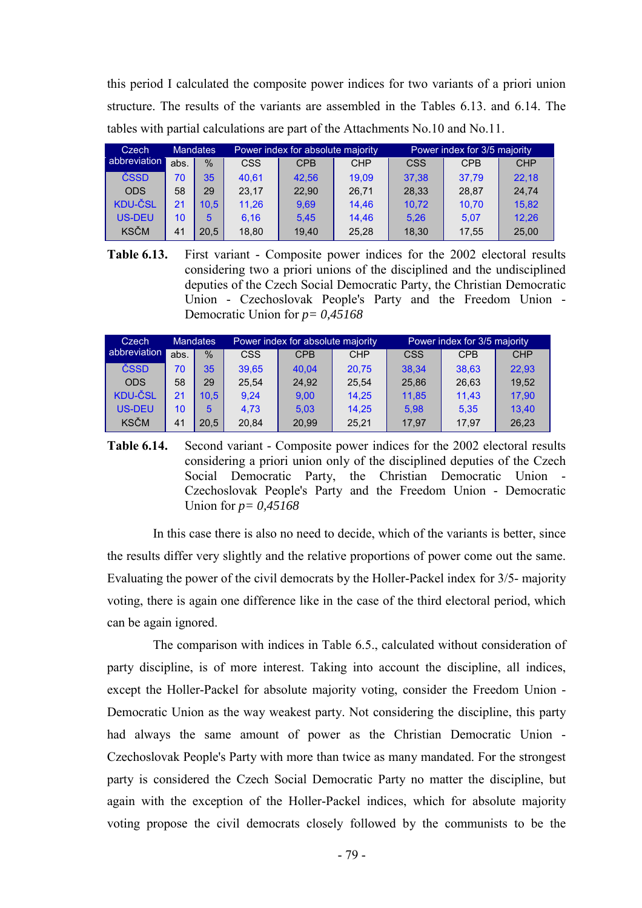this period I calculated the composite power indices for two variants of a priori union structure. The results of the variants are assembled in the Tables 6.13. and 6.14. The tables with partial calculations are part of the Attachments No.10 and No.11.

| Czech abbreviation | Mandates | | Power index for absolute majority | | | Power index for 3/5 majority | | |
|---|---|---|---|---|---|---|---|---|
| | abs. | % | CSS | CPB | CHP | CSS | CPB | CHP |
| ČSSD | 70 | 35 | 40,61 | 42,56 | 19,09 | 37,38 | 37,79 | 22,18 |
| ODS | 58 | 29 | 23,17 | 22,90 | 26,71 | 28,33 | 28,87 | 24,74 |
| KDU-ČSL | 21 | 10,5 | 11,26 | 9,69 | 14,46 | 10,72 | 10,70 | 15,82 |
| US-DEU | 10 | 5 | 6,16 | 5,45 | 14,46 | 5,26 | 5,07 | 12,26 |
| KSČM | 41 | 20,5 | 18,80 | 19,40 | 25,28 | 18,30 | 17,55 | 25,00 |

**Table 6.13.** First variant - Composite power indices for the 2002 electoral results considering two a priori unions of the disciplined and the undisciplined deputies of the Czech Social Democratic Party, the Christian Democratic Union - Czechoslovak People's Party and the Freedom Union - Democratic Union for $p = 0{,}45168$

| Czech abbreviation | Mandates | | Power index for absolute majority | | | Power index for 3/5 majority | | |
|---|---|---|---|---|---|---|---|---|
| | abs. | % | CSS | CPB | CHP | CSS | CPB | CHP |
| ČSSD | 70 | 35 | 39,65 | 40,04 | 20,75 | 38,34 | 38,63 | 22,93 |
| ODS | 58 | 29 | 25,54 | 24,92 | 25,54 | 25,86 | 26,63 | 19,52 |
| KDU-ČSL | 21 | 10,5 | 9,24 | 9,00 | 14,25 | 11,85 | 11,43 | 17,90 |
| US-DEU | 10 | 5 | 4,73 | 5,03 | 14,25 | 5,98 | 5,35 | 13,40 |
| KSČM | 41 | 20,5 | 20,84 | 20,99 | 25,21 | 17,97 | 17,97 | 26,23 |

**Table 6.14.** Second variant - Composite power indices for the 2002 electoral results considering a priori union only of the disciplined deputies of the Czech Social Democratic Party, the Christian Democratic Union - Czechoslovak People's Party and the Freedom Union - Democratic Union for $p = 0{,}45168$

In this case there is also no need to decide, which of the variants is better, since the results differ very slightly and the relative proportions of power come out the same. Evaluating the power of the civil democrats by the Holler-Packel index for 3/5- majority voting, there is again one difference like in the case of the third electoral period, which can be again ignored.

The comparison with indices in Table 6.5., calculated without consideration of party discipline, is of more interest. Taking into account the discipline, all indices, except the Holler-Packel for absolute majority voting, consider the Freedom Union - Democratic Union as the way weakest party. Not considering the discipline, this party had always the same amount of power as the Christian Democratic Union - Czechoslovak People's Party with more than twice as many mandated. For the strongest party is considered the Czech Social Democratic Party no matter the discipline, but again with the exception of the Holler-Packel indices, which for absolute majority voting propose the civil democrats closely followed by the communists to be the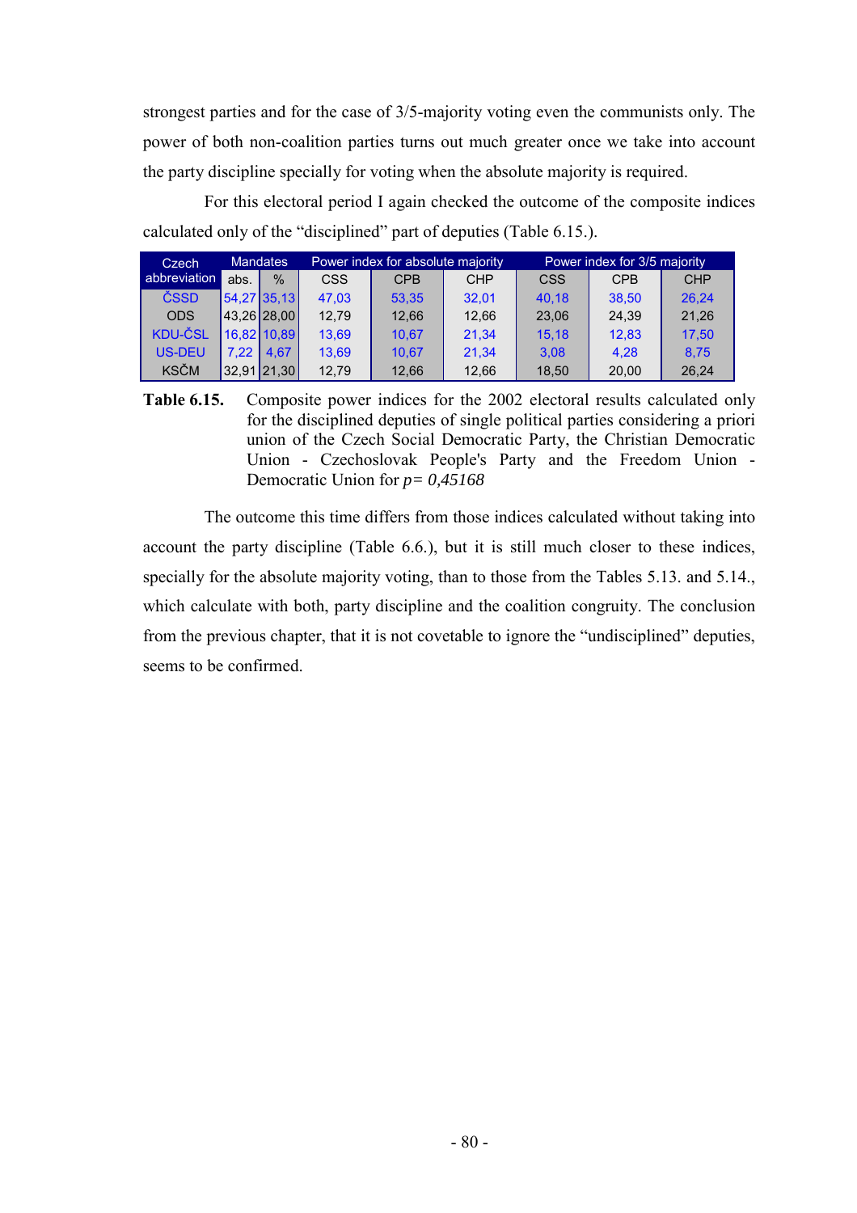strongest parties and for the case of 3/5-majority voting even the communists only. The power of both non-coalition parties turns out much greater once we take into account the party discipline specially for voting when the absolute majority is required.

For this electoral period I again checked the outcome of the composite indices calculated only of the "disciplined" part of deputies (Table 6.15.).

| Czech abbreviation | Mandates | | Power index for absolute majority | | | Power index for 3/5 majority | | |
|---|---|---|---|---|---|---|---|---|
| | abs. | % | CSS | CPB | CHP | CSS | CPB | CHP |
| ČSSD | 54,27 | 35,13 | 47,03 | 53,35 | 32,01 | 40,18 | 38,50 | 26,24 |
| ODS | 43,26 | 28,00 | 12,79 | 12,66 | 12,66 | 23,06 | 24,39 | 21,26 |
| KDU-ČSL | 16,82 | 10,89 | 13,69 | 10,67 | 21,34 | 15,18 | 12,83 | 17,50 |
| US-DEU | 7,22 | 4,67 | 13,69 | 10,67 | 21,34 | 3,08 | 4,28 | 8,75 |
| KSČM | 32,91 | 21,30 | 12,79 | 12,66 | 12,66 | 18,50 | 20,00 | 26,24 |

**Table 6.15.** Composite power indices for the 2002 electoral results calculated only for the disciplined deputies of single political parties considering a priori union of the Czech Social Democratic Party, the Christian Democratic Union - Czechoslovak People's Party and the Freedom Union - Democratic Union for $p = 0{,}45168$

The outcome this time differs from those indices calculated without taking into account the party discipline (Table 6.6.), but it is still much closer to these indices, specially for the absolute majority voting, than to those from the Tables 5.13. and 5.14., which calculate with both, party discipline and the coalition congruity. The conclusion from the previous chapter, that it is not covetable to ignore the "undisciplined" deputies, seems to be confirmed.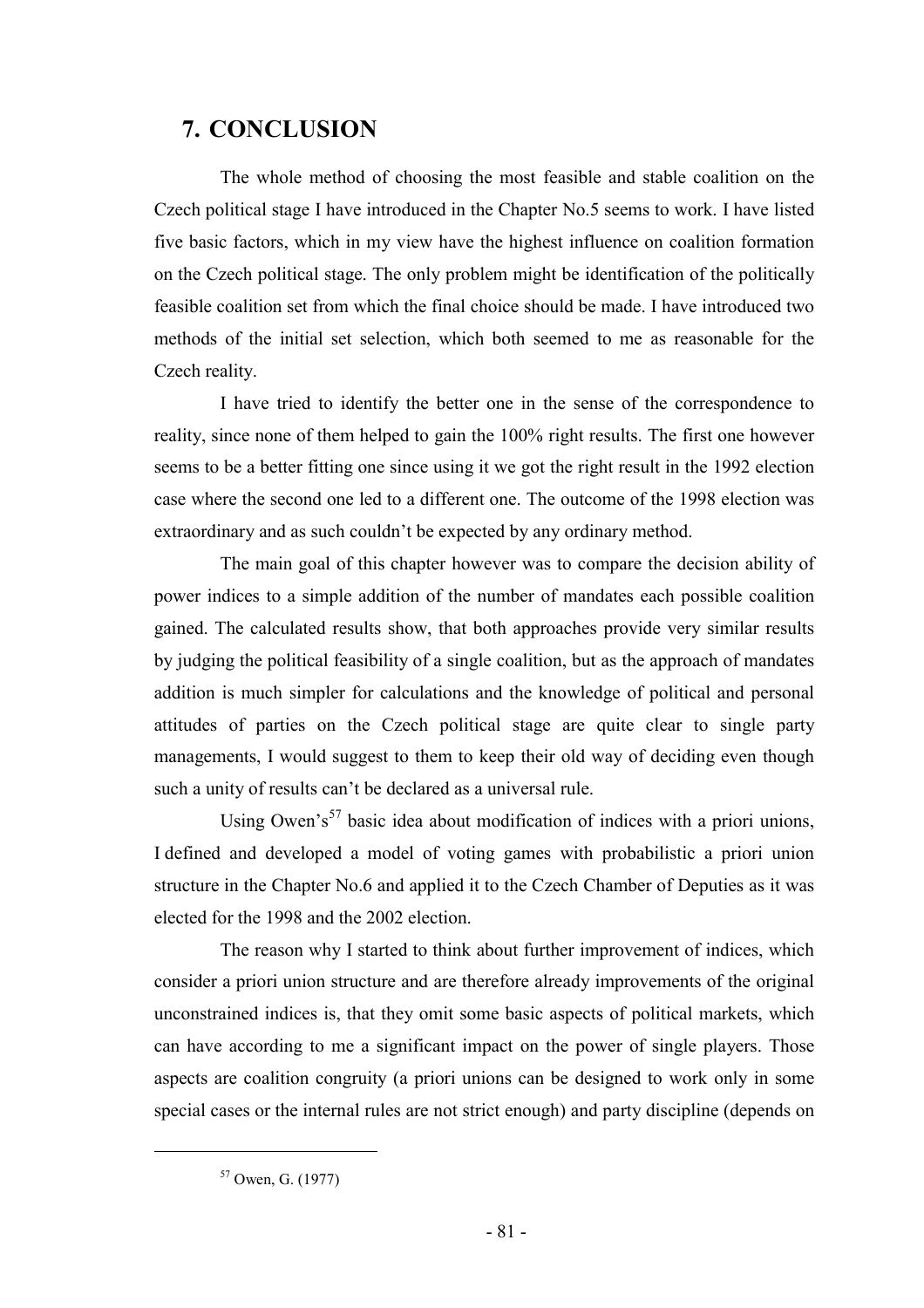# 7. CONCLUSION

The whole method of choosing the most feasible and stable coalition on the Czech political stage I have introduced in the Chapter No.5 seems to work. I have listed five basic factors, which in my view have the highest influence on coalition formation on the Czech political stage. The only problem might be identification of the politically feasible coalition set from which the final choice should be made. I have introduced two methods of the initial set selection, which both seemed to me as reasonable for the Czech reality.

I have tried to identify the better one in the sense of the correspondence to reality, since none of them helped to gain the 100% right results. The first one however seems to be a better fitting one since using it we got the right result in the 1992 election case where the second one led to a different one. The outcome of the 1998 election was extraordinary and as such couldn't be expected by any ordinary method.

The main goal of this chapter however was to compare the decision ability of power indices to a simple addition of the number of mandates each possible coalition gained. The calculated results show, that both approaches provide very similar results by judging the political feasibility of a single coalition, but as the approach of mandates addition is much simpler for calculations and the knowledge of political and personal attitudes of parties on the Czech political stage are quite clear to single party managements, I would suggest to them to keep their old way of deciding even though such a unity of results can't be declared as a universal rule.

Using Owen's[57] basic idea about modification of indices with a priori unions, I defined and developed a model of voting games with probabilistic a priori union structure in the Chapter No.6 and applied it to the Czech Chamber of Deputies as it was elected for the 1998 and the 2002 election.

The reason why I started to think about further improvement of indices, which consider a priori union structure and are therefore already improvements of the original unconstrained indices is, that they omit some basic aspects of political markets, which can have according to me a significant impact on the power of single players. Those aspects are coalition congruity (a priori unions can be designed to work only in some special cases or the internal rules are not strict enough) and party discipline (depends on

[57] Owen, G. (1977)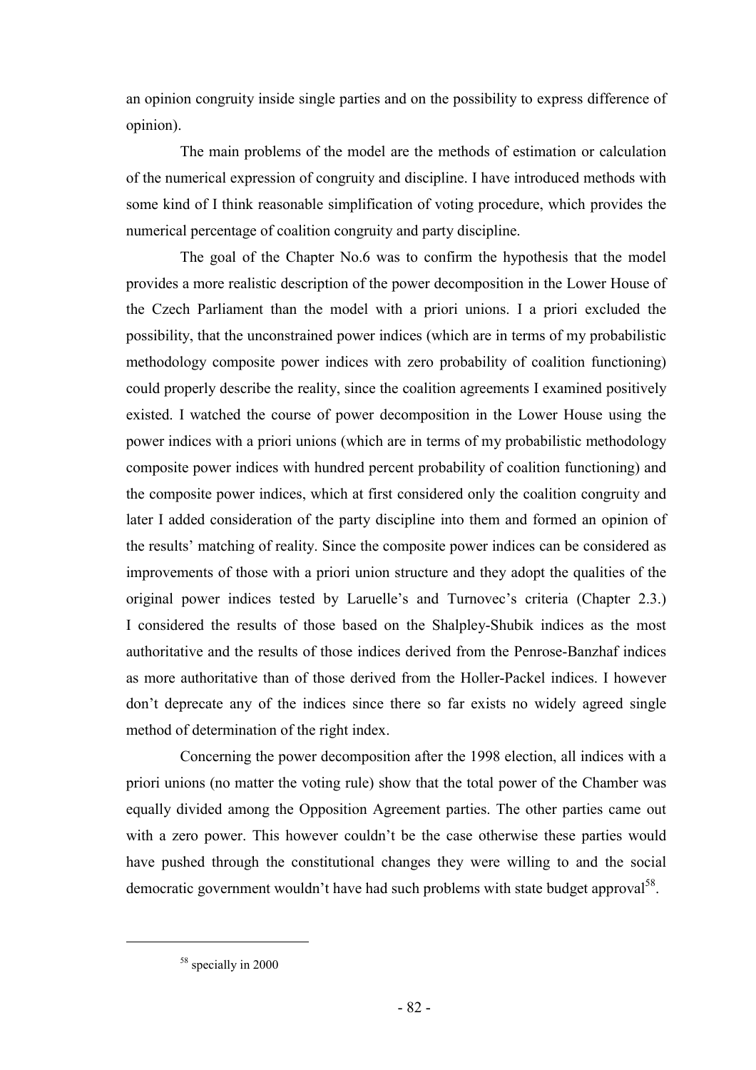an opinion congruity inside single parties and on the possibility to express difference of opinion).

The main problems of the model are the methods of estimation or calculation of the numerical expression of congruity and discipline. I have introduced methods with some kind of I think reasonable simplification of voting procedure, which provides the numerical percentage of coalition congruity and party discipline.

The goal of the Chapter No.6 was to confirm the hypothesis that the model provides a more realistic description of the power decomposition in the Lower House of the Czech Parliament than the model with a priori unions. I a priori excluded the possibility, that the unconstrained power indices (which are in terms of my probabilistic methodology composite power indices with zero probability of coalition functioning) could properly describe the reality, since the coalition agreements I examined positively existed. I watched the course of power decomposition in the Lower House using the power indices with a priori unions (which are in terms of my probabilistic methodology composite power indices with hundred percent probability of coalition functioning) and the composite power indices, which at first considered only the coalition congruity and later I added consideration of the party discipline into them and formed an opinion of the results' matching of reality. Since the composite power indices can be considered as improvements of those with a priori union structure and they adopt the qualities of the original power indices tested by Laruelle's and Turnovec's criteria (Chapter 2.3.) I considered the results of those based on the Shalpley-Shubik indices as the most authoritative and the results of those indices derived from the Penrose-Banzhaf indices as more authoritative than of those derived from the Holler-Packel indices. I however don't deprecate any of the indices since there so far exists no widely agreed single method of determination of the right index.

Concerning the power decomposition after the 1998 election, all indices with a priori unions (no matter the voting rule) show that the total power of the Chamber was equally divided among the Opposition Agreement parties. The other parties came out with a zero power. This however couldn't be the case otherwise these parties would have pushed through the constitutional changes they were willing to and the social democratic government wouldn't have had such problems with state budget approval[58].

[58] specially in 2000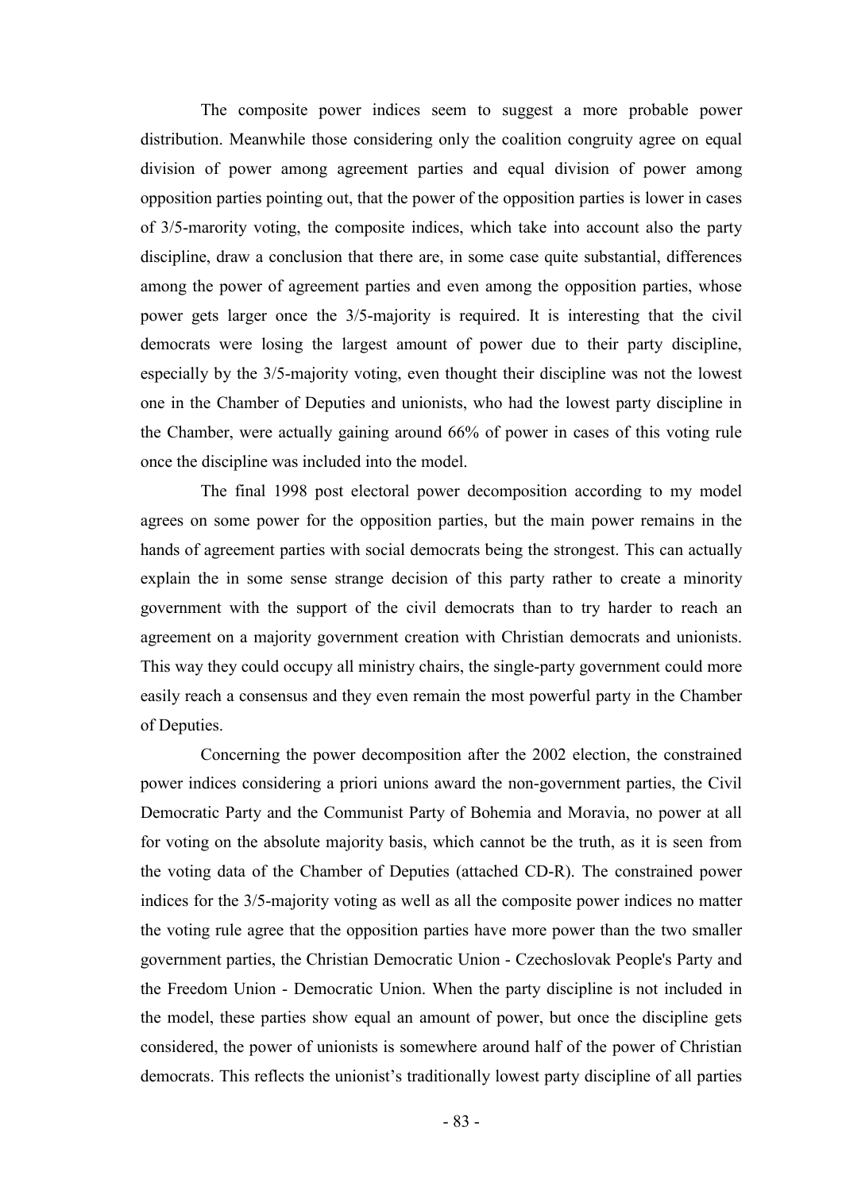The composite power indices seem to suggest a more probable power distribution. Meanwhile those considering only the coalition congruity agree on equal division of power among agreement parties and equal division of power among opposition parties pointing out, that the power of the opposition parties is lower in cases of 3/5-marority voting, the composite indices, which take into account also the party discipline, draw a conclusion that there are, in some case quite substantial, differences among the power of agreement parties and even among the opposition parties, whose power gets larger once the 3/5-majority is required. It is interesting that the civil democrats were losing the largest amount of power due to their party discipline, especially by the 3/5-majority voting, even thought their discipline was not the lowest one in the Chamber of Deputies and unionists, who had the lowest party discipline in the Chamber, were actually gaining around 66% of power in cases of this voting rule once the discipline was included into the model.

The final 1998 post electoral power decomposition according to my model agrees on some power for the opposition parties, but the main power remains in the hands of agreement parties with social democrats being the strongest. This can actually explain the in some sense strange decision of this party rather to create a minority government with the support of the civil democrats than to try harder to reach an agreement on a majority government creation with Christian democrats and unionists. This way they could occupy all ministry chairs, the single-party government could more easily reach a consensus and they even remain the most powerful party in the Chamber of Deputies.

Concerning the power decomposition after the 2002 election, the constrained power indices considering a priori unions award the non-government parties, the Civil Democratic Party and the Communist Party of Bohemia and Moravia, no power at all for voting on the absolute majority basis, which cannot be the truth, as it is seen from the voting data of the Chamber of Deputies (attached CD-R). The constrained power indices for the 3/5-majority voting as well as all the composite power indices no matter the voting rule agree that the opposition parties have more power than the two smaller government parties, the Christian Democratic Union - Czechoslovak People's Party and the Freedom Union - Democratic Union. When the party discipline is not included in the model, these parties show equal an amount of power, but once the discipline gets considered, the power of unionists is somewhere around half of the power of Christian democrats. This reflects the unionist’s traditionally lowest party discipline of all parties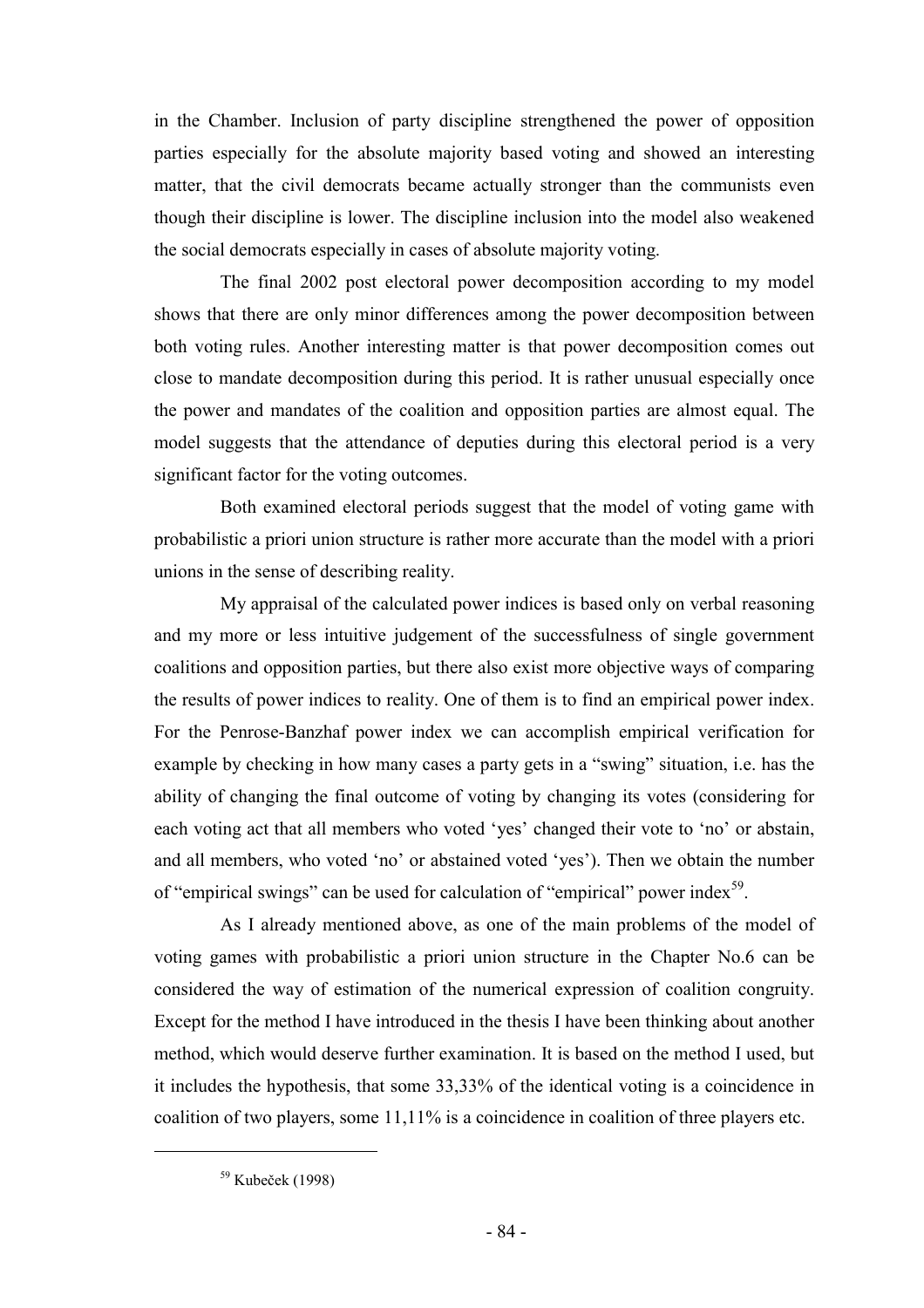in the Chamber. Inclusion of party discipline strengthened the power of opposition parties especially for the absolute majority based voting and showed an interesting matter, that the civil democrats became actually stronger than the communists even though their discipline is lower. The discipline inclusion into the model also weakened the social democrats especially in cases of absolute majority voting.

The final 2002 post electoral power decomposition according to my model shows that there are only minor differences among the power decomposition between both voting rules. Another interesting matter is that power decomposition comes out close to mandate decomposition during this period. It is rather unusual especially once the power and mandates of the coalition and opposition parties are almost equal. The model suggests that the attendance of deputies during this electoral period is a very significant factor for the voting outcomes.

Both examined electoral periods suggest that the model of voting game with probabilistic a priori union structure is rather more accurate than the model with a priori unions in the sense of describing reality.

My appraisal of the calculated power indices is based only on verbal reasoning and my more or less intuitive judgement of the successfulness of single government coalitions and opposition parties, but there also exist more objective ways of comparing the results of power indices to reality. One of them is to find an empirical power index. For the Penrose-Banzhaf power index we can accomplish empirical verification for example by checking in how many cases a party gets in a "swing" situation, i.e. has the ability of changing the final outcome of voting by changing its votes (considering for each voting act that all members who voted 'yes' changed their vote to 'no' or abstain, and all members, who voted 'no' or abstained voted 'yes'). Then we obtain the number of "empirical swings" can be used for calculation of "empirical" power index[59].

As I already mentioned above, as one of the main problems of the model of voting games with probabilistic a priori union structure in the Chapter No.6 can be considered the way of estimation of the numerical expression of coalition congruity. Except for the method I have introduced in the thesis I have been thinking about another method, which would deserve further examination. It is based on the method I used, but it includes the hypothesis, that some 33,33% of the identical voting is a coincidence in coalition of two players, some 11,11% is a coincidence in coalition of three players etc.

[59] Kubeček (1998)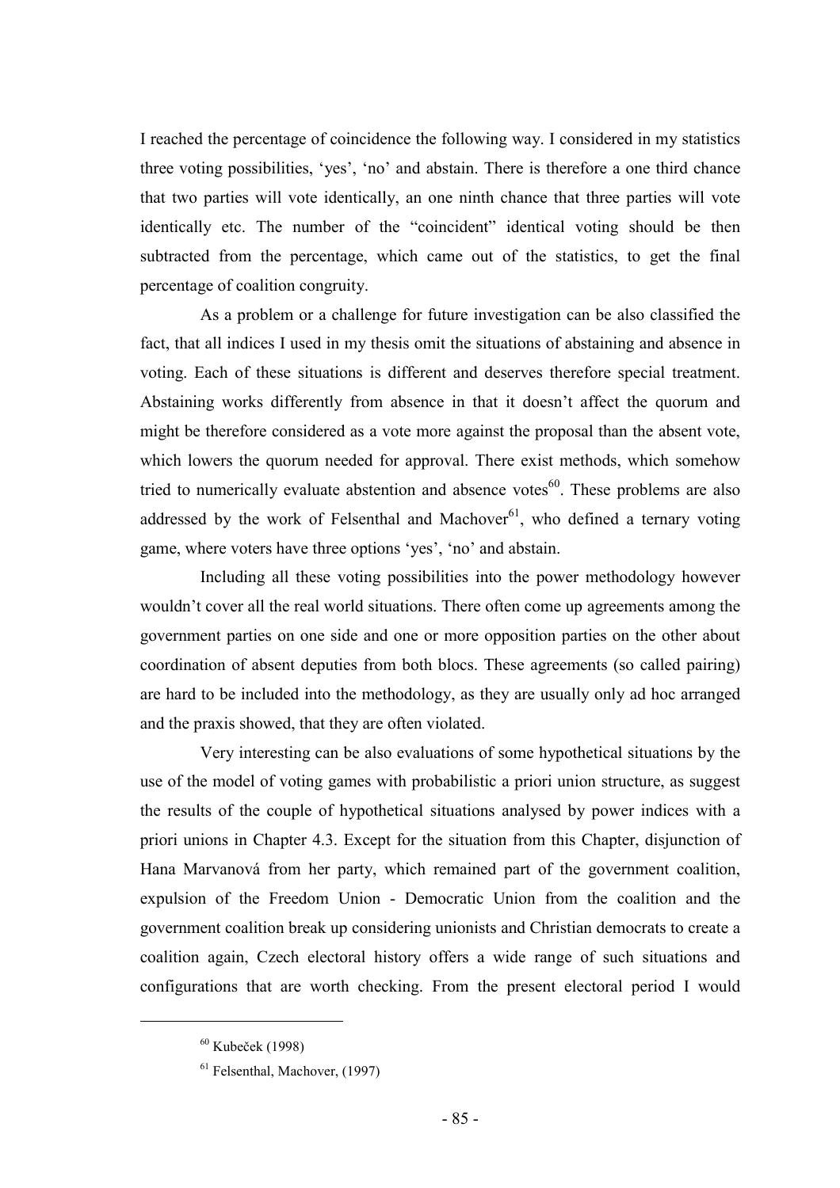I reached the percentage of coincidence the following way. I considered in my statistics three voting possibilities, 'yes', 'no' and abstain. There is therefore a one third chance that two parties will vote identically, an one ninth chance that three parties will vote identically etc. The number of the "coincident" identical voting should be then subtracted from the percentage, which came out of the statistics, to get the final percentage of coalition congruity.

As a problem or a challenge for future investigation can be also classified the fact, that all indices I used in my thesis omit the situations of abstaining and absence in voting. Each of these situations is different and deserves therefore special treatment. Abstaining works differently from absence in that it doesn't affect the quorum and might be therefore considered as a vote more against the proposal than the absent vote, which lowers the quorum needed for approval. There exist methods, which somehow tried to numerically evaluate abstention and absence votes[60]. These problems are also addressed by the work of Felsenthal and Machover[61], who defined a ternary voting game, where voters have three options 'yes', 'no' and abstain.

Including all these voting possibilities into the power methodology however wouldn't cover all the real world situations. There often come up agreements among the government parties on one side and one or more opposition parties on the other about coordination of absent deputies from both blocs. These agreements (so called pairing) are hard to be included into the methodology, as they are usually only ad hoc arranged and the praxis showed, that they are often violated.

Very interesting can be also evaluations of some hypothetical situations by the use of the model of voting games with probabilistic a priori union structure, as suggest the results of the couple of hypothetical situations analysed by power indices with a priori unions in Chapter 4.3. Except for the situation from this Chapter, disjunction of Hana Marvanová from her party, which remained part of the government coalition, expulsion of the Freedom Union - Democratic Union from the coalition and the government coalition break up considering unionists and Christian democrats to create a coalition again, Czech electoral history offers a wide range of such situations and configurations that are worth checking. From the present electoral period I would

---

[60] Kubeček (1998)

[61] Felsenthal, Machover, (1997)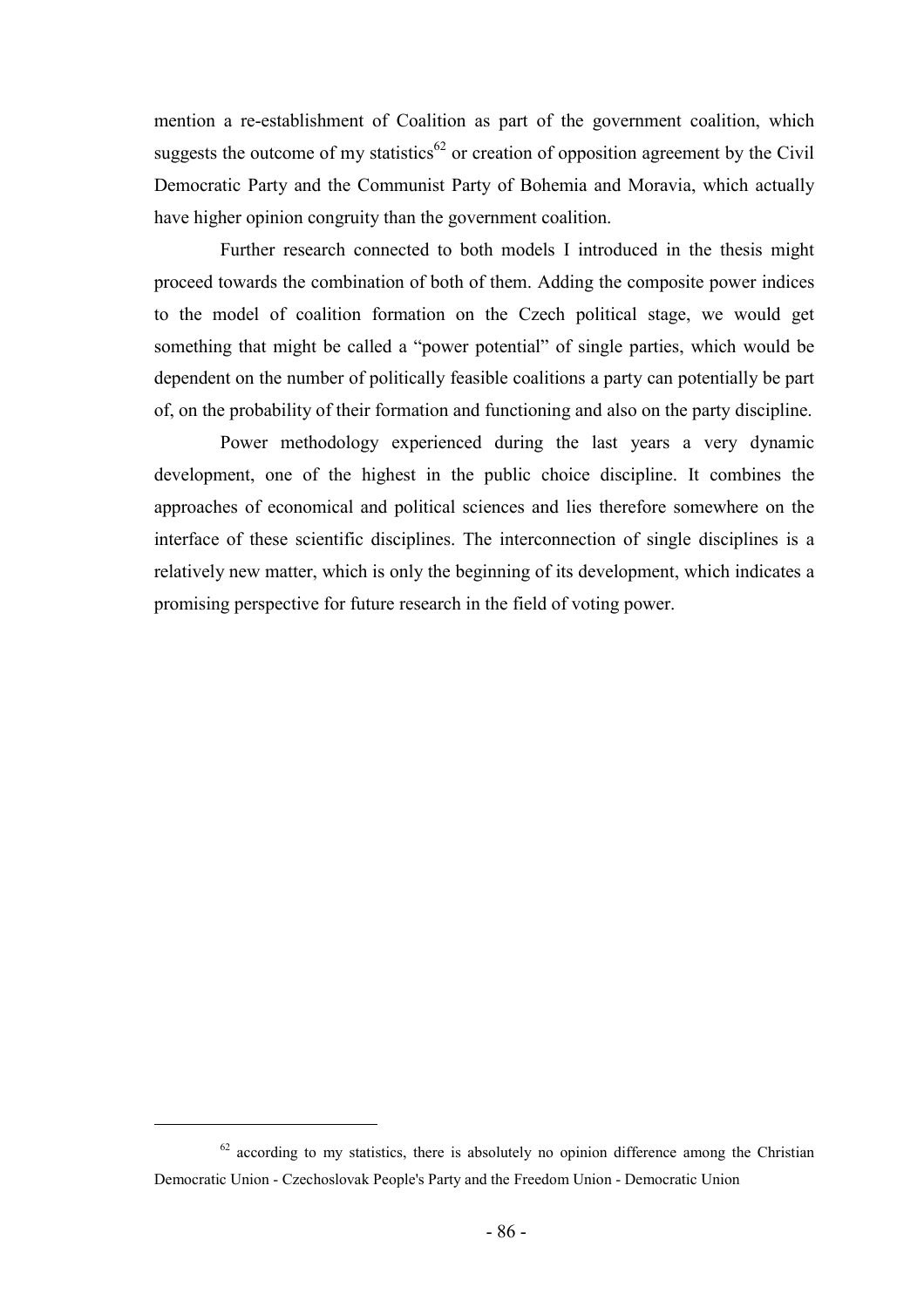mention a re-establishment of Coalition as part of the government coalition, which suggests the outcome of my statistics[62] or creation of opposition agreement by the Civil Democratic Party and the Communist Party of Bohemia and Moravia, which actually have higher opinion congruity than the government coalition.

Further research connected to both models I introduced in the thesis might proceed towards the combination of both of them. Adding the composite power indices to the model of coalition formation on the Czech political stage, we would get something that might be called a "power potential" of single parties, which would be dependent on the number of politically feasible coalitions a party can potentially be part of, on the probability of their formation and functioning and also on the party discipline.

Power methodology experienced during the last years a very dynamic development, one of the highest in the public choice discipline. It combines the approaches of economical and political sciences and lies therefore somewhere on the interface of these scientific disciplines. The interconnection of single disciplines is a relatively new matter, which is only the beginning of its development, which indicates a promising perspective for future research in the field of voting power.

[62] according to my statistics, there is absolutely no opinion difference among the Christian Democratic Union - Czechoslovak People's Party and the Freedom Union - Democratic Union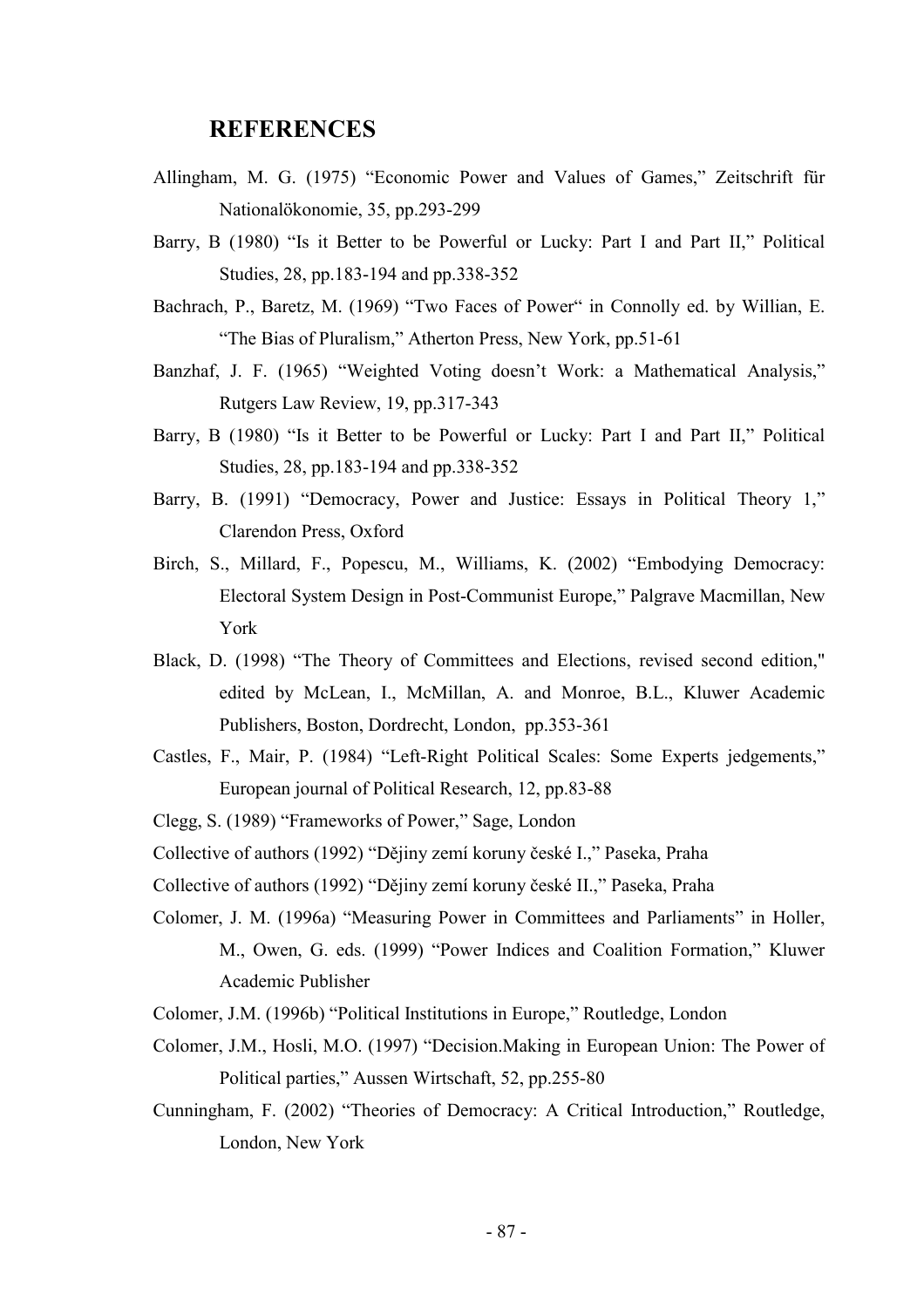## REFERENCES

Allingham, M. G. (1975) "Economic Power and Values of Games," Zeitschrift für Nationalökonomie, 35, pp.293-299

Barry, B (1980) "Is it Better to be Powerful or Lucky: Part I and Part II," Political Studies, 28, pp.183-194 and pp.338-352

Bachrach, P., Baretz, M. (1969) "Two Faces of Power" in Connolly ed. by Willian, E. "The Bias of Pluralism," Atherton Press, New York, pp.51-61

Banzhaf, J. F. (1965) "Weighted Voting doesn't Work: a Mathematical Analysis," Rutgers Law Review, 19, pp.317-343

Barry, B (1980) "Is it Better to be Powerful or Lucky: Part I and Part II," Political Studies, 28, pp.183-194 and pp.338-352

Barry, B. (1991) "Democracy, Power and Justice: Essays in Political Theory 1," Clarendon Press, Oxford

Birch, S., Millard, F., Popescu, M., Williams, K. (2002) "Embodying Democracy: Electoral System Design in Post-Communist Europe," Palgrave Macmillan, New York

Black, D. (1998) "The Theory of Committees and Elections, revised second edition," edited by McLean, I., McMillan, A. and Monroe, B.L., Kluwer Academic Publishers, Boston, Dordrecht, London, pp.353-361

Castles, F., Mair, P. (1984) "Left-Right Political Scales: Some Experts jedgements," European journal of Political Research, 12, pp.83-88

Clegg, S. (1989) "Frameworks of Power," Sage, London

Collective of authors (1992) "Dějiny zemí koruny české I.," Paseka, Praha

Collective of authors (1992) "Dějiny zemí koruny české II.," Paseka, Praha

Colomer, J. M. (1996a) "Measuring Power in Committees and Parliaments" in Holler, M., Owen, G. eds. (1999) "Power Indices and Coalition Formation," Kluwer Academic Publisher

Colomer, J.M. (1996b) "Political Institutions in Europe," Routledge, London

Colomer, J.M., Hosli, M.O. (1997) "Decision.Making in European Union: The Power of Political parties," Aussen Wirtschaft, 52, pp.255-80

Cunningham, F. (2002) "Theories of Democracy: A Critical Introduction," Routledge, London, New York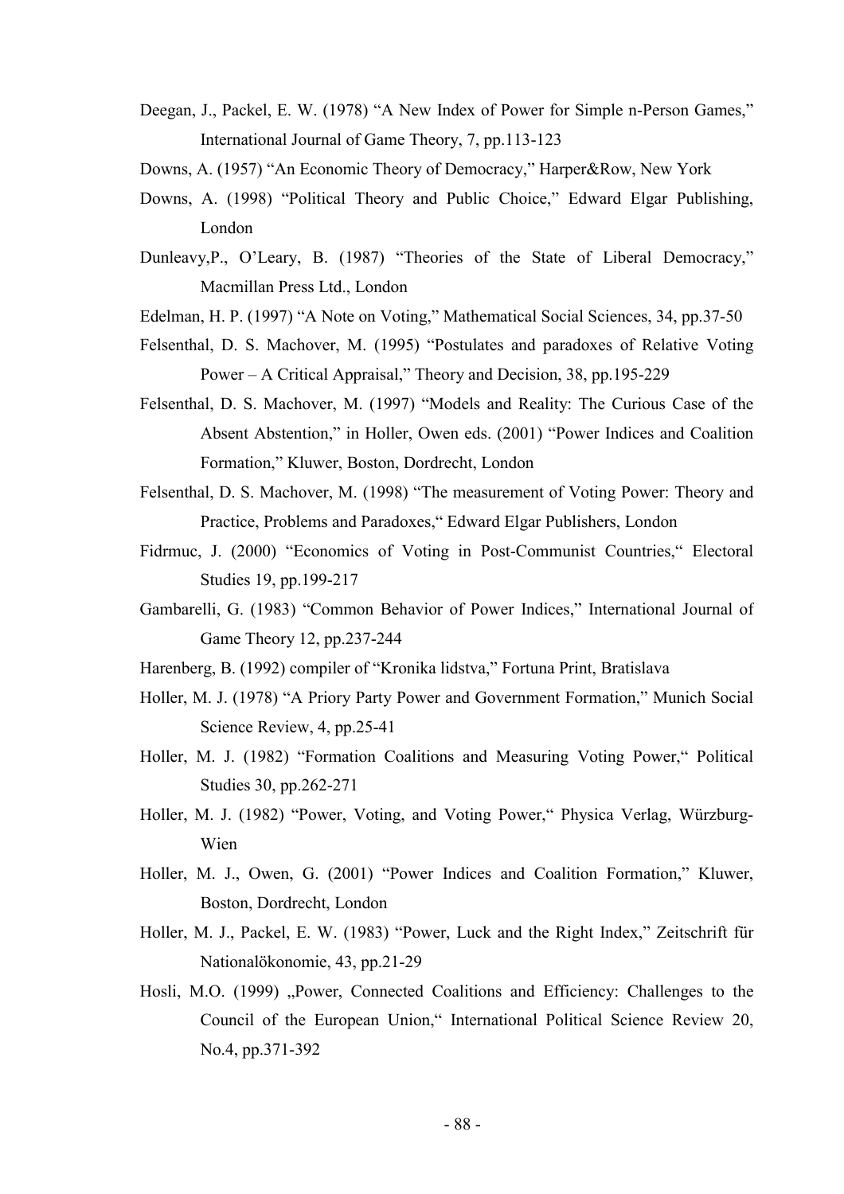Deegan, J., Packel, E. W. (1978) "A New Index of Power for Simple n-Person Games," International Journal of Game Theory, 7, pp.113-123

Downs, A. (1957) "An Economic Theory of Democracy," Harper&Row, New York

Downs, A. (1998) "Political Theory and Public Choice," Edward Elgar Publishing, London

Dunleavy,P., O'Leary, B. (1987) "Theories of the State of Liberal Democracy," Macmillan Press Ltd., London

Edelman, H. P. (1997) "A Note on Voting," Mathematical Social Sciences, 34, pp.37-50

Felsenthal, D. S. Machover, M. (1995) "Postulates and paradoxes of Relative Voting Power – A Critical Appraisal," Theory and Decision, 38, pp.195-229

Felsenthal, D. S. Machover, M. (1997) "Models and Reality: The Curious Case of the Absent Abstention," in Holler, Owen eds. (2001) "Power Indices and Coalition Formation," Kluwer, Boston, Dordrecht, London

Felsenthal, D. S. Machover, M. (1998) "The measurement of Voting Power: Theory and Practice, Problems and Paradoxes," Edward Elgar Publishers, London

Fidrmuc, J. (2000) "Economics of Voting in Post-Communist Countries," Electoral Studies 19, pp.199-217

Gambarelli, G. (1983) "Common Behavior of Power Indices," International Journal of Game Theory 12, pp.237-244

Harenberg, B. (1992) compiler of "Kronika lidstva," Fortuna Print, Bratislava

Holler, M. J. (1978) "A Priory Party Power and Government Formation," Munich Social Science Review, 4, pp.25-41

Holler, M. J. (1982) "Formation Coalitions and Measuring Voting Power," Political Studies 30, pp.262-271

Holler, M. J. (1982) "Power, Voting, and Voting Power," Physica Verlag, Würzburg-Wien

Holler, M. J., Owen, G. (2001) "Power Indices and Coalition Formation," Kluwer, Boston, Dordrecht, London

Holler, M. J., Packel, E. W. (1983) "Power, Luck and the Right Index," Zeitschrift für Nationalökonomie, 43, pp.21-29

Hosli, M.O. (1999) „Power, Connected Coalitions and Efficiency: Challenges to the Council of the European Union," International Political Science Review 20, No.4, pp.371-392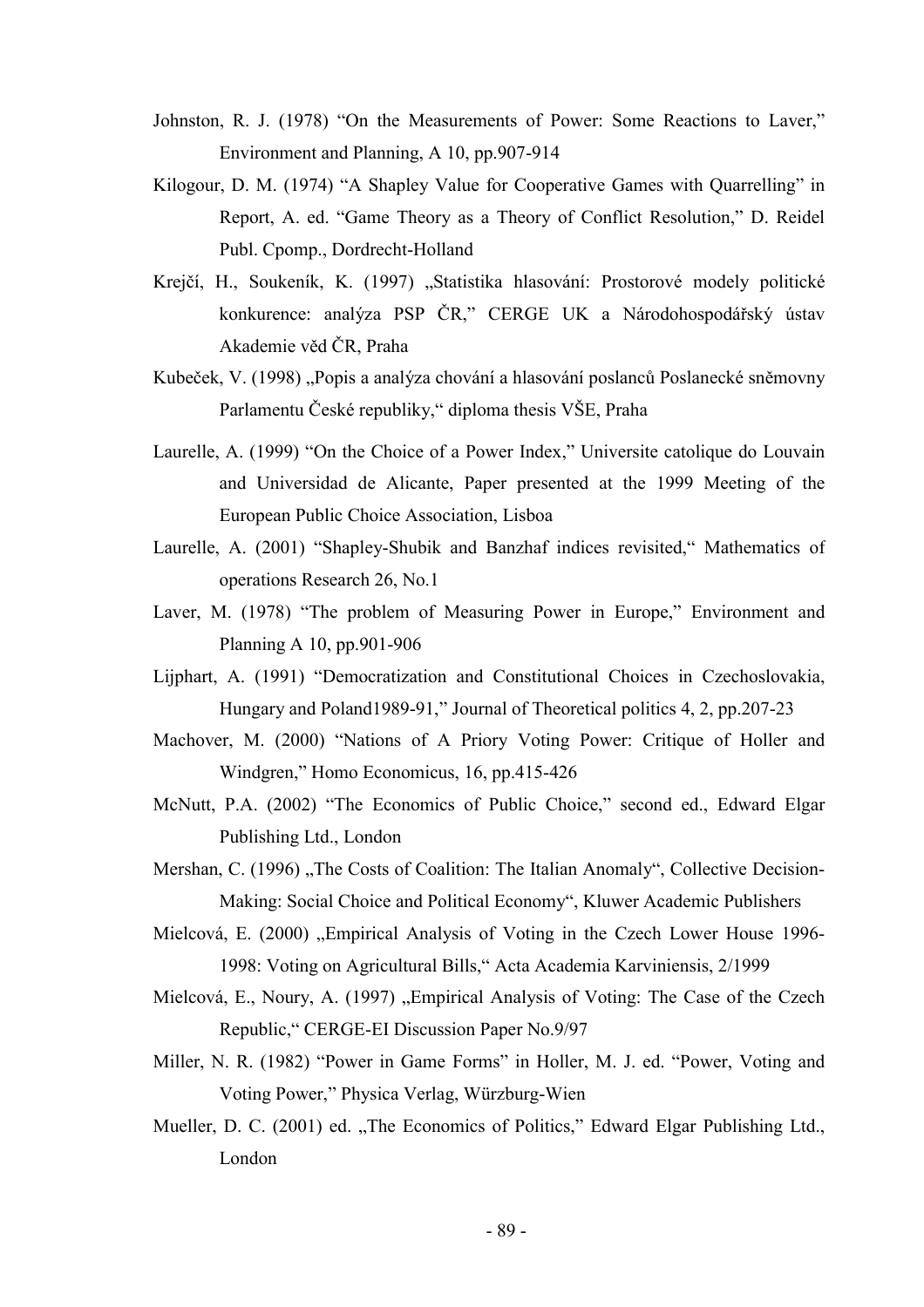Johnston, R. J. (1978) “On the Measurements of Power: Some Reactions to Laver,” Environment and Planning, A 10, pp.907-914

Kilogour, D. M. (1974) “A Shapley Value for Cooperative Games with Quarrelling” in Report, A. ed. “Game Theory as a Theory of Conflict Resolution,” D. Reidel Publ. Cpomp., Dordrecht-Holland

Krejčí, H., Soukeník, K. (1997) „Statistika hlasování: Prostorové modely politické konkurence: analýza PSP ČR,” CERGE UK a Národohospodářský ústav Akademie věd ČR, Praha

Kubeček, V. (1998) „Popis a analýza chování a hlasování poslanců Poslanecké sněmovny Parlamentu České republiky,“ diploma thesis VŠE, Praha

Laurelle, A. (1999) “On the Choice of a Power Index,” Universite catolique do Louvain and Universidad de Alicante, Paper presented at the 1999 Meeting of the European Public Choice Association, Lisboa

Laurelle, A. (2001) “Shapley-Shubik and Banzhaf indices revisited,“ Mathematics of operations Research 26, No.1

Laver, M. (1978) “The problem of Measuring Power in Europe,” Environment and Planning A 10, pp.901-906

Lijphart, A. (1991) “Democratization and Constitutional Choices in Czechoslovakia, Hungary and Poland1989-91,” Journal of Theoretical politics 4, 2, pp.207-23

Machover, M. (2000) “Nations of A Priory Voting Power: Critique of Holler and Windgren,” Homo Economicus, 16, pp.415-426

McNutt, P.A. (2002) “The Economics of Public Choice,” second ed., Edward Elgar Publishing Ltd., London

Mershan, C. (1996) „The Costs of Coalition: The Italian Anomaly“, Collective Decision-Making: Social Choice and Political Economy“, Kluwer Academic Publishers

Mielcová, E. (2000) „Empirical Analysis of Voting in the Czech Lower House 1996-1998: Voting on Agricultural Bills,“ Acta Academia Karviniensis, 2/1999

Mielcová, E., Noury, A. (1997) „Empirical Analysis of Voting: The Case of the Czech Republic,“ CERGE-EI Discussion Paper No.9/97

Miller, N. R. (1982) “Power in Game Forms” in Holler, M. J. ed. “Power, Voting and Voting Power,” Physica Verlag, Würzburg-Wien

Mueller, D. C. (2001) ed. „The Economics of Politics,” Edward Elgar Publishing Ltd., London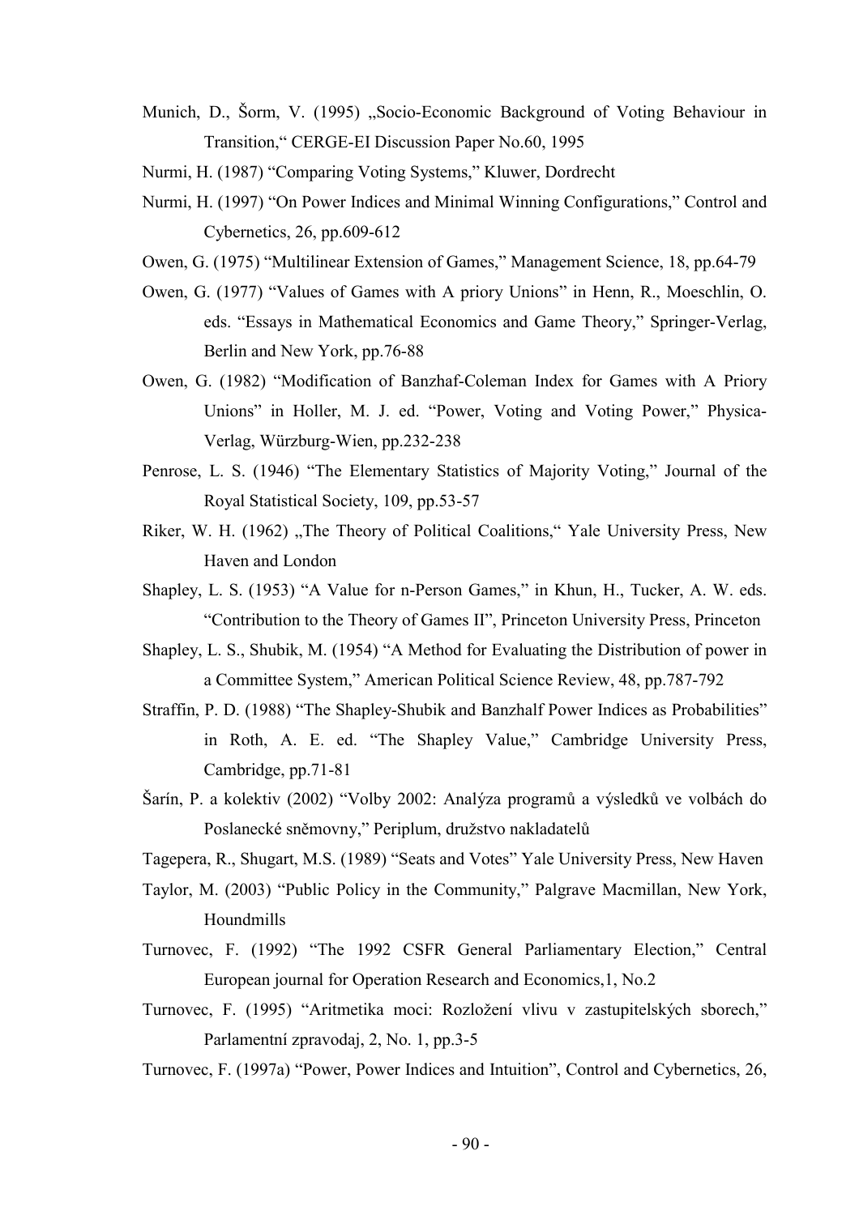Munich, D., Šorm, V. (1995) „Socio-Economic Background of Voting Behaviour in Transition," CERGE-EI Discussion Paper No.60, 1995

Nurmi, H. (1987) "Comparing Voting Systems," Kluwer, Dordrecht

Nurmi, H. (1997) "On Power Indices and Minimal Winning Configurations," Control and Cybernetics, 26, pp.609-612

Owen, G. (1975) "Multilinear Extension of Games," Management Science, 18, pp.64-79

Owen, G. (1977) "Values of Games with A priory Unions" in Henn, R., Moeschlin, O. eds. "Essays in Mathematical Economics and Game Theory," Springer-Verlag, Berlin and New York, pp.76-88

Owen, G. (1982) "Modification of Banzhaf-Coleman Index for Games with A Priory Unions" in Holler, M. J. ed. "Power, Voting and Voting Power," Physica-Verlag, Würzburg-Wien, pp.232-238

Penrose, L. S. (1946) "The Elementary Statistics of Majority Voting," Journal of the Royal Statistical Society, 109, pp.53-57

Riker, W. H. (1962) „The Theory of Political Coalitions," Yale University Press, New Haven and London

Shapley, L. S. (1953) "A Value for n-Person Games," in Khun, H., Tucker, A. W. eds. "Contribution to the Theory of Games II", Princeton University Press, Princeton

Shapley, L. S., Shubik, M. (1954) "A Method for Evaluating the Distribution of power in a Committee System," American Political Science Review, 48, pp.787-792

Straffin, P. D. (1988) "The Shapley-Shubik and Banzhalf Power Indices as Probabilities" in Roth, A. E. ed. "The Shapley Value," Cambridge University Press, Cambridge, pp.71-81

Šarín, P. a kolektiv (2002) "Volby 2002: Analýza programů a výsledků ve volbách do Poslanecké sněmovny," Periplum, družstvo nakladatelů

Tagepera, R., Shugart, M.S. (1989) "Seats and Votes" Yale University Press, New Haven

Taylor, M. (2003) "Public Policy in the Community," Palgrave Macmillan, New York, Houndmills

Turnovec, F. (1992) "The 1992 CSFR General Parliamentary Election," Central European journal for Operation Research and Economics,1, No.2

Turnovec, F. (1995) "Aritmetika moci: Rozložení vlivu v zastupitelských sborech," Parlamentní zpravodaj, 2, No. 1, pp.3-5

Turnovec, F. (1997a) "Power, Power Indices and Intuition", Control and Cybernetics, 26,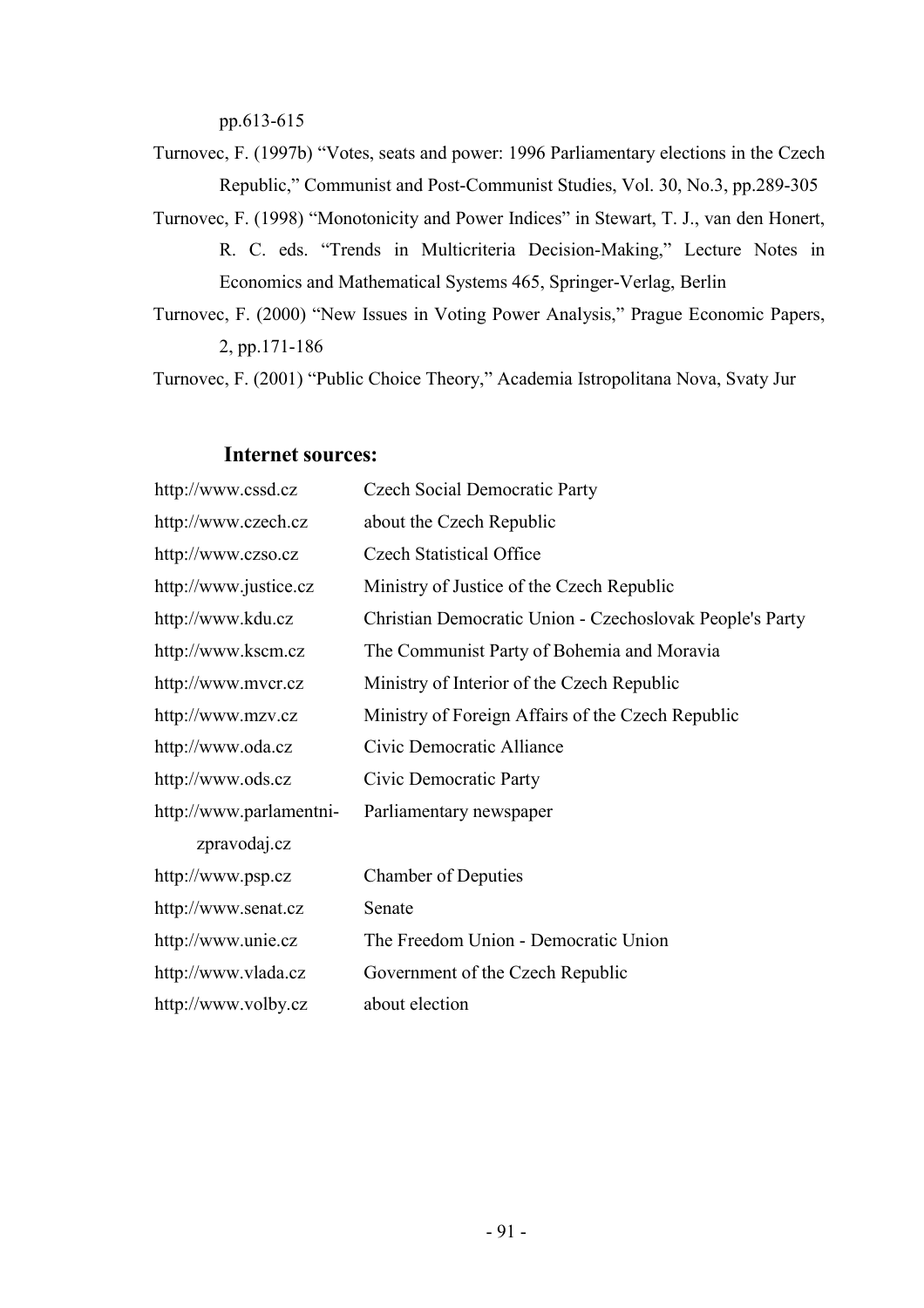pp.613-615

Turnovec, F. (1997b) "Votes, seats and power: 1996 Parliamentary elections in the Czech Republic," Communist and Post-Communist Studies, Vol. 30, No.3, pp.289-305

Turnovec, F. (1998) "Monotonicity and Power Indices" in Stewart, T. J., van den Honert, R. C. eds. "Trends in Multicriteria Decision-Making," Lecture Notes in Economics and Mathematical Systems 465, Springer-Verlag, Berlin

Turnovec, F. (2000) "New Issues in Voting Power Analysis," Prague Economic Papers, 2, pp.171-186

Turnovec, F. (2001) "Public Choice Theory," Academia Istropolitana Nova, Svaty Jur

## Internet sources:

| | |
|---|---|
| http://www.cssd.cz | Czech Social Democratic Party |
| http://www.czech.cz | about the Czech Republic |
| http://www.czso.cz | Czech Statistical Office |
| http://www.justice.cz | Ministry of Justice of the Czech Republic |
| http://www.kdu.cz | Christian Democratic Union - Czechoslovak People's Party |
| http://www.kscm.cz | The Communist Party of Bohemia and Moravia |
| http://www.mvcr.cz | Ministry of Interior of the Czech Republic |
| http://www.mzv.cz | Ministry of Foreign Affairs of the Czech Republic |
| http://www.oda.cz | Civic Democratic Alliance |
| http://www.ods.cz | Civic Democratic Party |
| http://www.parlamentni-zpravodaj.cz | Parliamentary newspaper |
| http://www.psp.cz | Chamber of Deputies |
| http://www.senat.cz | Senate |
| http://www.unie.cz | The Freedom Union - Democratic Union |
| http://www.vlada.cz | Government of the Czech Republic |
| http://www.volby.cz | about election |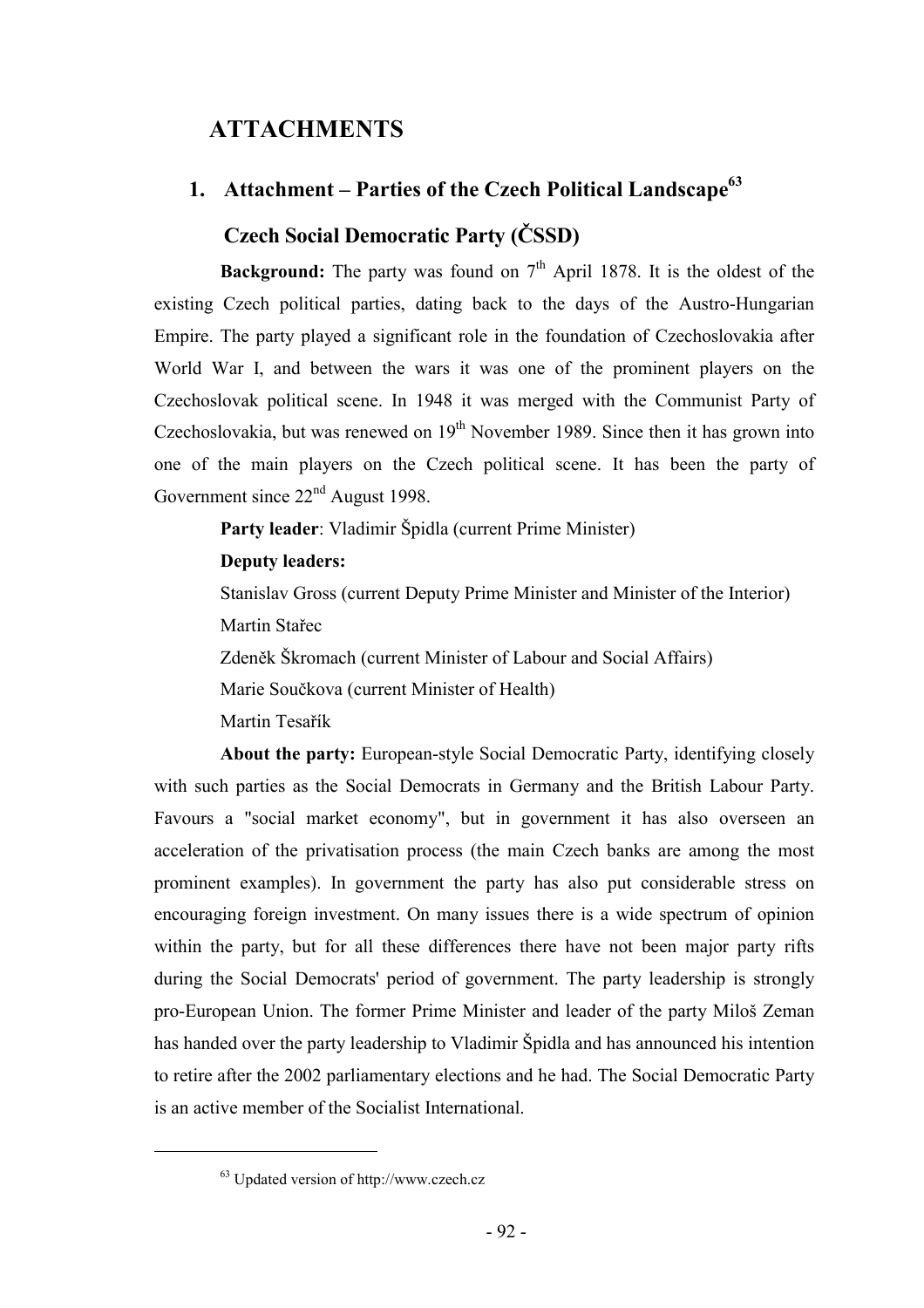# ATTACHMENTS

## 1. Attachment – Parties of the Czech Political Landscape[63]

### Czech Social Democratic Party (ČSSD)

**Background:** The party was found on 7th April 1878. It is the oldest of the existing Czech political parties, dating back to the days of the Austro-Hungarian Empire. The party played a significant role in the foundation of Czechoslovakia after World War I, and between the wars it was one of the prominent players on the Czechoslovak political scene. In 1948 it was merged with the Communist Party of Czechoslovakia, but was renewed on 19th November 1989. Since then it has grown into one of the main players on the Czech political scene. It has been the party of Government since 22nd August 1998.

**Party leader**: Vladimir Špidla (current Prime Minister)

**Deputy leaders:**

Stanislav Gross (current Deputy Prime Minister and Minister of the Interior)

Martin Stařec

Zdeněk Škromach (current Minister of Labour and Social Affairs)

Marie Součkova (current Minister of Health)

Martin Tesařík

**About the party:** European-style Social Democratic Party, identifying closely with such parties as the Social Democrats in Germany and the British Labour Party. Favours a "social market economy", but in government it has also overseen an acceleration of the privatisation process (the main Czech banks are among the most prominent examples). In government the party has also put considerable stress on encouraging foreign investment. On many issues there is a wide spectrum of opinion within the party, but for all these differences there have not been major party rifts during the Social Democrats' period of government. The party leadership is strongly pro-European Union. The former Prime Minister and leader of the party Miloš Zeman has handed over the party leadership to Vladimir Špidla and has announced his intention to retire after the 2002 parliamentary elections and he had. The Social Democratic Party is an active member of the Socialist International.

---

[63] Updated version of http://www.czech.cz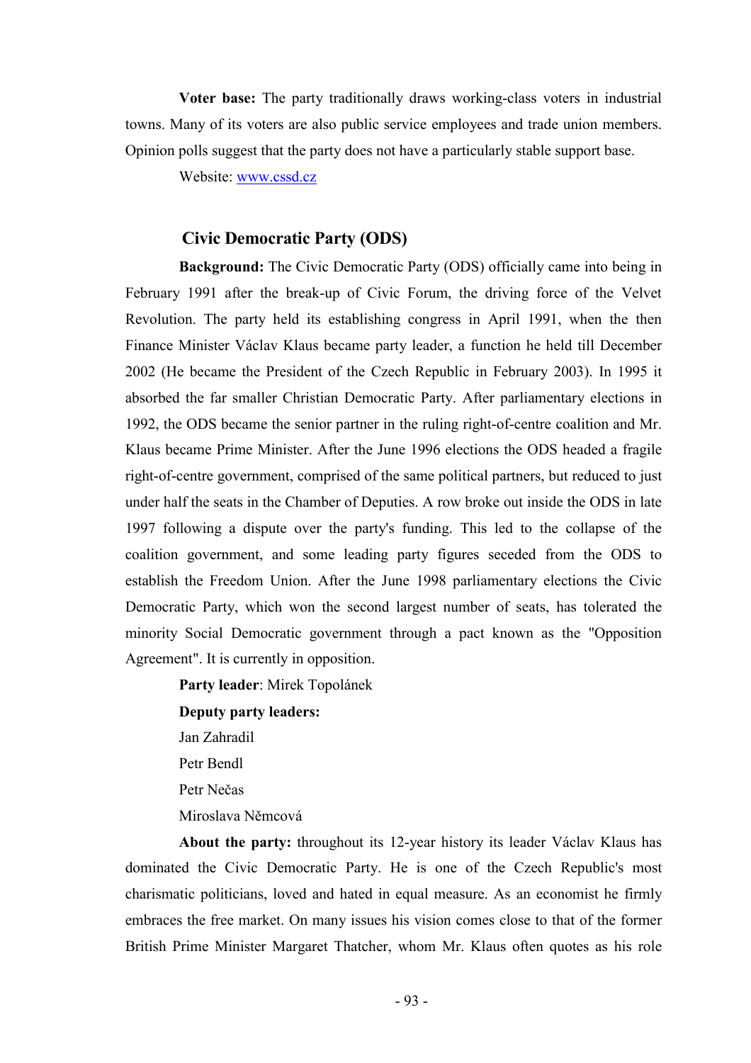**Voter base:** The party traditionally draws working-class voters in industrial towns. Many of its voters are also public service employees and trade union members. Opinion polls suggest that the party does not have a particularly stable support base.

Website: www.cssd.cz

### Civic Democratic Party (ODS)

**Background:** The Civic Democratic Party (ODS) officially came into being in February 1991 after the break-up of Civic Forum, the driving force of the Velvet Revolution. The party held its establishing congress in April 1991, when the then Finance Minister Václav Klaus became party leader, a function he held till December 2002 (He became the President of the Czech Republic in February 2003). In 1995 it absorbed the far smaller Christian Democratic Party. After parliamentary elections in 1992, the ODS became the senior partner in the ruling right-of-centre coalition and Mr. Klaus became Prime Minister. After the June 1996 elections the ODS headed a fragile right-of-centre government, comprised of the same political partners, but reduced to just under half the seats in the Chamber of Deputies. A row broke out inside the ODS in late 1997 following a dispute over the party's funding. This led to the collapse of the coalition government, and some leading party figures seceded from the ODS to establish the Freedom Union. After the June 1998 parliamentary elections the Civic Democratic Party, which won the second largest number of seats, has tolerated the minority Social Democratic government through a pact known as the "Opposition Agreement". It is currently in opposition.

**Party leader**: Mirek Topolánek

**Deputy party leaders:**

Jan Zahradil

Petr Bendl

Petr Nečas

Miroslava Němcová

**About the party:** throughout its 12-year history its leader Václav Klaus has dominated the Civic Democratic Party. He is one of the Czech Republic's most charismatic politicians, loved and hated in equal measure. As an economist he firmly embraces the free market. On many issues his vision comes close to that of the former British Prime Minister Margaret Thatcher, whom Mr. Klaus often quotes as his role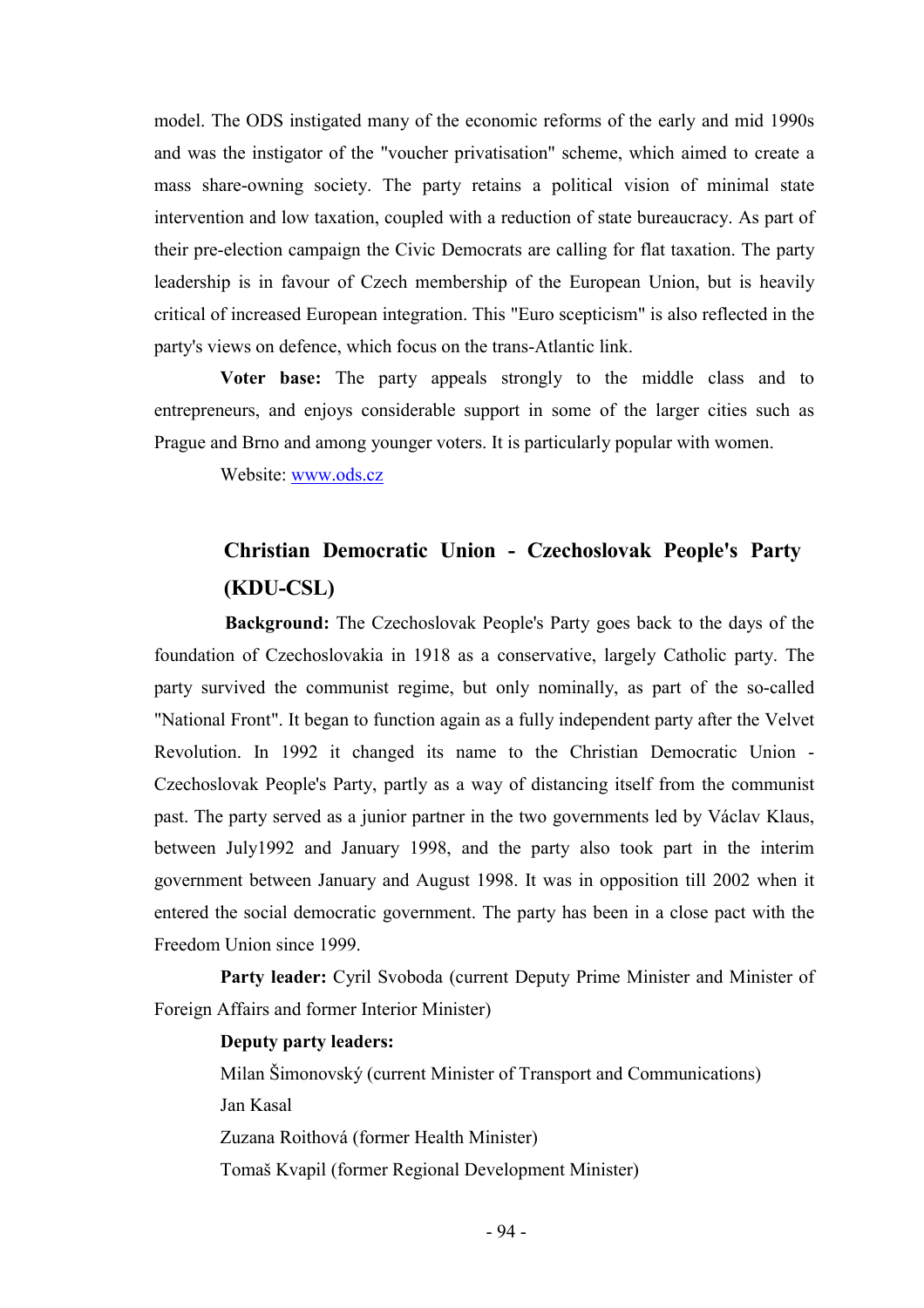model. The ODS instigated many of the economic reforms of the early and mid 1990s and was the instigator of the "voucher privatisation" scheme, which aimed to create a mass share-owning society. The party retains a political vision of minimal state intervention and low taxation, coupled with a reduction of state bureaucracy. As part of their pre-election campaign the Civic Democrats are calling for flat taxation. The party leadership is in favour of Czech membership of the European Union, but is heavily critical of increased European integration. This "Euro scepticism" is also reflected in the party's views on defence, which focus on the trans-Atlantic link.

**Voter base:** The party appeals strongly to the middle class and to entrepreneurs, and enjoys considerable support in some of the larger cities such as Prague and Brno and among younger voters. It is particularly popular with women.

Website: [www.ods.cz](http://www.ods.cz)

## Christian Democratic Union - Czechoslovak People's Party (KDU-CSL)

**Background:** The Czechoslovak People's Party goes back to the days of the foundation of Czechoslovakia in 1918 as a conservative, largely Catholic party. The party survived the communist regime, but only nominally, as part of the so-called "National Front". It began to function again as a fully independent party after the Velvet Revolution. In 1992 it changed its name to the Christian Democratic Union - Czechoslovak People's Party, partly as a way of distancing itself from the communist past. The party served as a junior partner in the two governments led by Václav Klaus, between July1992 and January 1998, and the party also took part in the interim government between January and August 1998. It was in opposition till 2002 when it entered the social democratic government. The party has been in a close pact with the Freedom Union since 1999.

**Party leader:** Cyril Svoboda (current Deputy Prime Minister and Minister of Foreign Affairs and former Interior Minister)

**Deputy party leaders:**

Milan Šimonovský (current Minister of Transport and Communications)

Jan Kasal

Zuzana Roithová (former Health Minister)

Tomaš Kvapil (former Regional Development Minister)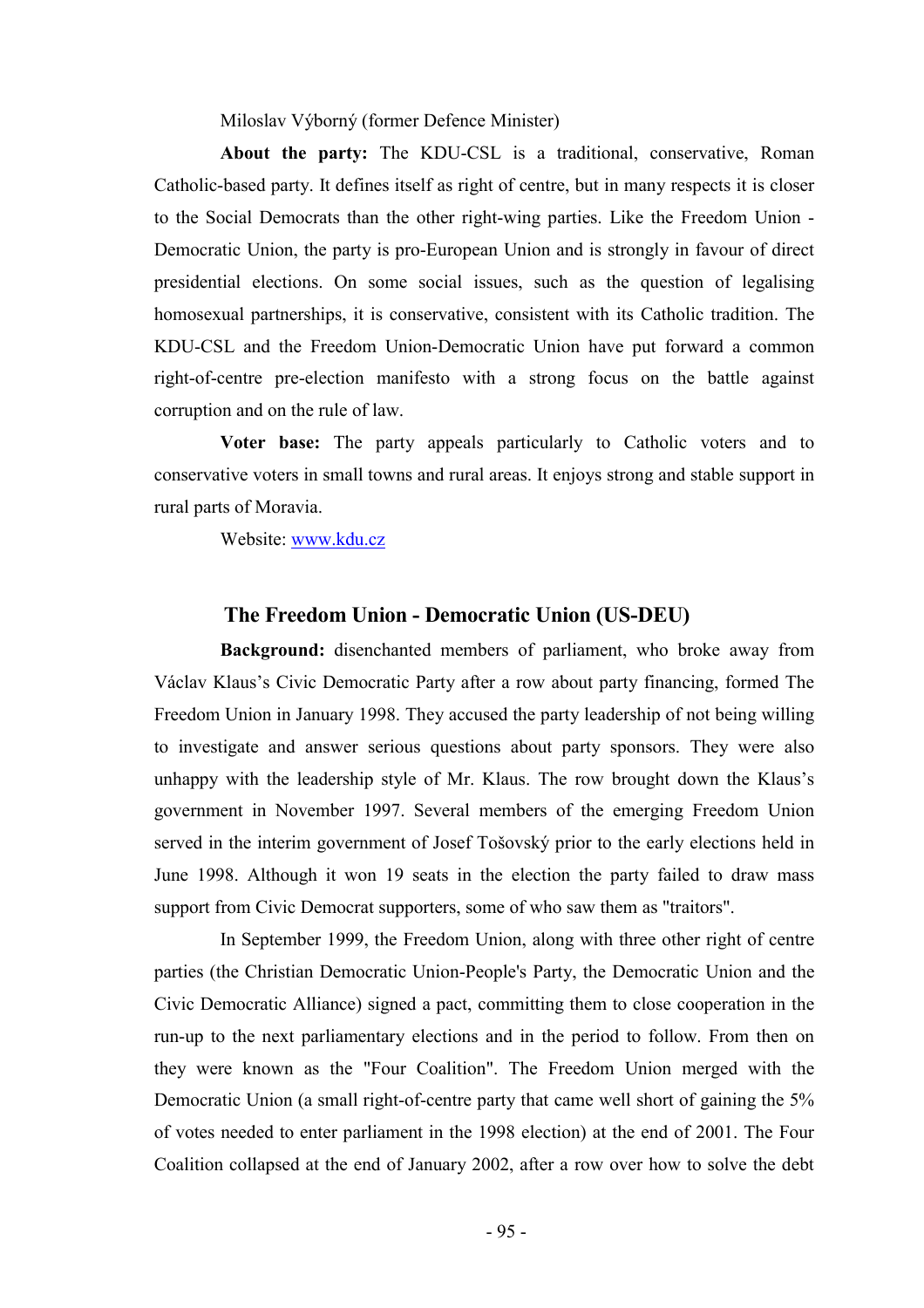Miloslav Výborný (former Defence Minister)

**About the party:** The KDU-CSL is a traditional, conservative, Roman Catholic-based party. It defines itself as right of centre, but in many respects it is closer to the Social Democrats than the other right-wing parties. Like the Freedom Union - Democratic Union, the party is pro-European Union and is strongly in favour of direct presidential elections. On some social issues, such as the question of legalising homosexual partnerships, it is conservative, consistent with its Catholic tradition. The KDU-CSL and the Freedom Union-Democratic Union have put forward a common right-of-centre pre-election manifesto with a strong focus on the battle against corruption and on the rule of law.

**Voter base:** The party appeals particularly to Catholic voters and to conservative voters in small towns and rural areas. It enjoys strong and stable support in rural parts of Moravia.

Website: www.kdu.cz

### The Freedom Union - Democratic Union (US-DEU)

**Background:** disenchanted members of parliament, who broke away from Václav Klaus's Civic Democratic Party after a row about party financing, formed The Freedom Union in January 1998. They accused the party leadership of not being willing to investigate and answer serious questions about party sponsors. They were also unhappy with the leadership style of Mr. Klaus. The row brought down the Klaus's government in November 1997. Several members of the emerging Freedom Union served in the interim government of Josef Tošovský prior to the early elections held in June 1998. Although it won 19 seats in the election the party failed to draw mass support from Civic Democrat supporters, some of who saw them as "traitors".

In September 1999, the Freedom Union, along with three other right of centre parties (the Christian Democratic Union-People's Party, the Democratic Union and the Civic Democratic Alliance) signed a pact, committing them to close cooperation in the run-up to the next parliamentary elections and in the period to follow. From then on they were known as the "Four Coalition". The Freedom Union merged with the Democratic Union (a small right-of-centre party that came well short of gaining the 5% of votes needed to enter parliament in the 1998 election) at the end of 2001. The Four Coalition collapsed at the end of January 2002, after a row over how to solve the debt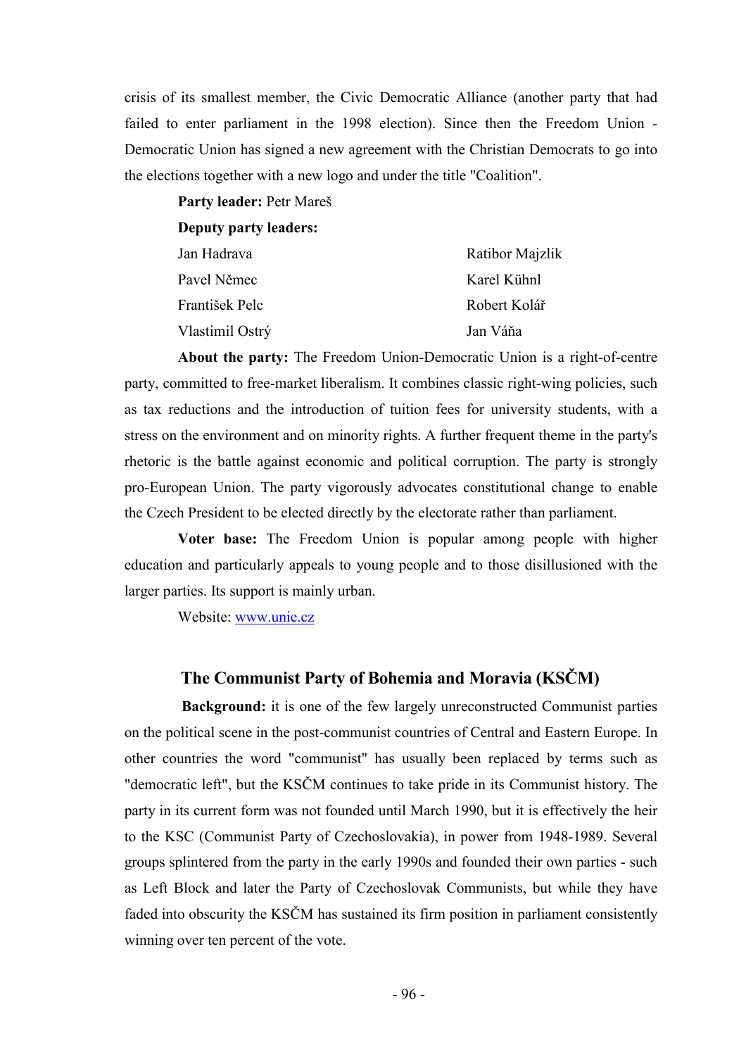crisis of its smallest member, the Civic Democratic Alliance (another party that had failed to enter parliament in the 1998 election). Since then the Freedom Union - Democratic Union has signed a new agreement with the Christian Democrats to go into the elections together with a new logo and under the title "Coalition".

**Party leader:** Petr Mareš

**Deputy party leaders:**

| | |
|---|---|
| Jan Hadrava | Ratibor Majzlik |
| Pavel Němec | Karel Kühnl |
| František Pelc | Robert Kolář |
| Vlastimil Ostrý | Jan Váňa |

**About the party:** The Freedom Union-Democratic Union is a right-of-centre party, committed to free-market liberalism. It combines classic right-wing policies, such as tax reductions and the introduction of tuition fees for university students, with a stress on the environment and on minority rights. A further frequent theme in the party's rhetoric is the battle against economic and political corruption. The party is strongly pro-European Union. The party vigorously advocates constitutional change to enable the Czech President to be elected directly by the electorate rather than parliament.

**Voter base:** The Freedom Union is popular among people with higher education and particularly appeals to young people and to those disillusioned with the larger parties. Its support is mainly urban.

Website: www.unie.cz

## The Communist Party of Bohemia and Moravia (KSČM)

**Background:** it is one of the few largely unreconstructed Communist parties on the political scene in the post-communist countries of Central and Eastern Europe. In other countries the word "communist" has usually been replaced by terms such as "democratic left", but the KSČM continues to take pride in its Communist history. The party in its current form was not founded until March 1990, but it is effectively the heir to the KSC (Communist Party of Czechoslovakia), in power from 1948-1989. Several groups splintered from the party in the early 1990s and founded their own parties - such as Left Block and later the Party of Czechoslovak Communists, but while they have faded into obscurity the KSČM has sustained its firm position in parliament consistently winning over ten percent of the vote.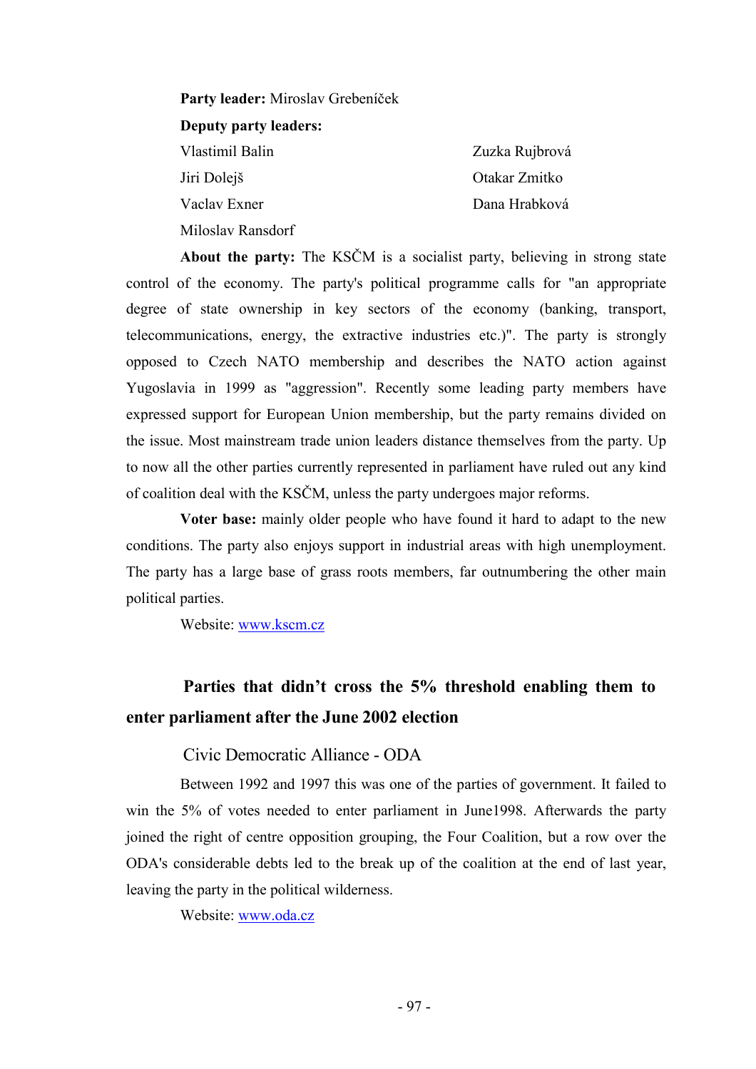**Party leader:** Miroslav Grebeníček

**Deputy party leaders:**

Vlastimil Balin
Jiri Dolejš
Vaclav Exner
Miloslav Ransdorf
Zuzka Rujbrová
Otakar Zmitko
Dana Hrabková

**About the party:** The KSČM is a socialist party, believing in strong state control of the economy. The party's political programme calls for "an appropriate degree of state ownership in key sectors of the economy (banking, transport, telecommunications, energy, the extractive industries etc.)". The party is strongly opposed to Czech NATO membership and describes the NATO action against Yugoslavia in 1999 as "aggression". Recently some leading party members have expressed support for European Union membership, but the party remains divided on the issue. Most mainstream trade union leaders distance themselves from the party. Up to now all the other parties currently represented in parliament have ruled out any kind of coalition deal with the KSČM, unless the party undergoes major reforms.

**Voter base:** mainly older people who have found it hard to adapt to the new conditions. The party also enjoys support in industrial areas with high unemployment. The party has a large base of grass roots members, far outnumbering the other main political parties.

Website: www.kscm.cz

## Parties that didn't cross the 5% threshold enabling them to enter parliament after the June 2002 election

### Civic Democratic Alliance - ODA

Between 1992 and 1997 this was one of the parties of government. It failed to win the 5% of votes needed to enter parliament in June1998. Afterwards the party joined the right of centre opposition grouping, the Four Coalition, but a row over the ODA's considerable debts led to the break up of the coalition at the end of last year, leaving the party in the political wilderness.

Website: www.oda.cz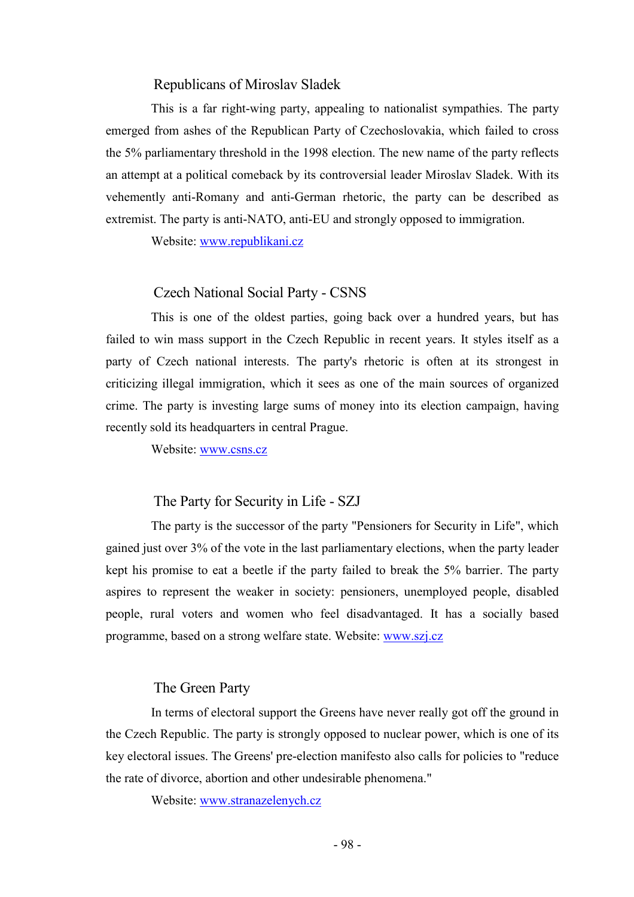### Republicans of Miroslav Sladek

This is a far right-wing party, appealing to nationalist sympathies. The party emerged from ashes of the Republican Party of Czechoslovakia, which failed to cross the 5% parliamentary threshold in the 1998 election. The new name of the party reflects an attempt at a political comeback by its controversial leader Miroslav Sladek. With its vehemently anti-Romany and anti-German rhetoric, the party can be described as extremist. The party is anti-NATO, anti-EU and strongly opposed to immigration.

Website: www.republikani.cz

### Czech National Social Party - CSNS

This is one of the oldest parties, going back over a hundred years, but has failed to win mass support in the Czech Republic in recent years. It styles itself as a party of Czech national interests. The party's rhetoric is often at its strongest in criticizing illegal immigration, which it sees as one of the main sources of organized crime. The party is investing large sums of money into its election campaign, having recently sold its headquarters in central Prague.

Website: www.csns.cz

### The Party for Security in Life - SZJ

The party is the successor of the party "Pensioners for Security in Life", which gained just over 3% of the vote in the last parliamentary elections, when the party leader kept his promise to eat a beetle if the party failed to break the 5% barrier. The party aspires to represent the weaker in society: pensioners, unemployed people, disabled people, rural voters and women who feel disadvantaged. It has a socially based programme, based on a strong welfare state. Website: www.szj.cz

### The Green Party

In terms of electoral support the Greens have never really got off the ground in the Czech Republic. The party is strongly opposed to nuclear power, which is one of its key electoral issues. The Greens' pre-election manifesto also calls for policies to "reduce the rate of divorce, abortion and other undesirable phenomena."

Website: www.stranazelenych.cz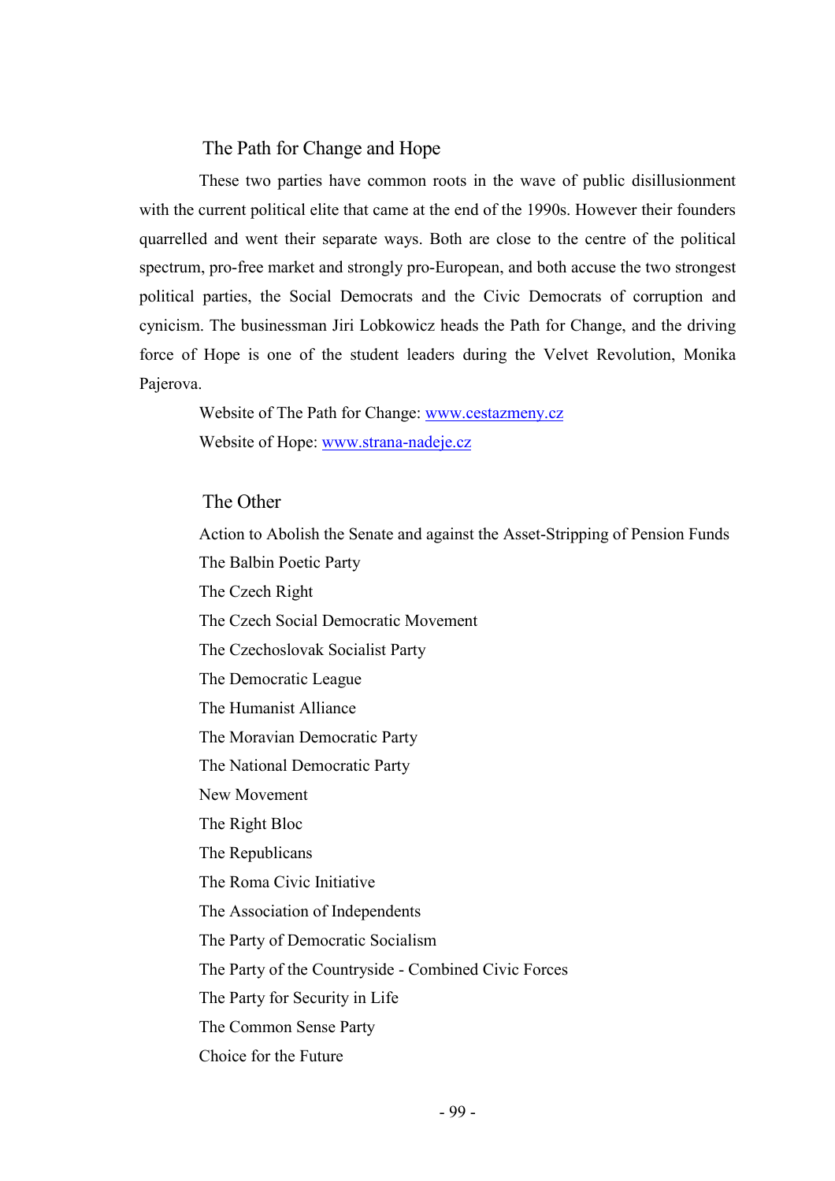### The Path for Change and Hope

These two parties have common roots in the wave of public disillusionment with the current political elite that came at the end of the 1990s. However their founders quarrelled and went their separate ways. Both are close to the centre of the political spectrum, pro-free market and strongly pro-European, and both accuse the two strongest political parties, the Social Democrats and the Civic Democrats of corruption and cynicism. The businessman Jiri Lobkowicz heads the Path for Change, and the driving force of Hope is one of the student leaders during the Velvet Revolution, Monika Pajerova.

Website of The Path for Change: [www.cestazmeny.cz](http://www.cestazmeny.cz)

Website of Hope: [www.strana-nadeje.cz](http://www.strana-nadeje.cz)

### The Other

Action to Abolish the Senate and against the Asset-Stripping of Pension Funds
The Balbin Poetic Party
The Czech Right
The Czech Social Democratic Movement
The Czechoslovak Socialist Party
The Democratic League
The Humanist Alliance
The Moravian Democratic Party
The National Democratic Party
New Movement
The Right Bloc
The Republicans
The Roma Civic Initiative
The Association of Independents
The Party of Democratic Socialism
The Party of the Countryside - Combined Civic Forces
The Party for Security in Life
The Common Sense Party
Choice for the Future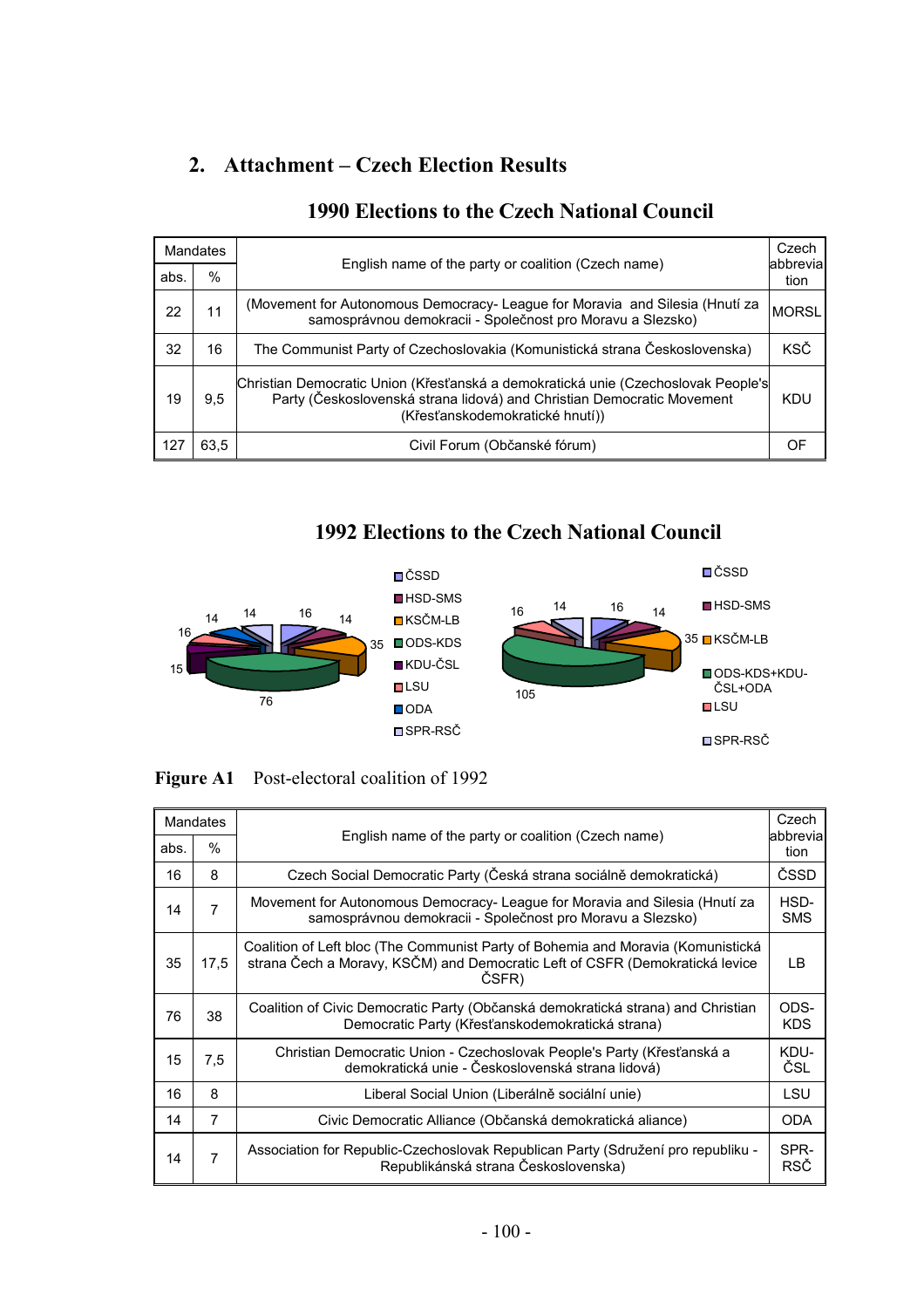## 2. Attachment – Czech Election Results

### 1990 Elections to the Czech National Council

| Mandates | | English name of the party or coalition (Czech name) | Czech abbreviation |
|---|---|---|---|
| abs. | % | | |
| 22 | 11 | (Movement for Autonomous Democracy- League for Moravia and Silesia (Hnutí za samosprávnou demokracii - Společnost pro Moravu a Slezsko) | MORSL |
| 32 | 16 | The Communist Party of Czechoslovakia (Komunistická strana Československa) | KSČ |
| 19 | 9,5 | Christian Democratic Union (Křesťanská a demokratická unie (Czechoslovak People's Party (Československá strana lidová) and Christian Democratic Movement (Křesťanskodemokratické hnutí)) | KDU |
| 127 | 63,5 | Civil Forum (Občanské fórum) | OF |

### 1992 Elections to the Czech National Council

ČSSD
HSD-SMS
KSČM-LB
ODS-KDS
KDU-ČSL
LSU
ODA
SPR-RSČ

16, 14, 35, 76, 15, 16, 14, 14

ČSSD
HSD-SMS
KSČM-LB
ODS-KDS+KDU-ČSL+ODA
LSU
SPR-RSČ

16, 14, 35, 105, 16, 14

**Figure A1** Post-electoral coalition of 1992

| Mandates | | English name of the party or coalition (Czech name) | Czech abbreviation |
|---|---|---|---|
| abs. | % | | |
| 16 | 8 | Czech Social Democratic Party (Česká strana sociálně demokratická) | ČSSD |
| 14 | 7 | Movement for Autonomous Democracy- League for Moravia and Silesia (Hnutí za samosprávnou demokracii - Společnost pro Moravu a Slezsko) | HSD-SMS |
| 35 | 17,5 | Coalition of Left bloc (The Communist Party of Bohemia and Moravia (Komunistická strana Čech a Moravy, KSČM) and Democratic Left of CSFR (Demokratická levice ČSFR) | LB |
| 76 | 38 | Coalition of Civic Democratic Party (Občanská demokratická strana) and Christian Democratic Party (Křesťanskodemokratická strana) | ODS-KDS |
| 15 | 7,5 | Christian Democratic Union - Czechoslovak People's Party (Křesťanská a demokratická unie - Československá strana lidová) | KDU-ČSL |
| 16 | 8 | Liberal Social Union (Liberálně sociální unie) | LSU |
| 14 | 7 | Civic Democratic Alliance (Občanská demokratická aliance) | ODA |
| 14 | 7 | Association for Republic-Czechoslovak Republican Party (Sdružení pro republiku - Republikánská strana Československa) | SPR-RSČ |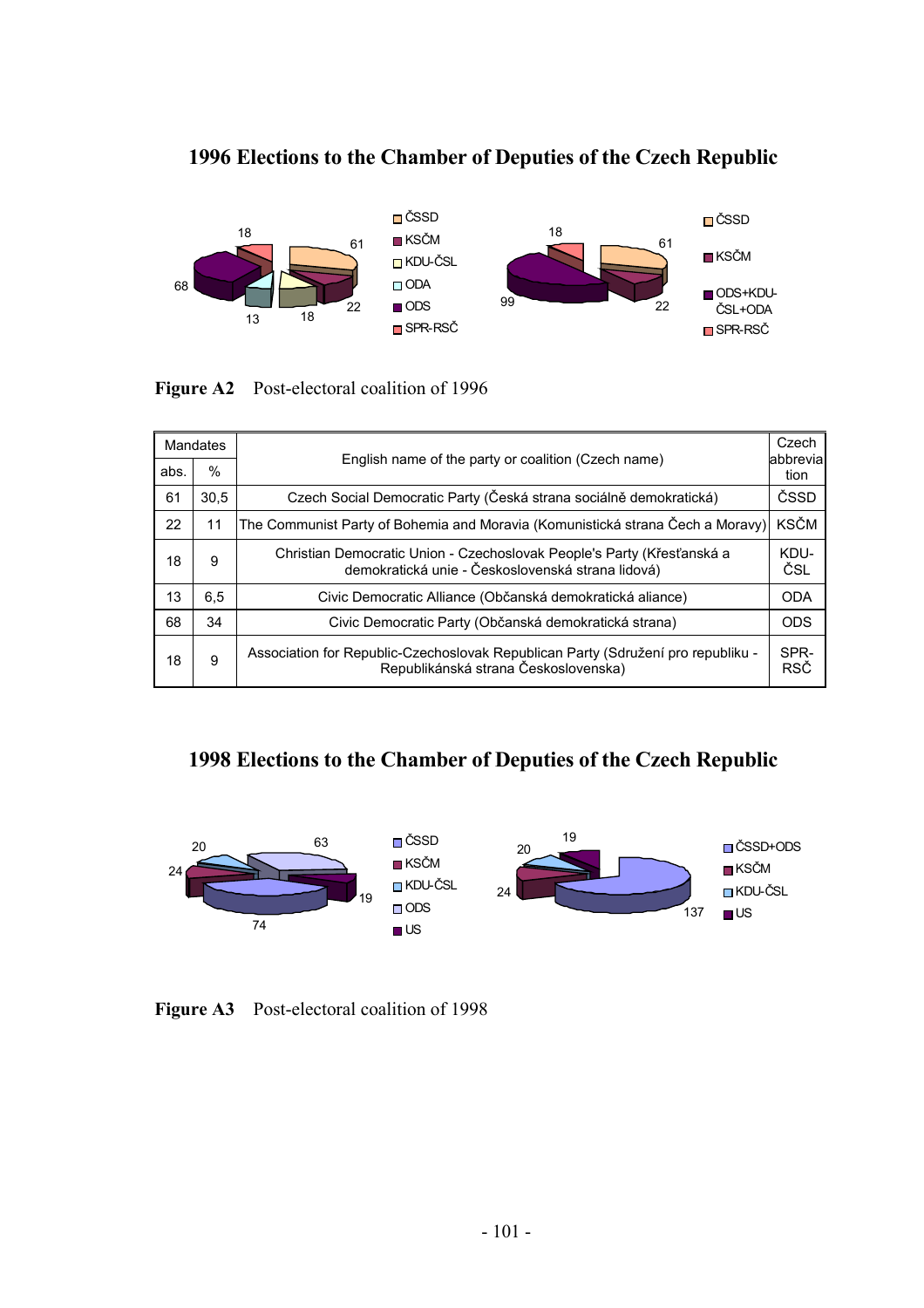## 1996 Elections to the Chamber of Deputies of the Czech Republic

**Figure A2** Post-electoral coalition of 1996

| Mandates | | English name of the party or coalition (Czech name) | Czech abbreviation |
|---|---|---|---|
| abs. | % | | |
| 61 | 30,5 | Czech Social Democratic Party (Česká strana sociálně demokratická) | ČSSD |
| 22 | 11 | The Communist Party of Bohemia and Moravia (Komunistická strana Čech a Moravy) | KSČM |
| 18 | 9 | Christian Democratic Union - Czechoslovak People's Party (Křesťanská a demokratická unie - Československá strana lidová) | KDU-ČSL |
| 13 | 6,5 | Civic Democratic Alliance (Občanská demokratická aliance) | ODA |
| 68 | 34 | Civic Democratic Party (Občanská demokratická strana) | ODS |
| 18 | 9 | Association for Republic-Czechoslovak Republican Party (Sdružení pro republiku - Republikánská strana Československa) | SPR-RSČ |

## 1998 Elections to the Chamber of Deputies of the Czech Republic

**Figure A3** Post-electoral coalition of 1998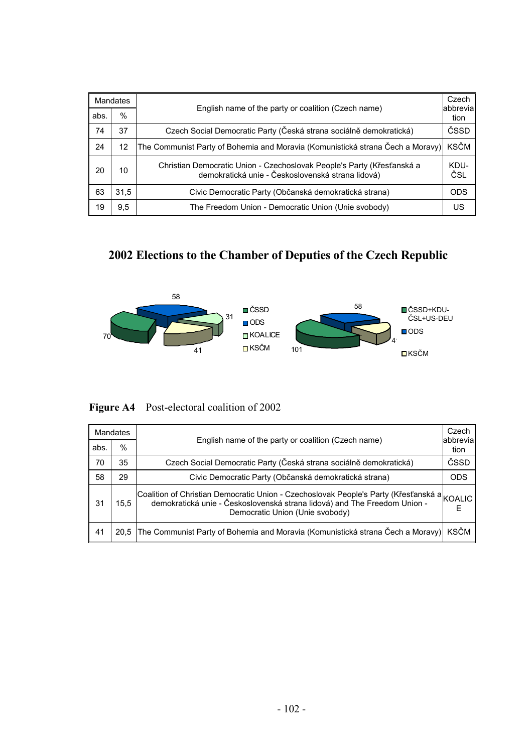| Mandates | | English name of the party or coalition (Czech name) | Czech abbreviation |
|---|---|---|---|
| abs. | % | | |
| 74 | 37 | Czech Social Democratic Party (Česká strana sociálně demokratická) | ČSSD |
| 24 | 12 | The Communist Party of Bohemia and Moravia (Komunistická strana Čech a Moravy) | KSČM |
| 20 | 10 | Christian Democratic Union - Czechoslovak People's Party (Křesťanská a demokratická unie - Československá strana lidová) | KDU-ČSL |
| 63 | 31,5 | Civic Democratic Party (Občanská demokratická strana) | ODS |
| 19 | 9,5 | The Freedom Union - Democratic Union (Unie svobody) | US |

## 2002 Elections to the Chamber of Deputies of the Czech Republic

**Figure A4** Post-electoral coalition of 2002

| Mandates | | English name of the party or coalition (Czech name) | Czech abbreviation |
|---|---|---|---|
| abs. | % | | |
| 70 | 35 | Czech Social Democratic Party (Česká strana sociálně demokratická) | ČSSD |
| 58 | 29 | Civic Democratic Party (Občanská demokratická strana) | ODS |
| 31 | 15,5 | Coalition of Christian Democratic Union - Czechoslovak People's Party (Křesťanská a demokratická unie - Československá strana lidová) and The Freedom Union - Democratic Union (Unie svobody) | KOALICE |
| 41 | 20,5 | The Communist Party of Bohemia and Moravia (Komunistická strana Čech a Moravy) | KSČM |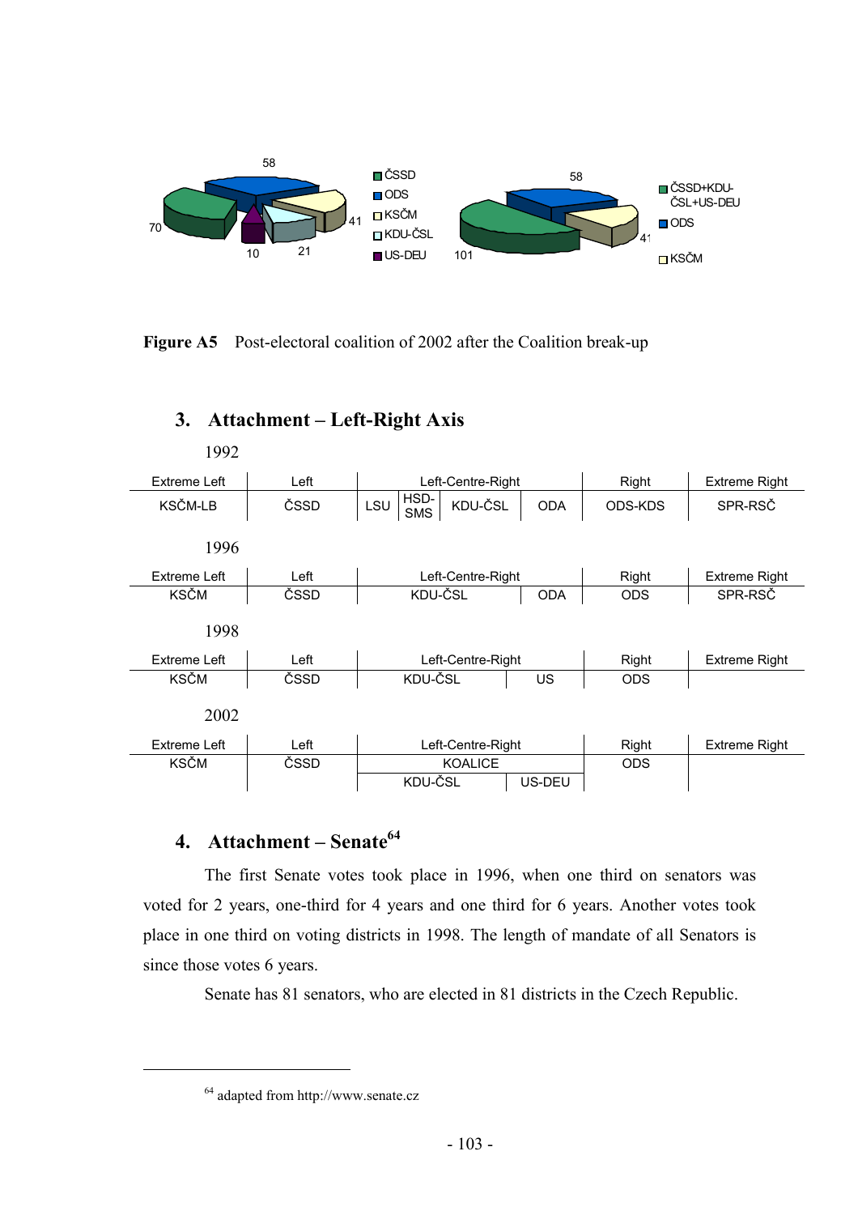Figure A5 Post-electoral coalition of 2002 after the Coalition break-up

## 3. Attachment – Left-Right Axis

1992

| Extreme Left | Left | Left-Centre-Right | | | | Right | Extreme Right |
|---|---|---|---|---|---|---|---|
| KSČM-LB | ČSSD | LSU | HSD-SMS | KDU-ČSL | ODA | ODS-KDS | SPR-RSČ |

1996

| Extreme Left | Left | Left-Centre-Right | | Right | Extreme Right |
|---|---|---|---|---|---|
| KSČM | ČSSD | KDU-ČSL | ODA | ODS | SPR-RSČ |

1998

| Extreme Left | Left | Left-Centre-Right | | Right | Extreme Right |
|---|---|---|---|---|---|
| KSČM | ČSSD | KDU-ČSL | US | ODS | |

2002

| Extreme Left | Left | Left-Centre-Right | | Right | Extreme Right |
|---|---|---|---|---|---|
| KSČM | ČSSD | KOALICE | | ODS | |
| | | KDU-ČSL | US-DEU | | |

## 4. Attachment – Senate[64]

The first Senate votes took place in 1996, when one third on senators was voted for 2 years, one-third for 4 years and one third for 6 years. Another votes took place in one third on voting districts in 1998. The length of mandate of all Senators is since those votes 6 years.

Senate has 81 senators, who are elected in 81 districts in the Czech Republic.

[64] adapted from http://www.senate.cz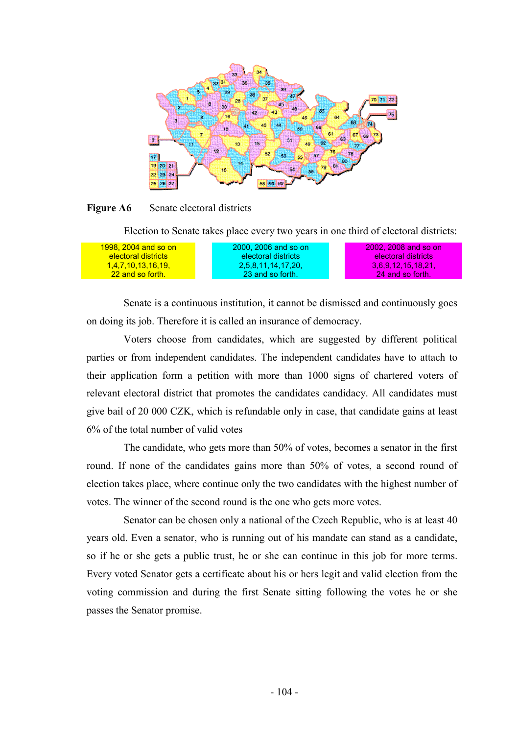**Figure A6** Senate electoral districts

Election to Senate takes place every two years in one third of electoral districts:

| 1998, 2004 and so on electoral districts 1,4,7,10,13,16,19, 22 and so forth. | 2000, 2006 and so on electoral districts 2,5,8,11,14,17,20, 23 and so forth. | 2002, 2008 and so on electoral districts 3,6,9,12,15,18,21, 24 and so forth. |
|---|---|---|

Senate is a continuous institution, it cannot be dismissed and continuously goes on doing its job. Therefore it is called an insurance of democracy.

Voters choose from candidates, which are suggested by different political parties or from independent candidates. The independent candidates have to attach to their application form a petition with more than 1000 signs of chartered voters of relevant electoral district that promotes the candidates candidacy. All candidates must give bail of 20 000 CZK, which is refundable only in case, that candidate gains at least 6% of the total number of valid votes

The candidate, who gets more than 50% of votes, becomes a senator in the first round. If none of the candidates gains more than 50% of votes, a second round of election takes place, where continue only the two candidates with the highest number of votes. The winner of the second round is the one who gets more votes.

Senator can be chosen only a national of the Czech Republic, who is at least 40 years old. Even a senator, who is running out of his mandate can stand as a candidate, so if he or she gets a public trust, he or she can continue in this job for more terms. Every voted Senator gets a certificate about his or hers legit and valid election from the voting commission and during the first Senate sitting following the votes he or she passes the Senator promise.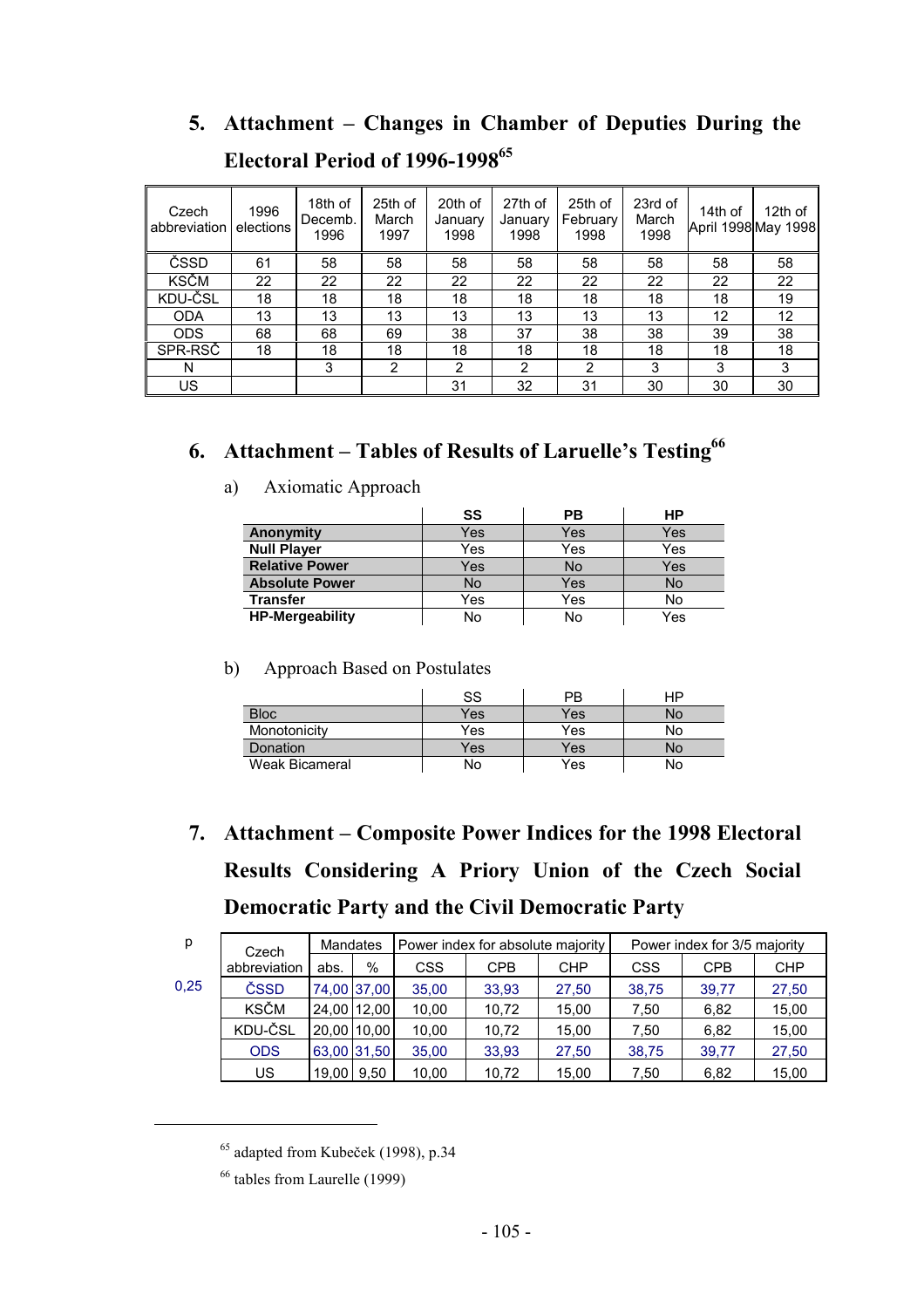## 5. Attachment – Changes in Chamber of Deputies During the Electoral Period of 1996-1998[65]

| Czech abbreviation | 1996 elections | 18th of Decemb. 1996 | 25th of March 1997 | 20th of January 1998 | 27th of January 1998 | 25th of February 1998 | 23rd of March 1998 | 14th of April 1998 | 12th of May 1998 |
|---|---|---|---|---|---|---|---|---|---|
| ČSSD | 61 | 58 | 58 | 58 | 58 | 58 | 58 | 58 | 58 |
| KSČM | 22 | 22 | 22 | 22 | 22 | 22 | 22 | 22 | 22 |
| KDU-ČSL | 18 | 18 | 18 | 18 | 18 | 18 | 18 | 18 | 19 |
| ODA | 13 | 13 | 13 | 13 | 13 | 13 | 13 | 12 | 12 |
| ODS | 68 | 68 | 69 | 38 | 37 | 38 | 38 | 39 | 38 |
| SPR-RSČ | 18 | 18 | 18 | 18 | 18 | 18 | 18 | 18 | 18 |
| N | | 3 | 2 | 2 | 2 | 2 | 3 | 3 | 3 |
| US | | | | 31 | 32 | 31 | 30 | 30 | 30 |

## 6. Attachment – Tables of Results of Laruelle's Testing[66]

a) Axiomatic Approach

| | SS | PB | HP |
|---|---|---|---|
| **Anonymity** | Yes | Yes | Yes |
| **Null Player** | Yes | Yes | Yes |
| **Relative Power** | Yes | No | Yes |
| **Absolute Power** | No | Yes | No |
| **Transfer** | Yes | Yes | No |
| **HP-Mergeability** | No | No | Yes |

b) Approach Based on Postulates

| | SS | PB | HP |
|---|---|---|---|
| Bloc | Yes | Yes | No |
| Monotonicity | Yes | Yes | No |
| Donation | Yes | Yes | No |
| Weak Bicameral | No | Yes | No |

## 7. Attachment – Composite Power Indices for the 1998 Electoral Results Considering A Priory Union of the Czech Social Democratic Party and the Civil Democratic Party

| p | Czech abbreviation | Mandates | | Power index for absolute majority | | | Power index for 3/5 majority | | |
|---|---|---|---|---|---|---|---|---|---|
| | | abs. | % | CSS | CPB | CHP | CSS | CPB | CHP |
| 0,25 | ČSSD | 74,00 | 37,00 | 35,00 | 33,93 | 27,50 | 38,75 | 39,77 | 27,50 |
| | KSČM | 24,00 | 12,00 | 10,00 | 10,72 | 15,00 | 7,50 | 6,82 | 15,00 |
| | KDU-ČSL | 20,00 | 10,00 | 10,00 | 10,72 | 15,00 | 7,50 | 6,82 | 15,00 |
| | ODS | 63,00 | 31,50 | 35,00 | 33,93 | 27,50 | 38,75 | 39,77 | 27,50 |
| | US | 19,00 | 9,50 | 10,00 | 10,72 | 15,00 | 7,50 | 6,82 | 15,00 |

[65] adapted from Kubeček (1998), p.34

[66] tables from Laurelle (1999)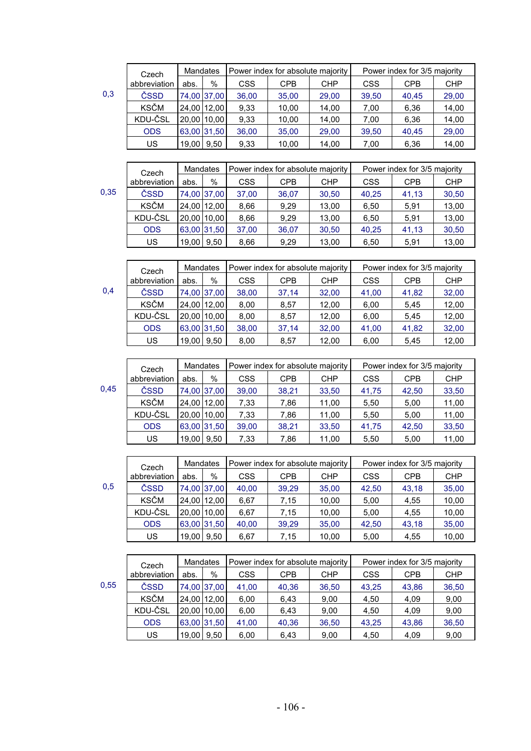0,3

| Czech abbreviation | Mandates | | Power index for absolute majority | | | Power index for 3/5 majority | | |
|---|---|---|---|---|---|---|---|---|
| | abs. | % | CSS | CPB | CHP | CSS | CPB | CHP |
| ČSSD | 74,00 | 37,00 | 36,00 | 35,00 | 29,00 | 39,50 | 40,45 | 29,00 |
| KSČM | 24,00 | 12,00 | 9,33 | 10,00 | 14,00 | 7,00 | 6,36 | 14,00 |
| KDU-ČSL | 20,00 | 10,00 | 9,33 | 10,00 | 14,00 | 7,00 | 6,36 | 14,00 |
| ODS | 63,00 | 31,50 | 36,00 | 35,00 | 29,00 | 39,50 | 40,45 | 29,00 |
| US | 19,00 | 9,50 | 9,33 | 10,00 | 14,00 | 7,00 | 6,36 | 14,00 |

0,35

| Czech abbreviation | Mandates | | Power index for absolute majority | | | Power index for 3/5 majority | | |
|---|---|---|---|---|---|---|---|---|
| | abs. | % | CSS | CPB | CHP | CSS | CPB | CHP |
| ČSSD | 74,00 | 37,00 | 37,00 | 36,07 | 30,50 | 40,25 | 41,13 | 30,50 |
| KSČM | 24,00 | 12,00 | 8,66 | 9,29 | 13,00 | 6,50 | 5,91 | 13,00 |
| KDU-ČSL | 20,00 | 10,00 | 8,66 | 9,29 | 13,00 | 6,50 | 5,91 | 13,00 |
| ODS | 63,00 | 31,50 | 37,00 | 36,07 | 30,50 | 40,25 | 41,13 | 30,50 |
| US | 19,00 | 9,50 | 8,66 | 9,29 | 13,00 | 6,50 | 5,91 | 13,00 |

0,4

| Czech abbreviation | Mandates | | Power index for absolute majority | | | Power index for 3/5 majority | | |
|---|---|---|---|---|---|---|---|---|
| | abs. | % | CSS | CPB | CHP | CSS | CPB | CHP |
| ČSSD | 74,00 | 37,00 | 38,00 | 37,14 | 32,00 | 41,00 | 41,82 | 32,00 |
| KSČM | 24,00 | 12,00 | 8,00 | 8,57 | 12,00 | 6,00 | 5,45 | 12,00 |
| KDU-ČSL | 20,00 | 10,00 | 8,00 | 8,57 | 12,00 | 6,00 | 5,45 | 12,00 |
| ODS | 63,00 | 31,50 | 38,00 | 37,14 | 32,00 | 41,00 | 41,82 | 32,00 |
| US | 19,00 | 9,50 | 8,00 | 8,57 | 12,00 | 6,00 | 5,45 | 12,00 |

0,45

| Czech abbreviation | Mandates | | Power index for absolute majority | | | Power index for 3/5 majority | | |
|---|---|---|---|---|---|---|---|---|
| | abs. | % | CSS | CPB | CHP | CSS | CPB | CHP |
| ČSSD | 74,00 | 37,00 | 39,00 | 38,21 | 33,50 | 41,75 | 42,50 | 33,50 |
| KSČM | 24,00 | 12,00 | 7,33 | 7,86 | 11,00 | 5,50 | 5,00 | 11,00 |
| KDU-ČSL | 20,00 | 10,00 | 7,33 | 7,86 | 11,00 | 5,50 | 5,00 | 11,00 |
| ODS | 63,00 | 31,50 | 39,00 | 38,21 | 33,50 | 41,75 | 42,50 | 33,50 |
| US | 19,00 | 9,50 | 7,33 | 7,86 | 11,00 | 5,50 | 5,00 | 11,00 |

0,5

| Czech abbreviation | Mandates | | Power index for absolute majority | | | Power index for 3/5 majority | | |
|---|---|---|---|---|---|---|---|---|
| | abs. | % | CSS | CPB | CHP | CSS | CPB | CHP |
| ČSSD | 74,00 | 37,00 | 40,00 | 39,29 | 35,00 | 42,50 | 43,18 | 35,00 |
| KSČM | 24,00 | 12,00 | 6,67 | 7,15 | 10,00 | 5,00 | 4,55 | 10,00 |
| KDU-ČSL | 20,00 | 10,00 | 6,67 | 7,15 | 10,00 | 5,00 | 4,55 | 10,00 |
| ODS | 63,00 | 31,50 | 40,00 | 39,29 | 35,00 | 42,50 | 43,18 | 35,00 |
| US | 19,00 | 9,50 | 6,67 | 7,15 | 10,00 | 5,00 | 4,55 | 10,00 |

0,55

| Czech abbreviation | Mandates | | Power index for absolute majority | | | Power index for 3/5 majority | | |
|---|---|---|---|---|---|---|---|---|
| | abs. | % | CSS | CPB | CHP | CSS | CPB | CHP |
| ČSSD | 74,00 | 37,00 | 41,00 | 40,36 | 36,50 | 43,25 | 43,86 | 36,50 |
| KSČM | 24,00 | 12,00 | 6,00 | 6,43 | 9,00 | 4,50 | 4,09 | 9,00 |
| KDU-ČSL | 20,00 | 10,00 | 6,00 | 6,43 | 9,00 | 4,50 | 4,09 | 9,00 |
| ODS | 63,00 | 31,50 | 41,00 | 40,36 | 36,50 | 43,25 | 43,86 | 36,50 |
| US | 19,00 | 9,50 | 6,00 | 6,43 | 9,00 | 4,50 | 4,09 | 9,00 |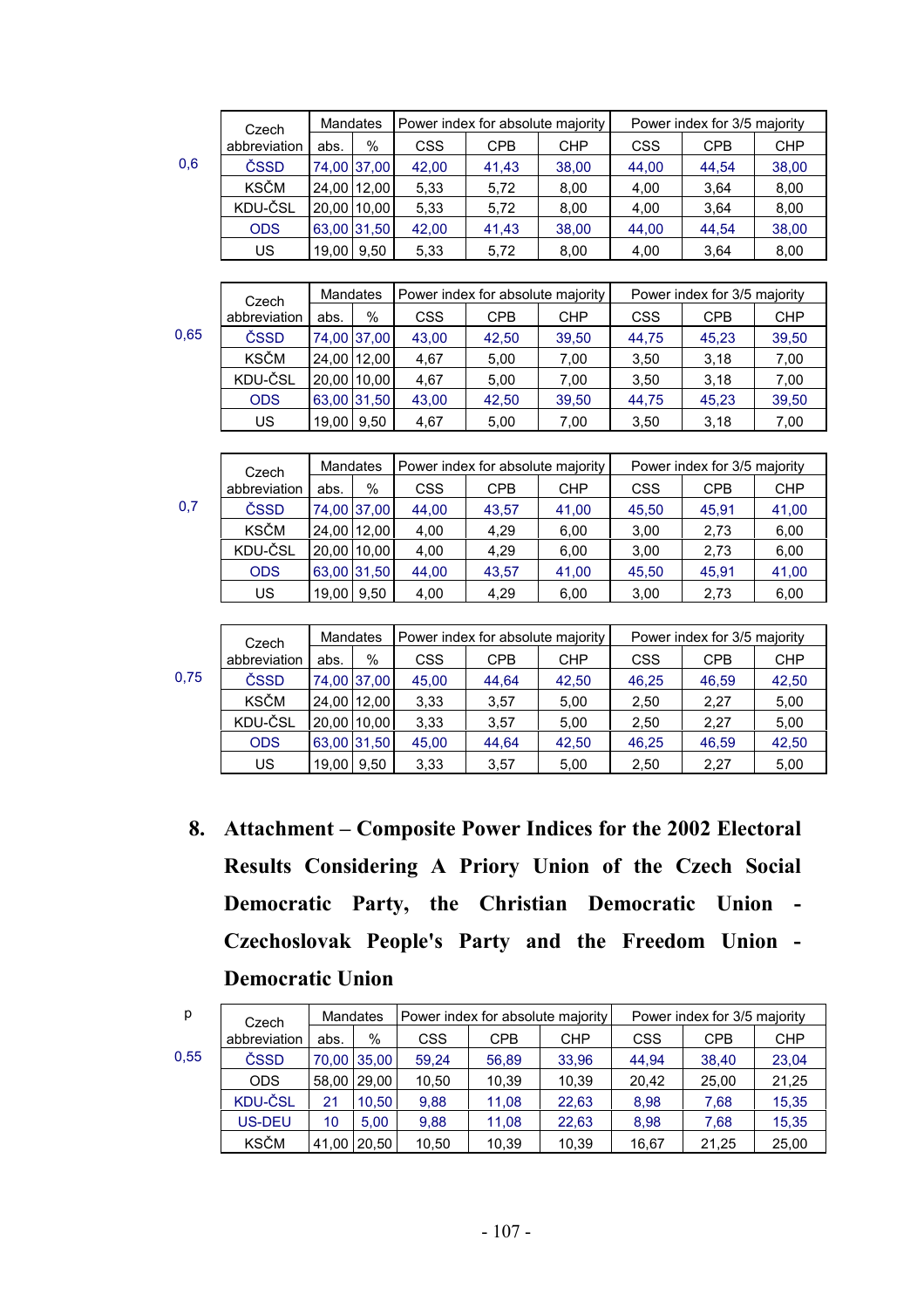| | Czech abbreviation | Mandates | | Power index for absolute majority | | | Power index for 3/5 majority | | |
|---|---|---|---|---|---|---|---|---|---|
| | | abs. | % | CSS | CPB | CHP | CSS | CPB | CHP |
| 0,6 | ČSSD | 74,00 | 37,00 | 42,00 | 41,43 | 38,00 | 44,00 | 44,54 | 38,00 |
| | KSČM | 24,00 | 12,00 | 5,33 | 5,72 | 8,00 | 4,00 | 3,64 | 8,00 |
| | KDU-ČSL | 20,00 | 10,00 | 5,33 | 5,72 | 8,00 | 4,00 | 3,64 | 8,00 |
| | ODS | 63,00 | 31,50 | 42,00 | 41,43 | 38,00 | 44,00 | 44,54 | 38,00 |
| | US | 19,00 | 9,50 | 5,33 | 5,72 | 8,00 | 4,00 | 3,64 | 8,00 |

| | Czech abbreviation | Mandates | | Power index for absolute majority | | | Power index for 3/5 majority | | |
|---|---|---|---|---|---|---|---|---|---|
| | | abs. | % | CSS | CPB | CHP | CSS | CPB | CHP |
| 0,65 | ČSSD | 74,00 | 37,00 | 43,00 | 42,50 | 39,50 | 44,75 | 45,23 | 39,50 |
| | KSČM | 24,00 | 12,00 | 4,67 | 5,00 | 7,00 | 3,50 | 3,18 | 7,00 |
| | KDU-ČSL | 20,00 | 10,00 | 4,67 | 5,00 | 7,00 | 3,50 | 3,18 | 7,00 |
| | ODS | 63,00 | 31,50 | 43,00 | 42,50 | 39,50 | 44,75 | 45,23 | 39,50 |
| | US | 19,00 | 9,50 | 4,67 | 5,00 | 7,00 | 3,50 | 3,18 | 7,00 |

| | Czech abbreviation | Mandates | | Power index for absolute majority | | | Power index for 3/5 majority | | |
|---|---|---|---|---|---|---|---|---|---|
| | | abs. | % | CSS | CPB | CHP | CSS | CPB | CHP |
| 0,7 | ČSSD | 74,00 | 37,00 | 44,00 | 43,57 | 41,00 | 45,50 | 45,91 | 41,00 |
| | KSČM | 24,00 | 12,00 | 4,00 | 4,29 | 6,00 | 3,00 | 2,73 | 6,00 |
| | KDU-ČSL | 20,00 | 10,00 | 4,00 | 4,29 | 6,00 | 3,00 | 2,73 | 6,00 |
| | ODS | 63,00 | 31,50 | 44,00 | 43,57 | 41,00 | 45,50 | 45,91 | 41,00 |
| | US | 19,00 | 9,50 | 4,00 | 4,29 | 6,00 | 3,00 | 2,73 | 6,00 |

| | Czech abbreviation | Mandates | | Power index for absolute majority | | | Power index for 3/5 majority | | |
|---|---|---|---|---|---|---|---|---|---|
| | | abs. | % | CSS | CPB | CHP | CSS | CPB | CHP |
| 0,75 | ČSSD | 74,00 | 37,00 | 45,00 | 44,64 | 42,50 | 46,25 | 46,59 | 42,50 |
| | KSČM | 24,00 | 12,00 | 3,33 | 3,57 | 5,00 | 2,50 | 2,27 | 5,00 |
| | KDU-ČSL | 20,00 | 10,00 | 3,33 | 3,57 | 5,00 | 2,50 | 2,27 | 5,00 |
| | ODS | 63,00 | 31,50 | 45,00 | 44,64 | 42,50 | 46,25 | 46,59 | 42,50 |
| | US | 19,00 | 9,50 | 3,33 | 3,57 | 5,00 | 2,50 | 2,27 | 5,00 |

## 8. Attachment – Composite Power Indices for the 2002 Electoral Results Considering A Priory Union of the Czech Social Democratic Party, the Christian Democratic Union - Czechoslovak People's Party and the Freedom Union - Democratic Union

| p | Czech abbreviation | Mandates | | Power index for absolute majority | | | Power index for 3/5 majority | | |
|---|---|---|---|---|---|---|---|---|---|
| | | abs. | % | CSS | CPB | CHP | CSS | CPB | CHP |
| 0,55 | ČSSD | 70,00 | 35,00 | 59,24 | 56,89 | 33,96 | 44,94 | 38,40 | 23,04 |
| | ODS | 58,00 | 29,00 | 10,50 | 10,39 | 10,39 | 20,42 | 25,00 | 21,25 |
| | KDU-ČSL | 21 | 10,50 | 9,88 | 11,08 | 22,63 | 8,98 | 7,68 | 15,35 |
| | US-DEU | 10 | 5,00 | 9,88 | 11,08 | 22,63 | 8,98 | 7,68 | 15,35 |
| | KSČM | 41,00 | 20,50 | 10,50 | 10,39 | 10,39 | 16,67 | 21,25 | 25,00 |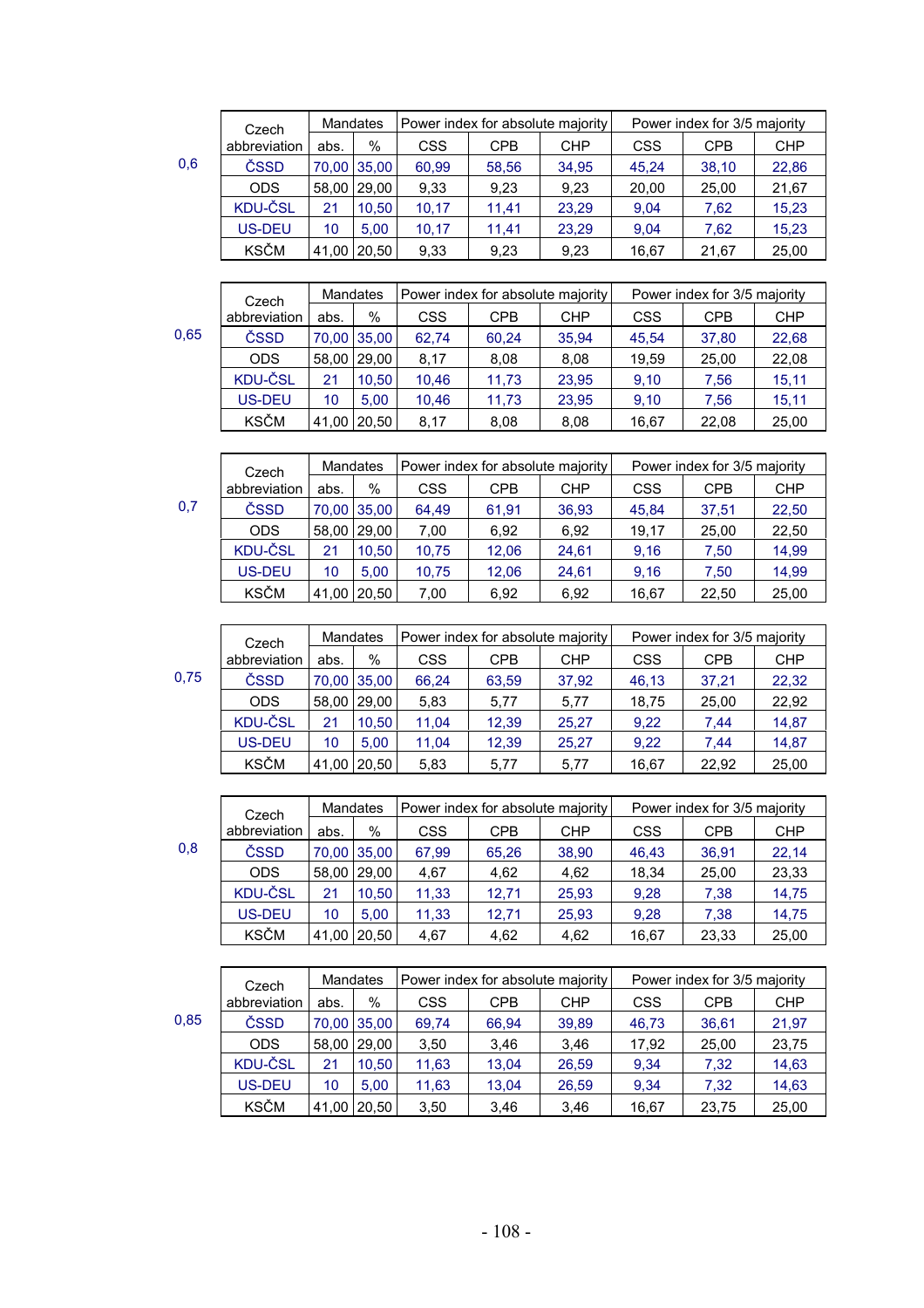0,6

| Czech abbreviation | Mandates | | Power index for absolute majority | | | Power index for 3/5 majority | | |
|---|---|---|---|---|---|---|---|---|
| | abs. | % | CSS | CPB | CHP | CSS | CPB | CHP |
| ČSSD | 70,00 | 35,00 | 60,99 | 58,56 | 34,95 | 45,24 | 38,10 | 22,86 |
| ODS | 58,00 | 29,00 | 9,33 | 9,23 | 9,23 | 20,00 | 25,00 | 21,67 |
| KDU-ČSL | 21 | 10,50 | 10,17 | 11,41 | 23,29 | 9,04 | 7,62 | 15,23 |
| US-DEU | 10 | 5,00 | 10,17 | 11,41 | 23,29 | 9,04 | 7,62 | 15,23 |
| KSČM | 41,00 | 20,50 | 9,33 | 9,23 | 9,23 | 16,67 | 21,67 | 25,00 |

0,65

| Czech abbreviation | Mandates | | Power index for absolute majority | | | Power index for 3/5 majority | | |
|---|---|---|---|---|---|---|---|---|
| | abs. | % | CSS | CPB | CHP | CSS | CPB | CHP |
| ČSSD | 70,00 | 35,00 | 62,74 | 60,24 | 35,94 | 45,54 | 37,80 | 22,68 |
| ODS | 58,00 | 29,00 | 8,17 | 8,08 | 8,08 | 19,59 | 25,00 | 22,08 |
| KDU-ČSL | 21 | 10,50 | 10,46 | 11,73 | 23,95 | 9,10 | 7,56 | 15,11 |
| US-DEU | 10 | 5,00 | 10,46 | 11,73 | 23,95 | 9,10 | 7,56 | 15,11 |
| KSČM | 41,00 | 20,50 | 8,17 | 8,08 | 8,08 | 16,67 | 22,08 | 25,00 |

0,7

| Czech abbreviation | Mandates | | Power index for absolute majority | | | Power index for 3/5 majority | | |
|---|---|---|---|---|---|---|---|---|
| | abs. | % | CSS | CPB | CHP | CSS | CPB | CHP |
| ČSSD | 70,00 | 35,00 | 64,49 | 61,91 | 36,93 | 45,84 | 37,51 | 22,50 |
| ODS | 58,00 | 29,00 | 7,00 | 6,92 | 6,92 | 19,17 | 25,00 | 22,50 |
| KDU-ČSL | 21 | 10,50 | 10,75 | 12,06 | 24,61 | 9,16 | 7,50 | 14,99 |
| US-DEU | 10 | 5,00 | 10,75 | 12,06 | 24,61 | 9,16 | 7,50 | 14,99 |
| KSČM | 41,00 | 20,50 | 7,00 | 6,92 | 6,92 | 16,67 | 22,50 | 25,00 |

0,75

| Czech abbreviation | Mandates | | Power index for absolute majority | | | Power index for 3/5 majority | | |
|---|---|---|---|---|---|---|---|---|
| | abs. | % | CSS | CPB | CHP | CSS | CPB | CHP |
| ČSSD | 70,00 | 35,00 | 66,24 | 63,59 | 37,92 | 46,13 | 37,21 | 22,32 |
| ODS | 58,00 | 29,00 | 5,83 | 5,77 | 5,77 | 18,75 | 25,00 | 22,92 |
| KDU-ČSL | 21 | 10,50 | 11,04 | 12,39 | 25,27 | 9,22 | 7,44 | 14,87 |
| US-DEU | 10 | 5,00 | 11,04 | 12,39 | 25,27 | 9,22 | 7,44 | 14,87 |
| KSČM | 41,00 | 20,50 | 5,83 | 5,77 | 5,77 | 16,67 | 22,92 | 25,00 |

0,8

| Czech abbreviation | Mandates | | Power index for absolute majority | | | Power index for 3/5 majority | | |
|---|---|---|---|---|---|---|---|---|
| | abs. | % | CSS | CPB | CHP | CSS | CPB | CHP |
| ČSSD | 70,00 | 35,00 | 67,99 | 65,26 | 38,90 | 46,43 | 36,91 | 22,14 |
| ODS | 58,00 | 29,00 | 4,67 | 4,62 | 4,62 | 18,34 | 25,00 | 23,33 |
| KDU-ČSL | 21 | 10,50 | 11,33 | 12,71 | 25,93 | 9,28 | 7,38 | 14,75 |
| US-DEU | 10 | 5,00 | 11,33 | 12,71 | 25,93 | 9,28 | 7,38 | 14,75 |
| KSČM | 41,00 | 20,50 | 4,67 | 4,62 | 4,62 | 16,67 | 23,33 | 25,00 |

0,85

| Czech abbreviation | Mandates | | Power index for absolute majority | | | Power index for 3/5 majority | | |
|---|---|---|---|---|---|---|---|---|
| | abs. | % | CSS | CPB | CHP | CSS | CPB | CHP |
| ČSSD | 70,00 | 35,00 | 69,74 | 66,94 | 39,89 | 46,73 | 36,61 | 21,97 |
| ODS | 58,00 | 29,00 | 3,50 | 3,46 | 3,46 | 17,92 | 25,00 | 23,75 |
| KDU-ČSL | 21 | 10,50 | 11,63 | 13,04 | 26,59 | 9,34 | 7,32 | 14,63 |
| US-DEU | 10 | 5,00 | 11,63 | 13,04 | 26,59 | 9,34 | 7,32 | 14,63 |
| KSČM | 41,00 | 20,50 | 3,50 | 3,46 | 3,46 | 16,67 | 23,75 | 25,00 |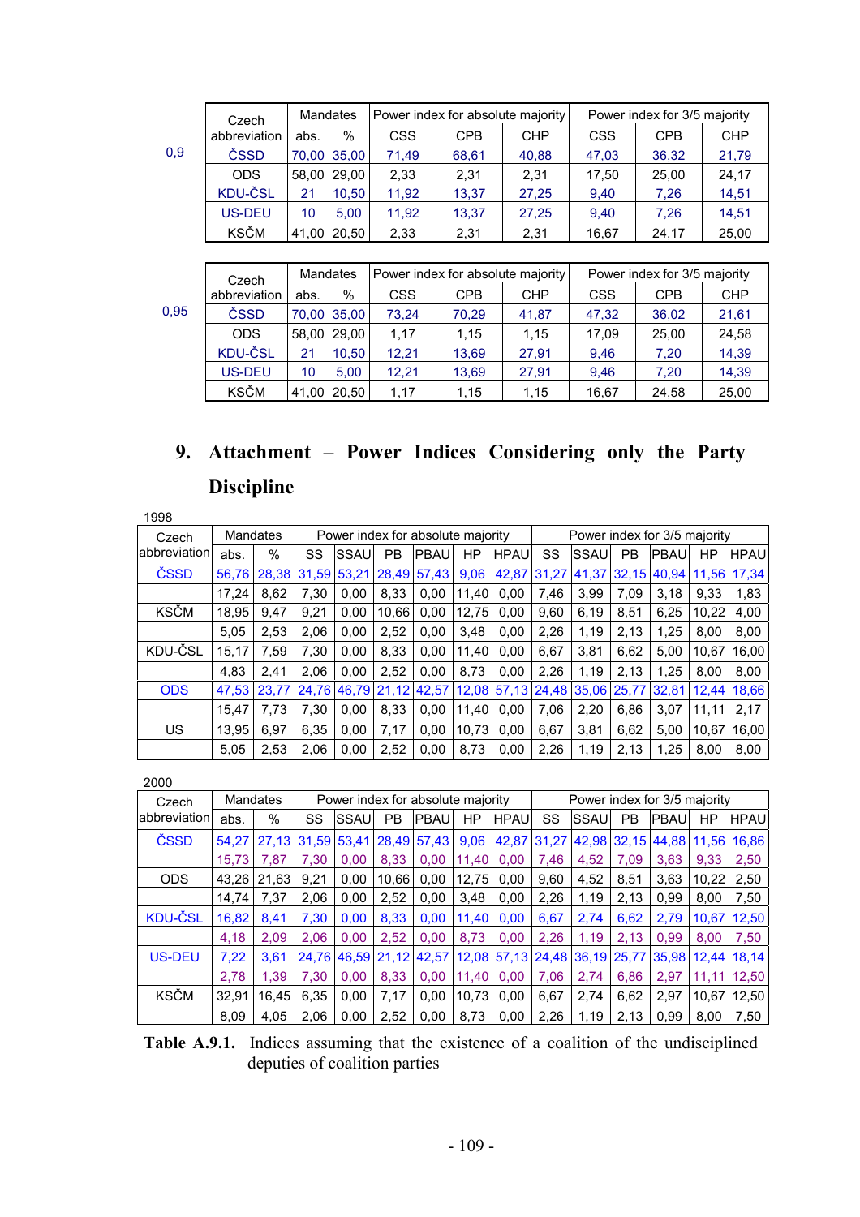| | Czech abbreviation | Mandates | | Power index for absolute majority | | | Power index for 3/5 majority | | |
|---|---|---|---|---|---|---|---|---|---|
| | | abs. | % | CSS | CPB | CHP | CSS | CPB | CHP |
| 0,9 | ČSSD | 70,00 | 35,00 | 71,49 | 68,61 | 40,88 | 47,03 | 36,32 | 21,79 |
| | ODS | 58,00 | 29,00 | 2,33 | 2,31 | 2,31 | 17,50 | 25,00 | 24,17 |
| | KDU-ČSL | 21 | 10,50 | 11,92 | 13,37 | 27,25 | 9,40 | 7,26 | 14,51 |
| | US-DEU | 10 | 5,00 | 11,92 | 13,37 | 27,25 | 9,40 | 7,26 | 14,51 |
| | KSČM | 41,00 | 20,50 | 2,33 | 2,31 | 2,31 | 16,67 | 24,17 | 25,00 |

| | Czech abbreviation | Mandates | | Power index for absolute majority | | | Power index for 3/5 majority | | |
|---|---|---|---|---|---|---|---|---|---|
| | | abs. | % | CSS | CPB | CHP | CSS | CPB | CHP |
| 0,95 | ČSSD | 70,00 | 35,00 | 73,24 | 70,29 | 41,87 | 47,32 | 36,02 | 21,61 |
| | ODS | 58,00 | 29,00 | 1,17 | 1,15 | 1,15 | 17,09 | 25,00 | 24,58 |
| | KDU-ČSL | 21 | 10,50 | 12,21 | 13,69 | 27,91 | 9,46 | 7,20 | 14,39 |
| | US-DEU | 10 | 5,00 | 12,21 | 13,69 | 27,91 | 9,46 | 7,20 | 14,39 |
| | KSČM | 41,00 | 20,50 | 1,17 | 1,15 | 1,15 | 16,67 | 24,58 | 25,00 |

# 9. Attachment – Power Indices Considering only the Party Discipline

1998

| Czech abbreviation | Mandates | | Power index for absolute majority | | | | | | Power index for 3/5 majority | | | | | |
|---|---|---|---|---|---|---|---|---|---|---|---|---|---|---|
| | abs. | % | SS | SSAU | PB | PBAU | HP | HPAU | SS | SSAU | PB | PBAU | HP | HPAU |
| ČSSD | 56,76 | 28,38 | 31,59 | 53,21 | 28,49 | 57,43 | 9,06 | 42,87 | 31,27 | 41,37 | 32,15 | 40,94 | 11,56 | 17,34 |
| | 17,24 | 8,62 | 7,30 | 0,00 | 8,33 | 0,00 | 11,40 | 0,00 | 7,46 | 3,99 | 7,09 | 3,18 | 9,33 | 1,83 |
| KSČM | 18,95 | 9,47 | 9,21 | 0,00 | 10,66 | 0,00 | 12,75 | 0,00 | 9,60 | 6,19 | 8,51 | 6,25 | 10,22 | 4,00 |
| | 5,05 | 2,53 | 2,06 | 0,00 | 2,52 | 0,00 | 3,48 | 0,00 | 2,26 | 1,19 | 2,13 | 1,25 | 8,00 | 8,00 |
| KDU-ČSL | 15,17 | 7,59 | 7,30 | 0,00 | 8,33 | 0,00 | 11,40 | 0,00 | 6,67 | 3,81 | 6,62 | 5,00 | 10,67 | 16,00 |
| | 4,83 | 2,41 | 2,06 | 0,00 | 2,52 | 0,00 | 8,73 | 0,00 | 2,26 | 1,19 | 2,13 | 1,25 | 8,00 | 8,00 |
| ODS | 47,53 | 23,77 | 24,76 | 46,79 | 21,12 | 42,57 | 12,08 | 57,13 | 24,48 | 35,06 | 25,77 | 32,81 | 12,44 | 18,66 |
| | 15,47 | 7,73 | 7,30 | 0,00 | 8,33 | 0,00 | 11,40 | 0,00 | 7,06 | 2,20 | 6,86 | 3,07 | 11,11 | 2,17 |
| US | 13,95 | 6,97 | 6,35 | 0,00 | 7,17 | 0,00 | 10,73 | 0,00 | 6,67 | 3,81 | 6,62 | 5,00 | 10,67 | 16,00 |
| | 5,05 | 2,53 | 2,06 | 0,00 | 2,52 | 0,00 | 8,73 | 0,00 | 2,26 | 1,19 | 2,13 | 1,25 | 8,00 | 8,00 |

2000

| Czech abbreviation | Mandates | | Power index for absolute majority | | | | | | Power index for 3/5 majority | | | | | |
|---|---|---|---|---|---|---|---|---|---|---|---|---|---|---|
| | abs. | % | SS | SSAU | PB | PBAU | HP | HPAU | SS | SSAU | PB | PBAU | HP | HPAU |
| ČSSD | 54,27 | 27,13 | 31,59 | 53,41 | 28,49 | 57,43 | 9,06 | 42,87 | 31,27 | 42,98 | 32,15 | 44,88 | 11,56 | 16,86 |
| | 15,73 | 7,87 | 7,30 | 0,00 | 8,33 | 0,00 | 11,40 | 0,00 | 7,46 | 4,52 | 7,09 | 3,63 | 9,33 | 2,50 |
| ODS | 43,26 | 21,63 | 9,21 | 0,00 | 10,66 | 0,00 | 12,75 | 0,00 | 9,60 | 4,52 | 8,51 | 3,63 | 10,22 | 2,50 |
| | 14,74 | 7,37 | 2,06 | 0,00 | 2,52 | 0,00 | 3,48 | 0,00 | 2,26 | 1,19 | 2,13 | 0,99 | 8,00 | 7,50 |
| KDU-ČSL | 16,82 | 8,41 | 7,30 | 0,00 | 8,33 | 0,00 | 11,40 | 0,00 | 6,67 | 2,74 | 6,62 | 2,79 | 10,67 | 12,50 |
| | 4,18 | 2,09 | 2,06 | 0,00 | 2,52 | 0,00 | 8,73 | 0,00 | 2,26 | 1,19 | 2,13 | 0,99 | 8,00 | 7,50 |
| US-DEU | 7,22 | 3,61 | 24,76 | 46,59 | 21,12 | 42,57 | 12,08 | 57,13 | 24,48 | 36,19 | 25,77 | 35,98 | 12,44 | 18,14 |
| | 2,78 | 1,39 | 7,30 | 0,00 | 8,33 | 0,00 | 11,40 | 0,00 | 7,06 | 2,74 | 6,86 | 2,97 | 11,11 | 12,50 |
| KSČM | 32,91 | 16,45 | 6,35 | 0,00 | 7,17 | 0,00 | 10,73 | 0,00 | 6,67 | 2,74 | 6,62 | 2,97 | 10,67 | 12,50 |
| | 8,09 | 4,05 | 2,06 | 0,00 | 2,52 | 0,00 | 8,73 | 0,00 | 2,26 | 1,19 | 2,13 | 0,99 | 8,00 | 7,50 |

**Table A.9.1.** Indices assuming that the existence of a coalition of the undisciplined deputies of coalition parties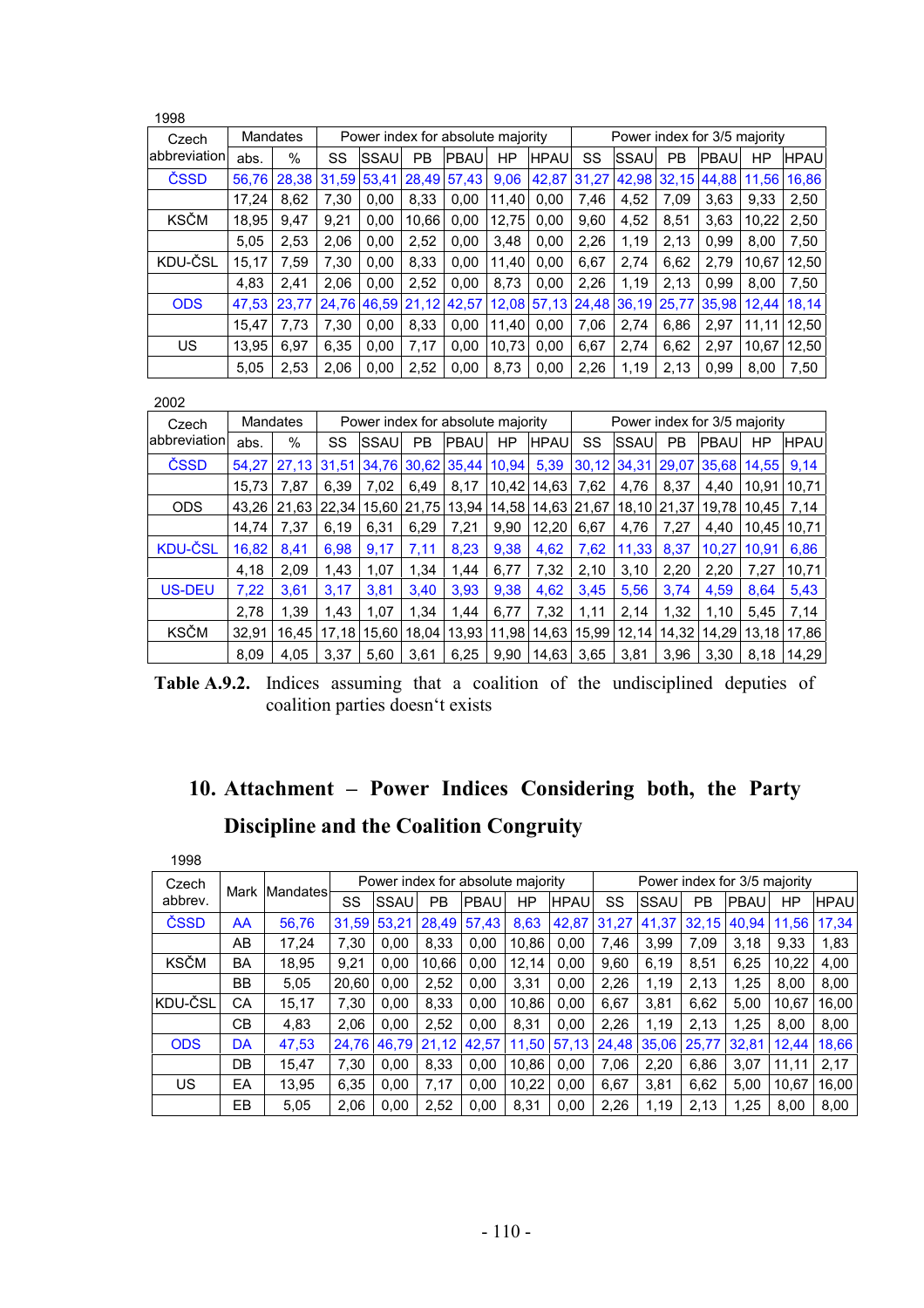1998

| Czech abbreviation | Mandates | | Power index for absolute majority | | | | | | Power index for 3/5 majority | | | | | |
|---|---|---|---|---|---|---|---|---|---|---|---|---|---|---|
| | abs. | % | SS | SSAU | PB | PBAU | HP | HPAU | SS | SSAU | PB | PBAU | HP | HPAU |
| ČSSD | 56,76 | 28,38 | 31,59 | 53,41 | 28,49 | 57,43 | 9,06 | 42,87 | 31,27 | 42,98 | 32,15 | 44,88 | 11,56 | 16,86 |
| | 17,24 | 8,62 | 7,30 | 0,00 | 8,33 | 0,00 | 11,40 | 0,00 | 7,46 | 4,52 | 7,09 | 3,63 | 9,33 | 2,50 |
| KSČM | 18,95 | 9,47 | 9,21 | 0,00 | 10,66 | 0,00 | 12,75 | 0,00 | 9,60 | 4,52 | 8,51 | 3,63 | 10,22 | 2,50 |
| | 5,05 | 2,53 | 2,06 | 0,00 | 2,52 | 0,00 | 3,48 | 0,00 | 2,26 | 1,19 | 2,13 | 0,99 | 8,00 | 7,50 |
| KDU-ČSL | 15,17 | 7,59 | 7,30 | 0,00 | 8,33 | 0,00 | 11,40 | 0,00 | 6,67 | 2,74 | 6,62 | 2,79 | 10,67 | 12,50 |
| | 4,83 | 2,41 | 2,06 | 0,00 | 2,52 | 0,00 | 8,73 | 0,00 | 2,26 | 1,19 | 2,13 | 0,99 | 8,00 | 7,50 |
| ODS | 47,53 | 23,77 | 24,76 | 46,59 | 21,12 | 42,57 | 12,08 | 57,13 | 24,48 | 36,19 | 25,77 | 35,98 | 12,44 | 18,14 |
| | 15,47 | 7,73 | 7,30 | 0,00 | 8,33 | 0,00 | 11,40 | 0,00 | 7,06 | 2,74 | 6,86 | 2,97 | 11,11 | 12,50 |
| US | 13,95 | 6,97 | 6,35 | 0,00 | 7,17 | 0,00 | 10,73 | 0,00 | 6,67 | 2,74 | 6,62 | 2,97 | 10,67 | 12,50 |
| | 5,05 | 2,53 | 2,06 | 0,00 | 2,52 | 0,00 | 8,73 | 0,00 | 2,26 | 1,19 | 2,13 | 0,99 | 8,00 | 7,50 |

2002

| Czech abbreviation | Mandates | | Power index for absolute majority | | | | | | Power index for 3/5 majority | | | | | |
|---|---|---|---|---|---|---|---|---|---|---|---|---|---|---|
| | abs. | % | SS | SSAU | PB | PBAU | HP | HPAU | SS | SSAU | PB | PBAU | HP | HPAU |
| ČSSD | 54,27 | 27,13 | 31,51 | 34,76 | 30,62 | 35,44 | 10,94 | 5,39 | 30,12 | 34,31 | 29,07 | 35,68 | 14,55 | 9,14 |
| | 15,73 | 7,87 | 6,39 | 7,02 | 6,49 | 8,17 | 10,42 | 14,63 | 7,62 | 4,76 | 8,37 | 4,40 | 10,91 | 10,71 |
| ODS | 43,26 | 21,63 | 22,34 | 15,60 | 21,75 | 13,94 | 14,58 | 14,63 | 21,67 | 18,10 | 21,37 | 19,78 | 10,45 | 7,14 |
| | 14,74 | 7,37 | 6,19 | 6,31 | 6,29 | 7,21 | 9,90 | 12,20 | 6,67 | 4,76 | 7,27 | 4,40 | 10,45 | 10,71 |
| KDU-ČSL | 16,82 | 8,41 | 6,98 | 9,17 | 7,11 | 8,23 | 9,38 | 4,62 | 7,62 | 11,33 | 8,37 | 10,27 | 10,91 | 6,86 |
| | 4,18 | 2,09 | 1,43 | 1,07 | 1,34 | 1,44 | 6,77 | 7,32 | 2,10 | 3,10 | 2,20 | 2,20 | 7,27 | 10,71 |
| US-DEU | 7,22 | 3,61 | 3,17 | 3,81 | 3,40 | 3,93 | 9,38 | 4,62 | 3,45 | 5,56 | 3,74 | 4,59 | 8,64 | 5,43 |
| | 2,78 | 1,39 | 1,43 | 1,07 | 1,34 | 1,44 | 6,77 | 7,32 | 1,11 | 2,14 | 1,32 | 1,10 | 5,45 | 7,14 |
| KSČM | 32,91 | 16,45 | 17,18 | 15,60 | 18,04 | 13,93 | 11,98 | 14,63 | 15,99 | 12,14 | 14,32 | 14,29 | 13,18 | 17,86 |
| | 8,09 | 4,05 | 3,37 | 5,60 | 3,61 | 6,25 | 9,90 | 14,63 | 3,65 | 3,81 | 3,96 | 3,30 | 8,18 | 14,29 |

**Table A.9.2.** Indices assuming that a coalition of the undisciplined deputies of coalition parties doesn‘t exists

# 10. Attachment – Power Indices Considering both, the Party Discipline and the Coalition Congruity

1998

| Czech abbrev. | Mark | Mandates | Power index for absolute majority | | | | | | Power index for 3/5 majority | | | | | |
|---|---|---|---|---|---|---|---|---|---|---|---|---|---|---|
| | | | SS | SSAU | PB | PBAU | HP | HPAU | SS | SSAU | PB | PBAU | HP | HPAU |
| ČSSD | AA | 56,76 | 31,59 | 53,21 | 28,49 | 57,43 | 8,63 | 42,87 | 31,27 | 41,37 | 32,15 | 40,94 | 11,56 | 17,34 |
| | AB | 17,24 | 7,30 | 0,00 | 8,33 | 0,00 | 10,86 | 0,00 | 7,46 | 3,99 | 7,09 | 3,18 | 9,33 | 1,83 |
| KSČM | BA | 18,95 | 9,21 | 0,00 | 10,66 | 0,00 | 12,14 | 0,00 | 9,60 | 6,19 | 8,51 | 6,25 | 10,22 | 4,00 |
| | BB | 5,05 | 20,60 | 0,00 | 2,52 | 0,00 | 3,31 | 0,00 | 2,26 | 1,19 | 2,13 | 1,25 | 8,00 | 8,00 |
| KDU-ČSL | CA | 15,17 | 7,30 | 0,00 | 8,33 | 0,00 | 10,86 | 0,00 | 6,67 | 3,81 | 6,62 | 5,00 | 10,67 | 16,00 |
| | CB | 4,83 | 2,06 | 0,00 | 2,52 | 0,00 | 8,31 | 0,00 | 2,26 | 1,19 | 2,13 | 1,25 | 8,00 | 8,00 |
| ODS | DA | 47,53 | 24,76 | 46,79 | 21,12 | 42,57 | 11,50 | 57,13 | 24,48 | 35,06 | 25,77 | 32,81 | 12,44 | 18,66 |
| | DB | 15,47 | 7,30 | 0,00 | 8,33 | 0,00 | 10,86 | 0,00 | 7,06 | 2,20 | 6,86 | 3,07 | 11,11 | 2,17 |
| US | EA | 13,95 | 6,35 | 0,00 | 7,17 | 0,00 | 10,22 | 0,00 | 6,67 | 3,81 | 6,62 | 5,00 | 10,67 | 16,00 |
| | EB | 5,05 | 2,06 | 0,00 | 2,52 | 0,00 | 8,31 | 0,00 | 2,26 | 1,19 | 2,13 | 1,25 | 8,00 | 8,00 |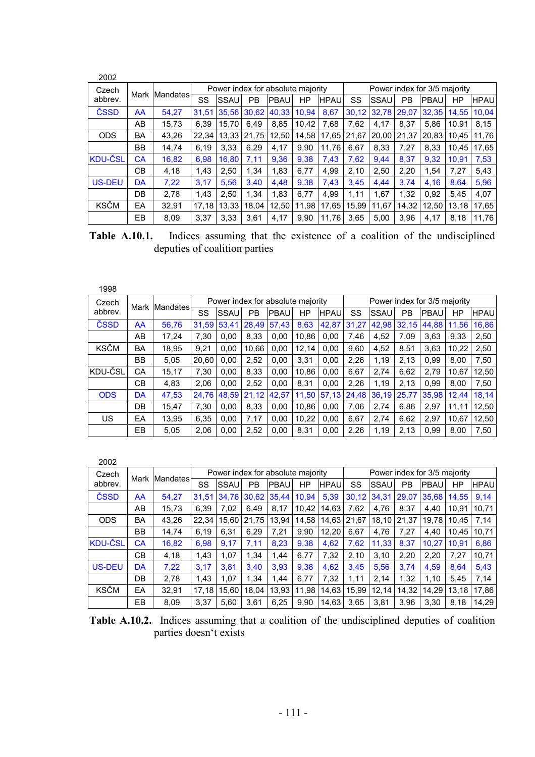2002

| Czech abbrev. | Mark | Mandates | Power index for absolute majority | | | | | | Power index for 3/5 majority | | | | | |
|---|---|---|---|---|---|---|---|---|---|---|---|---|---|---|
| | | | SS | SSAU | PB | PBAU | HP | HPAU | SS | SSAU | PB | PBAU | HP | HPAU |
| ČSSD | AA | 54,27 | 31,51 | 35,56 | 30,62 | 40,33 | 10,94 | 8,67 | 30,12 | 32,78 | 29,07 | 32,35 | 14,55 | 10,04 |
| | AB | 15,73 | 6,39 | 15,70 | 6,49 | 8,85 | 10,42 | 7,68 | 7,62 | 4,17 | 8,37 | 5,86 | 10,91 | 8,15 |
| ODS | BA | 43,26 | 22,34 | 13,33 | 21,75 | 12,50 | 14,58 | 17,65 | 21,67 | 20,00 | 21,37 | 20,83 | 10,45 | 11,76 |
| | BB | 14,74 | 6,19 | 3,33 | 6,29 | 4,17 | 9,90 | 11,76 | 6,67 | 8,33 | 7,27 | 8,33 | 10,45 | 17,65 |
| KDU-ČSL | CA | 16,82 | 6,98 | 16,80 | 7,11 | 9,36 | 9,38 | 7,43 | 7,62 | 9,44 | 8,37 | 9,32 | 10,91 | 7,53 |
| | CB | 4,18 | 1,43 | 2,50 | 1,34 | 1,83 | 6,77 | 4,99 | 2,10 | 2,50 | 2,20 | 1,54 | 7,27 | 5,43 |
| US-DEU | DA | 7,22 | 3,17 | 5,56 | 3,40 | 4,48 | 9,38 | 7,43 | 3,45 | 4,44 | 3,74 | 4,16 | 8,64 | 5,96 |
| | DB | 2,78 | 1,43 | 2,50 | 1,34 | 1,83 | 6,77 | 4,99 | 1,11 | 1,67 | 1,32 | 0,92 | 5,45 | 4,07 |
| KSČM | EA | 32,91 | 17,18 | 13,33 | 18,04 | 12,50 | 11,98 | 17,65 | 15,99 | 11,67 | 14,32 | 12,50 | 13,18 | 17,65 |
| | EB | 8,09 | 3,37 | 3,33 | 3,61 | 4,17 | 9,90 | 11,76 | 3,65 | 5,00 | 3,96 | 4,17 | 8,18 | 11,76 |

**Table A.10.1.** Indices assuming that the existence of a coalition of the undisciplined deputies of coalition parties

1998

| Czech abbrev. | Mark | Mandates | Power index for absolute majority | | | | | | Power index for 3/5 majority | | | | | |
|---|---|---|---|---|---|---|---|---|---|---|---|---|---|---|
| | | | SS | SSAU | PB | PBAU | HP | HPAU | SS | SSAU | PB | PBAU | HP | HPAU |
| ČSSD | AA | 56,76 | 31,59 | 53,41 | 28,49 | 57,43 | 8,63 | 42,87 | 31,27 | 42,98 | 32,15 | 44,88 | 11,56 | 16,86 |
| | AB | 17,24 | 7,30 | 0,00 | 8,33 | 0,00 | 10,86 | 0,00 | 7,46 | 4,52 | 7,09 | 3,63 | 9,33 | 2,50 |
| KSČM | BA | 18,95 | 9,21 | 0,00 | 10,66 | 0,00 | 12,14 | 0,00 | 9,60 | 4,52 | 8,51 | 3,63 | 10,22 | 2,50 |
| | BB | 5,05 | 20,60 | 0,00 | 2,52 | 0,00 | 3,31 | 0,00 | 2,26 | 1,19 | 2,13 | 0,99 | 8,00 | 7,50 |
| KDU-ČSL | CA | 15,17 | 7,30 | 0,00 | 8,33 | 0,00 | 10,86 | 0,00 | 6,67 | 2,74 | 6,62 | 2,79 | 10,67 | 12,50 |
| | CB | 4,83 | 2,06 | 0,00 | 2,52 | 0,00 | 8,31 | 0,00 | 2,26 | 1,19 | 2,13 | 0,99 | 8,00 | 7,50 |
| ODS | DA | 47,53 | 24,76 | 48,59 | 21,12 | 42,57 | 11,50 | 57,13 | 24,48 | 36,19 | 25,77 | 35,98 | 12,44 | 18,14 |
| | DB | 15,47 | 7,30 | 0,00 | 8,33 | 0,00 | 10,86 | 0,00 | 7,06 | 2,74 | 6,86 | 2,97 | 11,11 | 12,50 |
| US | EA | 13,95 | 6,35 | 0,00 | 7,17 | 0,00 | 10,22 | 0,00 | 6,67 | 2,74 | 6,62 | 2,97 | 10,67 | 12,50 |
| | EB | 5,05 | 2,06 | 0,00 | 2,52 | 0,00 | 8,31 | 0,00 | 2,26 | 1,19 | 2,13 | 0,99 | 8,00 | 7,50 |

2002

| Czech abbrev. | Mark | Mandates | Power index for absolute majority | | | | | | Power index for 3/5 majority | | | | | |
|---|---|---|---|---|---|---|---|---|---|---|---|---|---|---|
| | | | SS | SSAU | PB | PBAU | HP | HPAU | SS | SSAU | PB | PBAU | HP | HPAU |
| ČSSD | AA | 54,27 | 31,51 | 34,76 | 30,62 | 35,44 | 10,94 | 5,39 | 30,12 | 34,31 | 29,07 | 35,68 | 14,55 | 9,14 |
| | AB | 15,73 | 6,39 | 7,02 | 6,49 | 8,17 | 10,42 | 14,63 | 7,62 | 4,76 | 8,37 | 4,40 | 10,91 | 10,71 |
| ODS | BA | 43,26 | 22,34 | 15,60 | 21,75 | 13,94 | 14,58 | 14,63 | 21,67 | 18,10 | 21,37 | 19,78 | 10,45 | 7,14 |
| | BB | 14,74 | 6,19 | 6,31 | 6,29 | 7,21 | 9,90 | 12,20 | 6,67 | 4,76 | 7,27 | 4,40 | 10,45 | 10,71 |
| KDU-ČSL | CA | 16,82 | 6,98 | 9,17 | 7,11 | 8,23 | 9,38 | 4,62 | 7,62 | 11,33 | 8,37 | 10,27 | 10,91 | 6,86 |
| | CB | 4,18 | 1,43 | 1,07 | 1,34 | 1,44 | 6,77 | 7,32 | 2,10 | 3,10 | 2,20 | 2,20 | 7,27 | 10,71 |
| US-DEU | DA | 7,22 | 3,17 | 3,81 | 3,40 | 3,93 | 9,38 | 4,62 | 3,45 | 5,56 | 3,74 | 4,59 | 8,64 | 5,43 |
| | DB | 2,78 | 1,43 | 1,07 | 1,34 | 1,44 | 6,77 | 7,32 | 1,11 | 2,14 | 1,32 | 1,10 | 5,45 | 7,14 |
| KSČM | EA | 32,91 | 17,18 | 15,60 | 18,04 | 13,93 | 11,98 | 14,63 | 15,99 | 12,14 | 14,32 | 14,29 | 13,18 | 17,86 |
| | EB | 8,09 | 3,37 | 5,60 | 3,61 | 6,25 | 9,90 | 14,63 | 3,65 | 3,81 | 3,96 | 3,30 | 8,18 | 14,29 |

**Table A.10.2.** Indices assuming that a coalition of the undisciplined deputies of coalition parties doesn‘t exists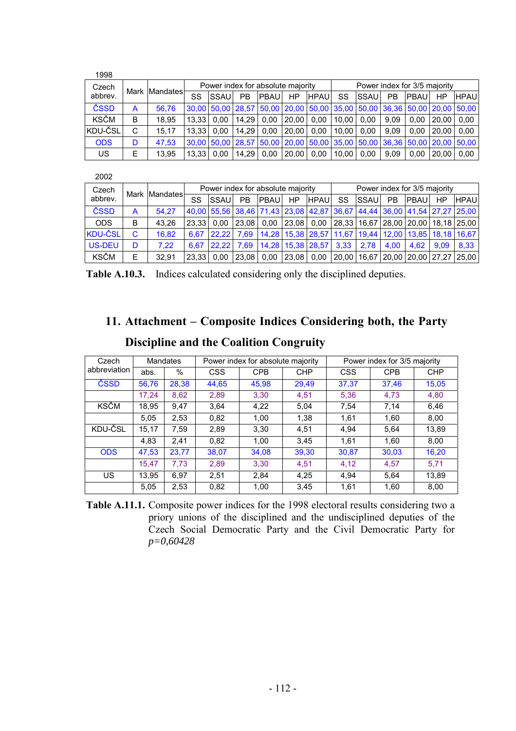1998

| Czech abbrev. | Mark | Mandates | Power index for absolute majority | | | | | | Power index for 3/5 majority | | | | | |
|---|---|---|---|---|---|---|---|---|---|---|---|---|---|---|
| | | | SS | SSAU | PB | PBAU | HP | HPAU | SS | SSAU | PB | PBAU | HP | HPAU |
| ČSSD | A | 56,76 | 30,00 | 50,00 | 28,57 | 50,00 | 20,00 | 50,00 | 35,00 | 50,00 | 36,36 | 50,00 | 20,00 | 50,00 |
| KSČM | B | 18,95 | 13,33 | 0,00 | 14,29 | 0,00 | 20,00 | 0,00 | 10,00 | 0,00 | 9,09 | 0,00 | 20,00 | 0,00 |
| KDU-ČSL | C | 15,17 | 13,33 | 0,00 | 14,29 | 0,00 | 20,00 | 0,00 | 10,00 | 0,00 | 9,09 | 0,00 | 20,00 | 0,00 |
| ODS | D | 47,53 | 30,00 | 50,00 | 28,57 | 50,00 | 20,00 | 50,00 | 35,00 | 50,00 | 36,36 | 50,00 | 20,00 | 50,00 |
| US | E | 13,95 | 13,33 | 0,00 | 14,29 | 0,00 | 20,00 | 0,00 | 10,00 | 0,00 | 9,09 | 0,00 | 20,00 | 0,00 |

2002

| Czech abbrev. | Mark | Mandates | Power index for absolute majority | | | | | | Power index for 3/5 majority | | | | | |
|---|---|---|---|---|---|---|---|---|---|---|---|---|---|---|
| | | | SS | SSAU | PB | PBAU | HP | HPAU | SS | SSAU | PB | PBAU | HP | HPAU |
| ČSSD | A | 54,27 | 40,00 | 55,56 | 38,46 | 71,43 | 23,08 | 42,87 | 36,67 | 44,44 | 36,00 | 41,54 | 27,27 | 25,00 |
| ODS | B | 43,26 | 23,33 | 0,00 | 23,08 | 0,00 | 23,08 | 0,00 | 28,33 | 16,67 | 28,00 | 20,00 | 18,18 | 25,00 |
| KDU-ČSL | C | 16,82 | 6,67 | 22,22 | 7,69 | 14,28 | 15,38 | 28,57 | 11,67 | 19,44 | 12,00 | 13,85 | 18,18 | 16,67 |
| US-DEU | D | 7,22 | 6,67 | 22,22 | 7,69 | 14,28 | 15,38 | 28,57 | 3,33 | 2,78 | 4,00 | 4,62 | 9,09 | 8,33 |
| KSČM | E | 32,91 | 23,33 | 0,00 | 23,08 | 0,00 | 23,08 | 0,00 | 20,00 | 16,67 | 20,00 | 20,00 | 27,27 | 25,00 |

**Table A.10.3.** Indices calculated considering only the disciplined deputies.

## 11. Attachment – Composite Indices Considering both, the Party Discipline and the Coalition Congruity

| Czech abbreviation | Mandates | | Power index for absolute majority | | | Power index for 3/5 majority | | |
|---|---|---|---|---|---|---|---|---|
| | abs. | % | CSS | CPB | CHP | CSS | CPB | CHP |
| ČSSD | 56,76 | 28,38 | 44,65 | 45,98 | 29,49 | 37,37 | 37,46 | 15,05 |
| | 17,24 | 8,62 | 2,89 | 3,30 | 4,51 | 5,36 | 4,73 | 4,80 |
| KSČM | 18,95 | 9,47 | 3,64 | 4,22 | 5,04 | 7,54 | 7,14 | 6,46 |
| | 5,05 | 2,53 | 0,82 | 1,00 | 1,38 | 1,61 | 1,60 | 8,00 |
| KDU-ČSL | 15,17 | 7,59 | 2,89 | 3,30 | 4,51 | 4,94 | 5,64 | 13,89 |
| | 4,83 | 2,41 | 0,82 | 1,00 | 3,45 | 1,61 | 1,60 | 8,00 |
| ODS | 47,53 | 23,77 | 38,07 | 34,08 | 39,30 | 30,87 | 30,03 | 16,20 |
| | 15,47 | 7,73 | 2,89 | 3,30 | 4,51 | 4,12 | 4,57 | 5,71 |
| US | 13,95 | 6,97 | 2,51 | 2,84 | 4,25 | 4,94 | 5,64 | 13,89 |
| | 5,05 | 2,53 | 0,82 | 1,00 | 3,45 | 1,61 | 1,60 | 8,00 |

**Table A.11.1.** Composite power indices for the 1998 electoral results considering two a priory unions of the disciplined and the undisciplined deputies of the Czech Social Democratic Party and the Civil Democratic Party for $p=0,60428$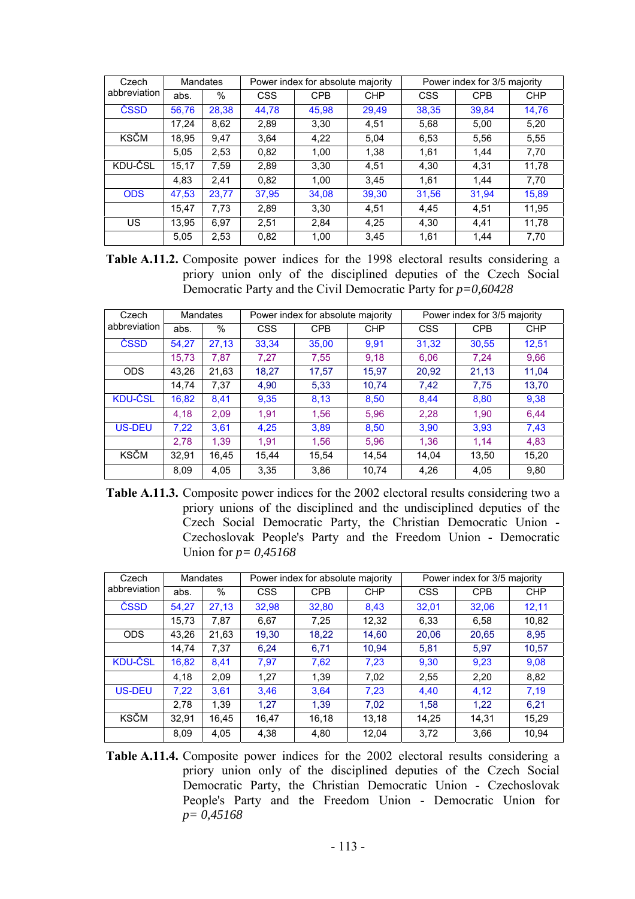| Czech abbreviation | Mandates | | Power index for absolute majority | | | Power index for 3/5 majority | | |
|---|---|---|---|---|---|---|---|---|
| | abs. | % | CSS | CPB | CHP | CSS | CPB | CHP |
| ČSSD | 56,76 | 28,38 | 44,78 | 45,98 | 29,49 | 38,35 | 39,84 | 14,76 |
| | 17,24 | 8,62 | 2,89 | 3,30 | 4,51 | 5,68 | 5,00 | 5,20 |
| KSČM | 18,95 | 9,47 | 3,64 | 4,22 | 5,04 | 6,53 | 5,56 | 5,55 |
| | 5,05 | 2,53 | 0,82 | 1,00 | 1,38 | 1,61 | 1,44 | 7,70 |
| KDU-ČSL | 15,17 | 7,59 | 2,89 | 3,30 | 4,51 | 4,30 | 4,31 | 11,78 |
| | 4,83 | 2,41 | 0,82 | 1,00 | 3,45 | 1,61 | 1,44 | 7,70 |
| ODS | 47,53 | 23,77 | 37,95 | 34,08 | 39,30 | 31,56 | 31,94 | 15,89 |
| | 15,47 | 7,73 | 2,89 | 3,30 | 4,51 | 4,45 | 4,51 | 11,95 |
| US | 13,95 | 6,97 | 2,51 | 2,84 | 4,25 | 4,30 | 4,41 | 11,78 |
| | 5,05 | 2,53 | 0,82 | 1,00 | 3,45 | 1,61 | 1,44 | 7,70 |

**Table A.11.2.** Composite power indices for the 1998 electoral results considering a priory union only of the disciplined deputies of the Czech Social Democratic Party and the Civil Democratic Party for $p=0,60428$

| Czech abbreviation | Mandates | | Power index for absolute majority | | | Power index for 3/5 majority | | |
|---|---|---|---|---|---|---|---|---|
| | abs. | % | CSS | CPB | CHP | CSS | CPB | CHP |
| ČSSD | 54,27 | 27,13 | 33,34 | 35,00 | 9,91 | 31,32 | 30,55 | 12,51 |
| | 15,73 | 7,87 | 7,27 | 7,55 | 9,18 | 6,06 | 7,24 | 9,66 |
| ODS | 43,26 | 21,63 | 18,27 | 17,57 | 15,97 | 20,92 | 21,13 | 11,04 |
| | 14,74 | 7,37 | 4,90 | 5,33 | 10,74 | 7,42 | 7,75 | 13,70 |
| KDU-ČSL | 16,82 | 8,41 | 9,35 | 8,13 | 8,50 | 8,44 | 8,80 | 9,38 |
| | 4,18 | 2,09 | 1,91 | 1,56 | 5,96 | 2,28 | 1,90 | 6,44 |
| US-DEU | 7,22 | 3,61 | 4,25 | 3,89 | 8,50 | 3,90 | 3,93 | 7,43 |
| | 2,78 | 1,39 | 1,91 | 1,56 | 5,96 | 1,36 | 1,14 | 4,83 |
| KSČM | 32,91 | 16,45 | 15,44 | 15,54 | 14,54 | 14,04 | 13,50 | 15,20 |
| | 8,09 | 4,05 | 3,35 | 3,86 | 10,74 | 4,26 | 4,05 | 9,80 |

**Table A.11.3.** Composite power indices for the 2002 electoral results considering two a priory unions of the disciplined and the undisciplined deputies of the Czech Social Democratic Party, the Christian Democratic Union - Czechoslovak People's Party and the Freedom Union - Democratic Union for $p= 0,45168$

| Czech abbreviation | Mandates | | Power index for absolute majority | | | Power index for 3/5 majority | | |
|---|---|---|---|---|---|---|---|---|
| | abs. | % | CSS | CPB | CHP | CSS | CPB | CHP |
| ČSSD | 54,27 | 27,13 | 32,98 | 32,80 | 8,43 | 32,01 | 32,06 | 12,11 |
| | 15,73 | 7,87 | 6,67 | 7,25 | 12,32 | 6,33 | 6,58 | 10,82 |
| ODS | 43,26 | 21,63 | 19,30 | 18,22 | 14,60 | 20,06 | 20,65 | 8,95 |
| | 14,74 | 7,37 | 6,24 | 6,71 | 10,94 | 5,81 | 5,97 | 10,57 |
| KDU-ČSL | 16,82 | 8,41 | 7,97 | 7,62 | 7,23 | 9,30 | 9,23 | 9,08 |
| | 4,18 | 2,09 | 1,27 | 1,39 | 7,02 | 2,55 | 2,20 | 8,82 |
| US-DEU | 7,22 | 3,61 | 3,46 | 3,64 | 7,23 | 4,40 | 4,12 | 7,19 |
| | 2,78 | 1,39 | 1,27 | 1,39 | 7,02 | 1,58 | 1,22 | 6,21 |
| KSČM | 32,91 | 16,45 | 16,47 | 16,18 | 13,18 | 14,25 | 14,31 | 15,29 |
| | 8,09 | 4,05 | 4,38 | 4,80 | 12,04 | 3,72 | 3,66 | 10,94 |

**Table A.11.4.** Composite power indices for the 2002 electoral results considering a priory union only of the disciplined deputies of the Czech Social Democratic Party, the Christian Democratic Union - Czechoslovak People's Party and the Freedom Union - Democratic Union for $p= 0,45168$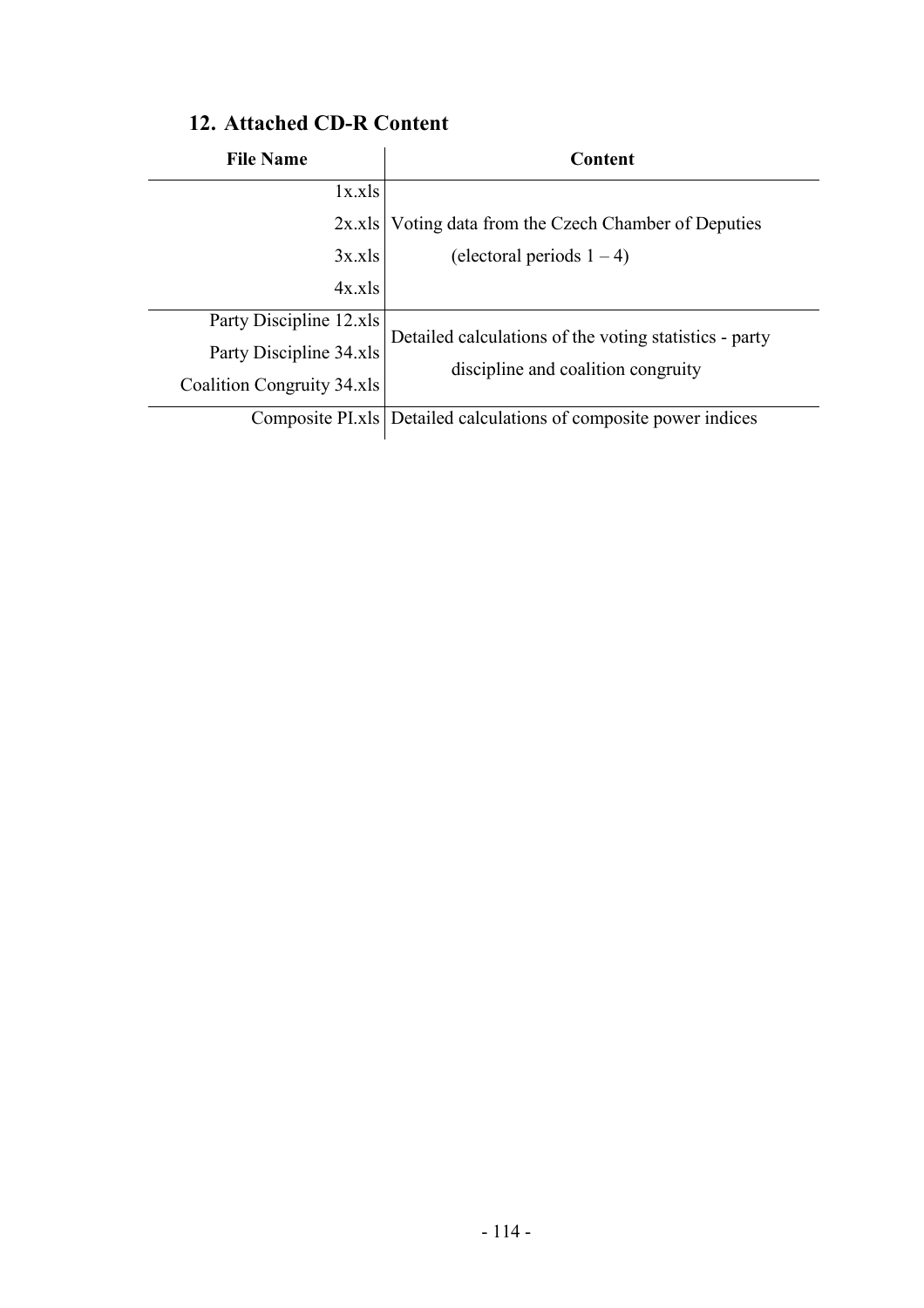## 12. Attached CD-R Content

| File Name | Content |
|---|---|
| 1x.xls<br>2x.xls<br>3x.xls<br>4x.xls | Voting data from the Czech Chamber of Deputies (electoral periods 1 – 4) |
| Party Discipline 12.xls<br>Party Discipline 34.xls<br>Coalition Congruity 34.xls | Detailed calculations of the voting statistics - party discipline and coalition congruity |
| Composite PI.xls | Detailed calculations of composite power indices |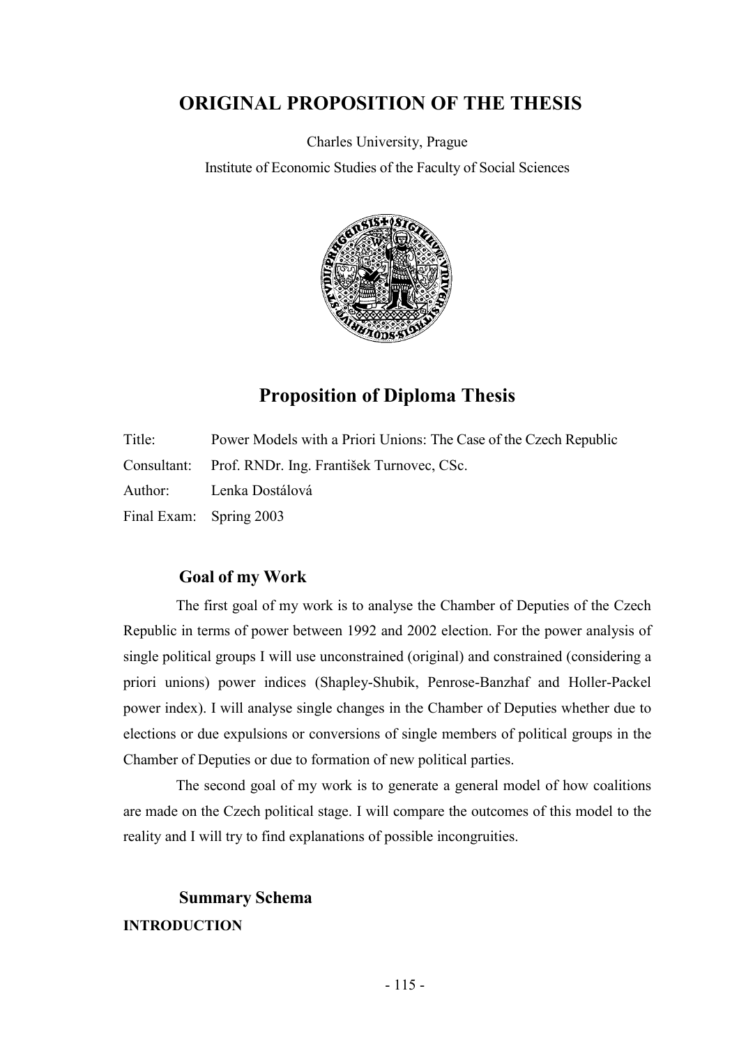# ORIGINAL PROPOSITION OF THE THESIS

Charles University, Prague

Institute of Economic Studies of the Faculty of Social Sciences

## Proposition of Diploma Thesis

Title: Power Models with a Priori Unions: The Case of the Czech Republic

Consultant: Prof. RNDr. Ing. František Turnovec, CSc.

Author: Lenka Dostálová

Final Exam: Spring 2003

### Goal of my Work

The first goal of my work is to analyse the Chamber of Deputies of the Czech Republic in terms of power between 1992 and 2002 election. For the power analysis of single political groups I will use unconstrained (original) and constrained (considering a priori unions) power indices (Shapley-Shubik, Penrose-Banzhaf and Holler-Packel power index). I will analyse single changes in the Chamber of Deputies whether due to elections or due expulsions or conversions of single members of political groups in the Chamber of Deputies or due to formation of new political parties.

The second goal of my work is to generate a general model of how coalitions are made on the Czech political stage. I will compare the outcomes of this model to the reality and I will try to find explanations of possible incongruities.

### Summary Schema

**INTRODUCTION**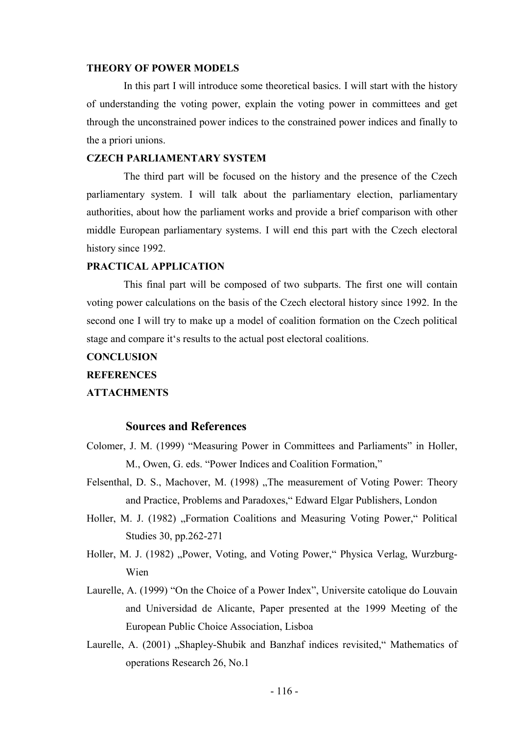**THEORY OF POWER MODELS**

In this part I will introduce some theoretical basics. I will start with the history of understanding the voting power, explain the voting power in committees and get through the unconstrained power indices to the constrained power indices and finally to the a priori unions.

**CZECH PARLIAMENTARY SYSTEM**

The third part will be focused on the history and the presence of the Czech parliamentary system. I will talk about the parliamentary election, parliamentary authorities, about how the parliament works and provide a brief comparison with other middle European parliamentary systems. I will end this part with the Czech electoral history since 1992.

**PRACTICAL APPLICATION**

This final part will be composed of two subparts. The first one will contain voting power calculations on the basis of the Czech electoral history since 1992. In the second one I will try to make up a model of coalition formation on the Czech political stage and compare it's results to the actual post electoral coalitions.

**CONCLUSION**

**REFERENCES**

**ATTACHMENTS**

## Sources and References

Colomer, J. M. (1999) "Measuring Power in Committees and Parliaments" in Holler, M., Owen, G. eds. "Power Indices and Coalition Formation,"

Felsenthal, D. S., Machover, M. (1998) „The measurement of Voting Power: Theory and Practice, Problems and Paradoxes," Edward Elgar Publishers, London

Holler, M. J. (1982) „Formation Coalitions and Measuring Voting Power," Political Studies 30, pp.262-271

Holler, M. J. (1982) „Power, Voting, and Voting Power," Physica Verlag, Wurzburg-Wien

Laurelle, A. (1999) "On the Choice of a Power Index", Universite catolique do Louvain and Universidad de Alicante, Paper presented at the 1999 Meeting of the European Public Choice Association, Lisboa

Laurelle, A. (2001) „Shapley-Shubik and Banzhaf indices revisited," Mathematics of operations Research 26, No.1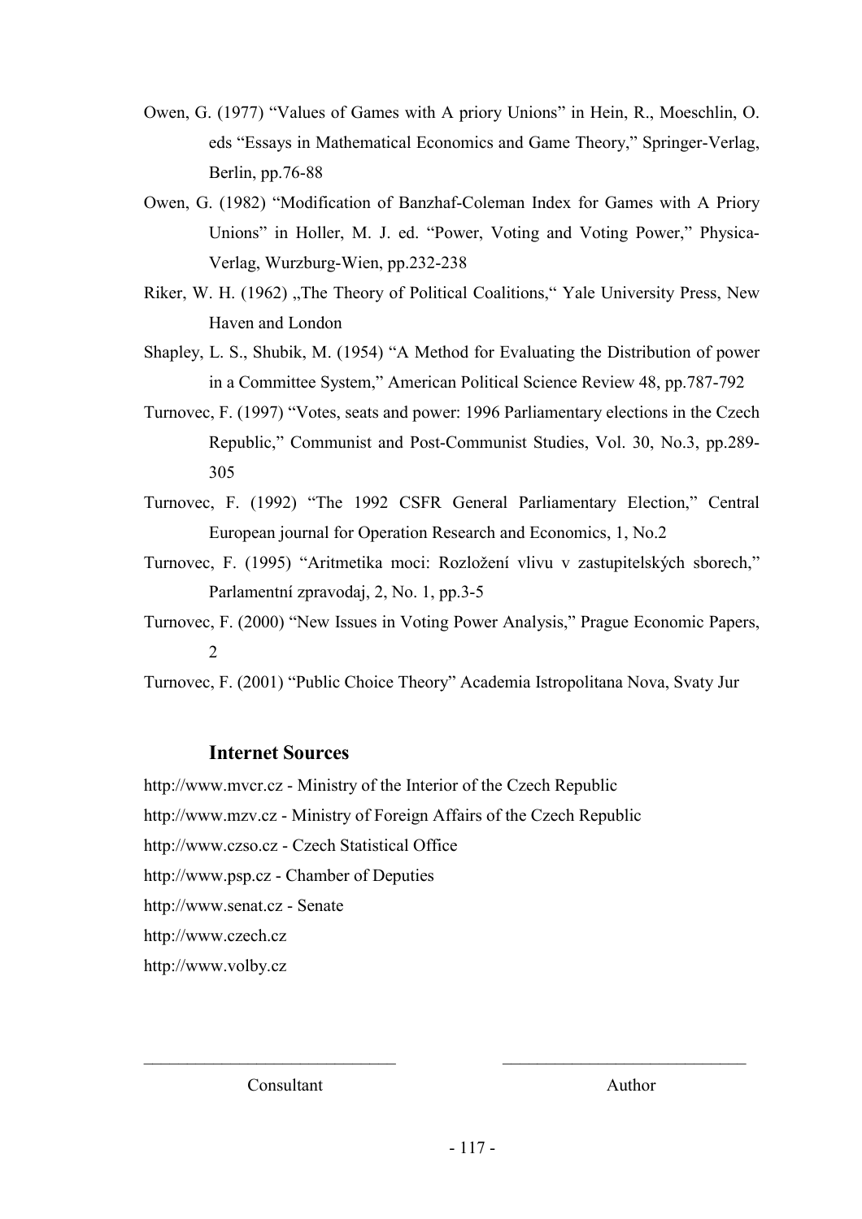Owen, G. (1977) “Values of Games with A priory Unions” in Hein, R., Moeschlin, O. eds “Essays in Mathematical Economics and Game Theory,” Springer-Verlag, Berlin, pp.76-88

Owen, G. (1982) “Modification of Banzhaf-Coleman Index for Games with A Priory Unions” in Holler, M. J. ed. “Power, Voting and Voting Power,” Physica-Verlag, Wurzburg-Wien, pp.232-238

Riker, W. H. (1962) „The Theory of Political Coalitions,“ Yale University Press, New Haven and London

Shapley, L. S., Shubik, M. (1954) “A Method for Evaluating the Distribution of power in a Committee System,” American Political Science Review 48, pp.787-792

Turnovec, F. (1997) “Votes, seats and power: 1996 Parliamentary elections in the Czech Republic,” Communist and Post-Communist Studies, Vol. 30, No.3, pp.289-305

Turnovec, F. (1992) “The 1992 CSFR General Parliamentary Election,” Central European journal for Operation Research and Economics, 1, No.2

Turnovec, F. (1995) “Aritmetika moci: Rozložení vlivu v zastupitelských sborech,” Parlamentní zpravodaj, 2, No. 1, pp.3-5

Turnovec, F. (2000) “New Issues in Voting Power Analysis,” Prague Economic Papers, 2

Turnovec, F. (2001) “Public Choice Theory” Academia Istropolitana Nova, Svaty Jur

## Internet Sources

http://www.mvcr.cz - Ministry of the Interior of the Czech Republic

http://www.mzv.cz - Ministry of Foreign Affairs of the Czech Republic

http://www.czso.cz - Czech Statistical Office

http://www.psp.cz - Chamber of Deputies

http://www.senat.cz - Senate

http://www.czech.cz

http://www.volby.cz

\_\_\_\_\_\_\_\_\_\_\_\_\_\_\_\_\_\_\_\_\_\_\_\_\_\_\_\_\_\_ \_\_\_\_\_\_\_\_\_\_\_\_\_\_\_\_\_\_\_\_\_\_\_\_\_\_\_\_\_\_

Consultant Author